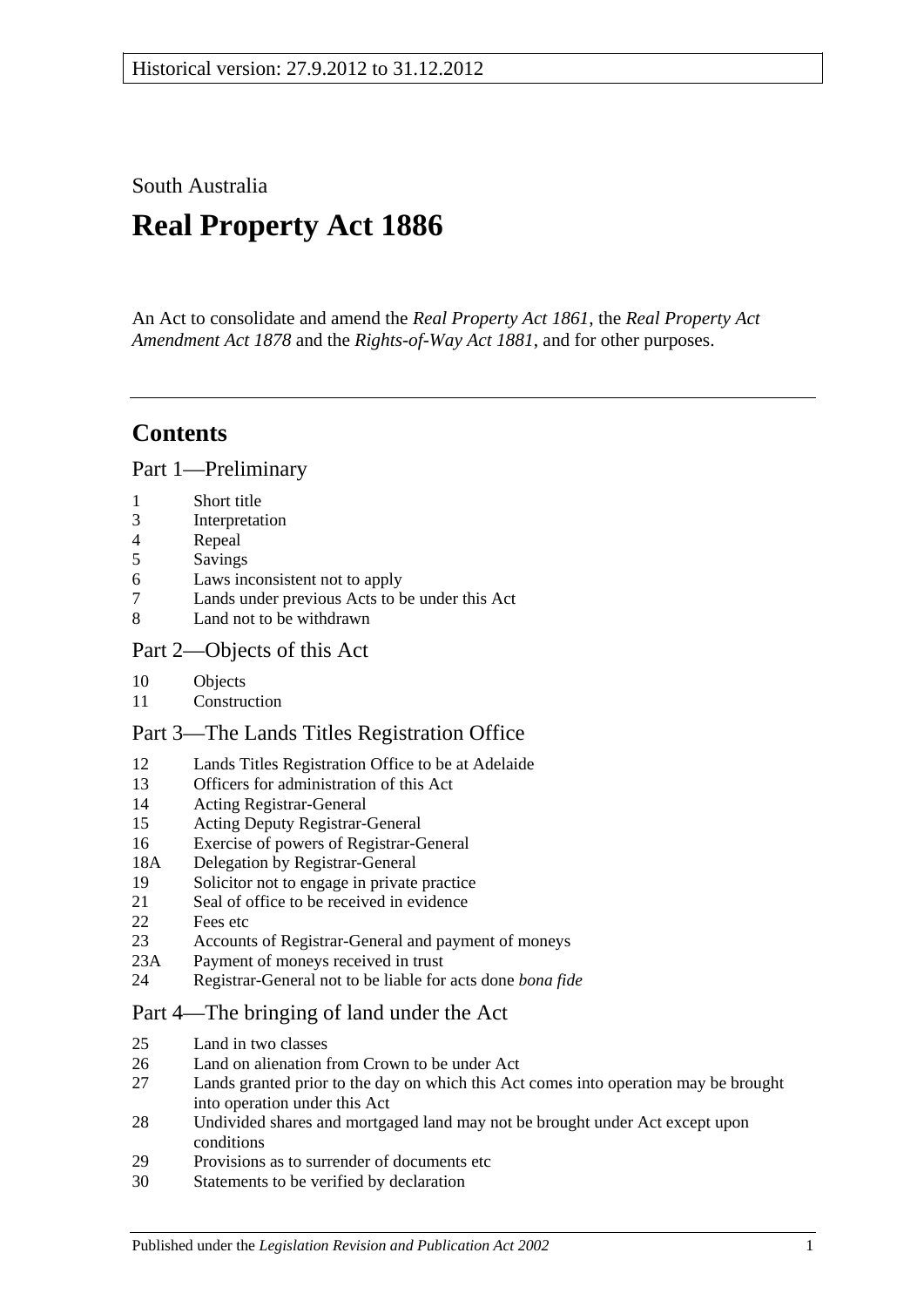South Australia

# Real Property Act 1886

An Act to consolidate and amend the *Real Property Act 1861*, the *Real Property Act Amendment Act 1878* and the *Rights-of-Way Act 1881*, and for other purposes.

## Contents

### Part 1—Preliminary

1 Short title
3 Interpretation
4 Repeal
5 Savings
6 Laws inconsistent not to apply
7 Lands under previous Acts to be under this Act
8 Land not to be withdrawn

### Part 2—Objects of this Act

10 Objects
11 Construction

### Part 3—The Lands Titles Registration Office

12 Lands Titles Registration Office to be at Adelaide
13 Officers for administration of this Act
14 Acting Registrar-General
15 Acting Deputy Registrar-General
16 Exercise of powers of Registrar-General
18A Delegation by Registrar-General
19 Solicitor not to engage in private practice
21 Seal of office to be received in evidence
22 Fees etc
23 Accounts of Registrar-General and payment of moneys
23A Payment of moneys received in trust
24 Registrar-General not to be liable for acts done *bona fide*

### Part 4—The bringing of land under the Act

25 Land in two classes
26 Land on alienation from Crown to be under Act
27 Lands granted prior to the day on which this Act comes into operation may be brought into operation under this Act
28 Undivided shares and mortgaged land may not be brought under Act except upon conditions
29 Provisions as to surrender of documents etc
30 Statements to be verified by declaration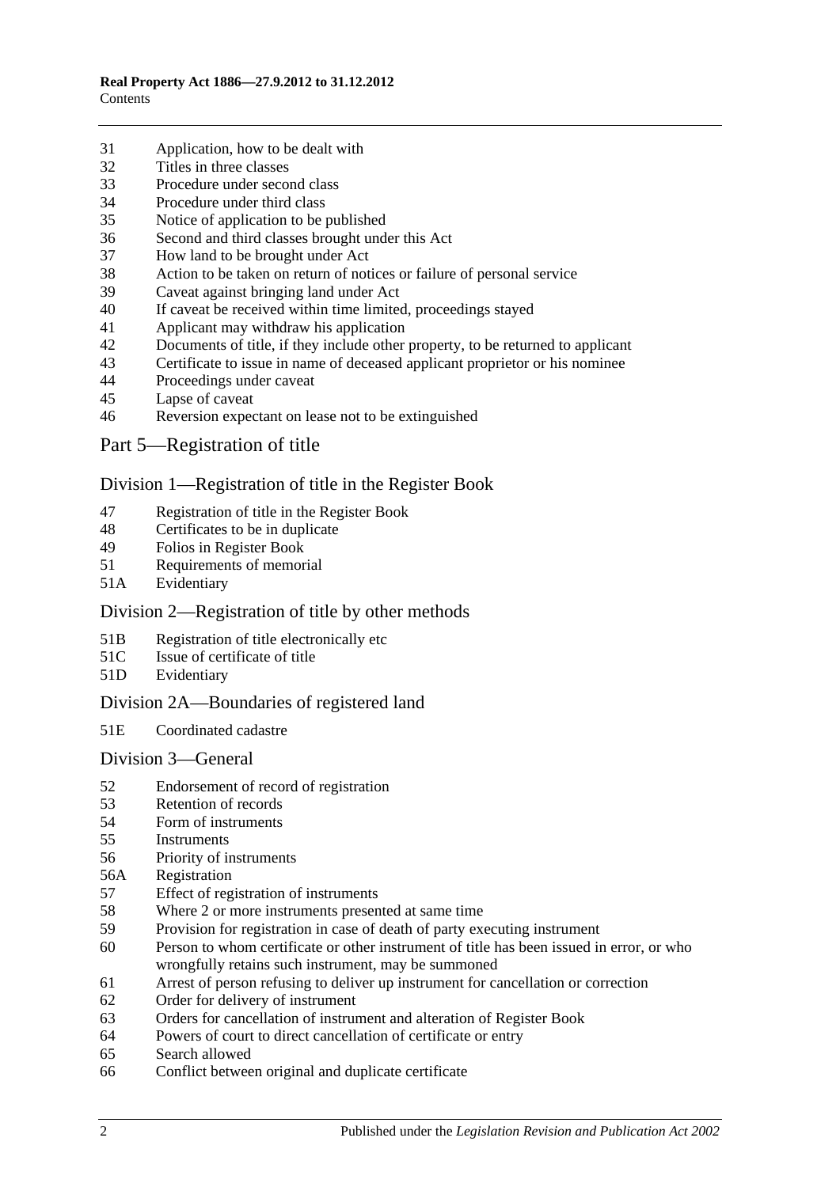31 Application, how to be dealt with
32 Titles in three classes
33 Procedure under second class
34 Procedure under third class
35 Notice of application to be published
36 Second and third classes brought under this Act
37 How land to be brought under Act
38 Action to be taken on return of notices or failure of personal service
39 Caveat against bringing land under Act
40 If caveat be received within time limited, proceedings stayed
41 Applicant may withdraw his application
42 Documents of title, if they include other property, to be returned to applicant
43 Certificate to issue in name of deceased applicant proprietor or his nominee
44 Proceedings under caveat
45 Lapse of caveat
46 Reversion expectant on lease not to be extinguished

## Part 5—Registration of title

### Division 1—Registration of title in the Register Book

47 Registration of title in the Register Book
48 Certificates to be in duplicate
49 Folios in Register Book
51 Requirements of memorial
51A Evidentiary

### Division 2—Registration of title by other methods

51B Registration of title electronically etc
51C Issue of certificate of title
51D Evidentiary

### Division 2A—Boundaries of registered land

51E Coordinated cadastre

### Division 3—General

52 Endorsement of record of registration
53 Retention of records
54 Form of instruments
55 Instruments
56 Priority of instruments
56A Registration
57 Effect of registration of instruments
58 Where 2 or more instruments presented at same time
59 Provision for registration in case of death of party executing instrument
60 Person to whom certificate or other instrument of title has been issued in error, or who wrongfully retains such instrument, may be summoned
61 Arrest of person refusing to deliver up instrument for cancellation or correction
62 Order for delivery of instrument
63 Orders for cancellation of instrument and alteration of Register Book
64 Powers of court to direct cancellation of certificate or entry
65 Search allowed
66 Conflict between original and duplicate certificate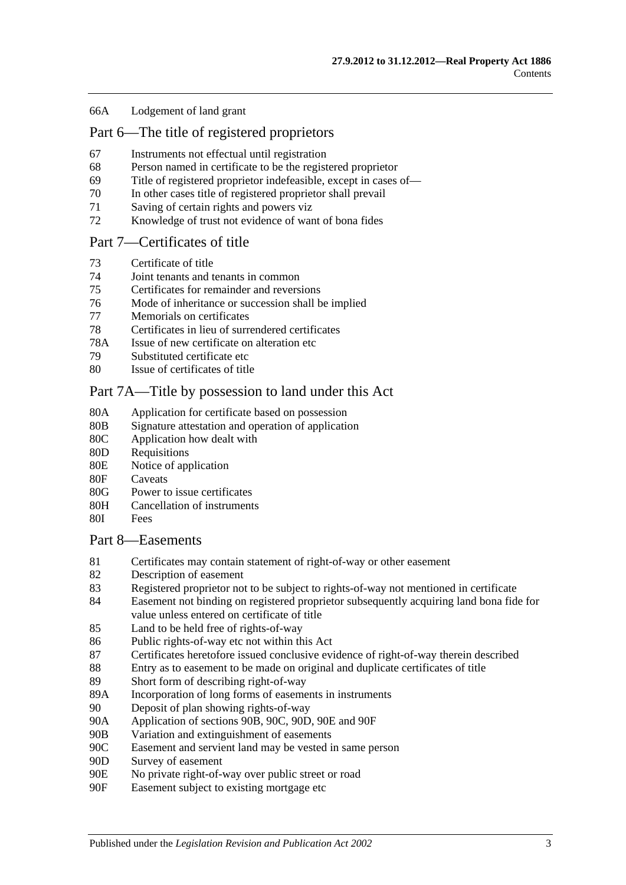66A Lodgement of land grant

## Part 6—The title of registered proprietors

67 Instruments not effectual until registration
68 Person named in certificate to be the registered proprietor
69 Title of registered proprietor indefeasible, except in cases of—
70 In other cases title of registered proprietor shall prevail
71 Saving of certain rights and powers viz
72 Knowledge of trust not evidence of want of bona fides

## Part 7—Certificates of title

73 Certificate of title
74 Joint tenants and tenants in common
75 Certificates for remainder and reversions
76 Mode of inheritance or succession shall be implied
77 Memorials on certificates
78 Certificates in lieu of surrendered certificates
78A Issue of new certificate on alteration etc
79 Substituted certificate etc
80 Issue of certificates of title

## Part 7A—Title by possession to land under this Act

80A Application for certificate based on possession
80B Signature attestation and operation of application
80C Application how dealt with
80D Requisitions
80E Notice of application
80F Caveats
80G Power to issue certificates
80H Cancellation of instruments
80I Fees

## Part 8—Easements

81 Certificates may contain statement of right-of-way or other easement
82 Description of easement
83 Registered proprietor not to be subject to rights-of-way not mentioned in certificate
84 Easement not binding on registered proprietor subsequently acquiring land bona fide for value unless entered on certificate of title
85 Land to be held free of rights-of-way
86 Public rights-of-way etc not within this Act
87 Certificates heretofore issued conclusive evidence of right-of-way therein described
88 Entry as to easement to be made on original and duplicate certificates of title
89 Short form of describing right-of-way
89A Incorporation of long forms of easements in instruments
90 Deposit of plan showing rights-of-way
90A Application of sections 90B, 90C, 90D, 90E and 90F
90B Variation and extinguishment of easements
90C Easement and servient land may be vested in same person
90D Survey of easement
90E No private right-of-way over public street or road
90F Easement subject to existing mortgage etc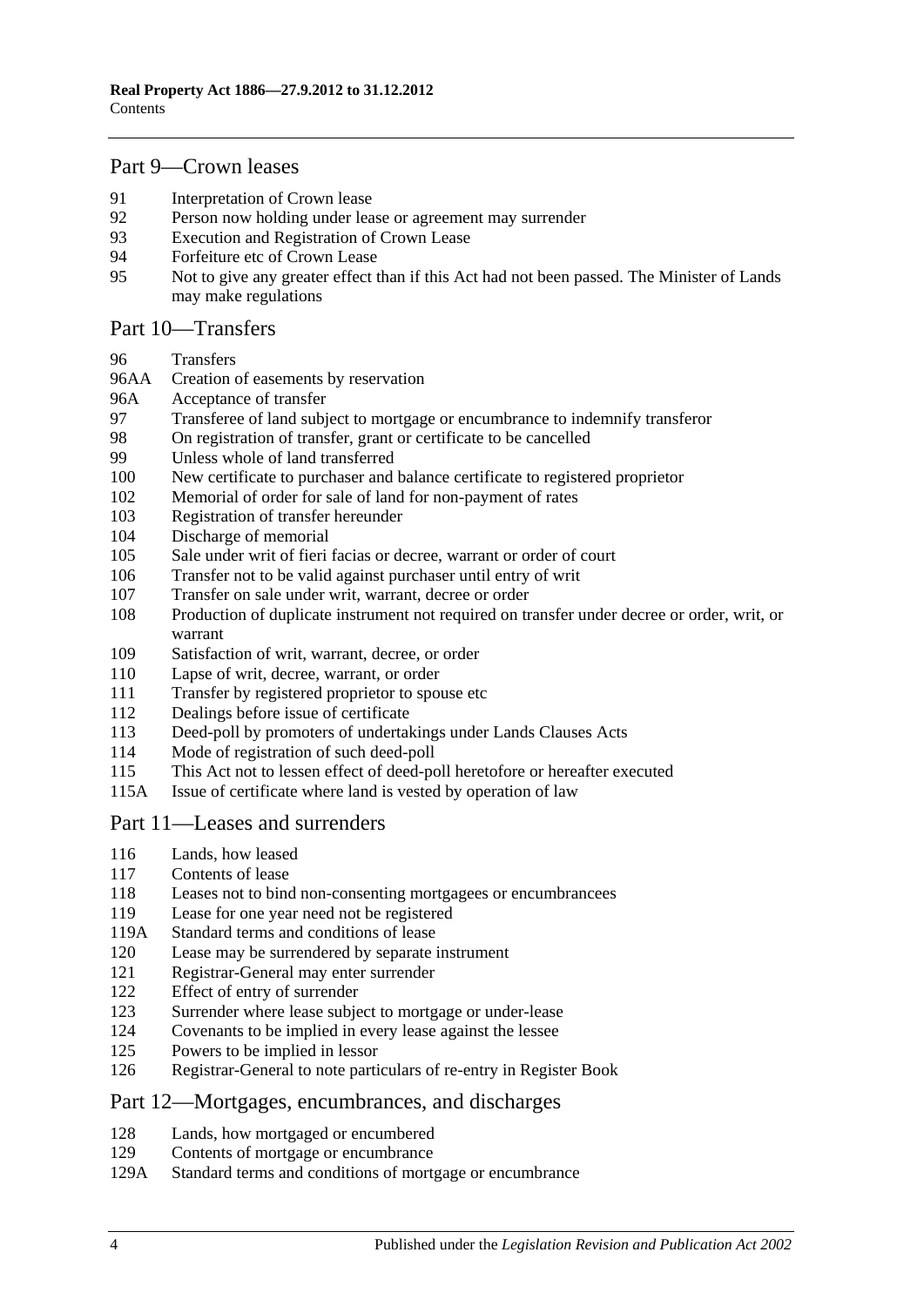## Part 9—Crown leases

91 Interpretation of Crown lease
92 Person now holding under lease or agreement may surrender
93 Execution and Registration of Crown Lease
94 Forfeiture etc of Crown Lease
95 Not to give any greater effect than if this Act had not been passed. The Minister of Lands may make regulations

## Part 10—Transfers

96 Transfers
96AA Creation of easements by reservation
96A Acceptance of transfer
97 Transferee of land subject to mortgage or encumbrance to indemnify transferor
98 On registration of transfer, grant or certificate to be cancelled
99 Unless whole of land transferred
100 New certificate to purchaser and balance certificate to registered proprietor
102 Memorial of order for sale of land for non-payment of rates
103 Registration of transfer hereunder
104 Discharge of memorial
105 Sale under writ of fieri facias or decree, warrant or order of court
106 Transfer not to be valid against purchaser until entry of writ
107 Transfer on sale under writ, warrant, decree or order
108 Production of duplicate instrument not required on transfer under decree or order, writ, or warrant
109 Satisfaction of writ, warrant, decree, or order
110 Lapse of writ, decree, warrant, or order
111 Transfer by registered proprietor to spouse etc
112 Dealings before issue of certificate
113 Deed-poll by promoters of undertakings under Lands Clauses Acts
114 Mode of registration of such deed-poll
115 This Act not to lessen effect of deed-poll heretofore or hereafter executed
115A Issue of certificate where land is vested by operation of law

## Part 11—Leases and surrenders

116 Lands, how leased
117 Contents of lease
118 Leases not to bind non-consenting mortgagees or encumbrancees
119 Lease for one year need not be registered
119A Standard terms and conditions of lease
120 Lease may be surrendered by separate instrument
121 Registrar-General may enter surrender
122 Effect of entry of surrender
123 Surrender where lease subject to mortgage or under-lease
124 Covenants to be implied in every lease against the lessee
125 Powers to be implied in lessor
126 Registrar-General to note particulars of re-entry in Register Book

## Part 12—Mortgages, encumbrances, and discharges

128 Lands, how mortgaged or encumbered
129 Contents of mortgage or encumbrance
129A Standard terms and conditions of mortgage or encumbrance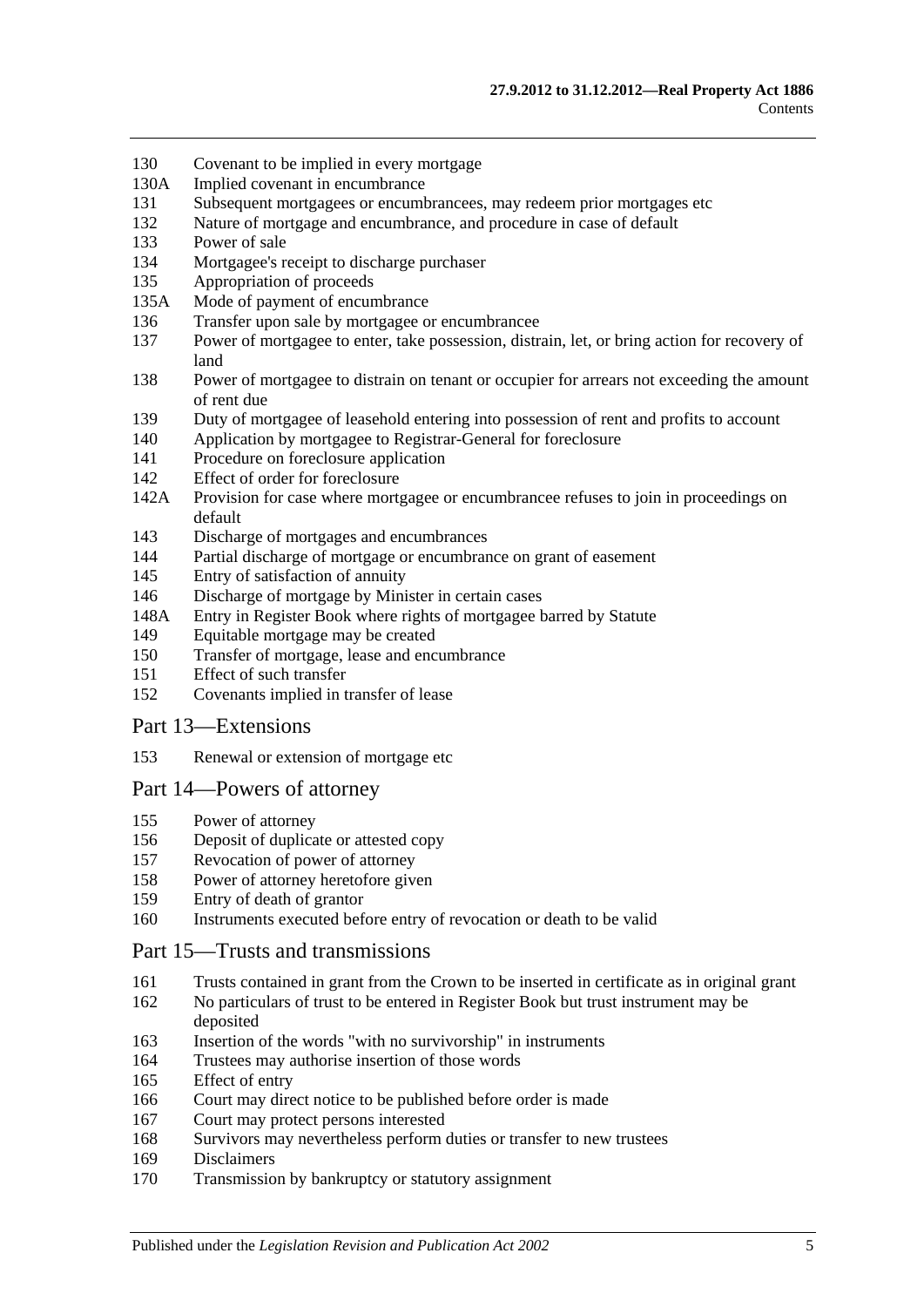130 Covenant to be implied in every mortgage
130A Implied covenant in encumbrance
131 Subsequent mortgagees or encumbrancees, may redeem prior mortgages etc
132 Nature of mortgage and encumbrance, and procedure in case of default
133 Power of sale
134 Mortgagee's receipt to discharge purchaser
135 Appropriation of proceeds
135A Mode of payment of encumbrance
136 Transfer upon sale by mortgagee or encumbrancee
137 Power of mortgagee to enter, take possession, distrain, let, or bring action for recovery of land
138 Power of mortgagee to distrain on tenant or occupier for arrears not exceeding the amount of rent due
139 Duty of mortgagee of leasehold entering into possession of rent and profits to account
140 Application by mortgagee to Registrar-General for foreclosure
141 Procedure on foreclosure application
142 Effect of order for foreclosure
142A Provision for case where mortgagee or encumbrancee refuses to join in proceedings on default
143 Discharge of mortgages and encumbrances
144 Partial discharge of mortgage or encumbrance on grant of easement
145 Entry of satisfaction of annuity
146 Discharge of mortgage by Minister in certain cases
148A Entry in Register Book where rights of mortgagee barred by Statute
149 Equitable mortgage may be created
150 Transfer of mortgage, lease and encumbrance
151 Effect of such transfer
152 Covenants implied in transfer of lease

## Part 13—Extensions

153 Renewal or extension of mortgage etc

## Part 14—Powers of attorney

155 Power of attorney
156 Deposit of duplicate or attested copy
157 Revocation of power of attorney
158 Power of attorney heretofore given
159 Entry of death of grantor
160 Instruments executed before entry of revocation or death to be valid

## Part 15—Trusts and transmissions

161 Trusts contained in grant from the Crown to be inserted in certificate as in original grant
162 No particulars of trust to be entered in Register Book but trust instrument may be deposited
163 Insertion of the words "with no survivorship" in instruments
164 Trustees may authorise insertion of those words
165 Effect of entry
166 Court may direct notice to be published before order is made
167 Court may protect persons interested
168 Survivors may nevertheless perform duties or transfer to new trustees
169 Disclaimers
170 Transmission by bankruptcy or statutory assignment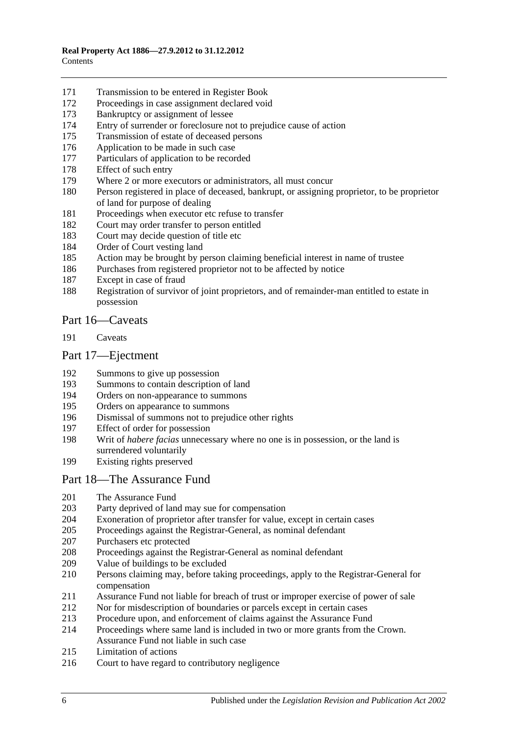171 Transmission to be entered in Register Book
172 Proceedings in case assignment declared void
173 Bankruptcy or assignment of lessee
174 Entry of surrender or foreclosure not to prejudice cause of action
175 Transmission of estate of deceased persons
176 Application to be made in such case
177 Particulars of application to be recorded
178 Effect of such entry
179 Where 2 or more executors or administrators, all must concur
180 Person registered in place of deceased, bankrupt, or assigning proprietor, to be proprietor of land for purpose of dealing
181 Proceedings when executor etc refuse to transfer
182 Court may order transfer to person entitled
183 Court may decide question of title etc
184 Order of Court vesting land
185 Action may be brought by person claiming beneficial interest in name of trustee
186 Purchases from registered proprietor not to be affected by notice
187 Except in case of fraud
188 Registration of survivor of joint proprietors, and of remainder-man entitled to estate in possession

## Part 16—Caveats

191 Caveats

## Part 17—Ejectment

192 Summons to give up possession
193 Summons to contain description of land
194 Orders on non-appearance to summons
195 Orders on appearance to summons
196 Dismissal of summons not to prejudice other rights
197 Effect of order for possession
198 Writ of *habere facias* unnecessary where no one is in possession, or the land is surrendered voluntarily
199 Existing rights preserved

## Part 18—The Assurance Fund

201 The Assurance Fund
203 Party deprived of land may sue for compensation
204 Exoneration of proprietor after transfer for value, except in certain cases
205 Proceedings against the Registrar-General, as nominal defendant
207 Purchasers etc protected
208 Proceedings against the Registrar-General as nominal defendant
209 Value of buildings to be excluded
210 Persons claiming may, before taking proceedings, apply to the Registrar-General for compensation
211 Assurance Fund not liable for breach of trust or improper exercise of power of sale
212 Nor for misdescription of boundaries or parcels except in certain cases
213 Procedure upon, and enforcement of claims against the Assurance Fund
214 Proceedings where same land is included in two or more grants from the Crown. Assurance Fund not liable in such case
215 Limitation of actions
216 Court to have regard to contributory negligence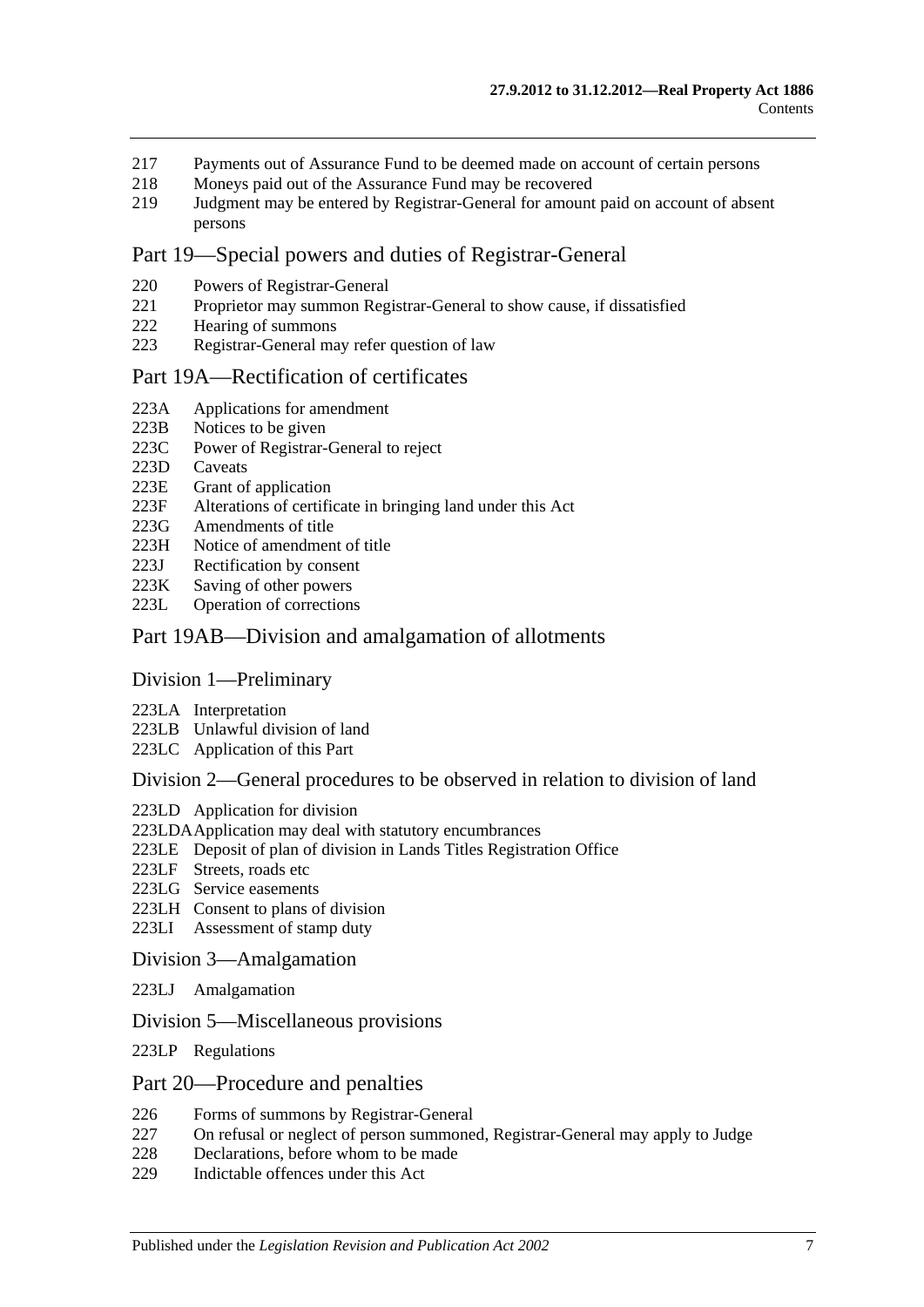217 Payments out of Assurance Fund to be deemed made on account of certain persons
218 Moneys paid out of the Assurance Fund may be recovered
219 Judgment may be entered by Registrar-General for amount paid on account of absent persons

## Part 19—Special powers and duties of Registrar-General

220 Powers of Registrar-General
221 Proprietor may summon Registrar-General to show cause, if dissatisfied
222 Hearing of summons
223 Registrar-General may refer question of law

## Part 19A—Rectification of certificates

223A Applications for amendment
223B Notices to be given
223C Power of Registrar-General to reject
223D Caveats
223E Grant of application
223F Alterations of certificate in bringing land under this Act
223G Amendments of title
223H Notice of amendment of title
223J Rectification by consent
223K Saving of other powers
223L Operation of corrections

## Part 19AB—Division and amalgamation of allotments

### Division 1—Preliminary

223LA Interpretation
223LB Unlawful division of land
223LC Application of this Part

### Division 2—General procedures to be observed in relation to division of land

223LD Application for division
223LDA Application may deal with statutory encumbrances
223LE Deposit of plan of division in Lands Titles Registration Office
223LF Streets, roads etc
223LG Service easements
223LH Consent to plans of division
223LI Assessment of stamp duty

### Division 3—Amalgamation

223LJ Amalgamation

### Division 5—Miscellaneous provisions

223LP Regulations

## Part 20—Procedure and penalties

226 Forms of summons by Registrar-General
227 On refusal or neglect of person summoned, Registrar-General may apply to Judge
228 Declarations, before whom to be made
229 Indictable offences under this Act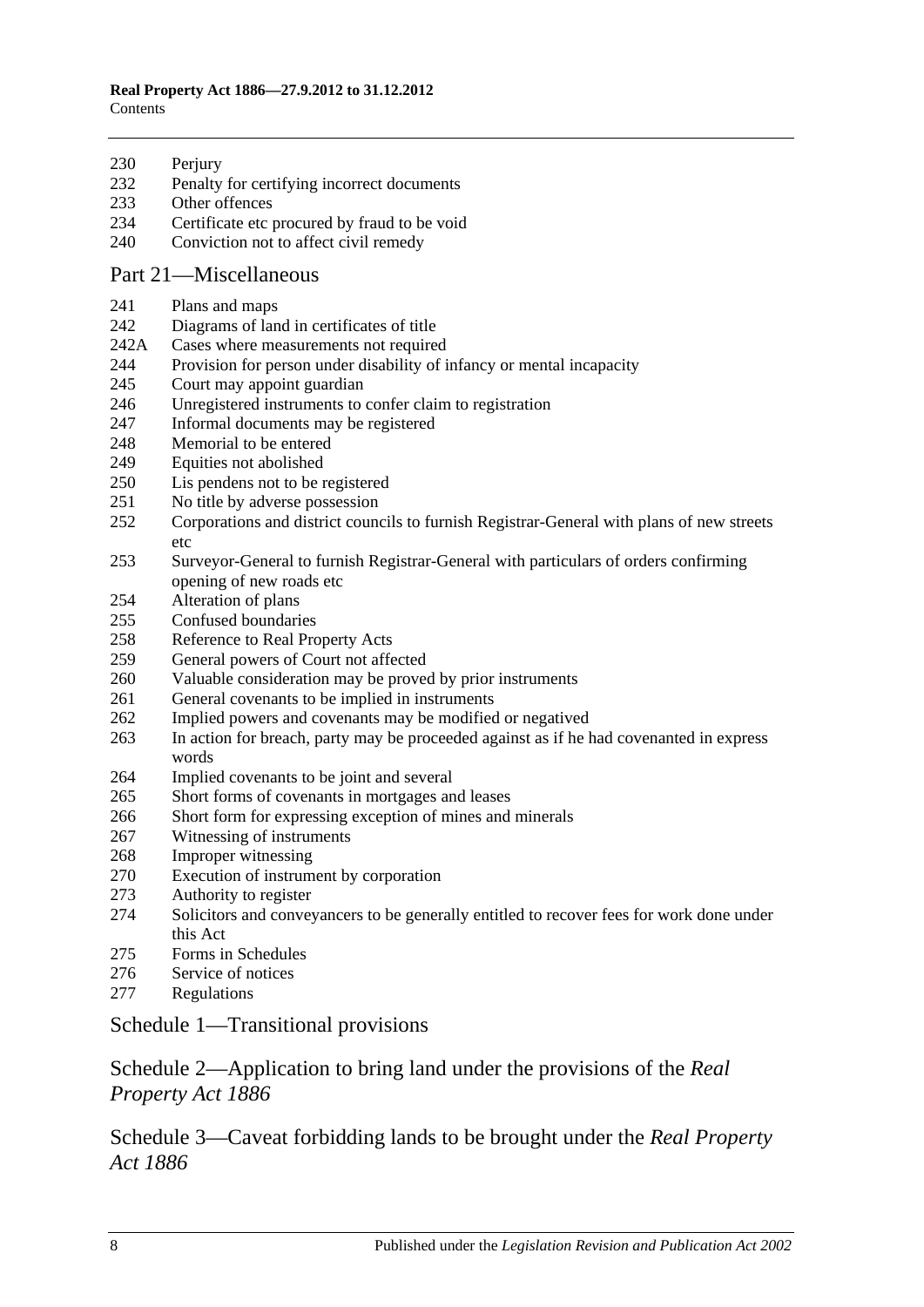230 Perjury
232 Penalty for certifying incorrect documents
233 Other offences
234 Certificate etc procured by fraud to be void
240 Conviction not to affect civil remedy

## Part 21—Miscellaneous

241 Plans and maps
242 Diagrams of land in certificates of title
242A Cases where measurements not required
244 Provision for person under disability of infancy or mental incapacity
245 Court may appoint guardian
246 Unregistered instruments to confer claim to registration
247 Informal documents may be registered
248 Memorial to be entered
249 Equities not abolished
250 Lis pendens not to be registered
251 No title by adverse possession
252 Corporations and district councils to furnish Registrar-General with plans of new streets etc
253 Surveyor-General to furnish Registrar-General with particulars of orders confirming opening of new roads etc
254 Alteration of plans
255 Confused boundaries
258 Reference to Real Property Acts
259 General powers of Court not affected
260 Valuable consideration may be proved by prior instruments
261 General covenants to be implied in instruments
262 Implied powers and covenants may be modified or negatived
263 In action for breach, party may be proceeded against as if he had covenanted in express words
264 Implied covenants to be joint and several
265 Short forms of covenants in mortgages and leases
266 Short form for expressing exception of mines and minerals
267 Witnessing of instruments
268 Improper witnessing
270 Execution of instrument by corporation
273 Authority to register
274 Solicitors and conveyancers to be generally entitled to recover fees for work done under this Act
275 Forms in Schedules
276 Service of notices
277 Regulations

## Schedule 1—Transitional provisions

## Schedule 2—Application to bring land under the provisions of the *Real Property Act 1886*

## Schedule 3—Caveat forbidding lands to be brought under the *Real Property Act 1886*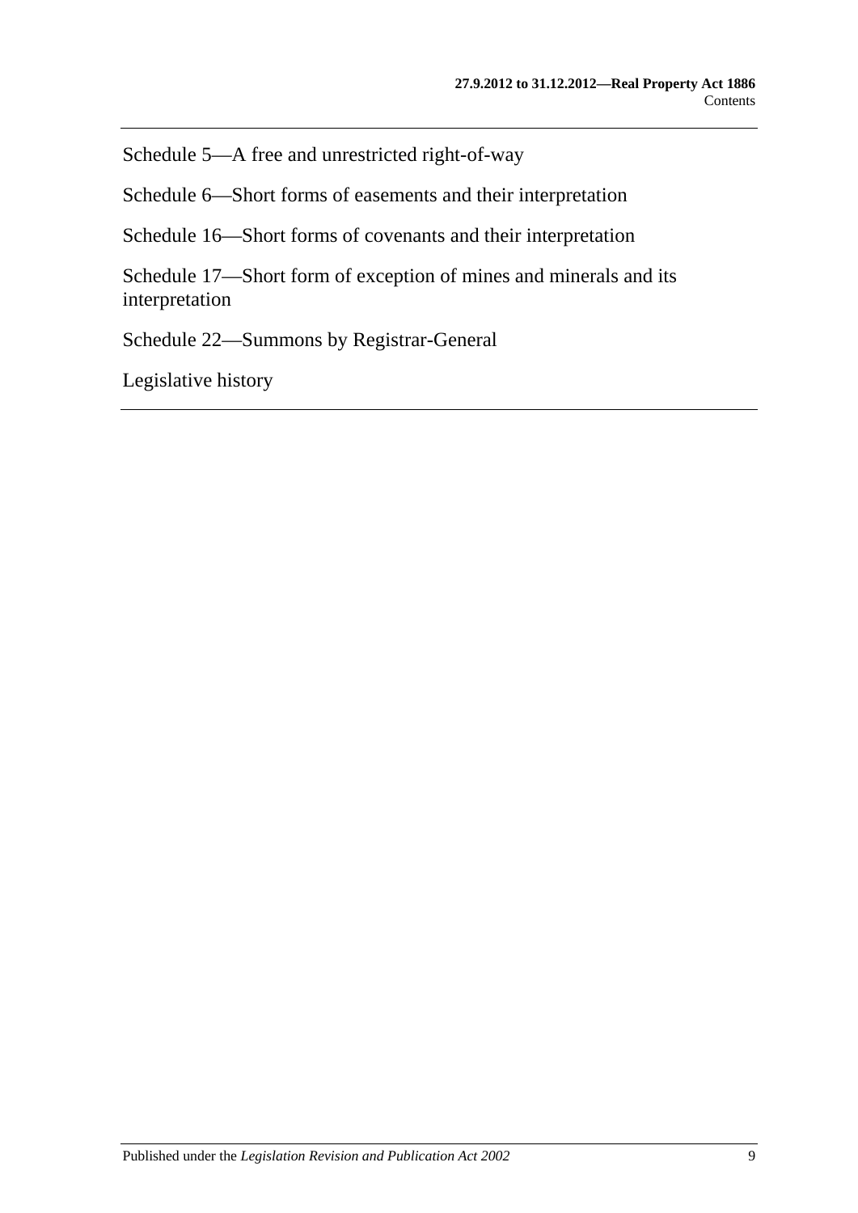Schedule 5—A free and unrestricted right-of-way

Schedule 6—Short forms of easements and their interpretation

Schedule 16—Short forms of covenants and their interpretation

Schedule 17—Short form of exception of mines and minerals and its interpretation

Schedule 22—Summons by Registrar-General

Legislative history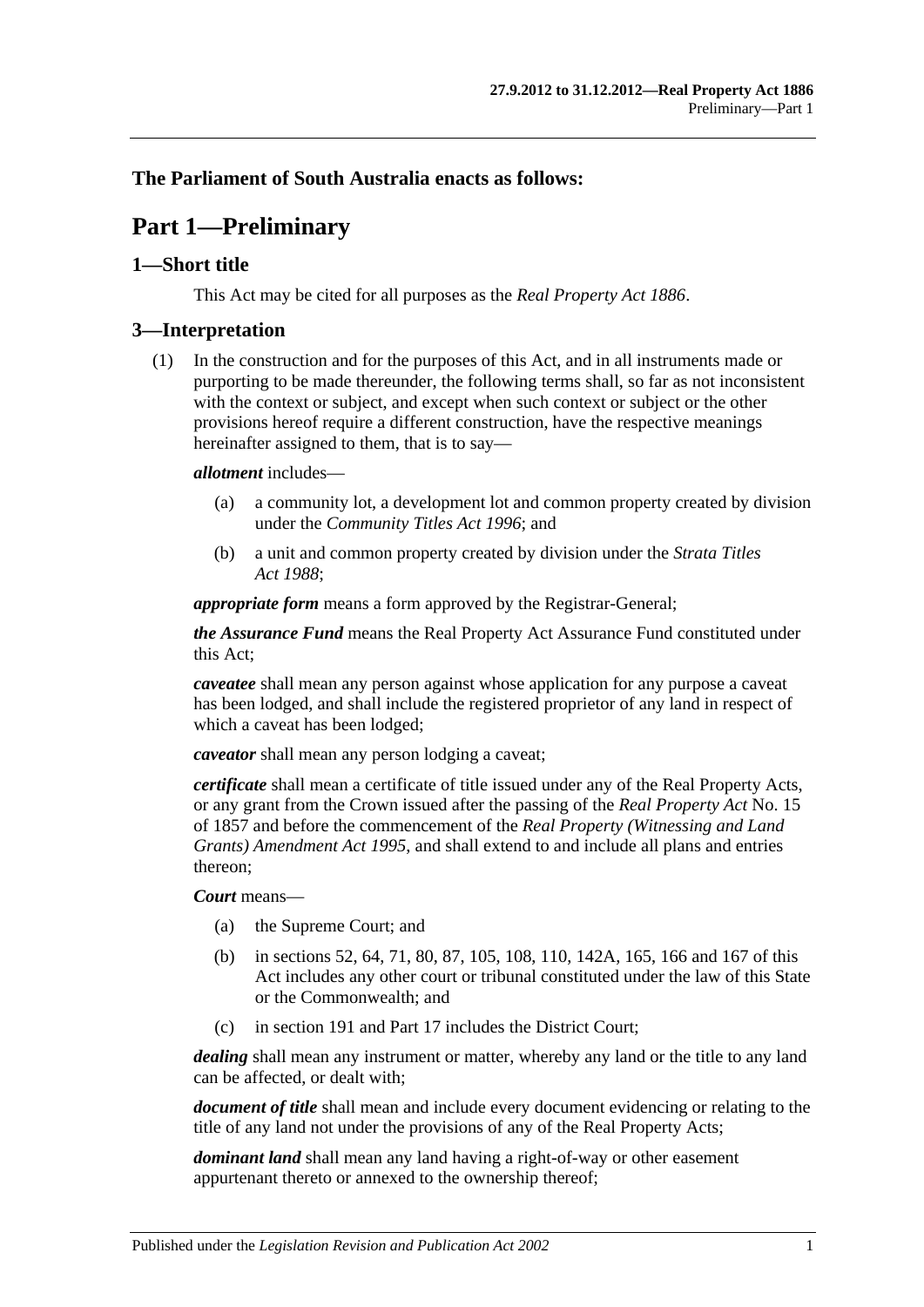**The Parliament of South Australia enacts as follows:**

# Part 1—Preliminary

## 1—Short title

This Act may be cited for all purposes as the *Real Property Act 1886*.

## 3—Interpretation

(1) In the construction and for the purposes of this Act, and in all instruments made or purporting to be made thereunder, the following terms shall, so far as not inconsistent with the context or subject, and except when such context or subject or the other provisions hereof require a different construction, have the respective meanings hereinafter assigned to them, that is to say—

***allotment*** includes—

(a) a community lot, a development lot and common property created by division under the *Community Titles Act 1996*; and

(b) a unit and common property created by division under the *Strata Titles Act 1988*;

***appropriate form*** means a form approved by the Registrar-General;

***the Assurance Fund*** means the Real Property Act Assurance Fund constituted under this Act;

***caveatee*** shall mean any person against whose application for any purpose a caveat has been lodged, and shall include the registered proprietor of any land in respect of which a caveat has been lodged;

***caveator*** shall mean any person lodging a caveat;

***certificate*** shall mean a certificate of title issued under any of the Real Property Acts, or any grant from the Crown issued after the passing of the *Real Property Act* No. 15 of 1857 and before the commencement of the *Real Property (Witnessing and Land Grants) Amendment Act 1995*, and shall extend to and include all plans and entries thereon;

***Court*** means—

(a) the Supreme Court; and

(b) in sections 52, 64, 71, 80, 87, 105, 108, 110, 142A, 165, 166 and 167 of this Act includes any other court or tribunal constituted under the law of this State or the Commonwealth; and

(c) in section 191 and Part 17 includes the District Court;

***dealing*** shall mean any instrument or matter, whereby any land or the title to any land can be affected, or dealt with;

***document of title*** shall mean and include every document evidencing or relating to the title of any land not under the provisions of any of the Real Property Acts;

***dominant land*** shall mean any land having a right-of-way or other easement appurtenant thereto or annexed to the ownership thereof;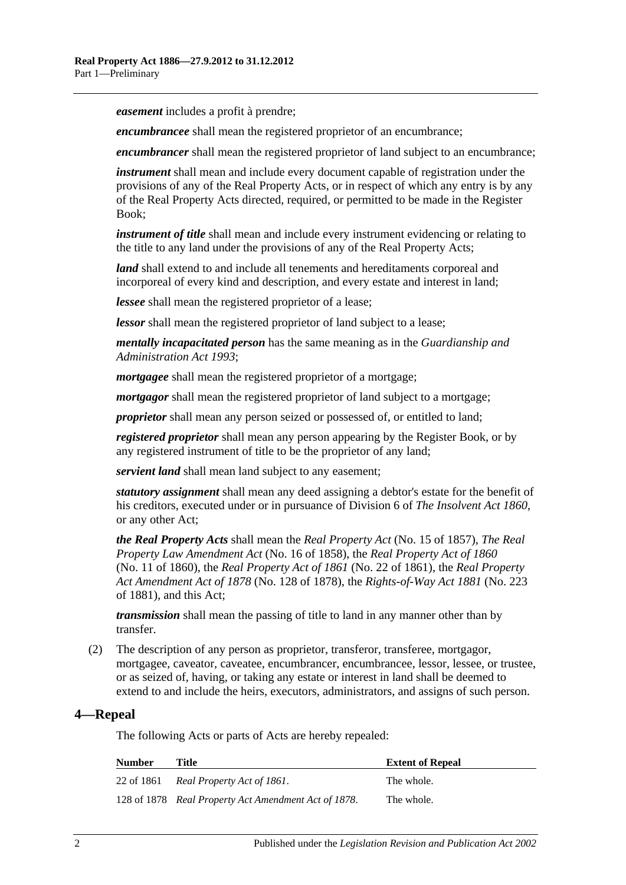***easement*** includes a profit à prendre;

***encumbrancee*** shall mean the registered proprietor of an encumbrance;

***encumbrancer*** shall mean the registered proprietor of land subject to an encumbrance;

***instrument*** shall mean and include every document capable of registration under the provisions of any of the Real Property Acts, or in respect of which any entry is by any of the Real Property Acts directed, required, or permitted to be made in the Register Book;

***instrument of title*** shall mean and include every instrument evidencing or relating to the title to any land under the provisions of any of the Real Property Acts;

***land*** shall extend to and include all tenements and hereditaments corporeal and incorporeal of every kind and description, and every estate and interest in land;

***lessee*** shall mean the registered proprietor of a lease;

***lessor*** shall mean the registered proprietor of land subject to a lease;

***mentally incapacitated person*** has the same meaning as in the *Guardianship and Administration Act 1993*;

***mortgagee*** shall mean the registered proprietor of a mortgage;

***mortgagor*** shall mean the registered proprietor of land subject to a mortgage;

***proprietor*** shall mean any person seized or possessed of, or entitled to land;

***registered proprietor*** shall mean any person appearing by the Register Book, or by any registered instrument of title to be the proprietor of any land;

***servient land*** shall mean land subject to any easement;

***statutory assignment*** shall mean any deed assigning a debtor's estate for the benefit of his creditors, executed under or in pursuance of Division 6 of *The Insolvent Act 1860*, or any other Act;

***the Real Property Acts*** shall mean the *Real Property Act* (No. 15 of 1857), *The Real Property Law Amendment Act* (No. 16 of 1858), the *Real Property Act of 1860* (No. 11 of 1860), the *Real Property Act of 1861* (No. 22 of 1861), the *Real Property Act Amendment Act of 1878* (No. 128 of 1878), the *Rights-of-Way Act 1881* (No. 223 of 1881), and this Act;

***transmission*** shall mean the passing of title to land in any manner other than by transfer.

(2) The description of any person as proprietor, transferor, transferee, mortgagor, mortgagee, caveator, caveatee, encumbrancer, encumbrancee, lessor, lessee, or trustee, or as seized of, having, or taking any estate or interest in land shall be deemed to extend to and include the heirs, executors, administrators, and assigns of such person.

## 4—Repeal

The following Acts or parts of Acts are hereby repealed:

| Number | Title | Extent of Repeal |
|---|---|---|
| 22 of 1861 | *Real Property Act of 1861*. | The whole. |
| 128 of 1878 | *Real Property Act Amendment Act of 1878*. | The whole. |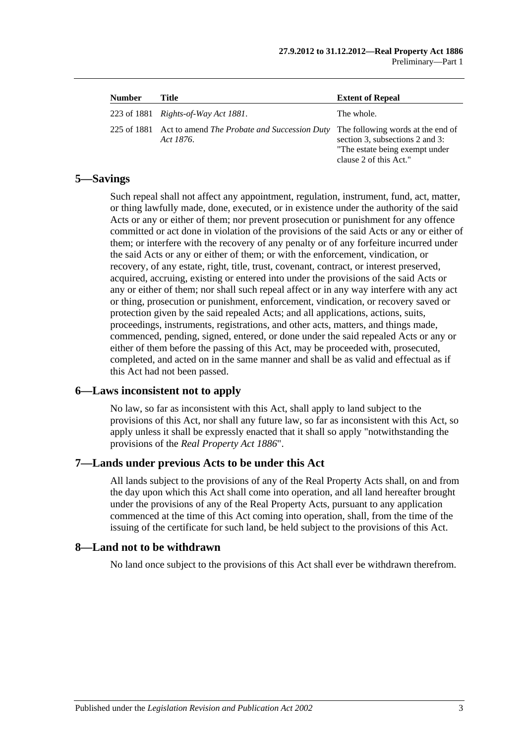| Number | Title | Extent of Repeal |
|---|---|---|
| 223 of 1881 | *Rights-of-Way Act 1881*. | The whole. |
| 225 of 1881 | Act to amend *The Probate and Succession Duty Act 1876*. | The following words at the end of section 3, subsections 2 and 3: "The estate being exempt under clause 2 of this Act." |

## 5—Savings

Such repeal shall not affect any appointment, regulation, instrument, fund, act, matter, or thing lawfully made, done, executed, or in existence under the authority of the said Acts or any or either of them; nor prevent prosecution or punishment for any offence committed or act done in violation of the provisions of the said Acts or any or either of them; or interfere with the recovery of any penalty or of any forfeiture incurred under the said Acts or any or either of them; or with the enforcement, vindication, or recovery, of any estate, right, title, trust, covenant, contract, or interest preserved, acquired, accruing, existing or entered into under the provisions of the said Acts or any or either of them; nor shall such repeal affect or in any way interfere with any act or thing, prosecution or punishment, enforcement, vindication, or recovery saved or protection given by the said repealed Acts; and all applications, actions, suits, proceedings, instruments, registrations, and other acts, matters, and things made, commenced, pending, signed, entered, or done under the said repealed Acts or any or either of them before the passing of this Act, may be proceeded with, prosecuted, completed, and acted on in the same manner and shall be as valid and effectual as if this Act had not been passed.

## 6—Laws inconsistent not to apply

No law, so far as inconsistent with this Act, shall apply to land subject to the provisions of this Act, nor shall any future law, so far as inconsistent with this Act, so apply unless it shall be expressly enacted that it shall so apply "notwithstanding the provisions of the *Real Property Act 1886*".

## 7—Lands under previous Acts to be under this Act

All lands subject to the provisions of any of the Real Property Acts shall, on and from the day upon which this Act shall come into operation, and all land hereafter brought under the provisions of any of the Real Property Acts, pursuant to any application commenced at the time of this Act coming into operation, shall, from the time of the issuing of the certificate for such land, be held subject to the provisions of this Act.

## 8—Land not to be withdrawn

No land once subject to the provisions of this Act shall ever be withdrawn therefrom.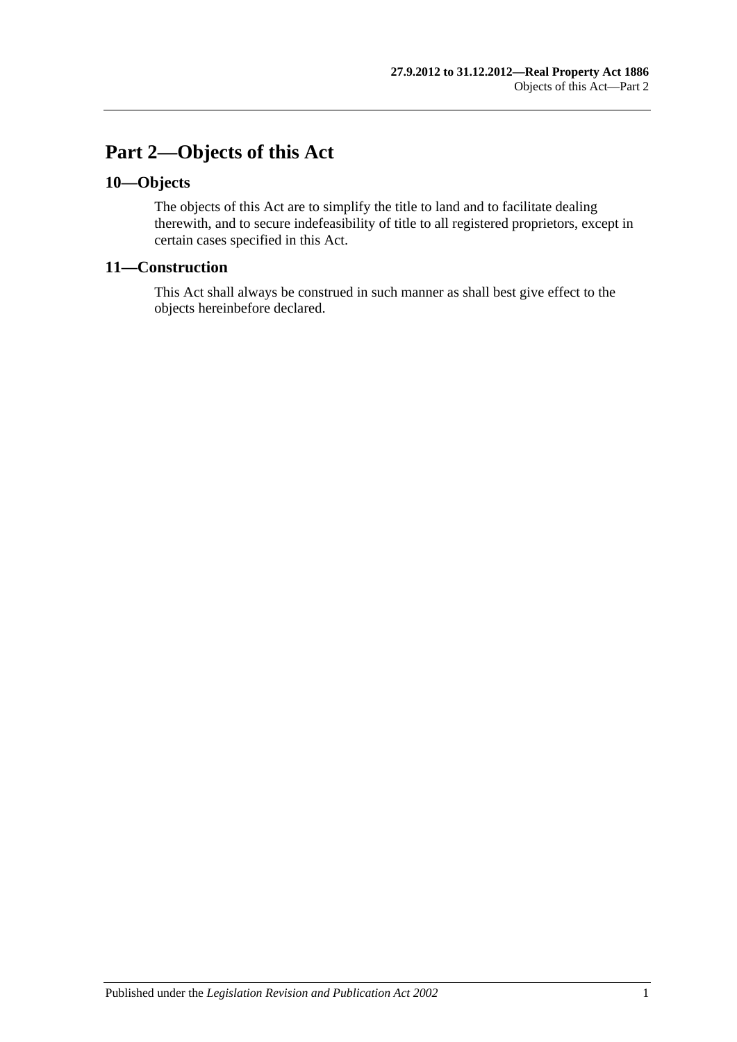# Part 2—Objects of this Act

## 10—Objects

The objects of this Act are to simplify the title to land and to facilitate dealing therewith, and to secure indefeasibility of title to all registered proprietors, except in certain cases specified in this Act.

## 11—Construction

This Act shall always be construed in such manner as shall best give effect to the objects hereinbefore declared.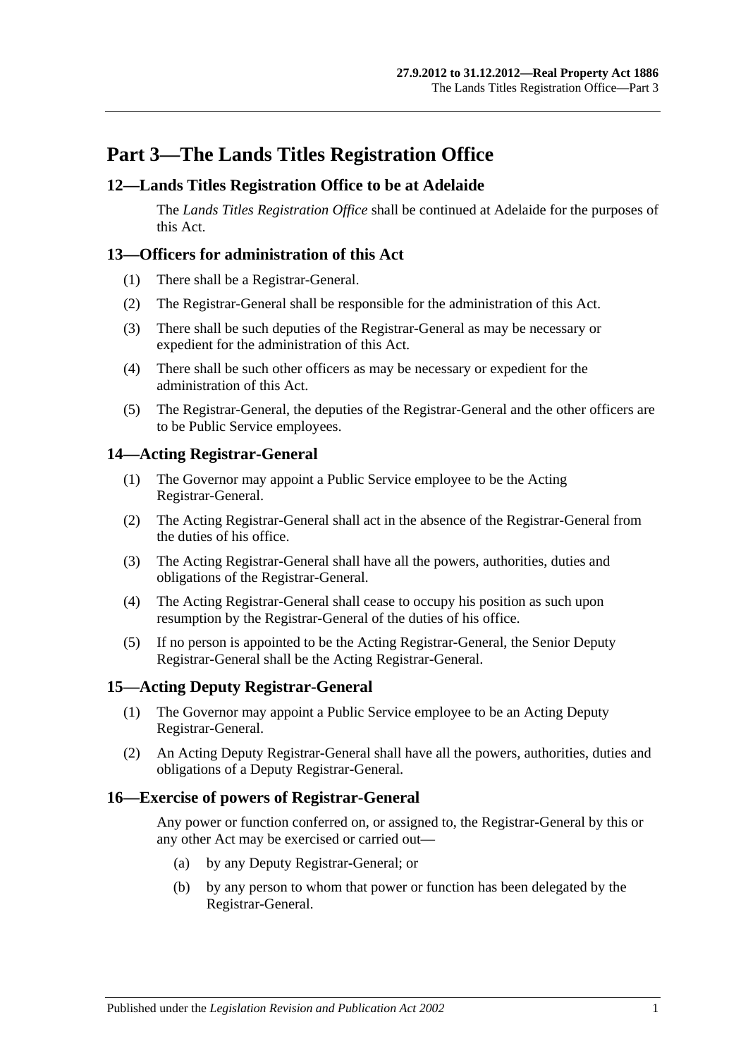# Part 3—The Lands Titles Registration Office

## 12—Lands Titles Registration Office to be at Adelaide

The *Lands Titles Registration Office* shall be continued at Adelaide for the purposes of this Act.

## 13—Officers for administration of this Act

(1) There shall be a Registrar-General.

(2) The Registrar-General shall be responsible for the administration of this Act.

(3) There shall be such deputies of the Registrar-General as may be necessary or expedient for the administration of this Act.

(4) There shall be such other officers as may be necessary or expedient for the administration of this Act.

(5) The Registrar-General, the deputies of the Registrar-General and the other officers are to be Public Service employees.

## 14—Acting Registrar-General

(1) The Governor may appoint a Public Service employee to be the Acting Registrar-General.

(2) The Acting Registrar-General shall act in the absence of the Registrar-General from the duties of his office.

(3) The Acting Registrar-General shall have all the powers, authorities, duties and obligations of the Registrar-General.

(4) The Acting Registrar-General shall cease to occupy his position as such upon resumption by the Registrar-General of the duties of his office.

(5) If no person is appointed to be the Acting Registrar-General, the Senior Deputy Registrar-General shall be the Acting Registrar-General.

## 15—Acting Deputy Registrar-General

(1) The Governor may appoint a Public Service employee to be an Acting Deputy Registrar-General.

(2) An Acting Deputy Registrar-General shall have all the powers, authorities, duties and obligations of a Deputy Registrar-General.

## 16—Exercise of powers of Registrar-General

Any power or function conferred on, or assigned to, the Registrar-General by this or any other Act may be exercised or carried out—

(a) by any Deputy Registrar-General; or

(b) by any person to whom that power or function has been delegated by the Registrar-General.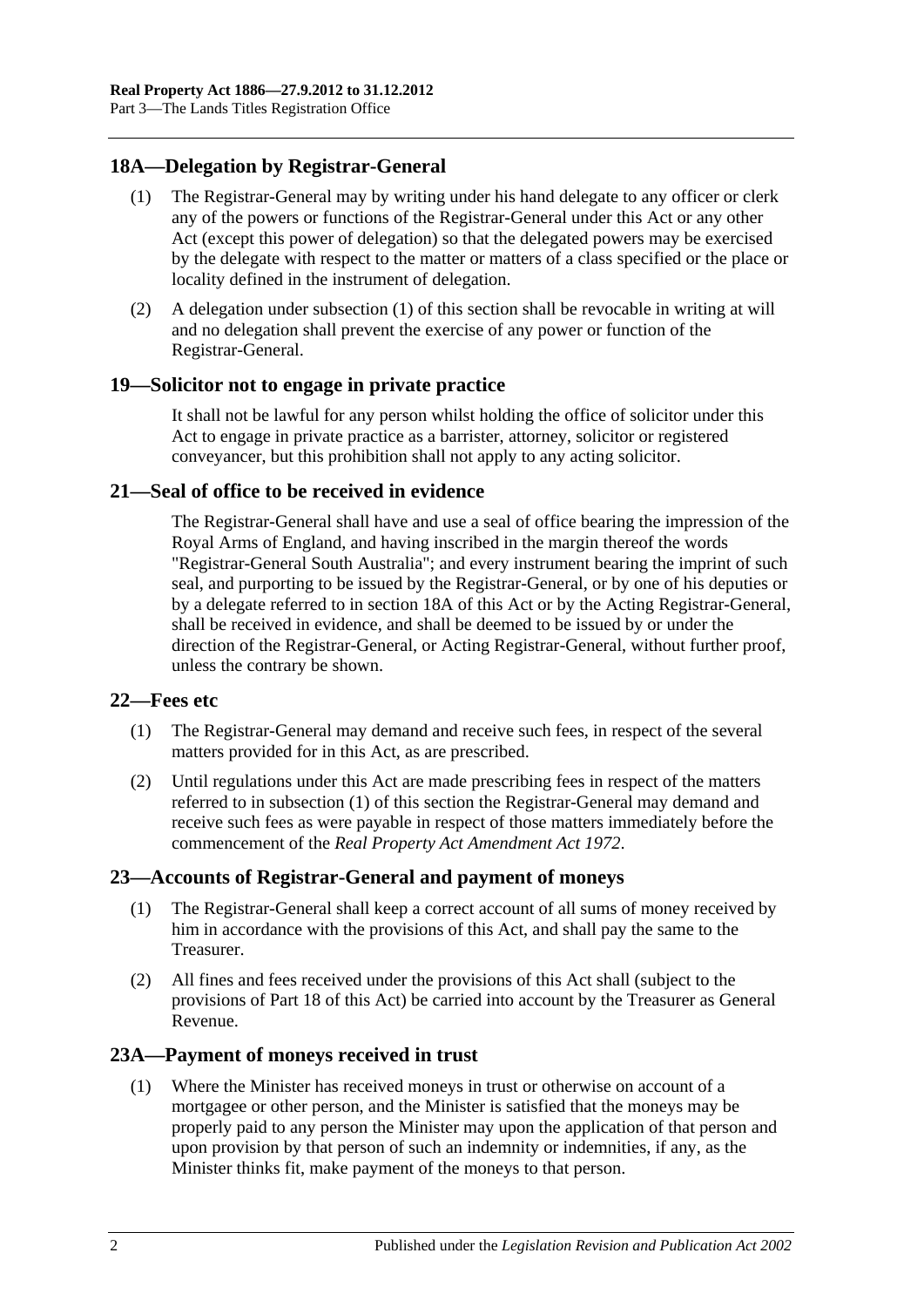## 18A—Delegation by Registrar-General

(1) The Registrar-General may by writing under his hand delegate to any officer or clerk any of the powers or functions of the Registrar-General under this Act or any other Act (except this power of delegation) so that the delegated powers may be exercised by the delegate with respect to the matter or matters of a class specified or the place or locality defined in the instrument of delegation.

(2) A delegation under subsection (1) of this section shall be revocable in writing at will and no delegation shall prevent the exercise of any power or function of the Registrar-General.

## 19—Solicitor not to engage in private practice

It shall not be lawful for any person whilst holding the office of solicitor under this Act to engage in private practice as a barrister, attorney, solicitor or registered conveyancer, but this prohibition shall not apply to any acting solicitor.

## 21—Seal of office to be received in evidence

The Registrar-General shall have and use a seal of office bearing the impression of the Royal Arms of England, and having inscribed in the margin thereof the words "Registrar-General South Australia"; and every instrument bearing the imprint of such seal, and purporting to be issued by the Registrar-General, or by one of his deputies or by a delegate referred to in section 18A of this Act or by the Acting Registrar-General, shall be received in evidence, and shall be deemed to be issued by or under the direction of the Registrar-General, or Acting Registrar-General, without further proof, unless the contrary be shown.

## 22—Fees etc

(1) The Registrar-General may demand and receive such fees, in respect of the several matters provided for in this Act, as are prescribed.

(2) Until regulations under this Act are made prescribing fees in respect of the matters referred to in subsection (1) of this section the Registrar-General may demand and receive such fees as were payable in respect of those matters immediately before the commencement of the *Real Property Act Amendment Act 1972*.

## 23—Accounts of Registrar-General and payment of moneys

(1) The Registrar-General shall keep a correct account of all sums of money received by him in accordance with the provisions of this Act, and shall pay the same to the Treasurer.

(2) All fines and fees received under the provisions of this Act shall (subject to the provisions of Part 18 of this Act) be carried into account by the Treasurer as General Revenue.

## 23A—Payment of moneys received in trust

(1) Where the Minister has received moneys in trust or otherwise on account of a mortgagee or other person, and the Minister is satisfied that the moneys may be properly paid to any person the Minister may upon the application of that person and upon provision by that person of such an indemnity or indemnities, if any, as the Minister thinks fit, make payment of the moneys to that person.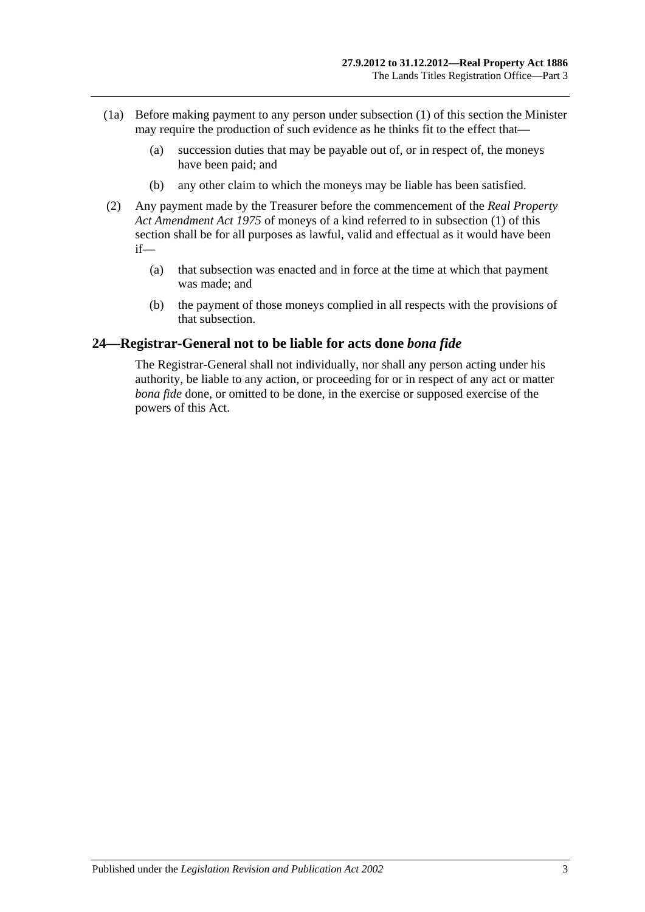(1a) Before making payment to any person under subsection (1) of this section the Minister may require the production of such evidence as he thinks fit to the effect that—

(a) succession duties that may be payable out of, or in respect of, the moneys have been paid; and

(b) any other claim to which the moneys may be liable has been satisfied.

(2) Any payment made by the Treasurer before the commencement of the *Real Property Act Amendment Act 1975* of moneys of a kind referred to in subsection (1) of this section shall be for all purposes as lawful, valid and effectual as it would have been if—

(a) that subsection was enacted and in force at the time at which that payment was made; and

(b) the payment of those moneys complied in all respects with the provisions of that subsection.

## 24—Registrar-General not to be liable for acts done *bona fide*

The Registrar-General shall not individually, nor shall any person acting under his authority, be liable to any action, or proceeding for or in respect of any act or matter *bona fide* done, or omitted to be done, in the exercise or supposed exercise of the powers of this Act.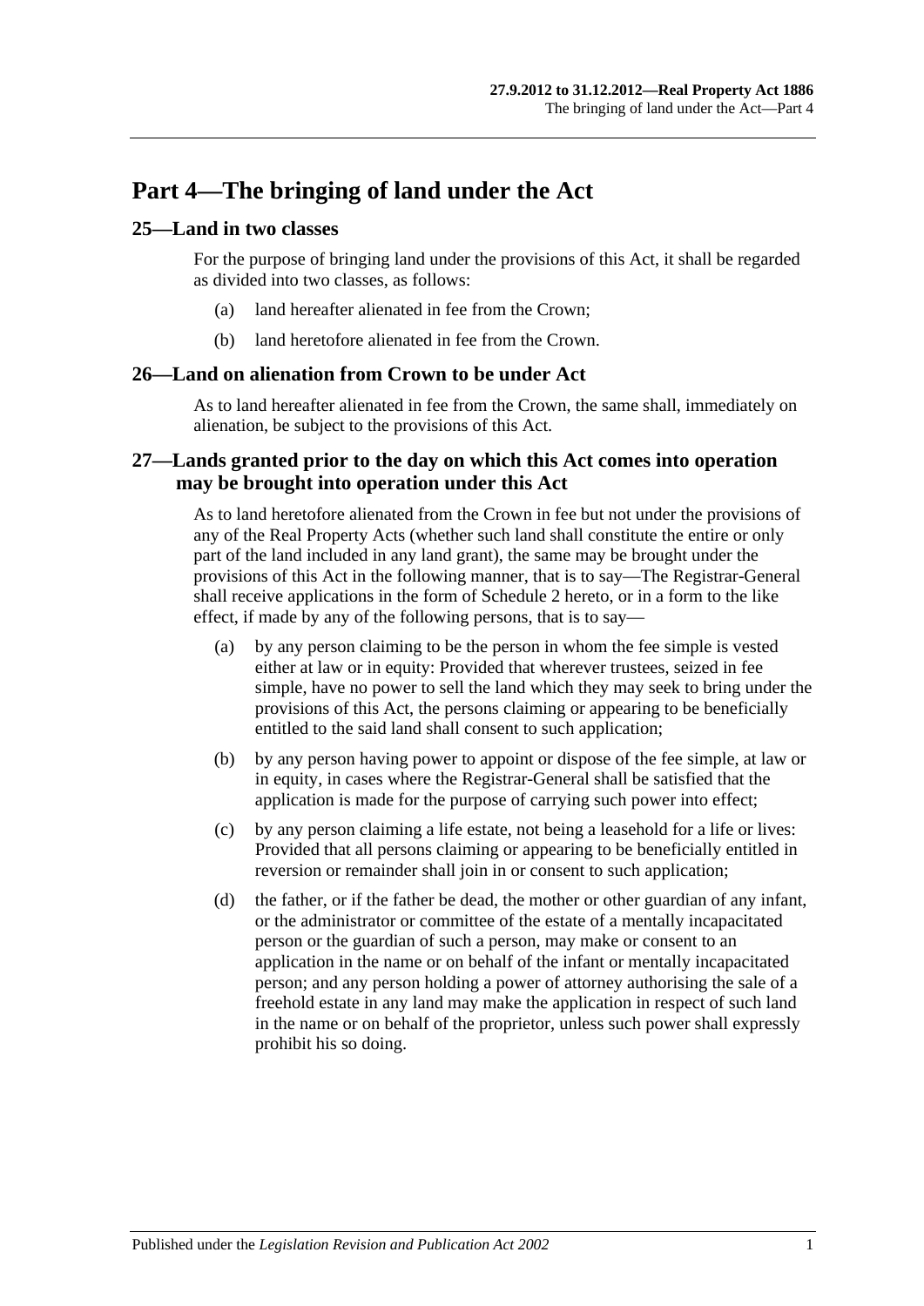# Part 4—The bringing of land under the Act

## 25—Land in two classes

For the purpose of bringing land under the provisions of this Act, it shall be regarded as divided into two classes, as follows:

(a) land hereafter alienated in fee from the Crown;

(b) land heretofore alienated in fee from the Crown.

## 26—Land on alienation from Crown to be under Act

As to land hereafter alienated in fee from the Crown, the same shall, immediately on alienation, be subject to the provisions of this Act.

## 27—Lands granted prior to the day on which this Act comes into operation may be brought into operation under this Act

As to land heretofore alienated from the Crown in fee but not under the provisions of any of the Real Property Acts (whether such land shall constitute the entire or only part of the land included in any land grant), the same may be brought under the provisions of this Act in the following manner, that is to say—The Registrar-General shall receive applications in the form of Schedule 2 hereto, or in a form to the like effect, if made by any of the following persons, that is to say—

(a) by any person claiming to be the person in whom the fee simple is vested either at law or in equity: Provided that wherever trustees, seized in fee simple, have no power to sell the land which they may seek to bring under the provisions of this Act, the persons claiming or appearing to be beneficially entitled to the said land shall consent to such application;

(b) by any person having power to appoint or dispose of the fee simple, at law or in equity, in cases where the Registrar-General shall be satisfied that the application is made for the purpose of carrying such power into effect;

(c) by any person claiming a life estate, not being a leasehold for a life or lives: Provided that all persons claiming or appearing to be beneficially entitled in reversion or remainder shall join in or consent to such application;

(d) the father, or if the father be dead, the mother or other guardian of any infant, or the administrator or committee of the estate of a mentally incapacitated person or the guardian of such a person, may make or consent to an application in the name or on behalf of the infant or mentally incapacitated person; and any person holding a power of attorney authorising the sale of a freehold estate in any land may make the application in respect of such land in the name or on behalf of the proprietor, unless such power shall expressly prohibit his so doing.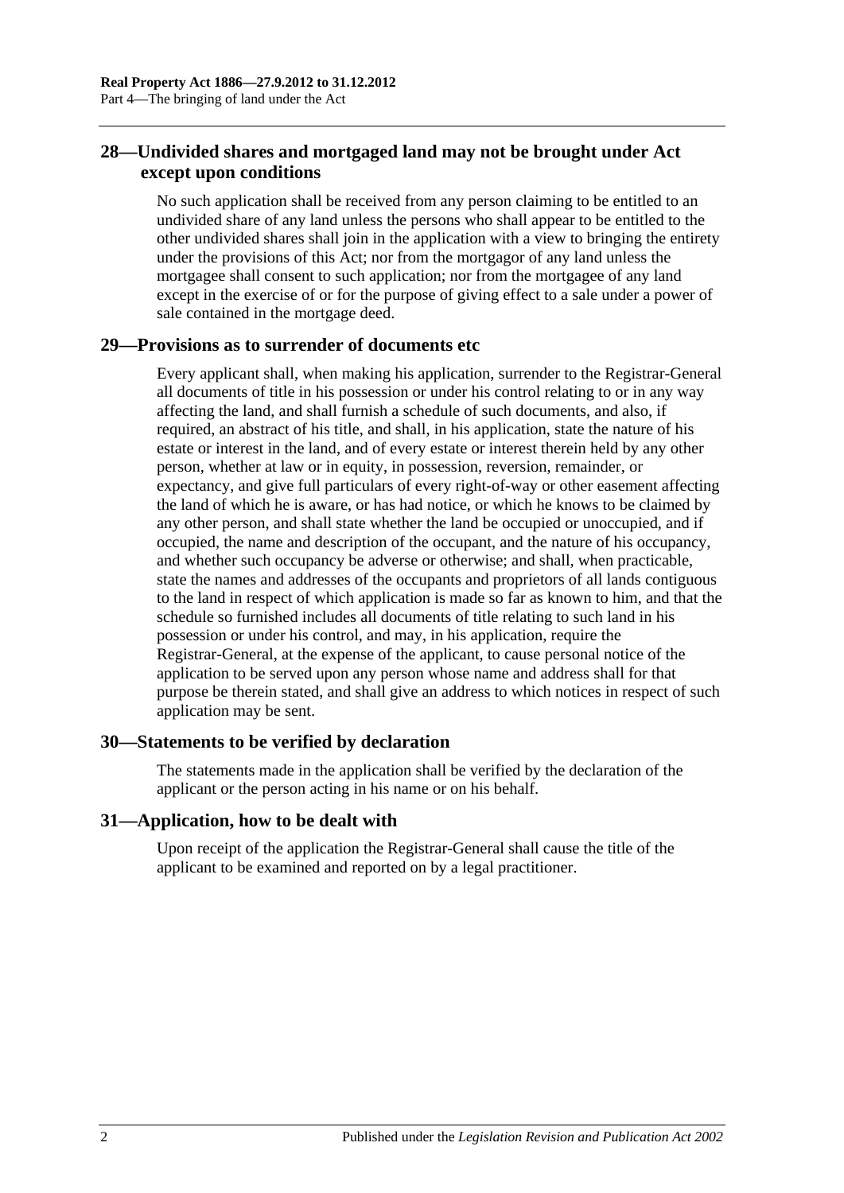## 28—Undivided shares and mortgaged land may not be brought under Act except upon conditions

No such application shall be received from any person claiming to be entitled to an undivided share of any land unless the persons who shall appear to be entitled to the other undivided shares shall join in the application with a view to bringing the entirety under the provisions of this Act; nor from the mortgagor of any land unless the mortgagee shall consent to such application; nor from the mortgagee of any land except in the exercise of or for the purpose of giving effect to a sale under a power of sale contained in the mortgage deed.

## 29—Provisions as to surrender of documents etc

Every applicant shall, when making his application, surrender to the Registrar-General all documents of title in his possession or under his control relating to or in any way affecting the land, and shall furnish a schedule of such documents, and also, if required, an abstract of his title, and shall, in his application, state the nature of his estate or interest in the land, and of every estate or interest therein held by any other person, whether at law or in equity, in possession, reversion, remainder, or expectancy, and give full particulars of every right-of-way or other easement affecting the land of which he is aware, or has had notice, or which he knows to be claimed by any other person, and shall state whether the land be occupied or unoccupied, and if occupied, the name and description of the occupant, and the nature of his occupancy, and whether such occupancy be adverse or otherwise; and shall, when practicable, state the names and addresses of the occupants and proprietors of all lands contiguous to the land in respect of which application is made so far as known to him, and that the schedule so furnished includes all documents of title relating to such land in his possession or under his control, and may, in his application, require the Registrar-General, at the expense of the applicant, to cause personal notice of the application to be served upon any person whose name and address shall for that purpose be therein stated, and shall give an address to which notices in respect of such application may be sent.

## 30—Statements to be verified by declaration

The statements made in the application shall be verified by the declaration of the applicant or the person acting in his name or on his behalf.

## 31—Application, how to be dealt with

Upon receipt of the application the Registrar-General shall cause the title of the applicant to be examined and reported on by a legal practitioner.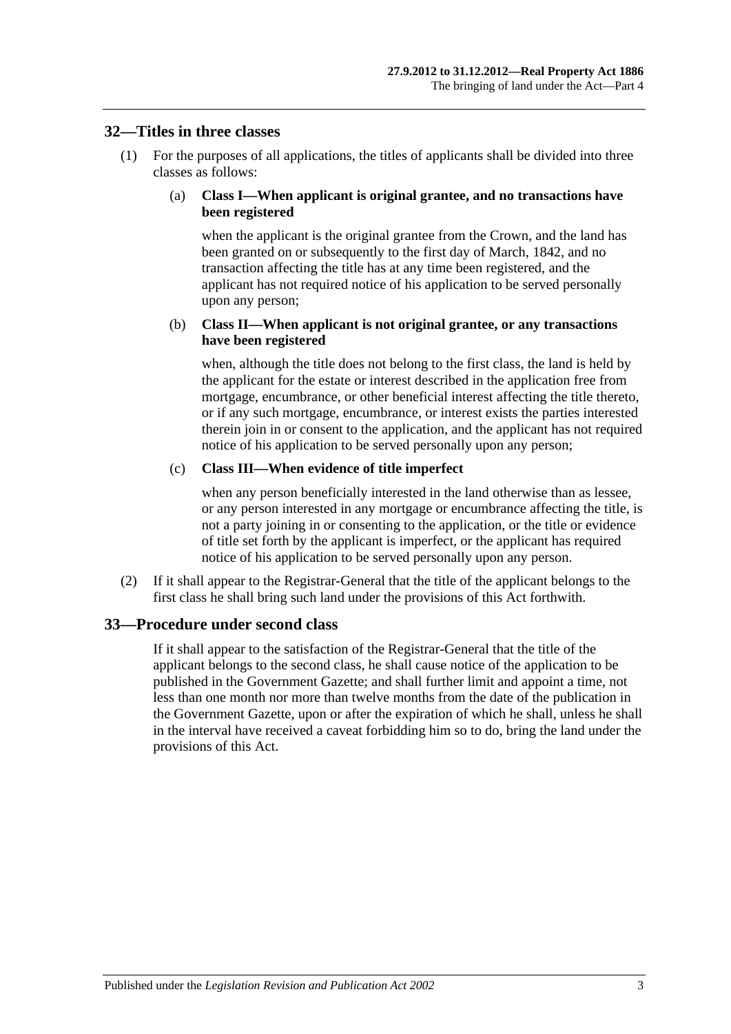## 32—Titles in three classes

(1) For the purposes of all applications, the titles of applicants shall be divided into three classes as follows:

(a) **Class I—When applicant is original grantee, and no transactions have been registered**

when the applicant is the original grantee from the Crown, and the land has been granted on or subsequently to the first day of March, 1842, and no transaction affecting the title has at any time been registered, and the applicant has not required notice of his application to be served personally upon any person;

(b) **Class II—When applicant is not original grantee, or any transactions have been registered**

when, although the title does not belong to the first class, the land is held by the applicant for the estate or interest described in the application free from mortgage, encumbrance, or other beneficial interest affecting the title thereto, or if any such mortgage, encumbrance, or interest exists the parties interested therein join in or consent to the application, and the applicant has not required notice of his application to be served personally upon any person;

(c) **Class III—When evidence of title imperfect**

when any person beneficially interested in the land otherwise than as lessee, or any person interested in any mortgage or encumbrance affecting the title, is not a party joining in or consenting to the application, or the title or evidence of title set forth by the applicant is imperfect, or the applicant has required notice of his application to be served personally upon any person.

(2) If it shall appear to the Registrar-General that the title of the applicant belongs to the first class he shall bring such land under the provisions of this Act forthwith.

## 33—Procedure under second class

If it shall appear to the satisfaction of the Registrar-General that the title of the applicant belongs to the second class, he shall cause notice of the application to be published in the Government Gazette; and shall further limit and appoint a time, not less than one month nor more than twelve months from the date of the publication in the Government Gazette, upon or after the expiration of which he shall, unless he shall in the interval have received a caveat forbidding him so to do, bring the land under the provisions of this Act.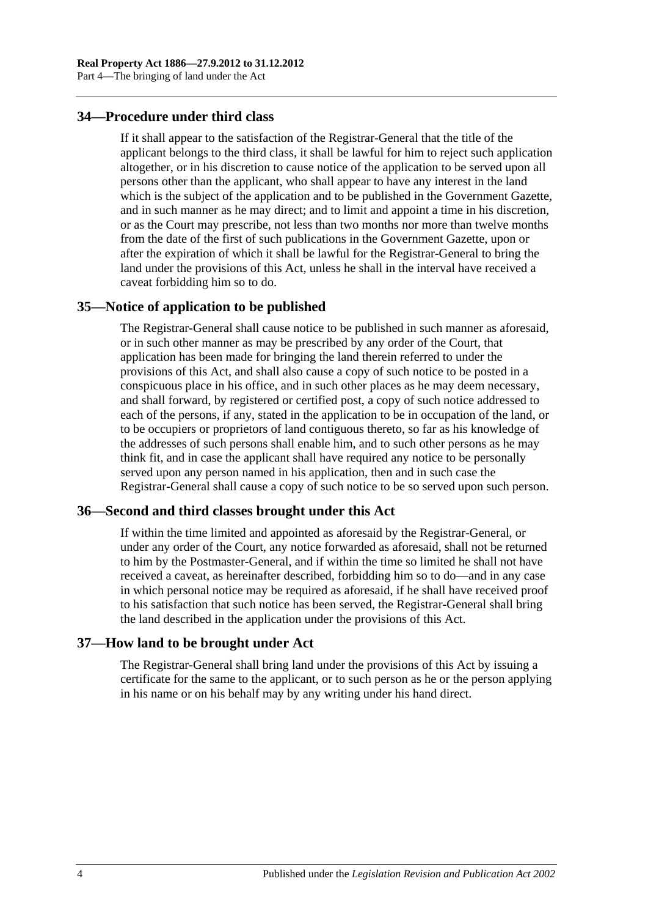## 34—Procedure under third class

If it shall appear to the satisfaction of the Registrar-General that the title of the applicant belongs to the third class, it shall be lawful for him to reject such application altogether, or in his discretion to cause notice of the application to be served upon all persons other than the applicant, who shall appear to have any interest in the land which is the subject of the application and to be published in the Government Gazette, and in such manner as he may direct; and to limit and appoint a time in his discretion, or as the Court may prescribe, not less than two months nor more than twelve months from the date of the first of such publications in the Government Gazette, upon or after the expiration of which it shall be lawful for the Registrar-General to bring the land under the provisions of this Act, unless he shall in the interval have received a caveat forbidding him so to do.

## 35—Notice of application to be published

The Registrar-General shall cause notice to be published in such manner as aforesaid, or in such other manner as may be prescribed by any order of the Court, that application has been made for bringing the land therein referred to under the provisions of this Act, and shall also cause a copy of such notice to be posted in a conspicuous place in his office, and in such other places as he may deem necessary, and shall forward, by registered or certified post, a copy of such notice addressed to each of the persons, if any, stated in the application to be in occupation of the land, or to be occupiers or proprietors of land contiguous thereto, so far as his knowledge of the addresses of such persons shall enable him, and to such other persons as he may think fit, and in case the applicant shall have required any notice to be personally served upon any person named in his application, then and in such case the Registrar-General shall cause a copy of such notice to be so served upon such person.

## 36—Second and third classes brought under this Act

If within the time limited and appointed as aforesaid by the Registrar-General, or under any order of the Court, any notice forwarded as aforesaid, shall not be returned to him by the Postmaster-General, and if within the time so limited he shall not have received a caveat, as hereinafter described, forbidding him so to do—and in any case in which personal notice may be required as aforesaid, if he shall have received proof to his satisfaction that such notice has been served, the Registrar-General shall bring the land described in the application under the provisions of this Act.

## 37—How land to be brought under Act

The Registrar-General shall bring land under the provisions of this Act by issuing a certificate for the same to the applicant, or to such person as he or the person applying in his name or on his behalf may by any writing under his hand direct.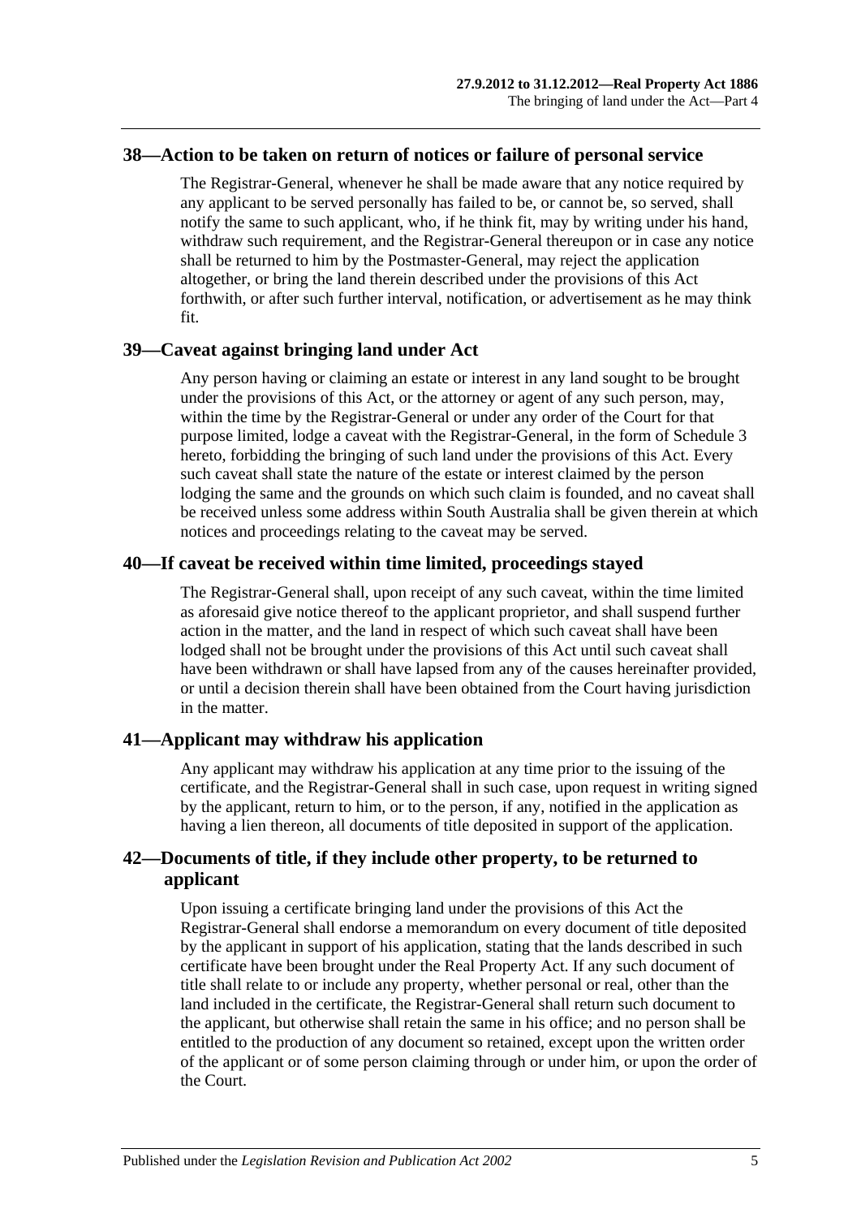## 38—Action to be taken on return of notices or failure of personal service

The Registrar-General, whenever he shall be made aware that any notice required by any applicant to be served personally has failed to be, or cannot be, so served, shall notify the same to such applicant, who, if he think fit, may by writing under his hand, withdraw such requirement, and the Registrar-General thereupon or in case any notice shall be returned to him by the Postmaster-General, may reject the application altogether, or bring the land therein described under the provisions of this Act forthwith, or after such further interval, notification, or advertisement as he may think fit.

## 39—Caveat against bringing land under Act

Any person having or claiming an estate or interest in any land sought to be brought under the provisions of this Act, or the attorney or agent of any such person, may, within the time by the Registrar-General or under any order of the Court for that purpose limited, lodge a caveat with the Registrar-General, in the form of Schedule 3 hereto, forbidding the bringing of such land under the provisions of this Act. Every such caveat shall state the nature of the estate or interest claimed by the person lodging the same and the grounds on which such claim is founded, and no caveat shall be received unless some address within South Australia shall be given therein at which notices and proceedings relating to the caveat may be served.

## 40—If caveat be received within time limited, proceedings stayed

The Registrar-General shall, upon receipt of any such caveat, within the time limited as aforesaid give notice thereof to the applicant proprietor, and shall suspend further action in the matter, and the land in respect of which such caveat shall have been lodged shall not be brought under the provisions of this Act until such caveat shall have been withdrawn or shall have lapsed from any of the causes hereinafter provided, or until a decision therein shall have been obtained from the Court having jurisdiction in the matter.

## 41—Applicant may withdraw his application

Any applicant may withdraw his application at any time prior to the issuing of the certificate, and the Registrar-General shall in such case, upon request in writing signed by the applicant, return to him, or to the person, if any, notified in the application as having a lien thereon, all documents of title deposited in support of the application.

## 42—Documents of title, if they include other property, to be returned to applicant

Upon issuing a certificate bringing land under the provisions of this Act the Registrar-General shall endorse a memorandum on every document of title deposited by the applicant in support of his application, stating that the lands described in such certificate have been brought under the Real Property Act. If any such document of title shall relate to or include any property, whether personal or real, other than the land included in the certificate, the Registrar-General shall return such document to the applicant, but otherwise shall retain the same in his office; and no person shall be entitled to the production of any document so retained, except upon the written order of the applicant or of some person claiming through or under him, or upon the order of the Court.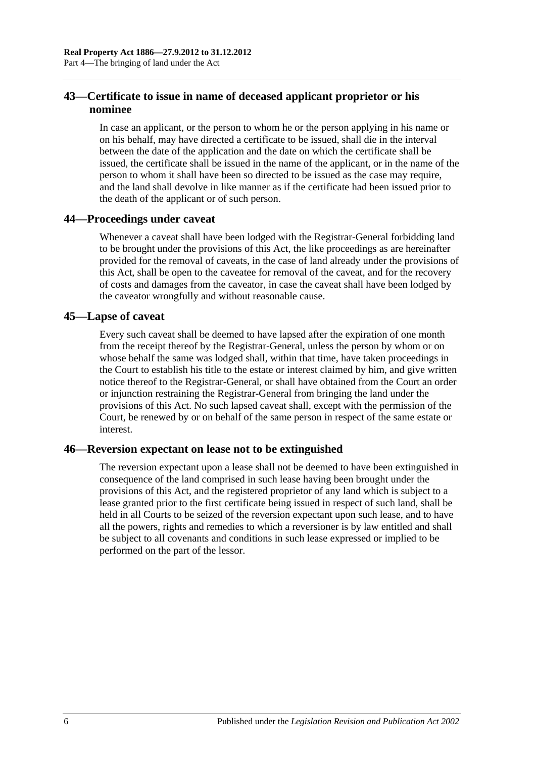## 43—Certificate to issue in name of deceased applicant proprietor or his nominee

In case an applicant, or the person to whom he or the person applying in his name or on his behalf, may have directed a certificate to be issued, shall die in the interval between the date of the application and the date on which the certificate shall be issued, the certificate shall be issued in the name of the applicant, or in the name of the person to whom it shall have been so directed to be issued as the case may require, and the land shall devolve in like manner as if the certificate had been issued prior to the death of the applicant or of such person.

## 44—Proceedings under caveat

Whenever a caveat shall have been lodged with the Registrar-General forbidding land to be brought under the provisions of this Act, the like proceedings as are hereinafter provided for the removal of caveats, in the case of land already under the provisions of this Act, shall be open to the caveatee for removal of the caveat, and for the recovery of costs and damages from the caveator, in case the caveat shall have been lodged by the caveator wrongfully and without reasonable cause.

## 45—Lapse of caveat

Every such caveat shall be deemed to have lapsed after the expiration of one month from the receipt thereof by the Registrar-General, unless the person by whom or on whose behalf the same was lodged shall, within that time, have taken proceedings in the Court to establish his title to the estate or interest claimed by him, and give written notice thereof to the Registrar-General, or shall have obtained from the Court an order or injunction restraining the Registrar-General from bringing the land under the provisions of this Act. No such lapsed caveat shall, except with the permission of the Court, be renewed by or on behalf of the same person in respect of the same estate or interest.

## 46—Reversion expectant on lease not to be extinguished

The reversion expectant upon a lease shall not be deemed to have been extinguished in consequence of the land comprised in such lease having been brought under the provisions of this Act, and the registered proprietor of any land which is subject to a lease granted prior to the first certificate being issued in respect of such land, shall be held in all Courts to be seized of the reversion expectant upon such lease, and to have all the powers, rights and remedies to which a reversioner is by law entitled and shall be subject to all covenants and conditions in such lease expressed or implied to be performed on the part of the lessor.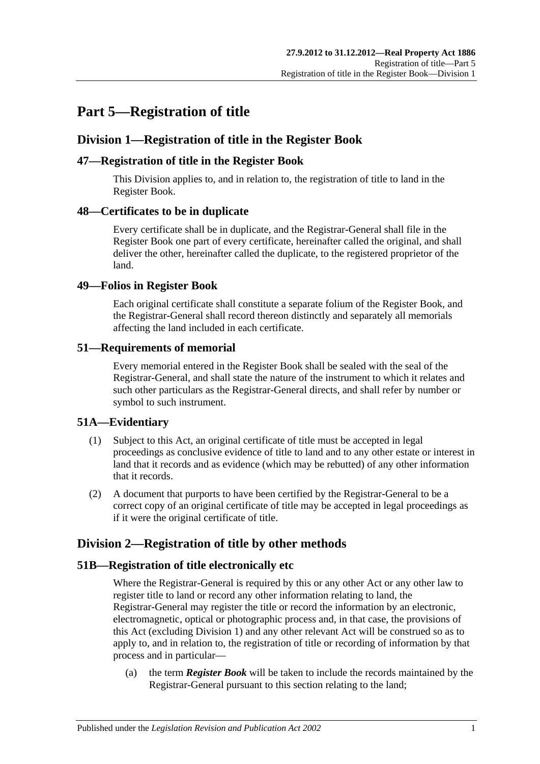# Part 5—Registration of title

## Division 1—Registration of title in the Register Book

### 47—Registration of title in the Register Book

This Division applies to, and in relation to, the registration of title to land in the Register Book.

### 48—Certificates to be in duplicate

Every certificate shall be in duplicate, and the Registrar-General shall file in the Register Book one part of every certificate, hereinafter called the original, and shall deliver the other, hereinafter called the duplicate, to the registered proprietor of the land.

### 49—Folios in Register Book

Each original certificate shall constitute a separate folium of the Register Book, and the Registrar-General shall record thereon distinctly and separately all memorials affecting the land included in each certificate.

### 51—Requirements of memorial

Every memorial entered in the Register Book shall be sealed with the seal of the Registrar-General, and shall state the nature of the instrument to which it relates and such other particulars as the Registrar-General directs, and shall refer by number or symbol to such instrument.

### 51A—Evidentiary

(1) Subject to this Act, an original certificate of title must be accepted in legal proceedings as conclusive evidence of title to land and to any other estate or interest in land that it records and as evidence (which may be rebutted) of any other information that it records.

(2) A document that purports to have been certified by the Registrar-General to be a correct copy of an original certificate of title may be accepted in legal proceedings as if it were the original certificate of title.

## Division 2—Registration of title by other methods

### 51B—Registration of title electronically etc

Where the Registrar-General is required by this or any other Act or any other law to register title to land or record any other information relating to land, the Registrar-General may register the title or record the information by an electronic, electromagnetic, optical or photographic process and, in that case, the provisions of this Act (excluding Division 1) and any other relevant Act will be construed so as to apply to, and in relation to, the registration of title or recording of information by that process and in particular—

(a) the term ***Register Book*** will be taken to include the records maintained by the Registrar-General pursuant to this section relating to the land;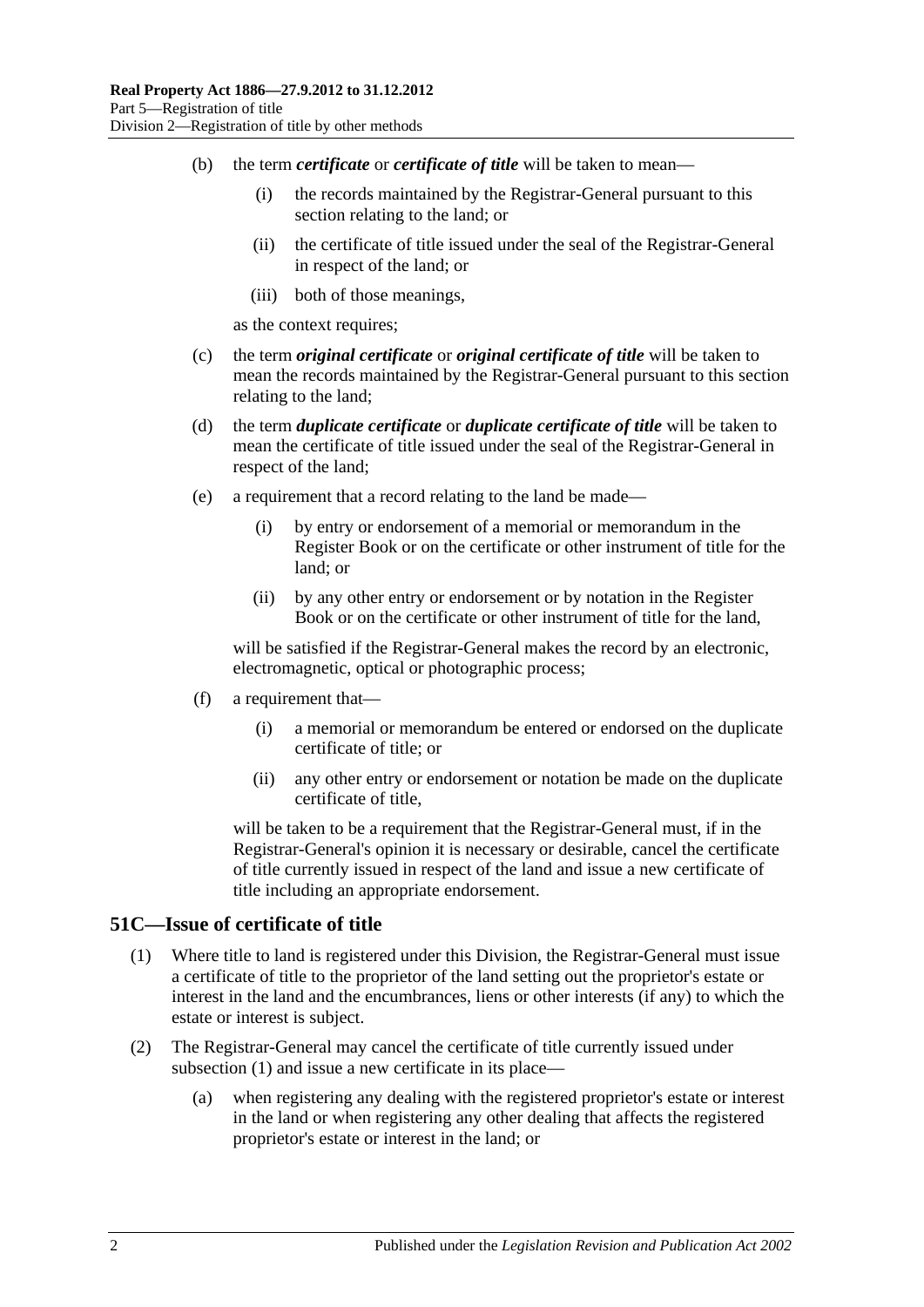(b) the term ***certificate*** or ***certificate of title*** will be taken to mean—

(i) the records maintained by the Registrar-General pursuant to this section relating to the land; or

(ii) the certificate of title issued under the seal of the Registrar-General in respect of the land; or

(iii) both of those meanings,

as the context requires;

(c) the term ***original certificate*** or ***original certificate of title*** will be taken to mean the records maintained by the Registrar-General pursuant to this section relating to the land;

(d) the term ***duplicate certificate*** or ***duplicate certificate of title*** will be taken to mean the certificate of title issued under the seal of the Registrar-General in respect of the land;

(e) a requirement that a record relating to the land be made—

(i) by entry or endorsement of a memorial or memorandum in the Register Book or on the certificate or other instrument of title for the land; or

(ii) by any other entry or endorsement or by notation in the Register Book or on the certificate or other instrument of title for the land,

will be satisfied if the Registrar-General makes the record by an electronic, electromagnetic, optical or photographic process;

(f) a requirement that—

(i) a memorial or memorandum be entered or endorsed on the duplicate certificate of title; or

(ii) any other entry or endorsement or notation be made on the duplicate certificate of title,

will be taken to be a requirement that the Registrar-General must, if in the Registrar-General's opinion it is necessary or desirable, cancel the certificate of title currently issued in respect of the land and issue a new certificate of title including an appropriate endorsement.

## 51C—Issue of certificate of title

(1) Where title to land is registered under this Division, the Registrar-General must issue a certificate of title to the proprietor of the land setting out the proprietor's estate or interest in the land and the encumbrances, liens or other interests (if any) to which the estate or interest is subject.

(2) The Registrar-General may cancel the certificate of title currently issued under subsection (1) and issue a new certificate in its place—

(a) when registering any dealing with the registered proprietor's estate or interest in the land or when registering any other dealing that affects the registered proprietor's estate or interest in the land; or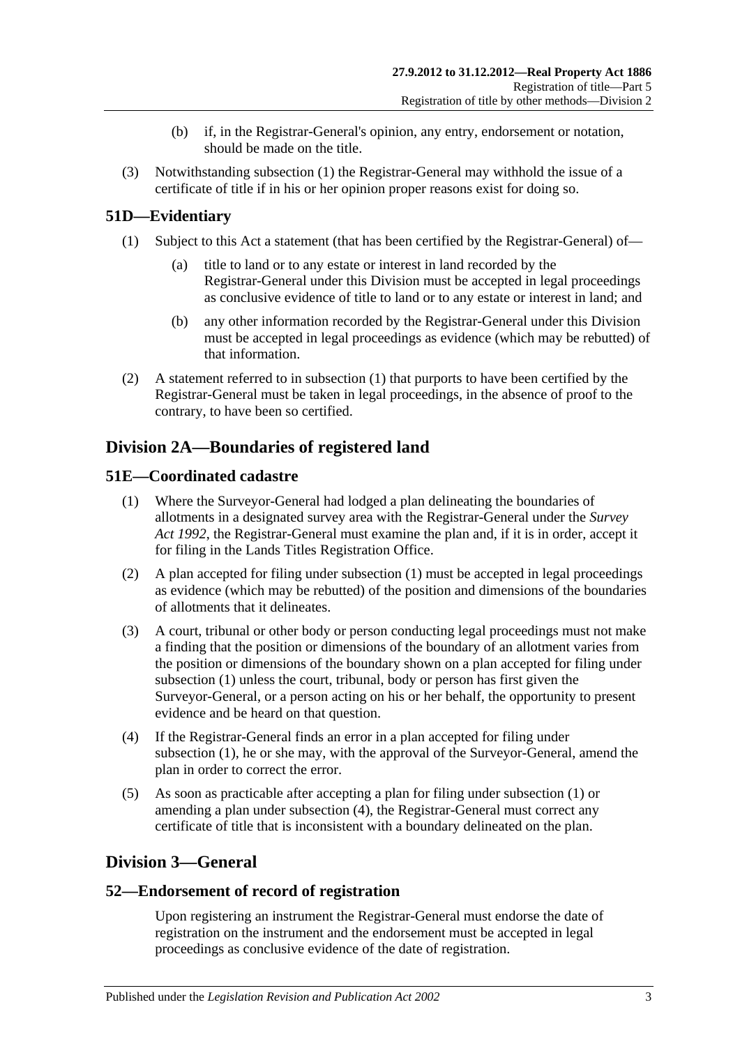(b) if, in the Registrar-General's opinion, any entry, endorsement or notation, should be made on the title.

(3) Notwithstanding subsection (1) the Registrar-General may withhold the issue of a certificate of title if in his or her opinion proper reasons exist for doing so.

## 51D—Evidentiary

(1) Subject to this Act a statement (that has been certified by the Registrar-General) of—

(a) title to land or to any estate or interest in land recorded by the Registrar-General under this Division must be accepted in legal proceedings as conclusive evidence of title to land or to any estate or interest in land; and

(b) any other information recorded by the Registrar-General under this Division must be accepted in legal proceedings as evidence (which may be rebutted) of that information.

(2) A statement referred to in subsection (1) that purports to have been certified by the Registrar-General must be taken in legal proceedings, in the absence of proof to the contrary, to have been so certified.

# Division 2A—Boundaries of registered land

## 51E—Coordinated cadastre

(1) Where the Surveyor-General had lodged a plan delineating the boundaries of allotments in a designated survey area with the Registrar-General under the *Survey Act 1992*, the Registrar-General must examine the plan and, if it is in order, accept it for filing in the Lands Titles Registration Office.

(2) A plan accepted for filing under subsection (1) must be accepted in legal proceedings as evidence (which may be rebutted) of the position and dimensions of the boundaries of allotments that it delineates.

(3) A court, tribunal or other body or person conducting legal proceedings must not make a finding that the position or dimensions of the boundary of an allotment varies from the position or dimensions of the boundary shown on a plan accepted for filing under subsection (1) unless the court, tribunal, body or person has first given the Surveyor-General, or a person acting on his or her behalf, the opportunity to present evidence and be heard on that question.

(4) If the Registrar-General finds an error in a plan accepted for filing under subsection (1), he or she may, with the approval of the Surveyor-General, amend the plan in order to correct the error.

(5) As soon as practicable after accepting a plan for filing under subsection (1) or amending a plan under subsection (4), the Registrar-General must correct any certificate of title that is inconsistent with a boundary delineated on the plan.

# Division 3—General

## 52—Endorsement of record of registration

Upon registering an instrument the Registrar-General must endorse the date of registration on the instrument and the endorsement must be accepted in legal proceedings as conclusive evidence of the date of registration.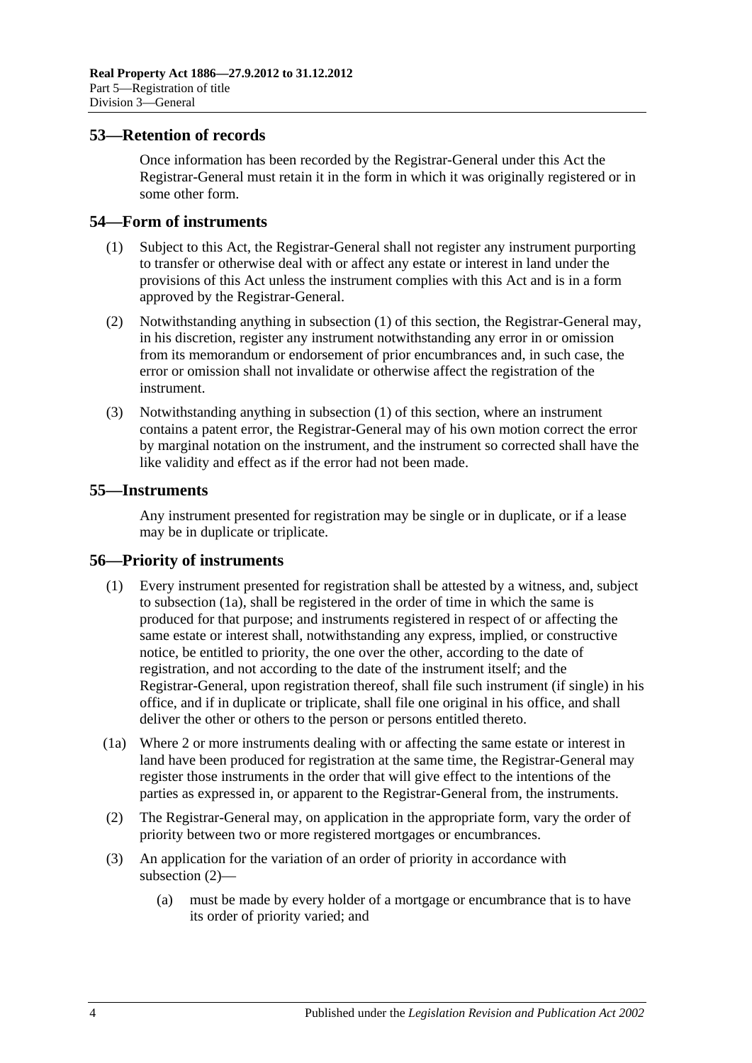## 53—Retention of records

Once information has been recorded by the Registrar-General under this Act the Registrar-General must retain it in the form in which it was originally registered or in some other form.

## 54—Form of instruments

(1) Subject to this Act, the Registrar-General shall not register any instrument purporting to transfer or otherwise deal with or affect any estate or interest in land under the provisions of this Act unless the instrument complies with this Act and is in a form approved by the Registrar-General.

(2) Notwithstanding anything in subsection (1) of this section, the Registrar-General may, in his discretion, register any instrument notwithstanding any error in or omission from its memorandum or endorsement of prior encumbrances and, in such case, the error or omission shall not invalidate or otherwise affect the registration of the instrument.

(3) Notwithstanding anything in subsection (1) of this section, where an instrument contains a patent error, the Registrar-General may of his own motion correct the error by marginal notation on the instrument, and the instrument so corrected shall have the like validity and effect as if the error had not been made.

## 55—Instruments

Any instrument presented for registration may be single or in duplicate, or if a lease may be in duplicate or triplicate.

## 56—Priority of instruments

(1) Every instrument presented for registration shall be attested by a witness, and, subject to subsection (1a), shall be registered in the order of time in which the same is produced for that purpose; and instruments registered in respect of or affecting the same estate or interest shall, notwithstanding any express, implied, or constructive notice, be entitled to priority, the one over the other, according to the date of registration, and not according to the date of the instrument itself; and the Registrar-General, upon registration thereof, shall file such instrument (if single) in his office, and if in duplicate or triplicate, shall file one original in his office, and shall deliver the other or others to the person or persons entitled thereto.

(1a) Where 2 or more instruments dealing with or affecting the same estate or interest in land have been produced for registration at the same time, the Registrar-General may register those instruments in the order that will give effect to the intentions of the parties as expressed in, or apparent to the Registrar-General from, the instruments.

(2) The Registrar-General may, on application in the appropriate form, vary the order of priority between two or more registered mortgages or encumbrances.

(3) An application for the variation of an order of priority in accordance with subsection (2)—

(a) must be made by every holder of a mortgage or encumbrance that is to have its order of priority varied; and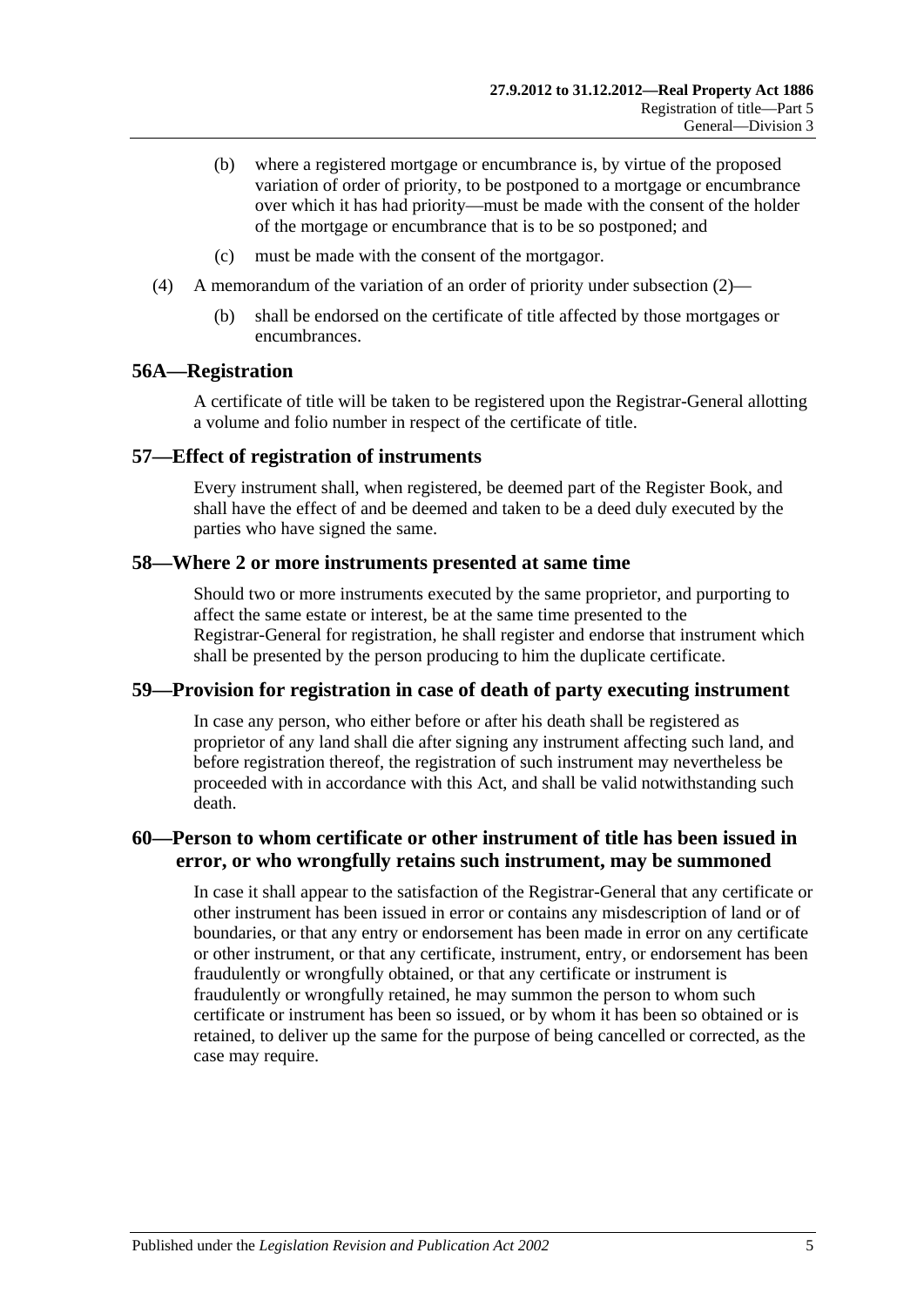(b) where a registered mortgage or encumbrance is, by virtue of the proposed variation of order of priority, to be postponed to a mortgage or encumbrance over which it has had priority—must be made with the consent of the holder of the mortgage or encumbrance that is to be so postponed; and

(c) must be made with the consent of the mortgagor.

(4) A memorandum of the variation of an order of priority under subsection (2)—

(b) shall be endorsed on the certificate of title affected by those mortgages or encumbrances.

## 56A—Registration

A certificate of title will be taken to be registered upon the Registrar-General allotting a volume and folio number in respect of the certificate of title.

## 57—Effect of registration of instruments

Every instrument shall, when registered, be deemed part of the Register Book, and shall have the effect of and be deemed and taken to be a deed duly executed by the parties who have signed the same.

## 58—Where 2 or more instruments presented at same time

Should two or more instruments executed by the same proprietor, and purporting to affect the same estate or interest, be at the same time presented to the Registrar-General for registration, he shall register and endorse that instrument which shall be presented by the person producing to him the duplicate certificate.

## 59—Provision for registration in case of death of party executing instrument

In case any person, who either before or after his death shall be registered as proprietor of any land shall die after signing any instrument affecting such land, and before registration thereof, the registration of such instrument may nevertheless be proceeded with in accordance with this Act, and shall be valid notwithstanding such death.

## 60—Person to whom certificate or other instrument of title has been issued in error, or who wrongfully retains such instrument, may be summoned

In case it shall appear to the satisfaction of the Registrar-General that any certificate or other instrument has been issued in error or contains any misdescription of land or of boundaries, or that any entry or endorsement has been made in error on any certificate or other instrument, or that any certificate, instrument, entry, or endorsement has been fraudulently or wrongfully obtained, or that any certificate or instrument is fraudulently or wrongfully retained, he may summon the person to whom such certificate or instrument has been so issued, or by whom it has been so obtained or is retained, to deliver up the same for the purpose of being cancelled or corrected, as the case may require.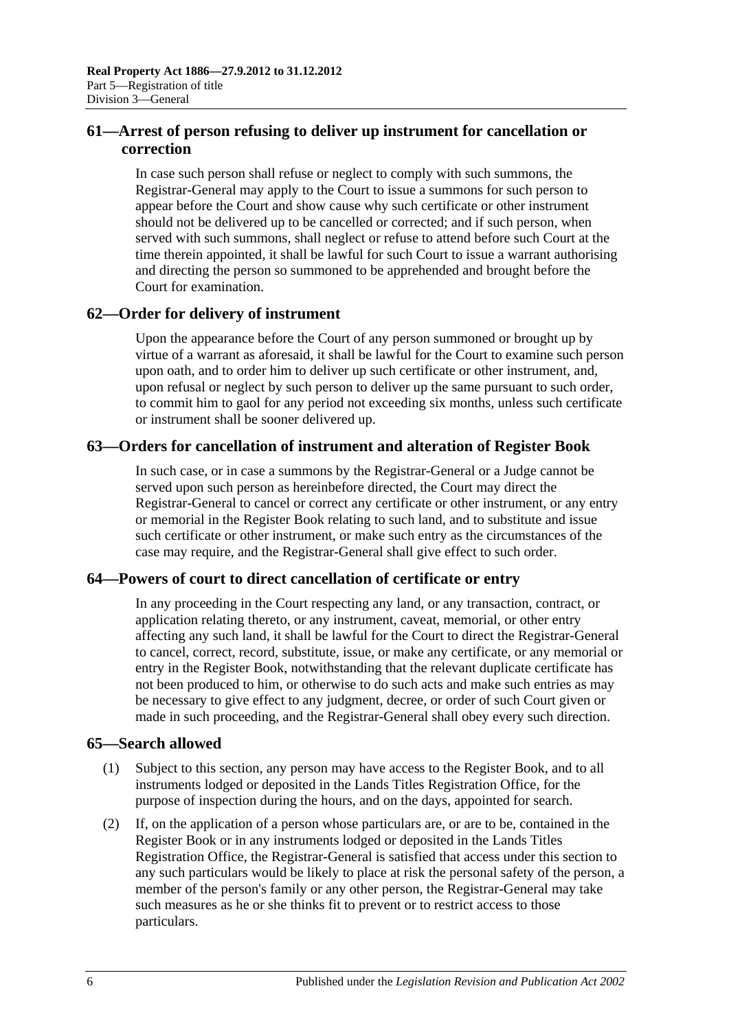## 61—Arrest of person refusing to deliver up instrument for cancellation or correction

In case such person shall refuse or neglect to comply with such summons, the Registrar-General may apply to the Court to issue a summons for such person to appear before the Court and show cause why such certificate or other instrument should not be delivered up to be cancelled or corrected; and if such person, when served with such summons, shall neglect or refuse to attend before such Court at the time therein appointed, it shall be lawful for such Court to issue a warrant authorising and directing the person so summoned to be apprehended and brought before the Court for examination.

## 62—Order for delivery of instrument

Upon the appearance before the Court of any person summoned or brought up by virtue of a warrant as aforesaid, it shall be lawful for the Court to examine such person upon oath, and to order him to deliver up such certificate or other instrument, and, upon refusal or neglect by such person to deliver up the same pursuant to such order, to commit him to gaol for any period not exceeding six months, unless such certificate or instrument shall be sooner delivered up.

## 63—Orders for cancellation of instrument and alteration of Register Book

In such case, or in case a summons by the Registrar-General or a Judge cannot be served upon such person as hereinbefore directed, the Court may direct the Registrar-General to cancel or correct any certificate or other instrument, or any entry or memorial in the Register Book relating to such land, and to substitute and issue such certificate or other instrument, or make such entry as the circumstances of the case may require, and the Registrar-General shall give effect to such order.

## 64—Powers of court to direct cancellation of certificate or entry

In any proceeding in the Court respecting any land, or any transaction, contract, or application relating thereto, or any instrument, caveat, memorial, or other entry affecting any such land, it shall be lawful for the Court to direct the Registrar-General to cancel, correct, record, substitute, issue, or make any certificate, or any memorial or entry in the Register Book, notwithstanding that the relevant duplicate certificate has not been produced to him, or otherwise to do such acts and make such entries as may be necessary to give effect to any judgment, decree, or order of such Court given or made in such proceeding, and the Registrar-General shall obey every such direction.

## 65—Search allowed

(1) Subject to this section, any person may have access to the Register Book, and to all instruments lodged or deposited in the Lands Titles Registration Office, for the purpose of inspection during the hours, and on the days, appointed for search.

(2) If, on the application of a person whose particulars are, or are to be, contained in the Register Book or in any instruments lodged or deposited in the Lands Titles Registration Office, the Registrar-General is satisfied that access under this section to any such particulars would be likely to place at risk the personal safety of the person, a member of the person's family or any other person, the Registrar-General may take such measures as he or she thinks fit to prevent or to restrict access to those particulars.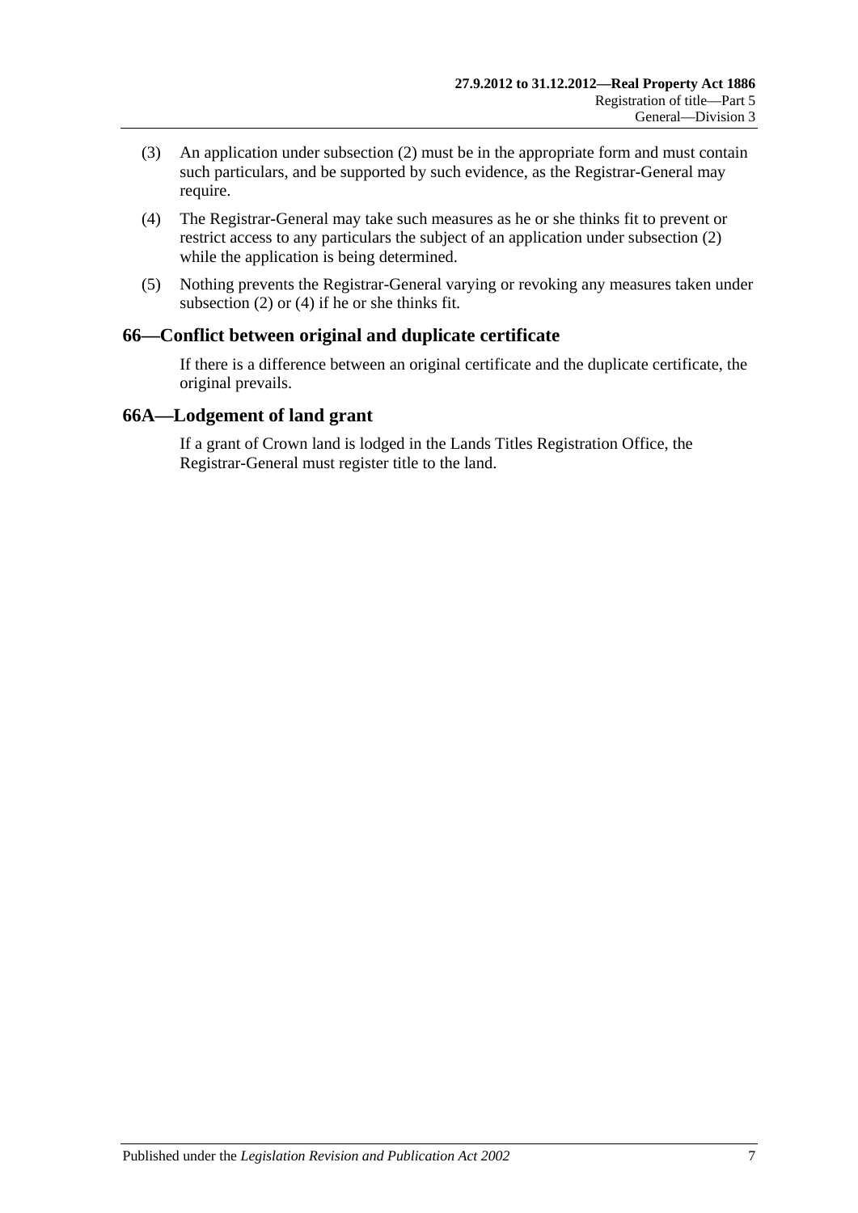(3) An application under subsection (2) must be in the appropriate form and must contain such particulars, and be supported by such evidence, as the Registrar-General may require.

(4) The Registrar-General may take such measures as he or she thinks fit to prevent or restrict access to any particulars the subject of an application under subsection (2) while the application is being determined.

(5) Nothing prevents the Registrar-General varying or revoking any measures taken under subsection (2) or (4) if he or she thinks fit.

## 66—Conflict between original and duplicate certificate

If there is a difference between an original certificate and the duplicate certificate, the original prevails.

## 66A—Lodgement of land grant

If a grant of Crown land is lodged in the Lands Titles Registration Office, the Registrar-General must register title to the land.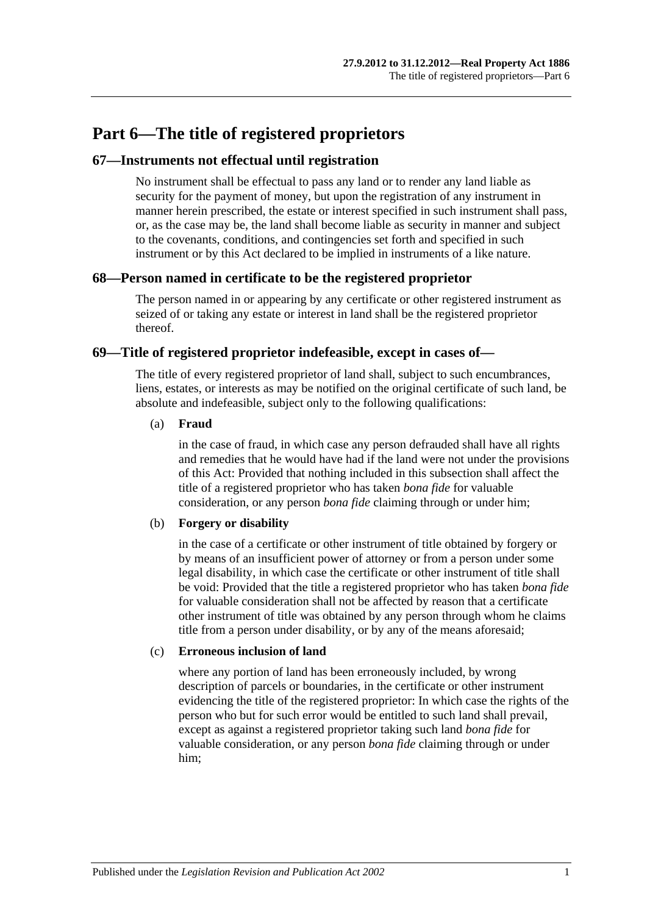# Part 6—The title of registered proprietors

## 67—Instruments not effectual until registration

No instrument shall be effectual to pass any land or to render any land liable as security for the payment of money, but upon the registration of any instrument in manner herein prescribed, the estate or interest specified in such instrument shall pass, or, as the case may be, the land shall become liable as security in manner and subject to the covenants, conditions, and contingencies set forth and specified in such instrument or by this Act declared to be implied in instruments of a like nature.

## 68—Person named in certificate to be the registered proprietor

The person named in or appearing by any certificate or other registered instrument as seized of or taking any estate or interest in land shall be the registered proprietor thereof.

## 69—Title of registered proprietor indefeasible, except in cases of—

The title of every registered proprietor of land shall, subject to such encumbrances, liens, estates, or interests as may be notified on the original certificate of such land, be absolute and indefeasible, subject only to the following qualifications:

(a) **Fraud**

in the case of fraud, in which case any person defrauded shall have all rights and remedies that he would have had if the land were not under the provisions of this Act: Provided that nothing included in this subsection shall affect the title of a registered proprietor who has taken *bona fide* for valuable consideration, or any person *bona fide* claiming through or under him;

(b) **Forgery or disability**

in the case of a certificate or other instrument of title obtained by forgery or by means of an insufficient power of attorney or from a person under some legal disability, in which case the certificate or other instrument of title shall be void: Provided that the title a registered proprietor who has taken *bona fide* for valuable consideration shall not be affected by reason that a certificate other instrument of title was obtained by any person through whom he claims title from a person under disability, or by any of the means aforesaid;

(c) **Erroneous inclusion of land**

where any portion of land has been erroneously included, by wrong description of parcels or boundaries, in the certificate or other instrument evidencing the title of the registered proprietor: In which case the rights of the person who but for such error would be entitled to such land shall prevail, except as against a registered proprietor taking such land *bona fide* for valuable consideration, or any person *bona fide* claiming through or under him;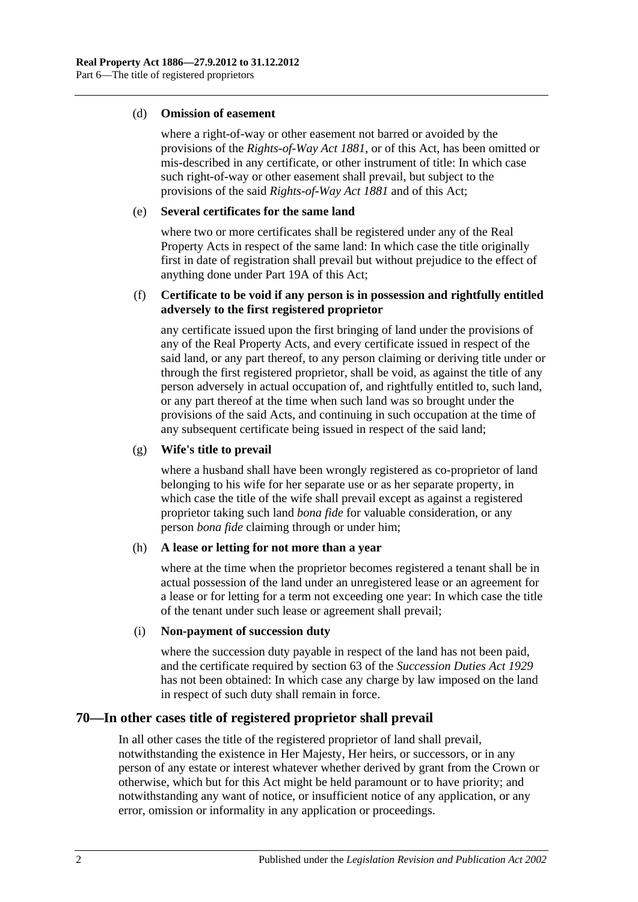(d) **Omission of easement**

where a right-of-way or other easement not barred or avoided by the provisions of the *Rights-of-Way Act 1881*, or of this Act, has been omitted or mis-described in any certificate, or other instrument of title: In which case such right-of-way or other easement shall prevail, but subject to the provisions of the said *Rights-of-Way Act 1881* and of this Act;

(e) **Several certificates for the same land**

where two or more certificates shall be registered under any of the Real Property Acts in respect of the same land: In which case the title originally first in date of registration shall prevail but without prejudice to the effect of anything done under Part 19A of this Act;

(f) **Certificate to be void if any person is in possession and rightfully entitled adversely to the first registered proprietor**

any certificate issued upon the first bringing of land under the provisions of any of the Real Property Acts, and every certificate issued in respect of the said land, or any part thereof, to any person claiming or deriving title under or through the first registered proprietor, shall be void, as against the title of any person adversely in actual occupation of, and rightfully entitled to, such land, or any part thereof at the time when such land was so brought under the provisions of the said Acts, and continuing in such occupation at the time of any subsequent certificate being issued in respect of the said land;

(g) **Wife's title to prevail**

where a husband shall have been wrongly registered as co-proprietor of land belonging to his wife for her separate use or as her separate property, in which case the title of the wife shall prevail except as against a registered proprietor taking such land *bona fide* for valuable consideration, or any person *bona fide* claiming through or under him;

(h) **A lease or letting for not more than a year**

where at the time when the proprietor becomes registered a tenant shall be in actual possession of the land under an unregistered lease or an agreement for a lease or for letting for a term not exceeding one year: In which case the title of the tenant under such lease or agreement shall prevail;

(i) **Non-payment of succession duty**

where the succession duty payable in respect of the land has not been paid, and the certificate required by section 63 of the *Succession Duties Act 1929* has not been obtained: In which case any charge by law imposed on the land in respect of such duty shall remain in force.

## 70—In other cases title of registered proprietor shall prevail

In all other cases the title of the registered proprietor of land shall prevail, notwithstanding the existence in Her Majesty, Her heirs, or successors, or in any person of any estate or interest whatever whether derived by grant from the Crown or otherwise, which but for this Act might be held paramount or to have priority; and notwithstanding any want of notice, or insufficient notice of any application, or any error, omission or informality in any application or proceedings.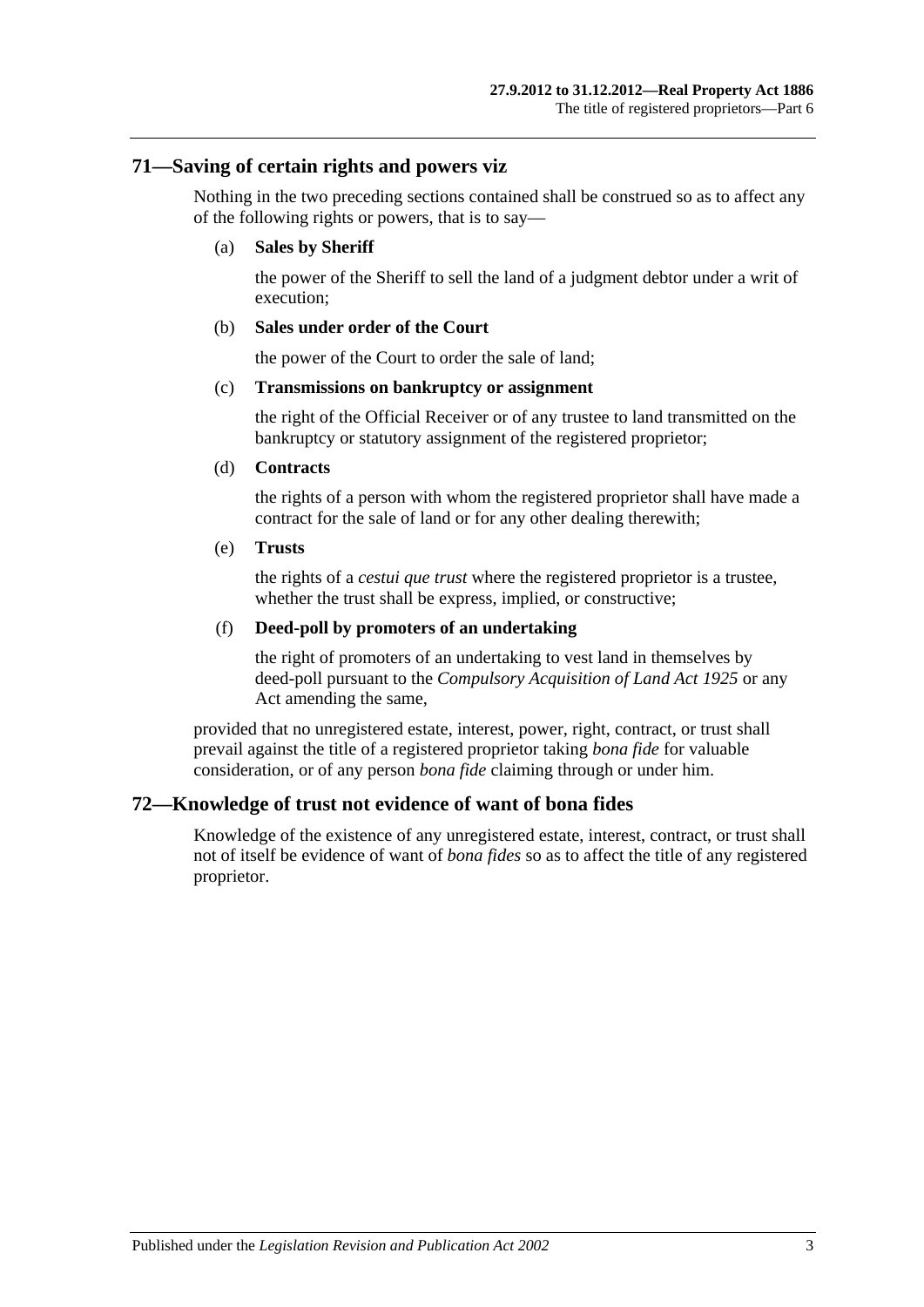## 71—Saving of certain rights and powers viz

Nothing in the two preceding sections contained shall be construed so as to affect any of the following rights or powers, that is to say—

(a) **Sales by Sheriff**

the power of the Sheriff to sell the land of a judgment debtor under a writ of execution;

(b) **Sales under order of the Court**

the power of the Court to order the sale of land;

(c) **Transmissions on bankruptcy or assignment**

the right of the Official Receiver or of any trustee to land transmitted on the bankruptcy or statutory assignment of the registered proprietor;

(d) **Contracts**

the rights of a person with whom the registered proprietor shall have made a contract for the sale of land or for any other dealing therewith;

(e) **Trusts**

the rights of a *cestui que trust* where the registered proprietor is a trustee, whether the trust shall be express, implied, or constructive;

(f) **Deed-poll by promoters of an undertaking**

the right of promoters of an undertaking to vest land in themselves by deed-poll pursuant to the *Compulsory Acquisition of Land Act 1925* or any Act amending the same,

provided that no unregistered estate, interest, power, right, contract, or trust shall prevail against the title of a registered proprietor taking *bona fide* for valuable consideration, or of any person *bona fide* claiming through or under him.

## 72—Knowledge of trust not evidence of want of bona fides

Knowledge of the existence of any unregistered estate, interest, contract, or trust shall not of itself be evidence of want of *bona fides* so as to affect the title of any registered proprietor.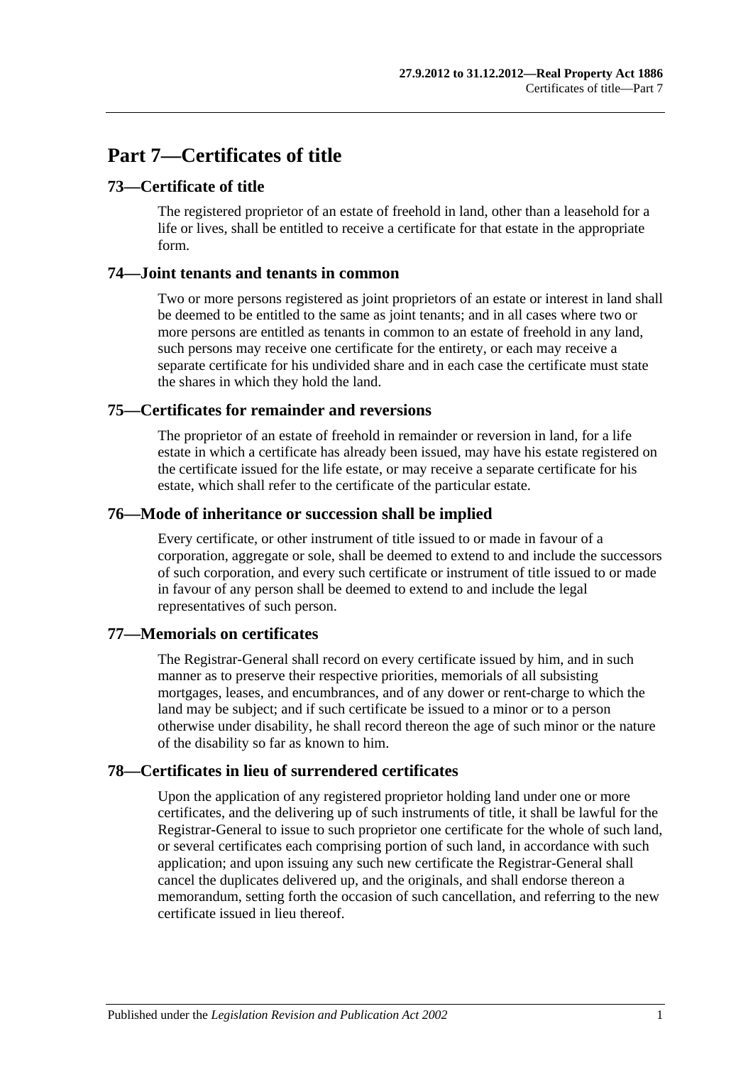# Part 7—Certificates of title

## 73—Certificate of title

The registered proprietor of an estate of freehold in land, other than a leasehold for a life or lives, shall be entitled to receive a certificate for that estate in the appropriate form.

## 74—Joint tenants and tenants in common

Two or more persons registered as joint proprietors of an estate or interest in land shall be deemed to be entitled to the same as joint tenants; and in all cases where two or more persons are entitled as tenants in common to an estate of freehold in any land, such persons may receive one certificate for the entirety, or each may receive a separate certificate for his undivided share and in each case the certificate must state the shares in which they hold the land.

## 75—Certificates for remainder and reversions

The proprietor of an estate of freehold in remainder or reversion in land, for a life estate in which a certificate has already been issued, may have his estate registered on the certificate issued for the life estate, or may receive a separate certificate for his estate, which shall refer to the certificate of the particular estate.

## 76—Mode of inheritance or succession shall be implied

Every certificate, or other instrument of title issued to or made in favour of a corporation, aggregate or sole, shall be deemed to extend to and include the successors of such corporation, and every such certificate or instrument of title issued to or made in favour of any person shall be deemed to extend to and include the legal representatives of such person.

## 77—Memorials on certificates

The Registrar-General shall record on every certificate issued by him, and in such manner as to preserve their respective priorities, memorials of all subsisting mortgages, leases, and encumbrances, and of any dower or rent-charge to which the land may be subject; and if such certificate be issued to a minor or to a person otherwise under disability, he shall record thereon the age of such minor or the nature of the disability so far as known to him.

## 78—Certificates in lieu of surrendered certificates

Upon the application of any registered proprietor holding land under one or more certificates, and the delivering up of such instruments of title, it shall be lawful for the Registrar-General to issue to such proprietor one certificate for the whole of such land, or several certificates each comprising portion of such land, in accordance with such application; and upon issuing any such new certificate the Registrar-General shall cancel the duplicates delivered up, and the originals, and shall endorse thereon a memorandum, setting forth the occasion of such cancellation, and referring to the new certificate issued in lieu thereof.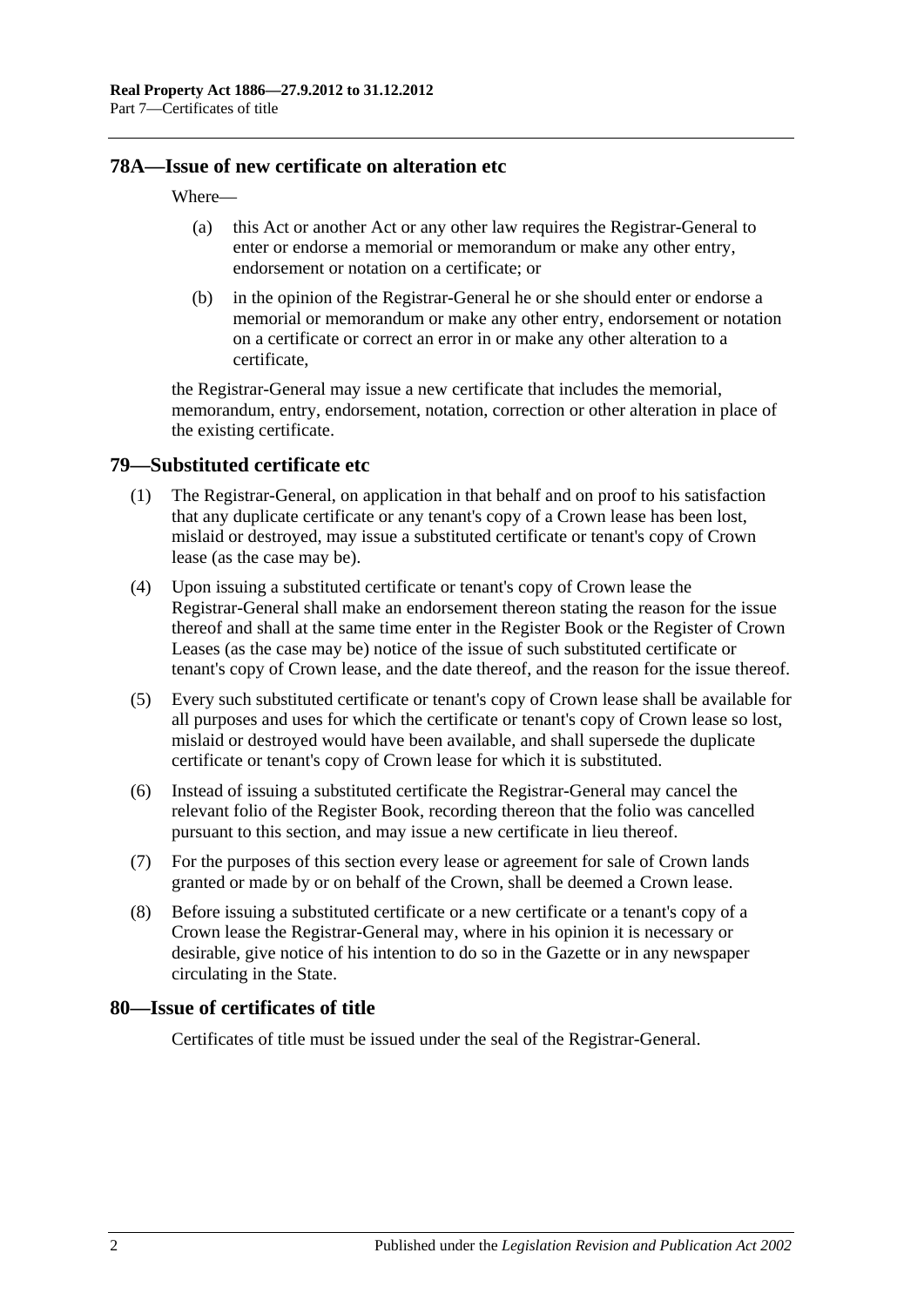## 78A—Issue of new certificate on alteration etc

Where—

(a) this Act or another Act or any other law requires the Registrar-General to enter or endorse a memorial or memorandum or make any other entry, endorsement or notation on a certificate; or

(b) in the opinion of the Registrar-General he or she should enter or endorse a memorial or memorandum or make any other entry, endorsement or notation on a certificate or correct an error in or make any other alteration to a certificate,

the Registrar-General may issue a new certificate that includes the memorial, memorandum, entry, endorsement, notation, correction or other alteration in place of the existing certificate.

## 79—Substituted certificate etc

(1) The Registrar-General, on application in that behalf and on proof to his satisfaction that any duplicate certificate or any tenant's copy of a Crown lease has been lost, mislaid or destroyed, may issue a substituted certificate or tenant's copy of Crown lease (as the case may be).

(4) Upon issuing a substituted certificate or tenant's copy of Crown lease the Registrar-General shall make an endorsement thereon stating the reason for the issue thereof and shall at the same time enter in the Register Book or the Register of Crown Leases (as the case may be) notice of the issue of such substituted certificate or tenant's copy of Crown lease, and the date thereof, and the reason for the issue thereof.

(5) Every such substituted certificate or tenant's copy of Crown lease shall be available for all purposes and uses for which the certificate or tenant's copy of Crown lease so lost, mislaid or destroyed would have been available, and shall supersede the duplicate certificate or tenant's copy of Crown lease for which it is substituted.

(6) Instead of issuing a substituted certificate the Registrar-General may cancel the relevant folio of the Register Book, recording thereon that the folio was cancelled pursuant to this section, and may issue a new certificate in lieu thereof.

(7) For the purposes of this section every lease or agreement for sale of Crown lands granted or made by or on behalf of the Crown, shall be deemed a Crown lease.

(8) Before issuing a substituted certificate or a new certificate or a tenant's copy of a Crown lease the Registrar-General may, where in his opinion it is necessary or desirable, give notice of his intention to do so in the Gazette or in any newspaper circulating in the State.

## 80—Issue of certificates of title

Certificates of title must be issued under the seal of the Registrar-General.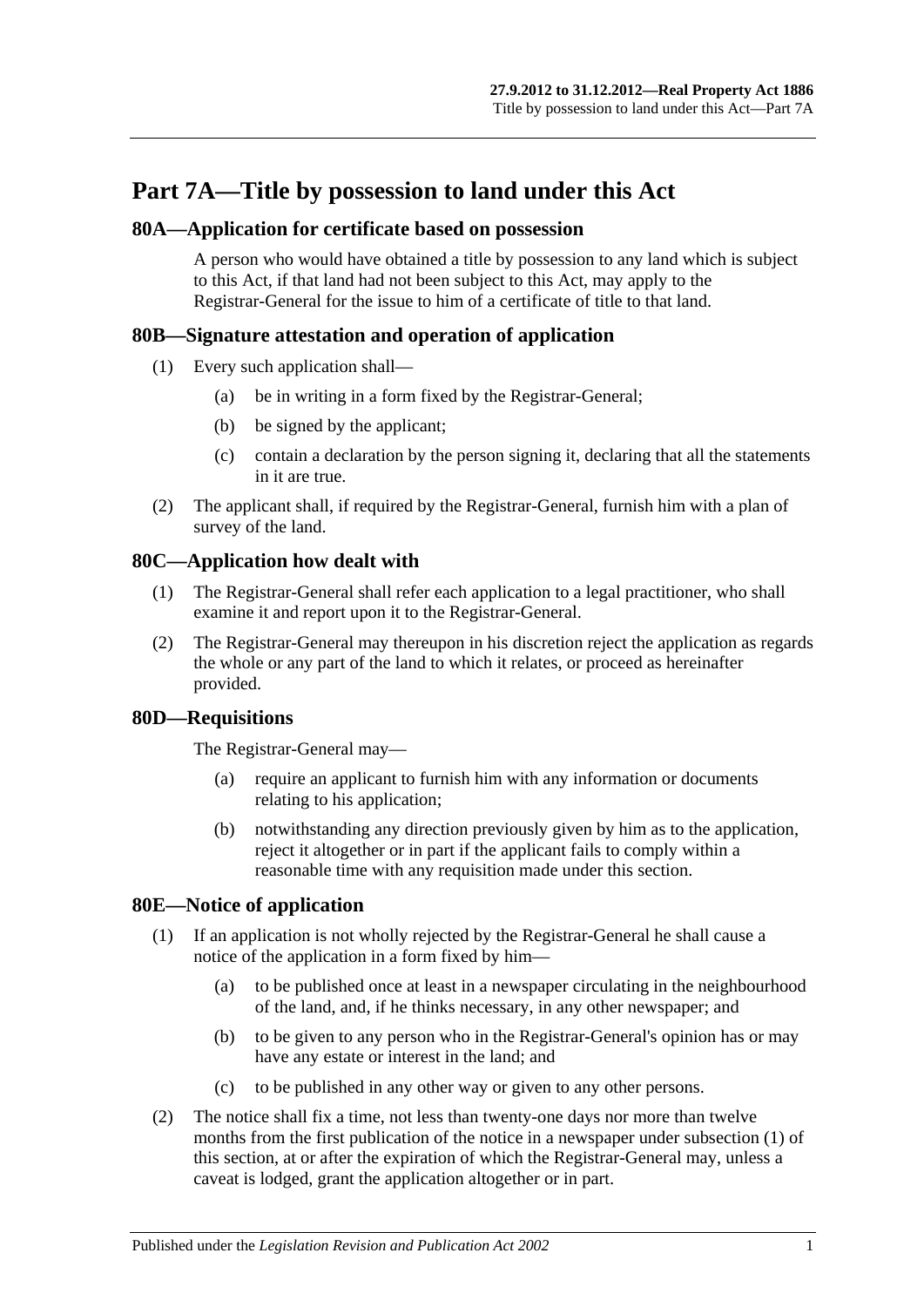# Part 7A—Title by possession to land under this Act

## 80A—Application for certificate based on possession

A person who would have obtained a title by possession to any land which is subject to this Act, if that land had not been subject to this Act, may apply to the Registrar-General for the issue to him of a certificate of title to that land.

## 80B—Signature attestation and operation of application

(1) Every such application shall—

(a) be in writing in a form fixed by the Registrar-General;

(b) be signed by the applicant;

(c) contain a declaration by the person signing it, declaring that all the statements in it are true.

(2) The applicant shall, if required by the Registrar-General, furnish him with a plan of survey of the land.

## 80C—Application how dealt with

(1) The Registrar-General shall refer each application to a legal practitioner, who shall examine it and report upon it to the Registrar-General.

(2) The Registrar-General may thereupon in his discretion reject the application as regards the whole or any part of the land to which it relates, or proceed as hereinafter provided.

## 80D—Requisitions

The Registrar-General may—

(a) require an applicant to furnish him with any information or documents relating to his application;

(b) notwithstanding any direction previously given by him as to the application, reject it altogether or in part if the applicant fails to comply within a reasonable time with any requisition made under this section.

## 80E—Notice of application

(1) If an application is not wholly rejected by the Registrar-General he shall cause a notice of the application in a form fixed by him—

(a) to be published once at least in a newspaper circulating in the neighbourhood of the land, and, if he thinks necessary, in any other newspaper; and

(b) to be given to any person who in the Registrar-General's opinion has or may have any estate or interest in the land; and

(c) to be published in any other way or given to any other persons.

(2) The notice shall fix a time, not less than twenty-one days nor more than twelve months from the first publication of the notice in a newspaper under subsection (1) of this section, at or after the expiration of which the Registrar-General may, unless a caveat is lodged, grant the application altogether or in part.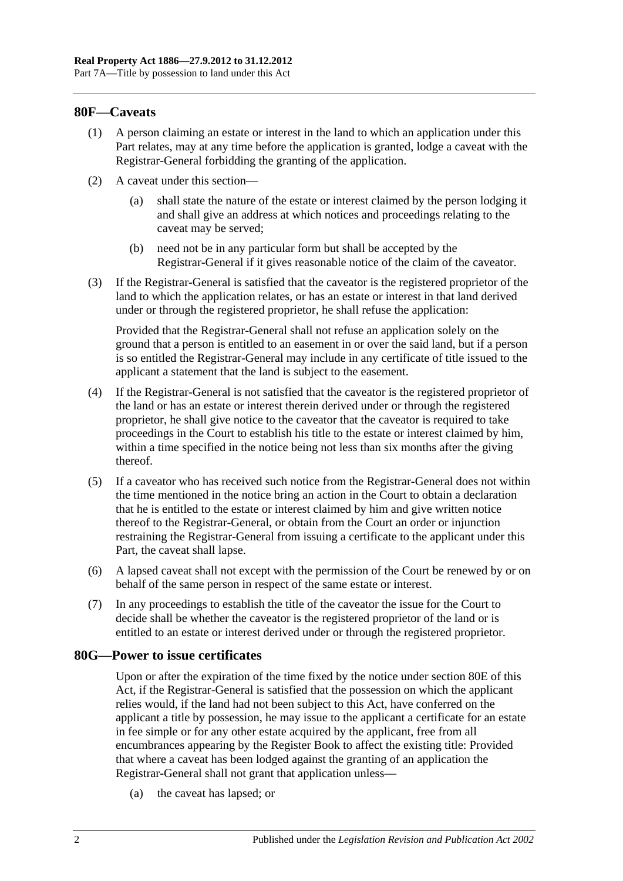## 80F—Caveats

(1) A person claiming an estate or interest in the land to which an application under this Part relates, may at any time before the application is granted, lodge a caveat with the Registrar-General forbidding the granting of the application.

(2) A caveat under this section—

(a) shall state the nature of the estate or interest claimed by the person lodging it and shall give an address at which notices and proceedings relating to the caveat may be served;

(b) need not be in any particular form but shall be accepted by the Registrar-General if it gives reasonable notice of the claim of the caveator.

(3) If the Registrar-General is satisfied that the caveator is the registered proprietor of the land to which the application relates, or has an estate or interest in that land derived under or through the registered proprietor, he shall refuse the application:

Provided that the Registrar-General shall not refuse an application solely on the ground that a person is entitled to an easement in or over the said land, but if a person is so entitled the Registrar-General may include in any certificate of title issued to the applicant a statement that the land is subject to the easement.

(4) If the Registrar-General is not satisfied that the caveator is the registered proprietor of the land or has an estate or interest therein derived under or through the registered proprietor, he shall give notice to the caveator that the caveator is required to take proceedings in the Court to establish his title to the estate or interest claimed by him, within a time specified in the notice being not less than six months after the giving thereof.

(5) If a caveator who has received such notice from the Registrar-General does not within the time mentioned in the notice bring an action in the Court to obtain a declaration that he is entitled to the estate or interest claimed by him and give written notice thereof to the Registrar-General, or obtain from the Court an order or injunction restraining the Registrar-General from issuing a certificate to the applicant under this Part, the caveat shall lapse.

(6) A lapsed caveat shall not except with the permission of the Court be renewed by or on behalf of the same person in respect of the same estate or interest.

(7) In any proceedings to establish the title of the caveator the issue for the Court to decide shall be whether the caveator is the registered proprietor of the land or is entitled to an estate or interest derived under or through the registered proprietor.

## 80G—Power to issue certificates

Upon or after the expiration of the time fixed by the notice under section 80E of this Act, if the Registrar-General is satisfied that the possession on which the applicant relies would, if the land had not been subject to this Act, have conferred on the applicant a title by possession, he may issue to the applicant a certificate for an estate in fee simple or for any other estate acquired by the applicant, free from all encumbrances appearing by the Register Book to affect the existing title: Provided that where a caveat has been lodged against the granting of an application the Registrar-General shall not grant that application unless—

(a) the caveat has lapsed; or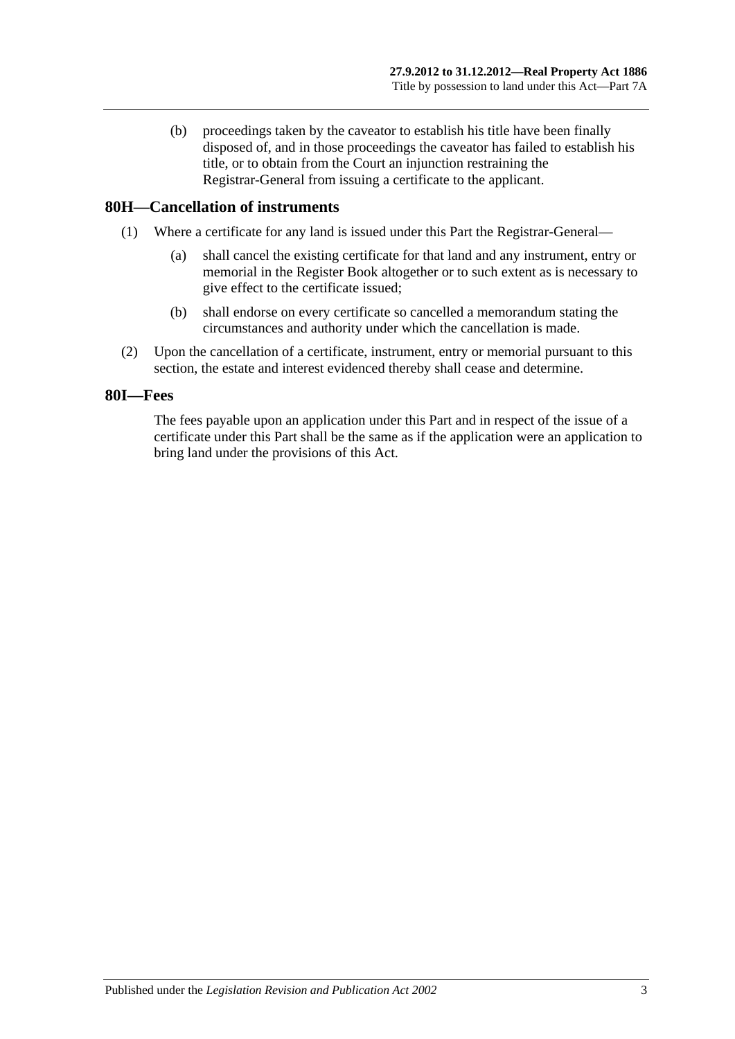(b) proceedings taken by the caveator to establish his title have been finally disposed of, and in those proceedings the caveator has failed to establish his title, or to obtain from the Court an injunction restraining the Registrar-General from issuing a certificate to the applicant.

## 80H—Cancellation of instruments

(1) Where a certificate for any land is issued under this Part the Registrar-General—

(a) shall cancel the existing certificate for that land and any instrument, entry or memorial in the Register Book altogether or to such extent as is necessary to give effect to the certificate issued;

(b) shall endorse on every certificate so cancelled a memorandum stating the circumstances and authority under which the cancellation is made.

(2) Upon the cancellation of a certificate, instrument, entry or memorial pursuant to this section, the estate and interest evidenced thereby shall cease and determine.

## 80I—Fees

The fees payable upon an application under this Part and in respect of the issue of a certificate under this Part shall be the same as if the application were an application to bring land under the provisions of this Act.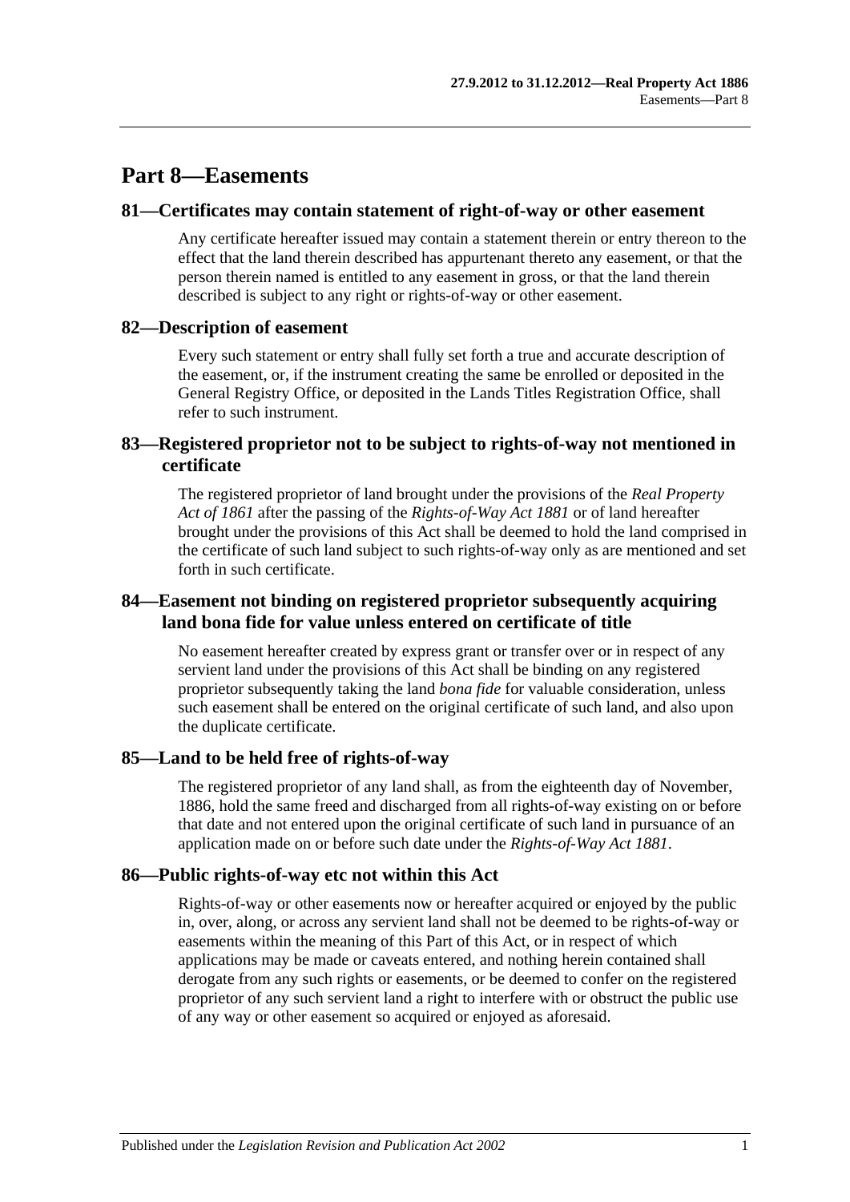# Part 8—Easements

## 81—Certificates may contain statement of right-of-way or other easement

Any certificate hereafter issued may contain a statement therein or entry thereon to the effect that the land therein described has appurtenant thereto any easement, or that the person therein named is entitled to any easement in gross, or that the land therein described is subject to any right or rights-of-way or other easement.

## 82—Description of easement

Every such statement or entry shall fully set forth a true and accurate description of the easement, or, if the instrument creating the same be enrolled or deposited in the General Registry Office, or deposited in the Lands Titles Registration Office, shall refer to such instrument.

## 83—Registered proprietor not to be subject to rights-of-way not mentioned in certificate

The registered proprietor of land brought under the provisions of the *Real Property Act of 1861* after the passing of the *Rights-of-Way Act 1881* or of land hereafter brought under the provisions of this Act shall be deemed to hold the land comprised in the certificate of such land subject to such rights-of-way only as are mentioned and set forth in such certificate.

## 84—Easement not binding on registered proprietor subsequently acquiring land bona fide for value unless entered on certificate of title

No easement hereafter created by express grant or transfer over or in respect of any servient land under the provisions of this Act shall be binding on any registered proprietor subsequently taking the land *bona fide* for valuable consideration, unless such easement shall be entered on the original certificate of such land, and also upon the duplicate certificate.

## 85—Land to be held free of rights-of-way

The registered proprietor of any land shall, as from the eighteenth day of November, 1886, hold the same freed and discharged from all rights-of-way existing on or before that date and not entered upon the original certificate of such land in pursuance of an application made on or before such date under the *Rights-of-Way Act 1881*.

## 86—Public rights-of-way etc not within this Act

Rights-of-way or other easements now or hereafter acquired or enjoyed by the public in, over, along, or across any servient land shall not be deemed to be rights-of-way or easements within the meaning of this Part of this Act, or in respect of which applications may be made or caveats entered, and nothing herein contained shall derogate from any such rights or easements, or be deemed to confer on the registered proprietor of any such servient land a right to interfere with or obstruct the public use of any way or other easement so acquired or enjoyed as aforesaid.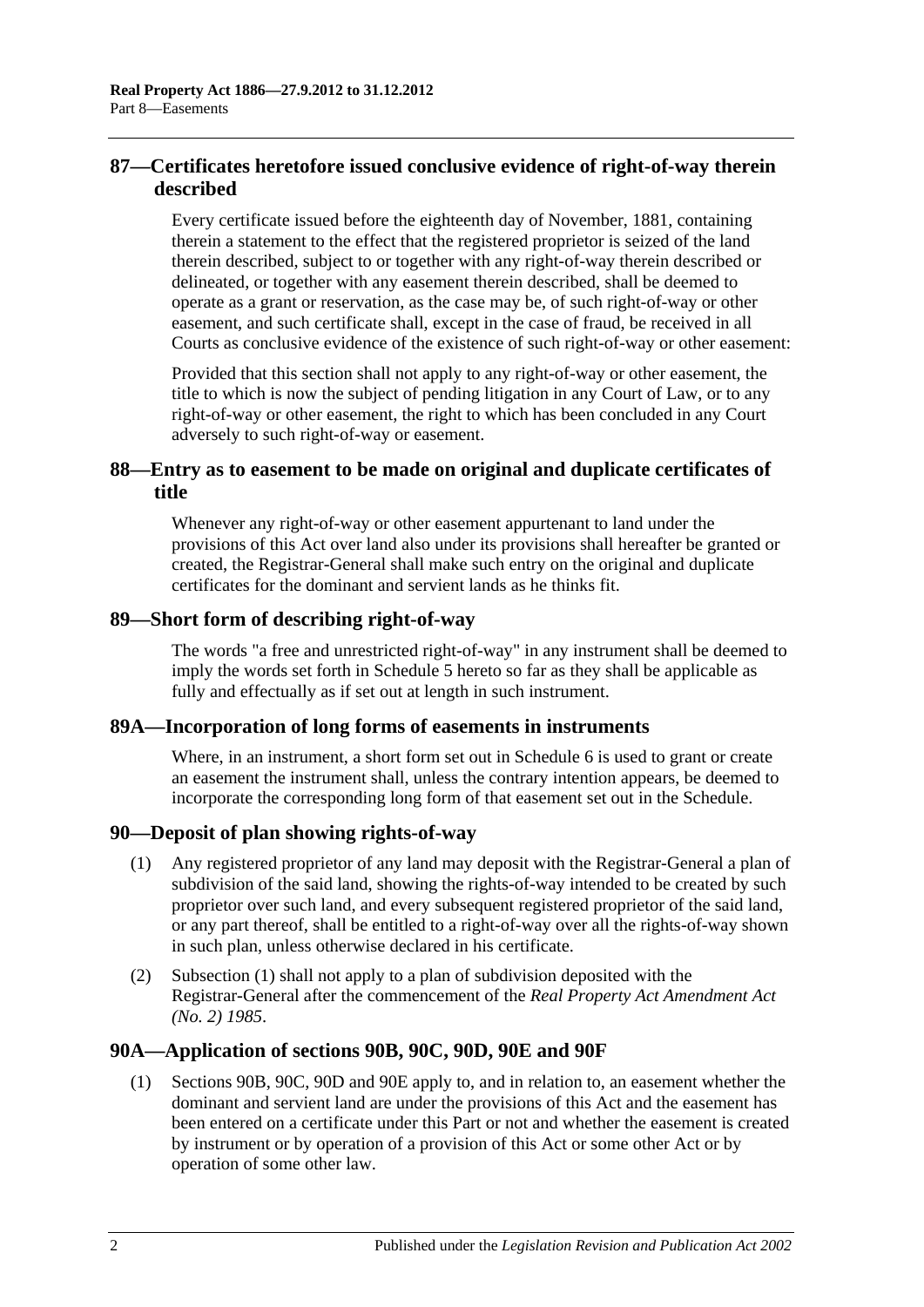## 87—Certificates heretofore issued conclusive evidence of right-of-way therein described

Every certificate issued before the eighteenth day of November, 1881, containing therein a statement to the effect that the registered proprietor is seized of the land therein described, subject to or together with any right-of-way therein described or delineated, or together with any easement therein described, shall be deemed to operate as a grant or reservation, as the case may be, of such right-of-way or other easement, and such certificate shall, except in the case of fraud, be received in all Courts as conclusive evidence of the existence of such right-of-way or other easement:

Provided that this section shall not apply to any right-of-way or other easement, the title to which is now the subject of pending litigation in any Court of Law, or to any right-of-way or other easement, the right to which has been concluded in any Court adversely to such right-of-way or easement.

## 88—Entry as to easement to be made on original and duplicate certificates of title

Whenever any right-of-way or other easement appurtenant to land under the provisions of this Act over land also under its provisions shall hereafter be granted or created, the Registrar-General shall make such entry on the original and duplicate certificates for the dominant and servient lands as he thinks fit.

## 89—Short form of describing right-of-way

The words "a free and unrestricted right-of-way" in any instrument shall be deemed to imply the words set forth in Schedule 5 hereto so far as they shall be applicable as fully and effectually as if set out at length in such instrument.

## 89A—Incorporation of long forms of easements in instruments

Where, in an instrument, a short form set out in Schedule 6 is used to grant or create an easement the instrument shall, unless the contrary intention appears, be deemed to incorporate the corresponding long form of that easement set out in the Schedule.

## 90—Deposit of plan showing rights-of-way

(1) Any registered proprietor of any land may deposit with the Registrar-General a plan of subdivision of the said land, showing the rights-of-way intended to be created by such proprietor over such land, and every subsequent registered proprietor of the said land, or any part thereof, shall be entitled to a right-of-way over all the rights-of-way shown in such plan, unless otherwise declared in his certificate.

(2) Subsection (1) shall not apply to a plan of subdivision deposited with the Registrar-General after the commencement of the *Real Property Act Amendment Act (No. 2) 1985*.

## 90A—Application of sections 90B, 90C, 90D, 90E and 90F

(1) Sections 90B, 90C, 90D and 90E apply to, and in relation to, an easement whether the dominant and servient land are under the provisions of this Act and the easement has been entered on a certificate under this Part or not and whether the easement is created by instrument or by operation of a provision of this Act or some other Act or by operation of some other law.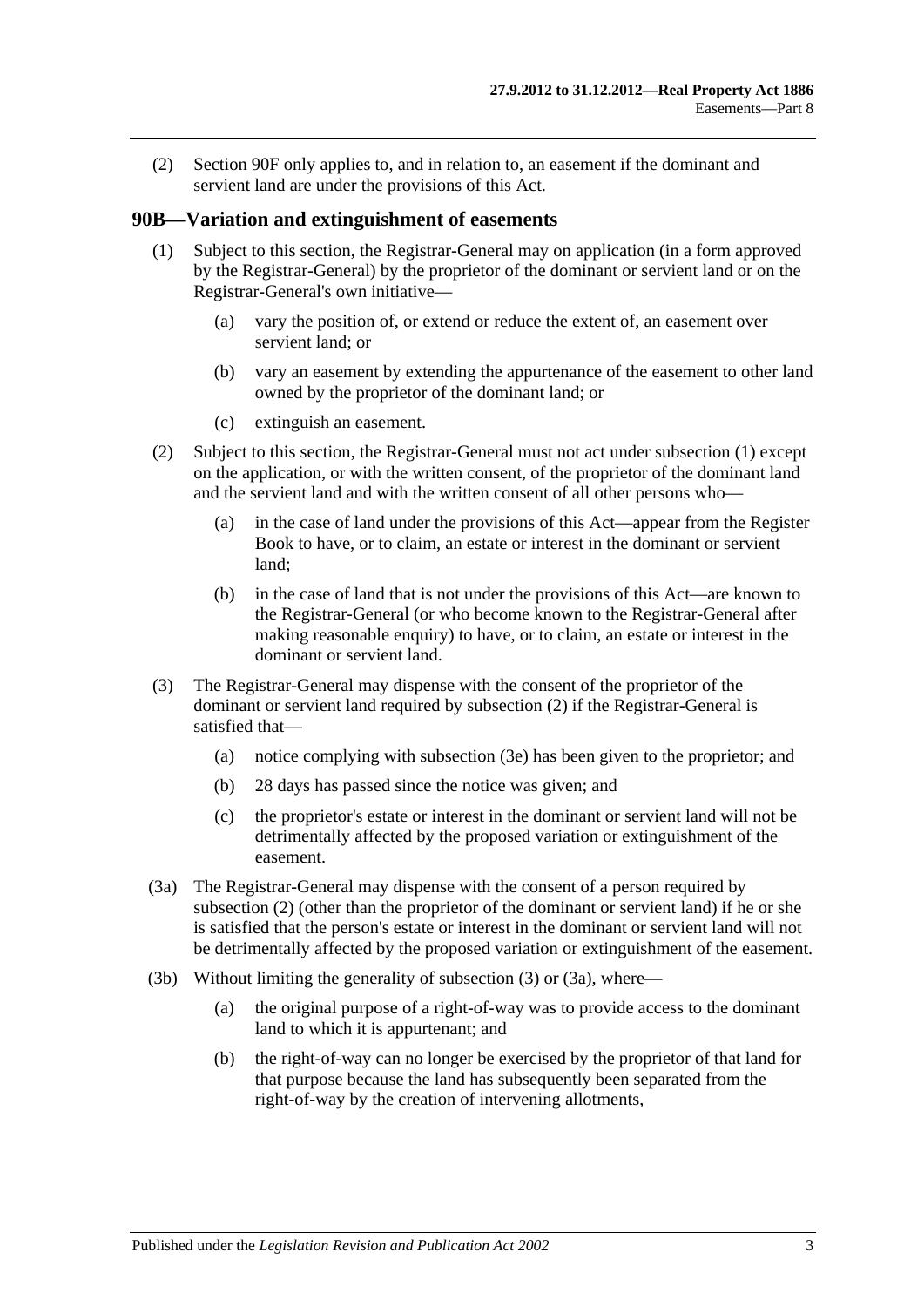(2) Section 90F only applies to, and in relation to, an easement if the dominant and servient land are under the provisions of this Act.

## 90B—Variation and extinguishment of easements

(1) Subject to this section, the Registrar-General may on application (in a form approved by the Registrar-General) by the proprietor of the dominant or servient land or on the Registrar-General's own initiative—

(a) vary the position of, or extend or reduce the extent of, an easement over servient land; or

(b) vary an easement by extending the appurtenance of the easement to other land owned by the proprietor of the dominant land; or

(c) extinguish an easement.

(2) Subject to this section, the Registrar-General must not act under subsection (1) except on the application, or with the written consent, of the proprietor of the dominant land and the servient land and with the written consent of all other persons who—

(a) in the case of land under the provisions of this Act—appear from the Register Book to have, or to claim, an estate or interest in the dominant or servient land;

(b) in the case of land that is not under the provisions of this Act—are known to the Registrar-General (or who become known to the Registrar-General after making reasonable enquiry) to have, or to claim, an estate or interest in the dominant or servient land.

(3) The Registrar-General may dispense with the consent of the proprietor of the dominant or servient land required by subsection (2) if the Registrar-General is satisfied that—

(a) notice complying with subsection (3e) has been given to the proprietor; and

(b) 28 days has passed since the notice was given; and

(c) the proprietor's estate or interest in the dominant or servient land will not be detrimentally affected by the proposed variation or extinguishment of the easement.

(3a) The Registrar-General may dispense with the consent of a person required by subsection (2) (other than the proprietor of the dominant or servient land) if he or she is satisfied that the person's estate or interest in the dominant or servient land will not be detrimentally affected by the proposed variation or extinguishment of the easement.

(3b) Without limiting the generality of subsection (3) or (3a), where—

(a) the original purpose of a right-of-way was to provide access to the dominant land to which it is appurtenant; and

(b) the right-of-way can no longer be exercised by the proprietor of that land for that purpose because the land has subsequently been separated from the right-of-way by the creation of intervening allotments,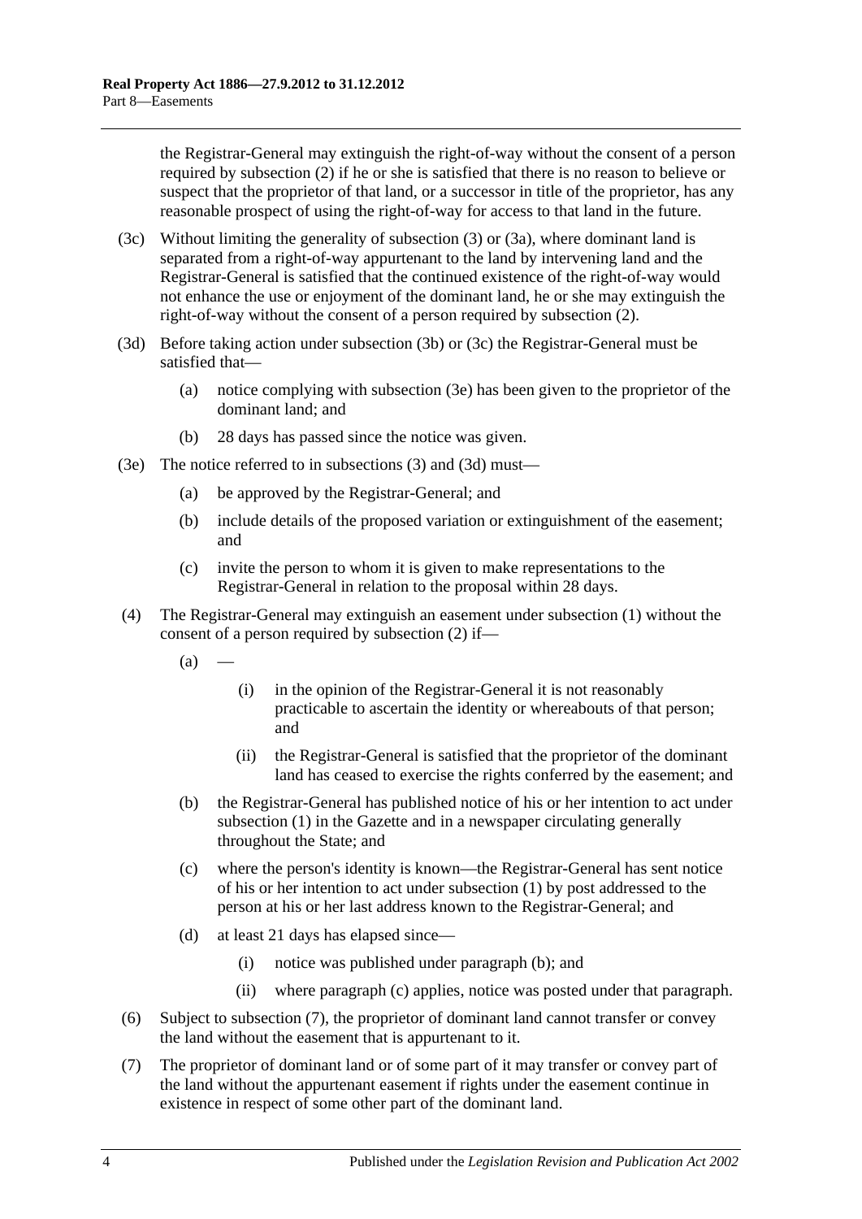the Registrar-General may extinguish the right-of-way without the consent of a person required by subsection (2) if he or she is satisfied that there is no reason to believe or suspect that the proprietor of that land, or a successor in title of the proprietor, has any reasonable prospect of using the right-of-way for access to that land in the future.

(3c) Without limiting the generality of subsection (3) or (3a), where dominant land is separated from a right-of-way appurtenant to the land by intervening land and the Registrar-General is satisfied that the continued existence of the right-of-way would not enhance the use or enjoyment of the dominant land, he or she may extinguish the right-of-way without the consent of a person required by subsection (2).

(3d) Before taking action under subsection (3b) or (3c) the Registrar-General must be satisfied that—

- (a) notice complying with subsection (3e) has been given to the proprietor of the dominant land; and
- (b) 28 days has passed since the notice was given.

(3e) The notice referred to in subsections (3) and (3d) must—

- (a) be approved by the Registrar-General; and
- (b) include details of the proposed variation or extinguishment of the easement; and
- (c) invite the person to whom it is given to make representations to the Registrar-General in relation to the proposal within 28 days.

(4) The Registrar-General may extinguish an easement under subsection (1) without the consent of a person required by subsection (2) if—

- (a) —
  - (i) in the opinion of the Registrar-General it is not reasonably practicable to ascertain the identity or whereabouts of that person; and
  - (ii) the Registrar-General is satisfied that the proprietor of the dominant land has ceased to exercise the rights conferred by the easement; and
- (b) the Registrar-General has published notice of his or her intention to act under subsection (1) in the Gazette and in a newspaper circulating generally throughout the State; and
- (c) where the person's identity is known—the Registrar-General has sent notice of his or her intention to act under subsection (1) by post addressed to the person at his or her last address known to the Registrar-General; and
- (d) at least 21 days has elapsed since—
  - (i) notice was published under paragraph (b); and
  - (ii) where paragraph (c) applies, notice was posted under that paragraph.

(6) Subject to subsection (7), the proprietor of dominant land cannot transfer or convey the land without the easement that is appurtenant to it.

(7) The proprietor of dominant land or of some part of it may transfer or convey part of the land without the appurtenant easement if rights under the easement continue in existence in respect of some other part of the dominant land.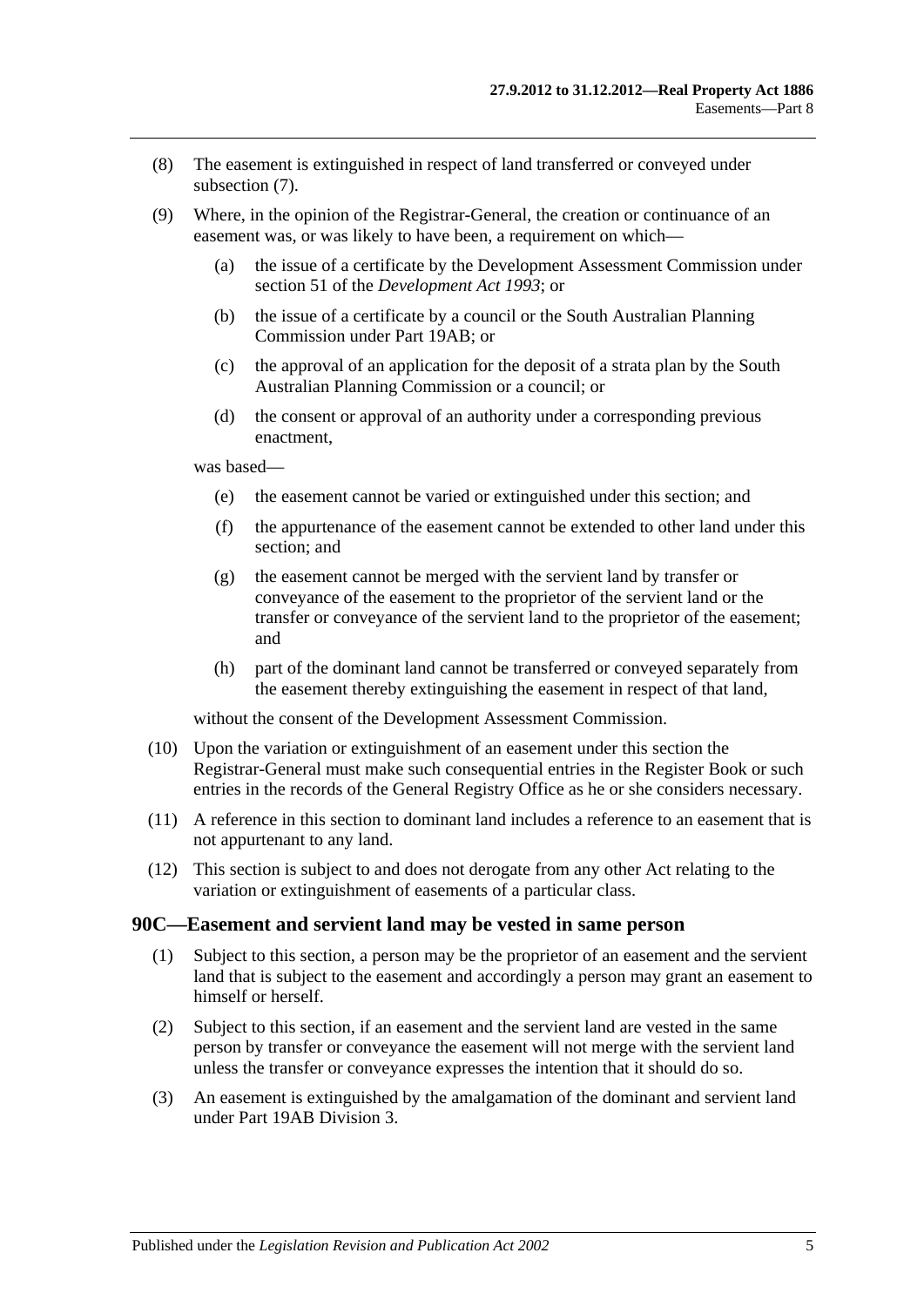(8) The easement is extinguished in respect of land transferred or conveyed under subsection (7).

(9) Where, in the opinion of the Registrar-General, the creation or continuance of an easement was, or was likely to have been, a requirement on which—

(a) the issue of a certificate by the Development Assessment Commission under section 51 of the *Development Act 1993*; or

(b) the issue of a certificate by a council or the South Australian Planning Commission under Part 19AB; or

(c) the approval of an application for the deposit of a strata plan by the South Australian Planning Commission or a council; or

(d) the consent or approval of an authority under a corresponding previous enactment,

was based—

(e) the easement cannot be varied or extinguished under this section; and

(f) the appurtenance of the easement cannot be extended to other land under this section; and

(g) the easement cannot be merged with the servient land by transfer or conveyance of the easement to the proprietor of the servient land or the transfer or conveyance of the servient land to the proprietor of the easement; and

(h) part of the dominant land cannot be transferred or conveyed separately from the easement thereby extinguishing the easement in respect of that land,

without the consent of the Development Assessment Commission.

(10) Upon the variation or extinguishment of an easement under this section the Registrar-General must make such consequential entries in the Register Book or such entries in the records of the General Registry Office as he or she considers necessary.

(11) A reference in this section to dominant land includes a reference to an easement that is not appurtenant to any land.

(12) This section is subject to and does not derogate from any other Act relating to the variation or extinguishment of easements of a particular class.

## 90C—Easement and servient land may be vested in same person

(1) Subject to this section, a person may be the proprietor of an easement and the servient land that is subject to the easement and accordingly a person may grant an easement to himself or herself.

(2) Subject to this section, if an easement and the servient land are vested in the same person by transfer or conveyance the easement will not merge with the servient land unless the transfer or conveyance expresses the intention that it should do so.

(3) An easement is extinguished by the amalgamation of the dominant and servient land under Part 19AB Division 3.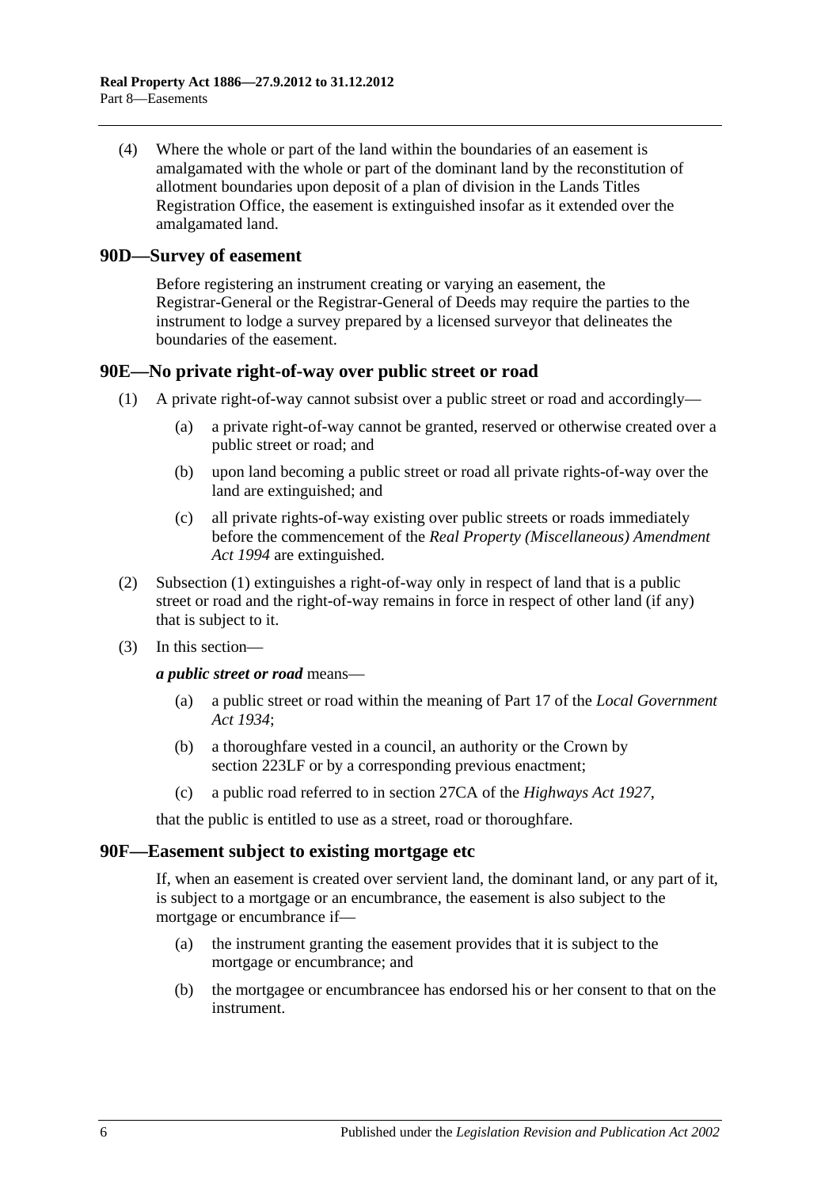(4) Where the whole or part of the land within the boundaries of an easement is amalgamated with the whole or part of the dominant land by the reconstitution of allotment boundaries upon deposit of a plan of division in the Lands Titles Registration Office, the easement is extinguished insofar as it extended over the amalgamated land.

## 90D—Survey of easement

Before registering an instrument creating or varying an easement, the Registrar-General or the Registrar-General of Deeds may require the parties to the instrument to lodge a survey prepared by a licensed surveyor that delineates the boundaries of the easement.

## 90E—No private right-of-way over public street or road

(1) A private right-of-way cannot subsist over a public street or road and accordingly—

(a) a private right-of-way cannot be granted, reserved or otherwise created over a public street or road; and

(b) upon land becoming a public street or road all private rights-of-way over the land are extinguished; and

(c) all private rights-of-way existing over public streets or roads immediately before the commencement of the *Real Property (Miscellaneous) Amendment Act 1994* are extinguished.

(2) Subsection (1) extinguishes a right-of-way only in respect of land that is a public street or road and the right-of-way remains in force in respect of other land (if any) that is subject to it.

(3) In this section—

***a public street or road*** means—

(a) a public street or road within the meaning of Part 17 of the *Local Government Act 1934*;

(b) a thoroughfare vested in a council, an authority or the Crown by section 223LF or by a corresponding previous enactment;

(c) a public road referred to in section 27CA of the *Highways Act 1927*,

that the public is entitled to use as a street, road or thoroughfare.

## 90F—Easement subject to existing mortgage etc

If, when an easement is created over servient land, the dominant land, or any part of it, is subject to a mortgage or an encumbrance, the easement is also subject to the mortgage or encumbrance if—

(a) the instrument granting the easement provides that it is subject to the mortgage or encumbrance; and

(b) the mortgagee or encumbrancee has endorsed his or her consent to that on the instrument.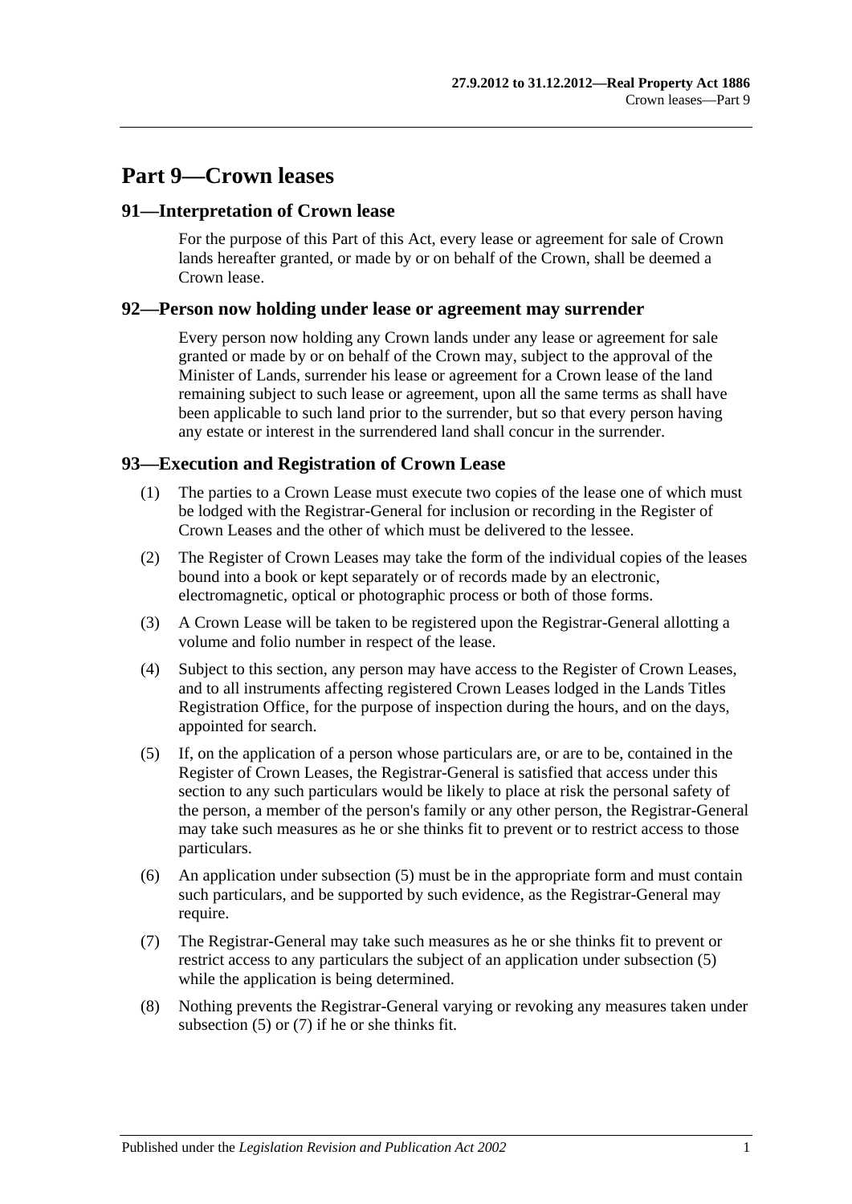# Part 9—Crown leases

## 91—Interpretation of Crown lease

For the purpose of this Part of this Act, every lease or agreement for sale of Crown lands hereafter granted, or made by or on behalf of the Crown, shall be deemed a Crown lease.

## 92—Person now holding under lease or agreement may surrender

Every person now holding any Crown lands under any lease or agreement for sale granted or made by or on behalf of the Crown may, subject to the approval of the Minister of Lands, surrender his lease or agreement for a Crown lease of the land remaining subject to such lease or agreement, upon all the same terms as shall have been applicable to such land prior to the surrender, but so that every person having any estate or interest in the surrendered land shall concur in the surrender.

## 93—Execution and Registration of Crown Lease

(1) The parties to a Crown Lease must execute two copies of the lease one of which must be lodged with the Registrar-General for inclusion or recording in the Register of Crown Leases and the other of which must be delivered to the lessee.

(2) The Register of Crown Leases may take the form of the individual copies of the leases bound into a book or kept separately or of records made by an electronic, electromagnetic, optical or photographic process or both of those forms.

(3) A Crown Lease will be taken to be registered upon the Registrar-General allotting a volume and folio number in respect of the lease.

(4) Subject to this section, any person may have access to the Register of Crown Leases, and to all instruments affecting registered Crown Leases lodged in the Lands Titles Registration Office, for the purpose of inspection during the hours, and on the days, appointed for search.

(5) If, on the application of a person whose particulars are, or are to be, contained in the Register of Crown Leases, the Registrar-General is satisfied that access under this section to any such particulars would be likely to place at risk the personal safety of the person, a member of the person's family or any other person, the Registrar-General may take such measures as he or she thinks fit to prevent or to restrict access to those particulars.

(6) An application under subsection (5) must be in the appropriate form and must contain such particulars, and be supported by such evidence, as the Registrar-General may require.

(7) The Registrar-General may take such measures as he or she thinks fit to prevent or restrict access to any particulars the subject of an application under subsection (5) while the application is being determined.

(8) Nothing prevents the Registrar-General varying or revoking any measures taken under subsection (5) or (7) if he or she thinks fit.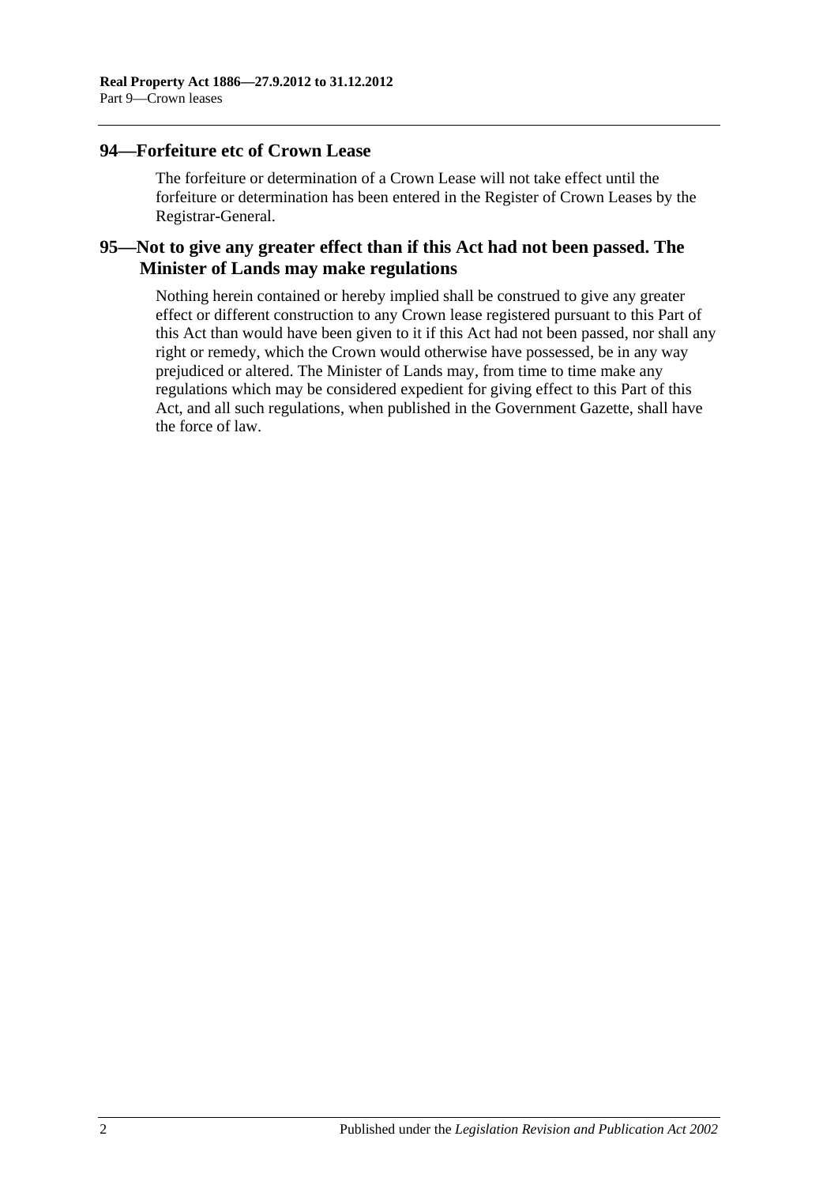## 94—Forfeiture etc of Crown Lease

The forfeiture or determination of a Crown Lease will not take effect until the forfeiture or determination has been entered in the Register of Crown Leases by the Registrar-General.

## 95—Not to give any greater effect than if this Act had not been passed. The Minister of Lands may make regulations

Nothing herein contained or hereby implied shall be construed to give any greater effect or different construction to any Crown lease registered pursuant to this Part of this Act than would have been given to it if this Act had not been passed, nor shall any right or remedy, which the Crown would otherwise have possessed, be in any way prejudiced or altered. The Minister of Lands may, from time to time make any regulations which may be considered expedient for giving effect to this Part of this Act, and all such regulations, when published in the Government Gazette, shall have the force of law.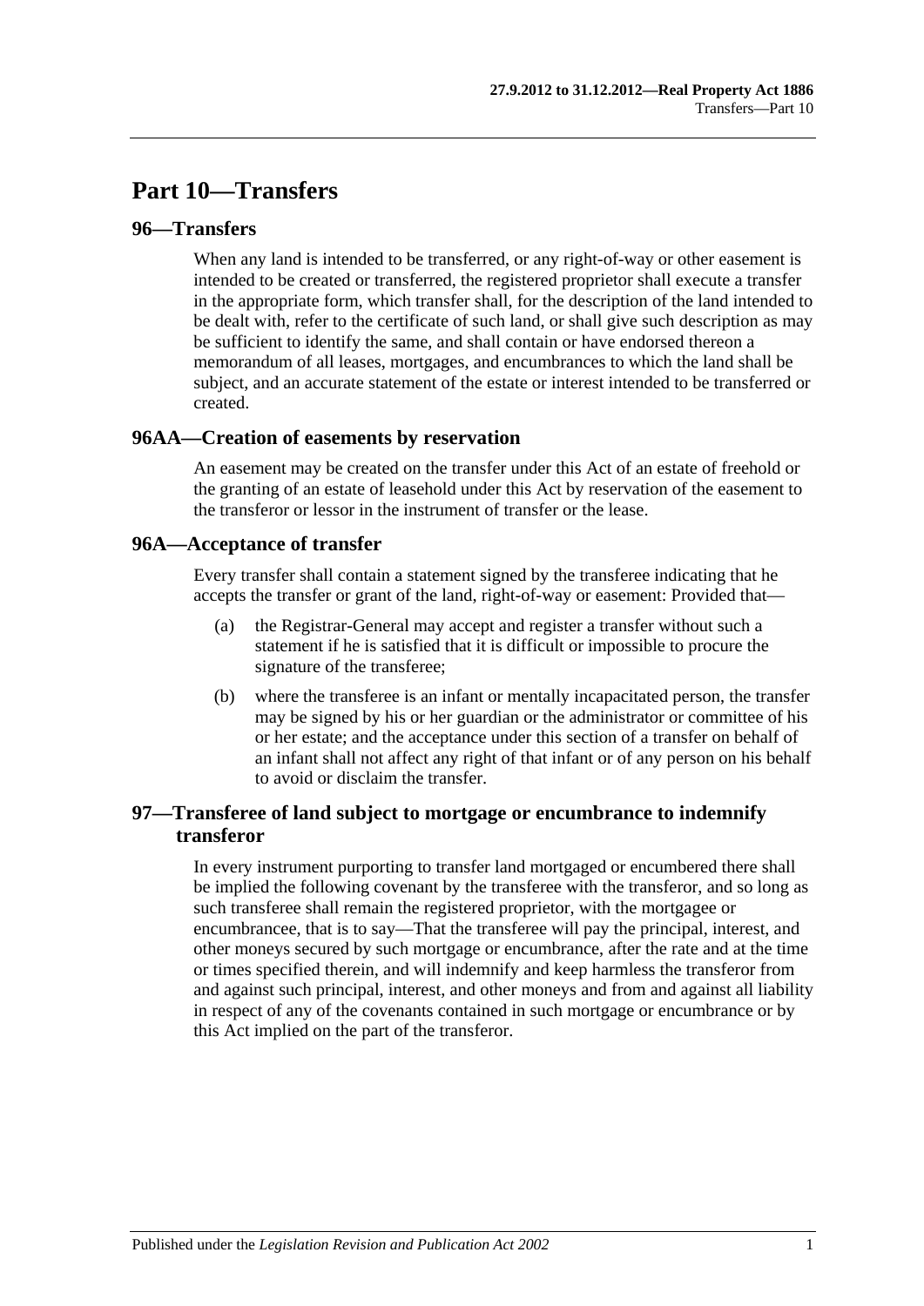# Part 10—Transfers

## 96—Transfers

When any land is intended to be transferred, or any right-of-way or other easement is intended to be created or transferred, the registered proprietor shall execute a transfer in the appropriate form, which transfer shall, for the description of the land intended to be dealt with, refer to the certificate of such land, or shall give such description as may be sufficient to identify the same, and shall contain or have endorsed thereon a memorandum of all leases, mortgages, and encumbrances to which the land shall be subject, and an accurate statement of the estate or interest intended to be transferred or created.

## 96AA—Creation of easements by reservation

An easement may be created on the transfer under this Act of an estate of freehold or the granting of an estate of leasehold under this Act by reservation of the easement to the transferor or lessor in the instrument of transfer or the lease.

## 96A—Acceptance of transfer

Every transfer shall contain a statement signed by the transferee indicating that he accepts the transfer or grant of the land, right-of-way or easement: Provided that—

(a) the Registrar-General may accept and register a transfer without such a statement if he is satisfied that it is difficult or impossible to procure the signature of the transferee;

(b) where the transferee is an infant or mentally incapacitated person, the transfer may be signed by his or her guardian or the administrator or committee of his or her estate; and the acceptance under this section of a transfer on behalf of an infant shall not affect any right of that infant or of any person on his behalf to avoid or disclaim the transfer.

## 97—Transferee of land subject to mortgage or encumbrance to indemnify transferor

In every instrument purporting to transfer land mortgaged or encumbered there shall be implied the following covenant by the transferee with the transferor, and so long as such transferee shall remain the registered proprietor, with the mortgagee or encumbrancee, that is to say—That the transferee will pay the principal, interest, and other moneys secured by such mortgage or encumbrance, after the rate and at the time or times specified therein, and will indemnify and keep harmless the transferor from and against such principal, interest, and other moneys and from and against all liability in respect of any of the covenants contained in such mortgage or encumbrance or by this Act implied on the part of the transferor.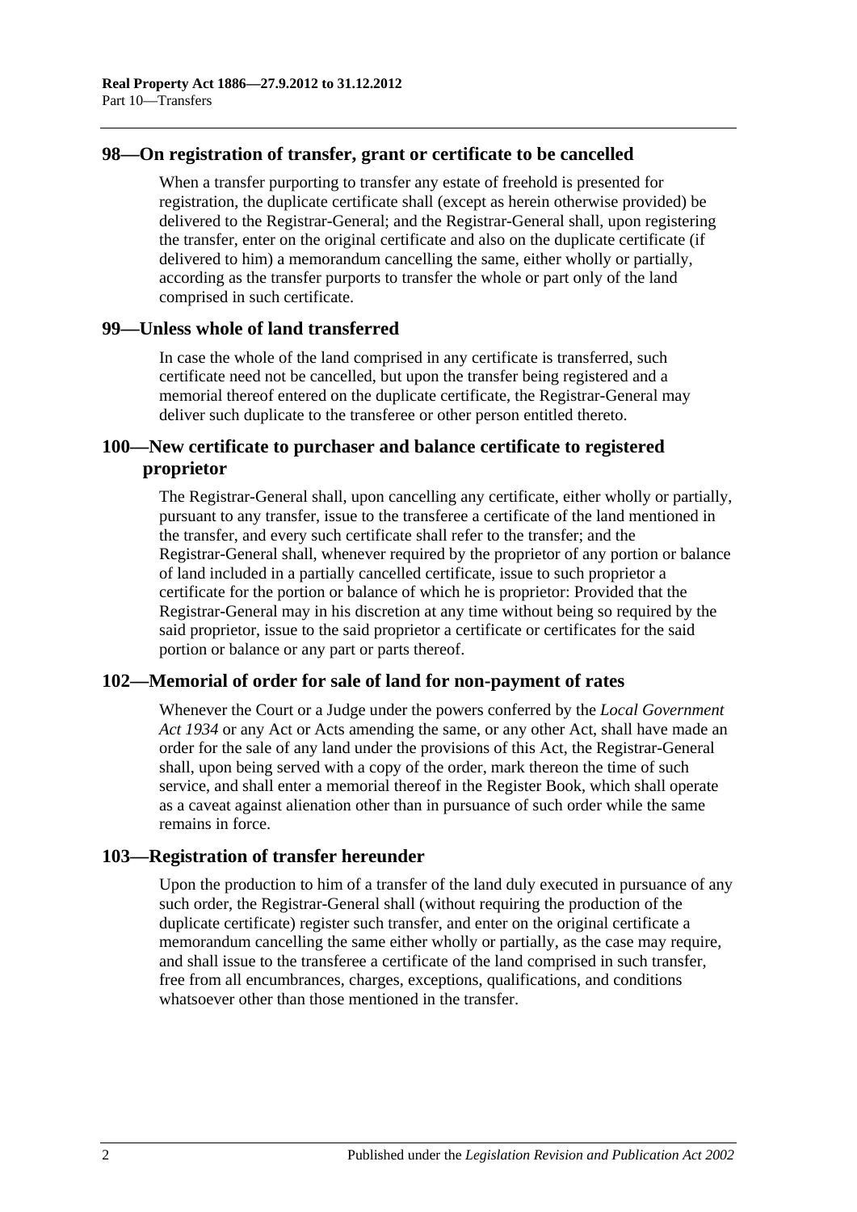## 98—On registration of transfer, grant or certificate to be cancelled

When a transfer purporting to transfer any estate of freehold is presented for registration, the duplicate certificate shall (except as herein otherwise provided) be delivered to the Registrar-General; and the Registrar-General shall, upon registering the transfer, enter on the original certificate and also on the duplicate certificate (if delivered to him) a memorandum cancelling the same, either wholly or partially, according as the transfer purports to transfer the whole or part only of the land comprised in such certificate.

## 99—Unless whole of land transferred

In case the whole of the land comprised in any certificate is transferred, such certificate need not be cancelled, but upon the transfer being registered and a memorial thereof entered on the duplicate certificate, the Registrar-General may deliver such duplicate to the transferee or other person entitled thereto.

## 100—New certificate to purchaser and balance certificate to registered proprietor

The Registrar-General shall, upon cancelling any certificate, either wholly or partially, pursuant to any transfer, issue to the transferee a certificate of the land mentioned in the transfer, and every such certificate shall refer to the transfer; and the Registrar-General shall, whenever required by the proprietor of any portion or balance of land included in a partially cancelled certificate, issue to such proprietor a certificate for the portion or balance of which he is proprietor: Provided that the Registrar-General may in his discretion at any time without being so required by the said proprietor, issue to the said proprietor a certificate or certificates for the said portion or balance or any part or parts thereof.

## 102—Memorial of order for sale of land for non-payment of rates

Whenever the Court or a Judge under the powers conferred by the *Local Government Act 1934* or any Act or Acts amending the same, or any other Act, shall have made an order for the sale of any land under the provisions of this Act, the Registrar-General shall, upon being served with a copy of the order, mark thereon the time of such service, and shall enter a memorial thereof in the Register Book, which shall operate as a caveat against alienation other than in pursuance of such order while the same remains in force.

## 103—Registration of transfer hereunder

Upon the production to him of a transfer of the land duly executed in pursuance of any such order, the Registrar-General shall (without requiring the production of the duplicate certificate) register such transfer, and enter on the original certificate a memorandum cancelling the same either wholly or partially, as the case may require, and shall issue to the transferee a certificate of the land comprised in such transfer, free from all encumbrances, charges, exceptions, qualifications, and conditions whatsoever other than those mentioned in the transfer.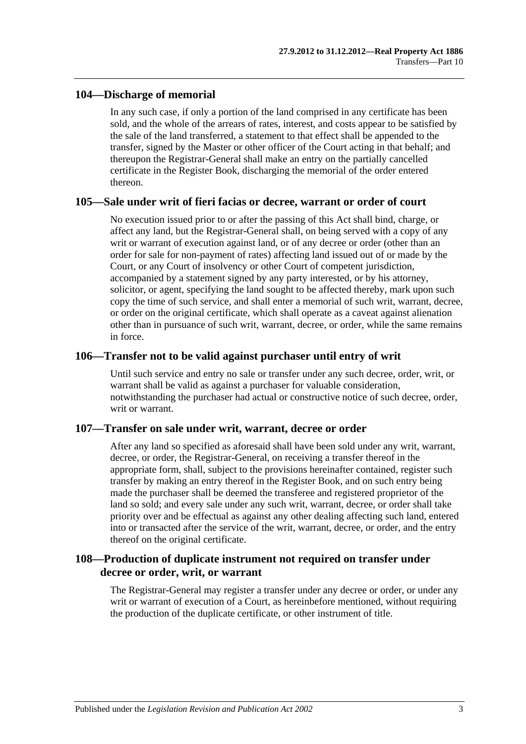## 104—Discharge of memorial

In any such case, if only a portion of the land comprised in any certificate has been sold, and the whole of the arrears of rates, interest, and costs appear to be satisfied by the sale of the land transferred, a statement to that effect shall be appended to the transfer, signed by the Master or other officer of the Court acting in that behalf; and thereupon the Registrar-General shall make an entry on the partially cancelled certificate in the Register Book, discharging the memorial of the order entered thereon.

## 105—Sale under writ of fieri facias or decree, warrant or order of court

No execution issued prior to or after the passing of this Act shall bind, charge, or affect any land, but the Registrar-General shall, on being served with a copy of any writ or warrant of execution against land, or of any decree or order (other than an order for sale for non-payment of rates) affecting land issued out of or made by the Court, or any Court of insolvency or other Court of competent jurisdiction, accompanied by a statement signed by any party interested, or by his attorney, solicitor, or agent, specifying the land sought to be affected thereby, mark upon such copy the time of such service, and shall enter a memorial of such writ, warrant, decree, or order on the original certificate, which shall operate as a caveat against alienation other than in pursuance of such writ, warrant, decree, or order, while the same remains in force.

## 106—Transfer not to be valid against purchaser until entry of writ

Until such service and entry no sale or transfer under any such decree, order, writ, or warrant shall be valid as against a purchaser for valuable consideration, notwithstanding the purchaser had actual or constructive notice of such decree, order, writ or warrant.

## 107—Transfer on sale under writ, warrant, decree or order

After any land so specified as aforesaid shall have been sold under any writ, warrant, decree, or order, the Registrar-General, on receiving a transfer thereof in the appropriate form, shall, subject to the provisions hereinafter contained, register such transfer by making an entry thereof in the Register Book, and on such entry being made the purchaser shall be deemed the transferee and registered proprietor of the land so sold; and every sale under any such writ, warrant, decree, or order shall take priority over and be effectual as against any other dealing affecting such land, entered into or transacted after the service of the writ, warrant, decree, or order, and the entry thereof on the original certificate.

## 108—Production of duplicate instrument not required on transfer under decree or order, writ, or warrant

The Registrar-General may register a transfer under any decree or order, or under any writ or warrant of execution of a Court, as hereinbefore mentioned, without requiring the production of the duplicate certificate, or other instrument of title.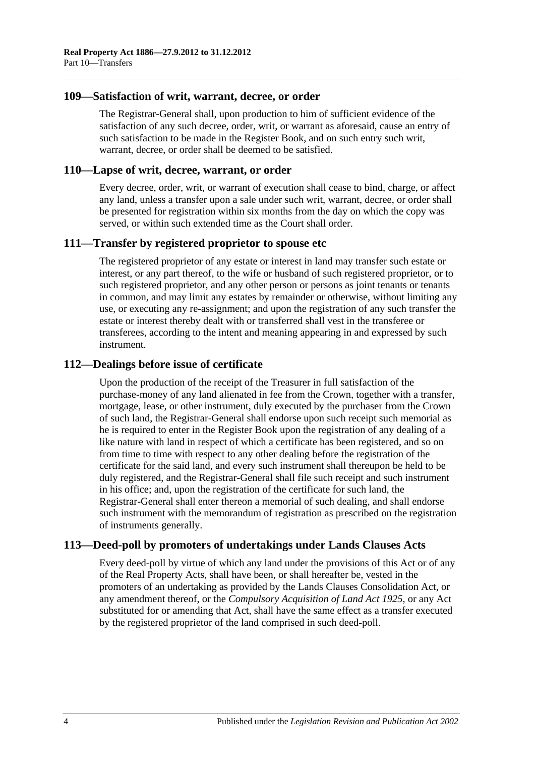## 109—Satisfaction of writ, warrant, decree, or order

The Registrar-General shall, upon production to him of sufficient evidence of the satisfaction of any such decree, order, writ, or warrant as aforesaid, cause an entry of such satisfaction to be made in the Register Book, and on such entry such writ, warrant, decree, or order shall be deemed to be satisfied.

## 110—Lapse of writ, decree, warrant, or order

Every decree, order, writ, or warrant of execution shall cease to bind, charge, or affect any land, unless a transfer upon a sale under such writ, warrant, decree, or order shall be presented for registration within six months from the day on which the copy was served, or within such extended time as the Court shall order.

## 111—Transfer by registered proprietor to spouse etc

The registered proprietor of any estate or interest in land may transfer such estate or interest, or any part thereof, to the wife or husband of such registered proprietor, or to such registered proprietor, and any other person or persons as joint tenants or tenants in common, and may limit any estates by remainder or otherwise, without limiting any use, or executing any re-assignment; and upon the registration of any such transfer the estate or interest thereby dealt with or transferred shall vest in the transferee or transferees, according to the intent and meaning appearing in and expressed by such instrument.

## 112—Dealings before issue of certificate

Upon the production of the receipt of the Treasurer in full satisfaction of the purchase-money of any land alienated in fee from the Crown, together with a transfer, mortgage, lease, or other instrument, duly executed by the purchaser from the Crown of such land, the Registrar-General shall endorse upon such receipt such memorial as he is required to enter in the Register Book upon the registration of any dealing of a like nature with land in respect of which a certificate has been registered, and so on from time to time with respect to any other dealing before the registration of the certificate for the said land, and every such instrument shall thereupon be held to be duly registered, and the Registrar-General shall file such receipt and such instrument in his office; and, upon the registration of the certificate for such land, the Registrar-General shall enter thereon a memorial of such dealing, and shall endorse such instrument with the memorandum of registration as prescribed on the registration of instruments generally.

## 113—Deed-poll by promoters of undertakings under Lands Clauses Acts

Every deed-poll by virtue of which any land under the provisions of this Act or of any of the Real Property Acts, shall have been, or shall hereafter be, vested in the promoters of an undertaking as provided by the Lands Clauses Consolidation Act, or any amendment thereof, or the *Compulsory Acquisition of Land Act 1925*, or any Act substituted for or amending that Act, shall have the same effect as a transfer executed by the registered proprietor of the land comprised in such deed-poll.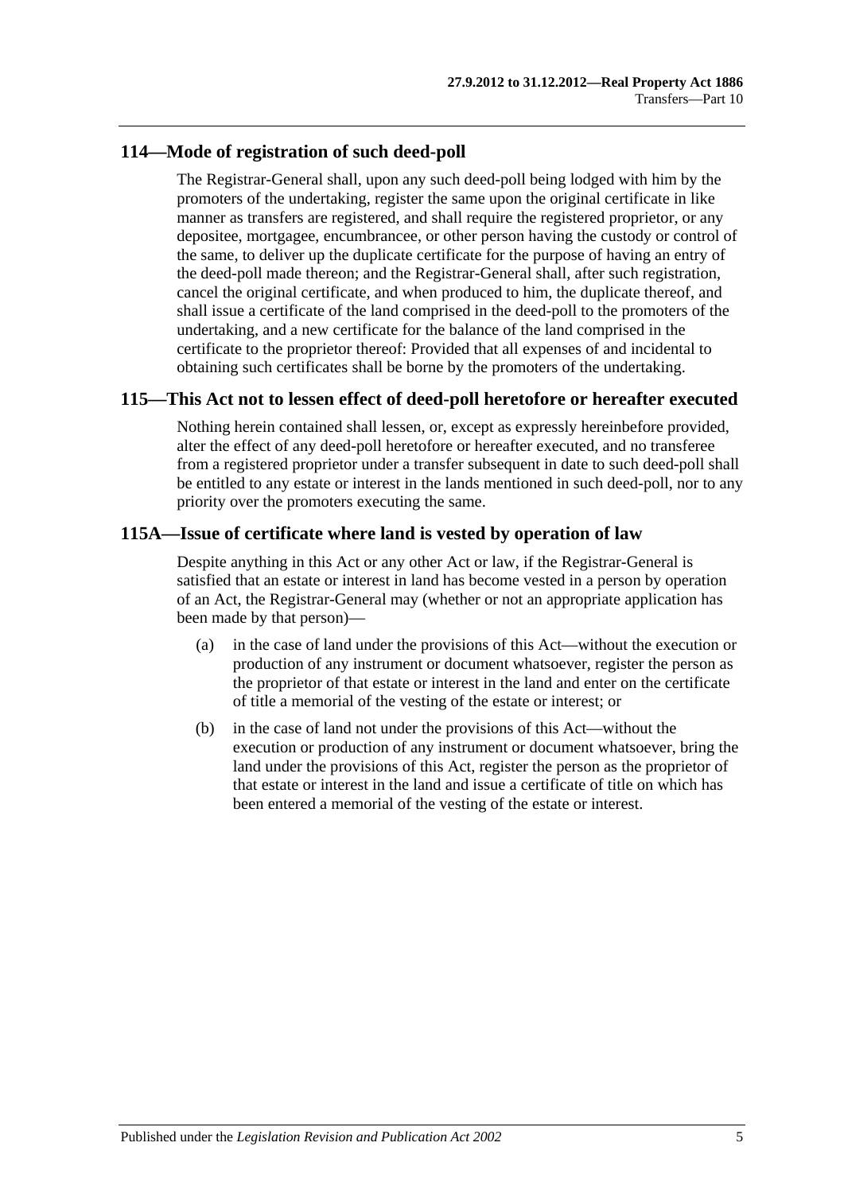## 114—Mode of registration of such deed-poll

The Registrar-General shall, upon any such deed-poll being lodged with him by the promoters of the undertaking, register the same upon the original certificate in like manner as transfers are registered, and shall require the registered proprietor, or any depositee, mortgagee, encumbrancee, or other person having the custody or control of the same, to deliver up the duplicate certificate for the purpose of having an entry of the deed-poll made thereon; and the Registrar-General shall, after such registration, cancel the original certificate, and when produced to him, the duplicate thereof, and shall issue a certificate of the land comprised in the deed-poll to the promoters of the undertaking, and a new certificate for the balance of the land comprised in the certificate to the proprietor thereof: Provided that all expenses of and incidental to obtaining such certificates shall be borne by the promoters of the undertaking.

## 115—This Act not to lessen effect of deed-poll heretofore or hereafter executed

Nothing herein contained shall lessen, or, except as expressly hereinbefore provided, alter the effect of any deed-poll heretofore or hereafter executed, and no transferee from a registered proprietor under a transfer subsequent in date to such deed-poll shall be entitled to any estate or interest in the lands mentioned in such deed-poll, nor to any priority over the promoters executing the same.

## 115A—Issue of certificate where land is vested by operation of law

Despite anything in this Act or any other Act or law, if the Registrar-General is satisfied that an estate or interest in land has become vested in a person by operation of an Act, the Registrar-General may (whether or not an appropriate application has been made by that person)—

(a) in the case of land under the provisions of this Act—without the execution or production of any instrument or document whatsoever, register the person as the proprietor of that estate or interest in the land and enter on the certificate of title a memorial of the vesting of the estate or interest; or

(b) in the case of land not under the provisions of this Act—without the execution or production of any instrument or document whatsoever, bring the land under the provisions of this Act, register the person as the proprietor of that estate or interest in the land and issue a certificate of title on which has been entered a memorial of the vesting of the estate or interest.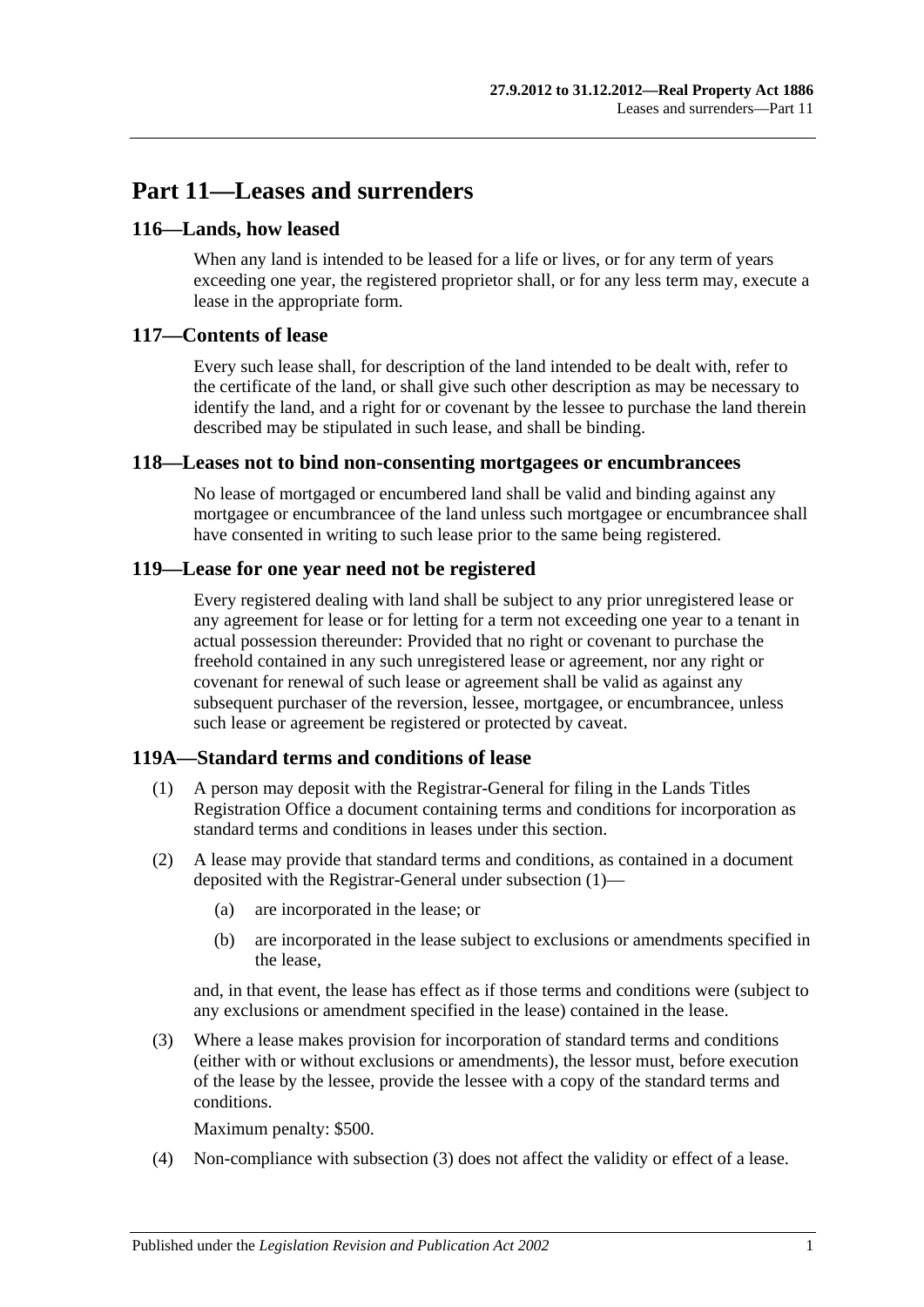# Part 11—Leases and surrenders

## 116—Lands, how leased

When any land is intended to be leased for a life or lives, or for any term of years exceeding one year, the registered proprietor shall, or for any less term may, execute a lease in the appropriate form.

## 117—Contents of lease

Every such lease shall, for description of the land intended to be dealt with, refer to the certificate of the land, or shall give such other description as may be necessary to identify the land, and a right for or covenant by the lessee to purchase the land therein described may be stipulated in such lease, and shall be binding.

## 118—Leases not to bind non-consenting mortgagees or encumbrancees

No lease of mortgaged or encumbered land shall be valid and binding against any mortgagee or encumbrancee of the land unless such mortgagee or encumbrancee shall have consented in writing to such lease prior to the same being registered.

## 119—Lease for one year need not be registered

Every registered dealing with land shall be subject to any prior unregistered lease or any agreement for lease or for letting for a term not exceeding one year to a tenant in actual possession thereunder: Provided that no right or covenant to purchase the freehold contained in any such unregistered lease or agreement, nor any right or covenant for renewal of such lease or agreement shall be valid as against any subsequent purchaser of the reversion, lessee, mortgagee, or encumbrancee, unless such lease or agreement be registered or protected by caveat.

## 119A—Standard terms and conditions of lease

(1) A person may deposit with the Registrar-General for filing in the Lands Titles Registration Office a document containing terms and conditions for incorporation as standard terms and conditions in leases under this section.

(2) A lease may provide that standard terms and conditions, as contained in a document deposited with the Registrar-General under subsection (1)—

(a) are incorporated in the lease; or

(b) are incorporated in the lease subject to exclusions or amendments specified in the lease,

and, in that event, the lease has effect as if those terms and conditions were (subject to any exclusions or amendment specified in the lease) contained in the lease.

(3) Where a lease makes provision for incorporation of standard terms and conditions (either with or without exclusions or amendments), the lessor must, before execution of the lease by the lessee, provide the lessee with a copy of the standard terms and conditions.

Maximum penalty: $500.

(4) Non-compliance with subsection (3) does not affect the validity or effect of a lease.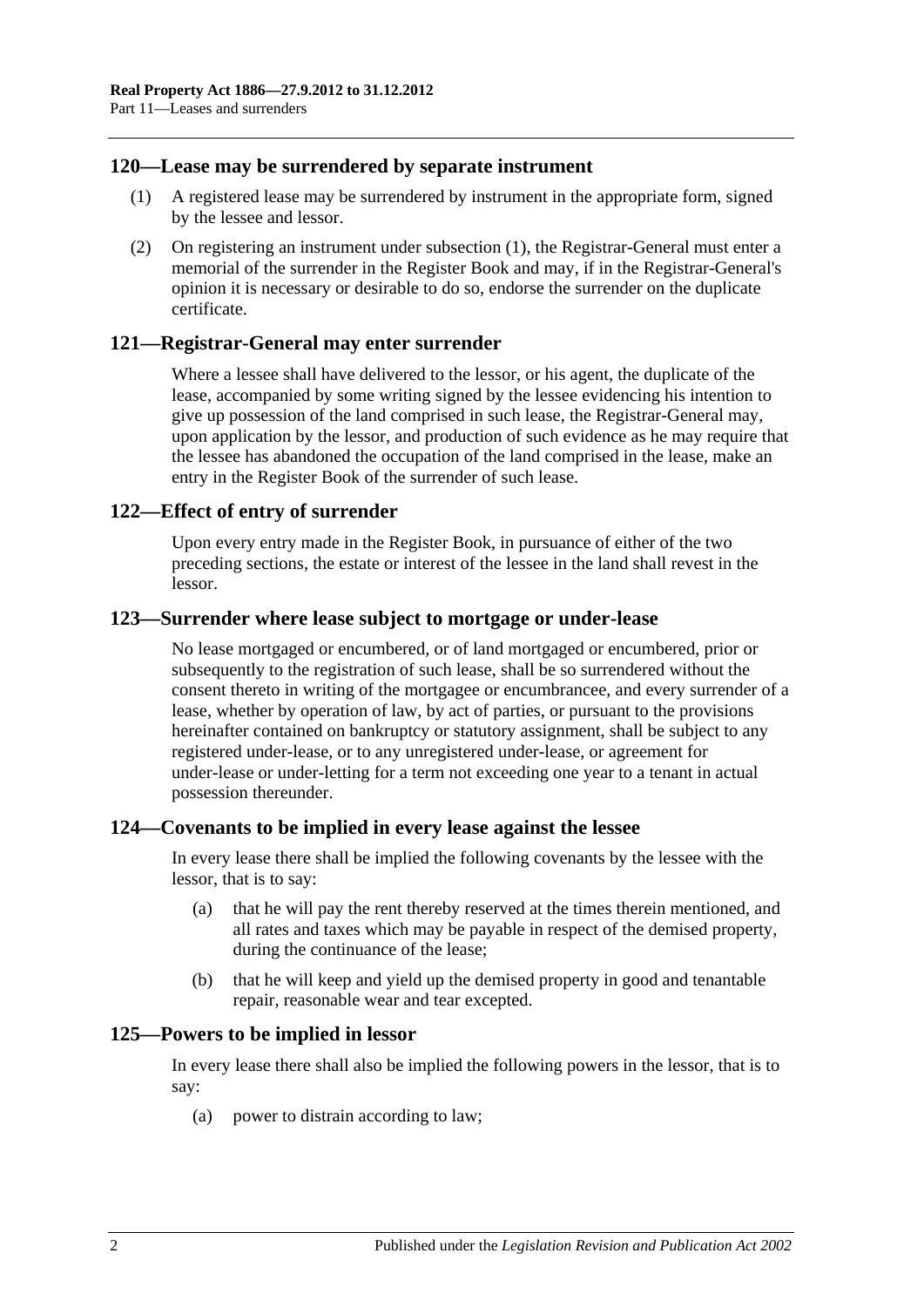## 120—Lease may be surrendered by separate instrument

(1) A registered lease may be surrendered by instrument in the appropriate form, signed by the lessee and lessor.

(2) On registering an instrument under subsection (1), the Registrar-General must enter a memorial of the surrender in the Register Book and may, if in the Registrar-General's opinion it is necessary or desirable to do so, endorse the surrender on the duplicate certificate.

## 121—Registrar-General may enter surrender

Where a lessee shall have delivered to the lessor, or his agent, the duplicate of the lease, accompanied by some writing signed by the lessee evidencing his intention to give up possession of the land comprised in such lease, the Registrar-General may, upon application by the lessor, and production of such evidence as he may require that the lessee has abandoned the occupation of the land comprised in the lease, make an entry in the Register Book of the surrender of such lease.

## 122—Effect of entry of surrender

Upon every entry made in the Register Book, in pursuance of either of the two preceding sections, the estate or interest of the lessee in the land shall revest in the lessor.

## 123—Surrender where lease subject to mortgage or under-lease

No lease mortgaged or encumbered, or of land mortgaged or encumbered, prior or subsequently to the registration of such lease, shall be so surrendered without the consent thereto in writing of the mortgagee or encumbrancee, and every surrender of a lease, whether by operation of law, by act of parties, or pursuant to the provisions hereinafter contained on bankruptcy or statutory assignment, shall be subject to any registered under-lease, or to any unregistered under-lease, or agreement for under-lease or under-letting for a term not exceeding one year to a tenant in actual possession thereunder.

## 124—Covenants to be implied in every lease against the lessee

In every lease there shall be implied the following covenants by the lessee with the lessor, that is to say:

(a) that he will pay the rent thereby reserved at the times therein mentioned, and all rates and taxes which may be payable in respect of the demised property, during the continuance of the lease;

(b) that he will keep and yield up the demised property in good and tenantable repair, reasonable wear and tear excepted.

## 125—Powers to be implied in lessor

In every lease there shall also be implied the following powers in the lessor, that is to say:

(a) power to distrain according to law;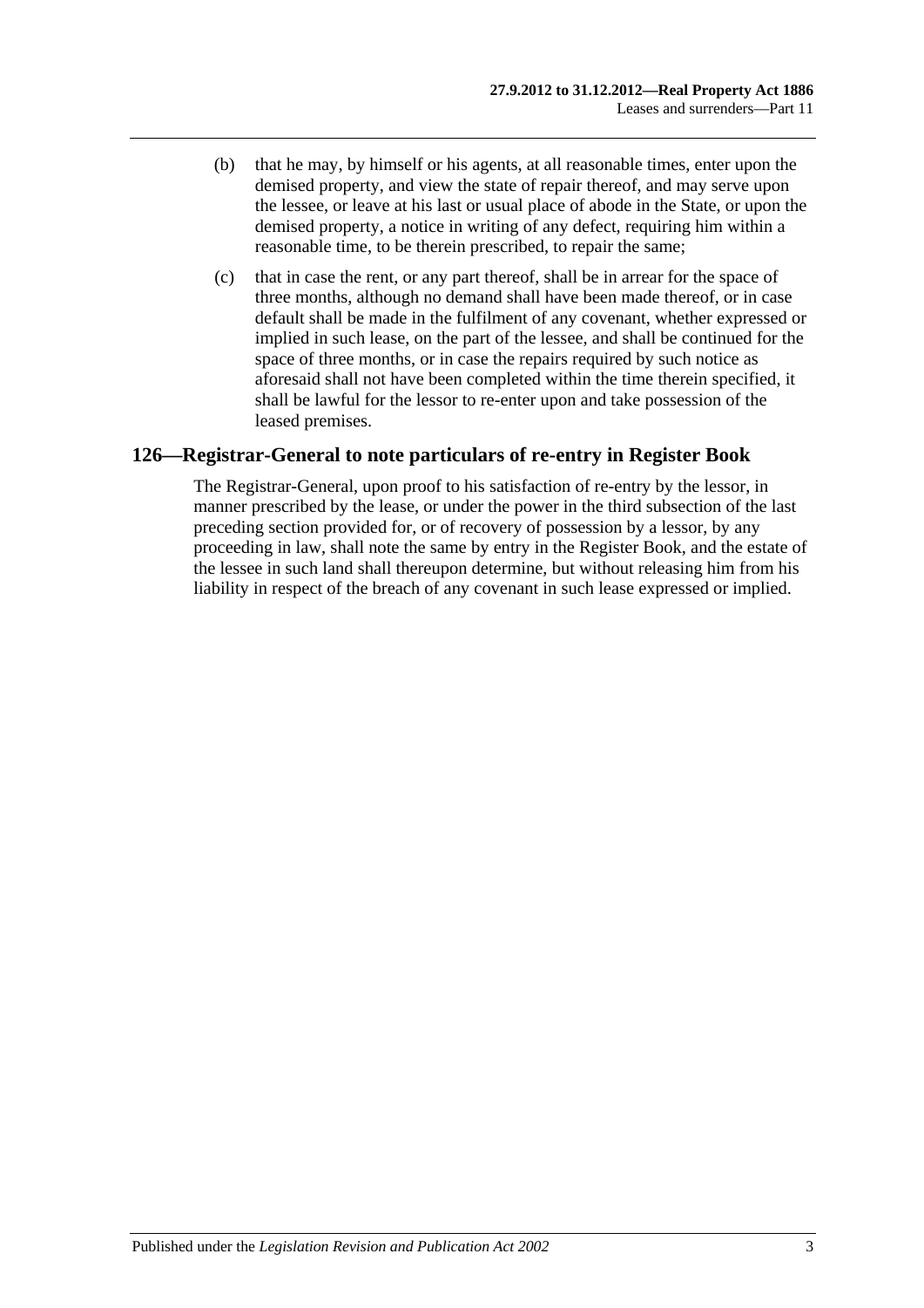(b) that he may, by himself or his agents, at all reasonable times, enter upon the demised property, and view the state of repair thereof, and may serve upon the lessee, or leave at his last or usual place of abode in the State, or upon the demised property, a notice in writing of any defect, requiring him within a reasonable time, to be therein prescribed, to repair the same;

(c) that in case the rent, or any part thereof, shall be in arrear for the space of three months, although no demand shall have been made thereof, or in case default shall be made in the fulfilment of any covenant, whether expressed or implied in such lease, on the part of the lessee, and shall be continued for the space of three months, or in case the repairs required by such notice as aforesaid shall not have been completed within the time therein specified, it shall be lawful for the lessor to re-enter upon and take possession of the leased premises.

## 126—Registrar-General to note particulars of re-entry in Register Book

The Registrar-General, upon proof to his satisfaction of re-entry by the lessor, in manner prescribed by the lease, or under the power in the third subsection of the last preceding section provided for, or of recovery of possession by a lessor, by any proceeding in law, shall note the same by entry in the Register Book, and the estate of the lessee in such land shall thereupon determine, but without releasing him from his liability in respect of the breach of any covenant in such lease expressed or implied.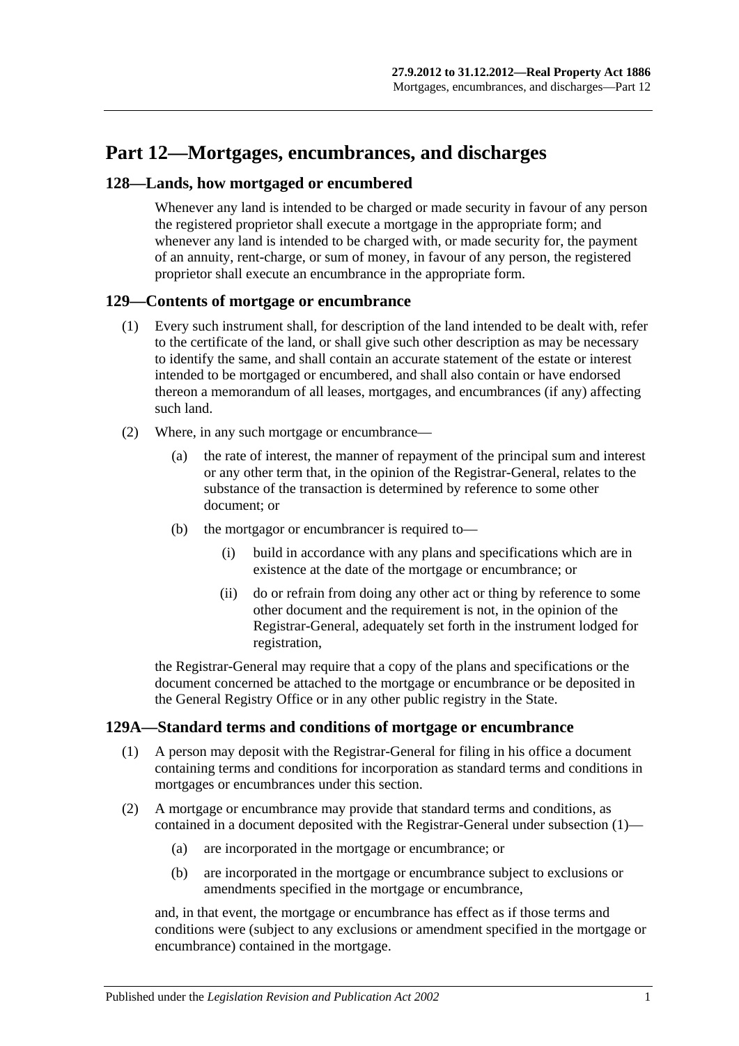# Part 12—Mortgages, encumbrances, and discharges

## 128—Lands, how mortgaged or encumbered

Whenever any land is intended to be charged or made security in favour of any person the registered proprietor shall execute a mortgage in the appropriate form; and whenever any land is intended to be charged with, or made security for, the payment of an annuity, rent-charge, or sum of money, in favour of any person, the registered proprietor shall execute an encumbrance in the appropriate form.

## 129—Contents of mortgage or encumbrance

(1) Every such instrument shall, for description of the land intended to be dealt with, refer to the certificate of the land, or shall give such other description as may be necessary to identify the same, and shall contain an accurate statement of the estate or interest intended to be mortgaged or encumbered, and shall also contain or have endorsed thereon a memorandum of all leases, mortgages, and encumbrances (if any) affecting such land.

(2) Where, in any such mortgage or encumbrance—

- (a) the rate of interest, the manner of repayment of the principal sum and interest or any other term that, in the opinion of the Registrar-General, relates to the substance of the transaction is determined by reference to some other document; or
- (b) the mortgagor or encumbrancer is required to—
  - (i) build in accordance with any plans and specifications which are in existence at the date of the mortgage or encumbrance; or
  - (ii) do or refrain from doing any other act or thing by reference to some other document and the requirement is not, in the opinion of the Registrar-General, adequately set forth in the instrument lodged for registration,

the Registrar-General may require that a copy of the plans and specifications or the document concerned be attached to the mortgage or encumbrance or be deposited in the General Registry Office or in any other public registry in the State.

## 129A—Standard terms and conditions of mortgage or encumbrance

(1) A person may deposit with the Registrar-General for filing in his office a document containing terms and conditions for incorporation as standard terms and conditions in mortgages or encumbrances under this section.

(2) A mortgage or encumbrance may provide that standard terms and conditions, as contained in a document deposited with the Registrar-General under subsection (1)—

- (a) are incorporated in the mortgage or encumbrance; or
- (b) are incorporated in the mortgage or encumbrance subject to exclusions or amendments specified in the mortgage or encumbrance,

and, in that event, the mortgage or encumbrance has effect as if those terms and conditions were (subject to any exclusions or amendment specified in the mortgage or encumbrance) contained in the mortgage.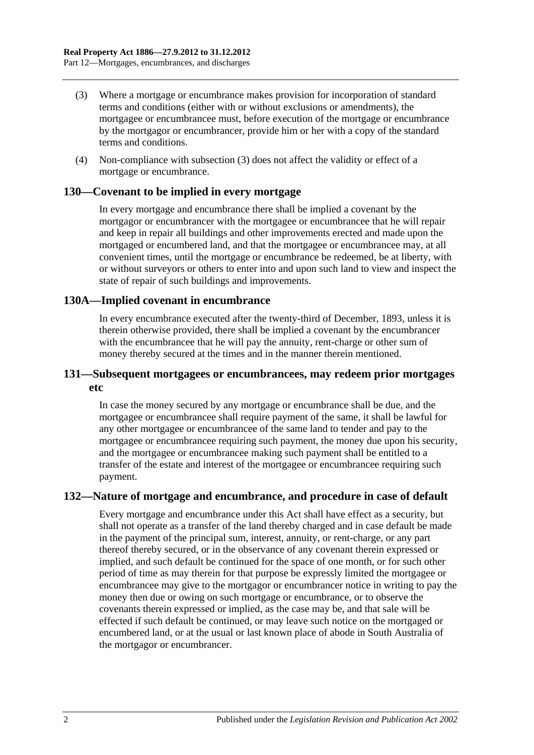(3) Where a mortgage or encumbrance makes provision for incorporation of standard terms and conditions (either with or without exclusions or amendments), the mortgagee or encumbrancee must, before execution of the mortgage or encumbrance by the mortgagor or encumbrancer, provide him or her with a copy of the standard terms and conditions.

(4) Non-compliance with subsection (3) does not affect the validity or effect of a mortgage or encumbrance.

## 130—Covenant to be implied in every mortgage

In every mortgage and encumbrance there shall be implied a covenant by the mortgagor or encumbrancer with the mortgagee or encumbrancee that he will repair and keep in repair all buildings and other improvements erected and made upon the mortgaged or encumbered land, and that the mortgagee or encumbrancee may, at all convenient times, until the mortgage or encumbrance be redeemed, be at liberty, with or without surveyors or others to enter into and upon such land to view and inspect the state of repair of such buildings and improvements.

## 130A—Implied covenant in encumbrance

In every encumbrance executed after the twenty-third of December, 1893, unless it is therein otherwise provided, there shall be implied a covenant by the encumbrancer with the encumbrancee that he will pay the annuity, rent-charge or other sum of money thereby secured at the times and in the manner therein mentioned.

## 131—Subsequent mortgagees or encumbrancees, may redeem prior mortgages etc

In case the money secured by any mortgage or encumbrance shall be due, and the mortgagee or encumbrancee shall require payment of the same, it shall be lawful for any other mortgagee or encumbrancee of the same land to tender and pay to the mortgagee or encumbrancee requiring such payment, the money due upon his security, and the mortgagee or encumbrancee making such payment shall be entitled to a transfer of the estate and interest of the mortgagee or encumbrancee requiring such payment.

## 132—Nature of mortgage and encumbrance, and procedure in case of default

Every mortgage and encumbrance under this Act shall have effect as a security, but shall not operate as a transfer of the land thereby charged and in case default be made in the payment of the principal sum, interest, annuity, or rent-charge, or any part thereof thereby secured, or in the observance of any covenant therein expressed or implied, and such default be continued for the space of one month, or for such other period of time as may therein for that purpose be expressly limited the mortgagee or encumbrancee may give to the mortgagor or encumbrancer notice in writing to pay the money then due or owing on such mortgage or encumbrance, or to observe the covenants therein expressed or implied, as the case may be, and that sale will be effected if such default be continued, or may leave such notice on the mortgaged or encumbered land, or at the usual or last known place of abode in South Australia of the mortgagor or encumbrancer.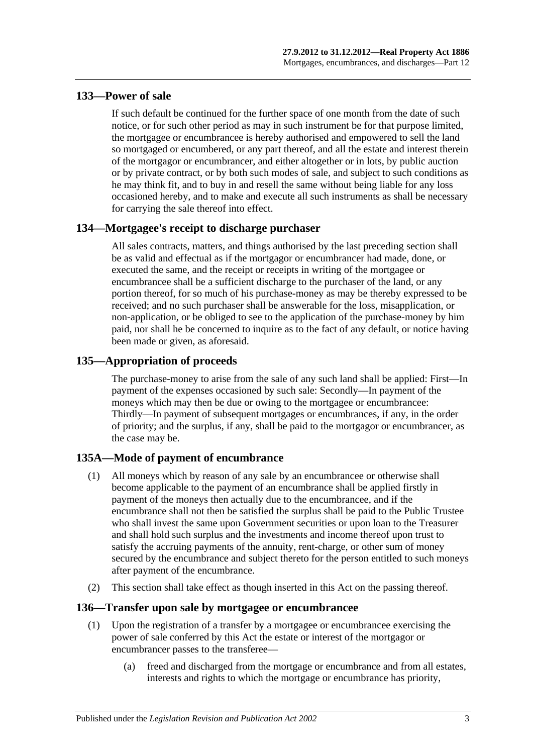## 133—Power of sale

If such default be continued for the further space of one month from the date of such notice, or for such other period as may in such instrument be for that purpose limited, the mortgagee or encumbrancee is hereby authorised and empowered to sell the land so mortgaged or encumbered, or any part thereof, and all the estate and interest therein of the mortgagor or encumbrancer, and either altogether or in lots, by public auction or by private contract, or by both such modes of sale, and subject to such conditions as he may think fit, and to buy in and resell the same without being liable for any loss occasioned hereby, and to make and execute all such instruments as shall be necessary for carrying the sale thereof into effect.

## 134—Mortgagee's receipt to discharge purchaser

All sales contracts, matters, and things authorised by the last preceding section shall be as valid and effectual as if the mortgagor or encumbrancer had made, done, or executed the same, and the receipt or receipts in writing of the mortgagee or encumbrancee shall be a sufficient discharge to the purchaser of the land, or any portion thereof, for so much of his purchase-money as may be thereby expressed to be received; and no such purchaser shall be answerable for the loss, misapplication, or non-application, or be obliged to see to the application of the purchase-money by him paid, nor shall he be concerned to inquire as to the fact of any default, or notice having been made or given, as aforesaid.

## 135—Appropriation of proceeds

The purchase-money to arise from the sale of any such land shall be applied: First—In payment of the expenses occasioned by such sale: Secondly—In payment of the moneys which may then be due or owing to the mortgagee or encumbrancee: Thirdly—In payment of subsequent mortgages or encumbrances, if any, in the order of priority; and the surplus, if any, shall be paid to the mortgagor or encumbrancer, as the case may be.

## 135A—Mode of payment of encumbrance

(1) All moneys which by reason of any sale by an encumbrancee or otherwise shall become applicable to the payment of an encumbrance shall be applied firstly in payment of the moneys then actually due to the encumbrancee, and if the encumbrance shall not then be satisfied the surplus shall be paid to the Public Trustee who shall invest the same upon Government securities or upon loan to the Treasurer and shall hold such surplus and the investments and income thereof upon trust to satisfy the accruing payments of the annuity, rent-charge, or other sum of money secured by the encumbrance and subject thereto for the person entitled to such moneys after payment of the encumbrance.

(2) This section shall take effect as though inserted in this Act on the passing thereof.

## 136—Transfer upon sale by mortgagee or encumbrancee

(1) Upon the registration of a transfer by a mortgagee or encumbrancee exercising the power of sale conferred by this Act the estate or interest of the mortgagor or encumbrancer passes to the transferee—

(a) freed and discharged from the mortgage or encumbrance and from all estates, interests and rights to which the mortgage or encumbrance has priority,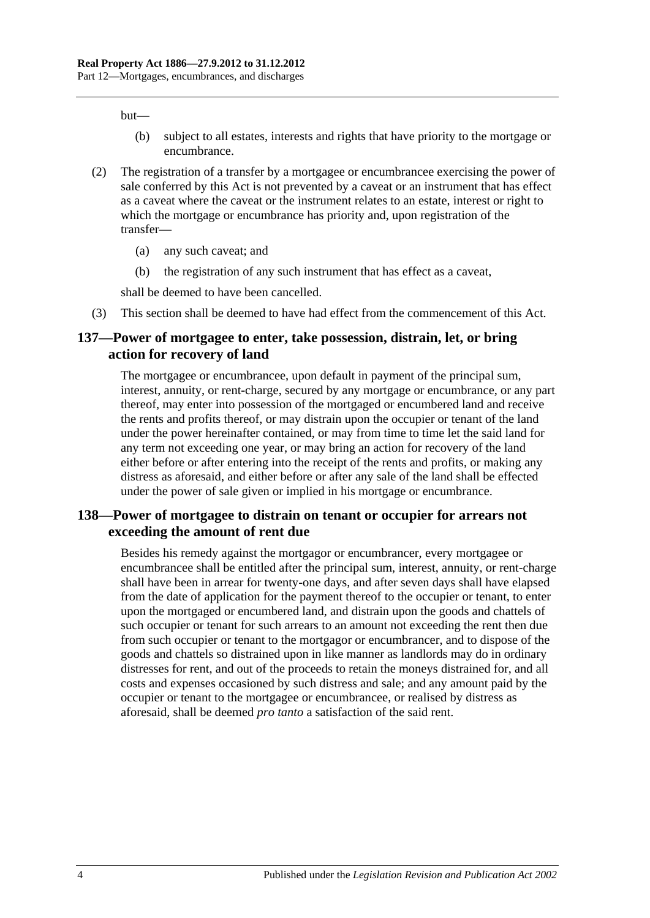but—

(b) subject to all estates, interests and rights that have priority to the mortgage or encumbrance.

(2) The registration of a transfer by a mortgagee or encumbrancee exercising the power of sale conferred by this Act is not prevented by a caveat or an instrument that has effect as a caveat where the caveat or the instrument relates to an estate, interest or right to which the mortgage or encumbrance has priority and, upon registration of the transfer—

(a) any such caveat; and

(b) the registration of any such instrument that has effect as a caveat,

shall be deemed to have been cancelled.

(3) This section shall be deemed to have had effect from the commencement of this Act.

## 137—Power of mortgagee to enter, take possession, distrain, let, or bring action for recovery of land

The mortgagee or encumbrancee, upon default in payment of the principal sum, interest, annuity, or rent-charge, secured by any mortgage or encumbrance, or any part thereof, may enter into possession of the mortgaged or encumbered land and receive the rents and profits thereof, or may distrain upon the occupier or tenant of the land under the power hereinafter contained, or may from time to time let the said land for any term not exceeding one year, or may bring an action for recovery of the land either before or after entering into the receipt of the rents and profits, or making any distress as aforesaid, and either before or after any sale of the land shall be effected under the power of sale given or implied in his mortgage or encumbrance.

## 138—Power of mortgagee to distrain on tenant or occupier for arrears not exceeding the amount of rent due

Besides his remedy against the mortgagor or encumbrancer, every mortgagee or encumbrancee shall be entitled after the principal sum, interest, annuity, or rent-charge shall have been in arrear for twenty-one days, and after seven days shall have elapsed from the date of application for the payment thereof to the occupier or tenant, to enter upon the mortgaged or encumbered land, and distrain upon the goods and chattels of such occupier or tenant for such arrears to an amount not exceeding the rent then due from such occupier or tenant to the mortgagor or encumbrancer, and to dispose of the goods and chattels so distrained upon in like manner as landlords may do in ordinary distresses for rent, and out of the proceeds to retain the moneys distrained for, and all costs and expenses occasioned by such distress and sale; and any amount paid by the occupier or tenant to the mortgagee or encumbrancee, or realised by distress as aforesaid, shall be deemed *pro tanto* a satisfaction of the said rent.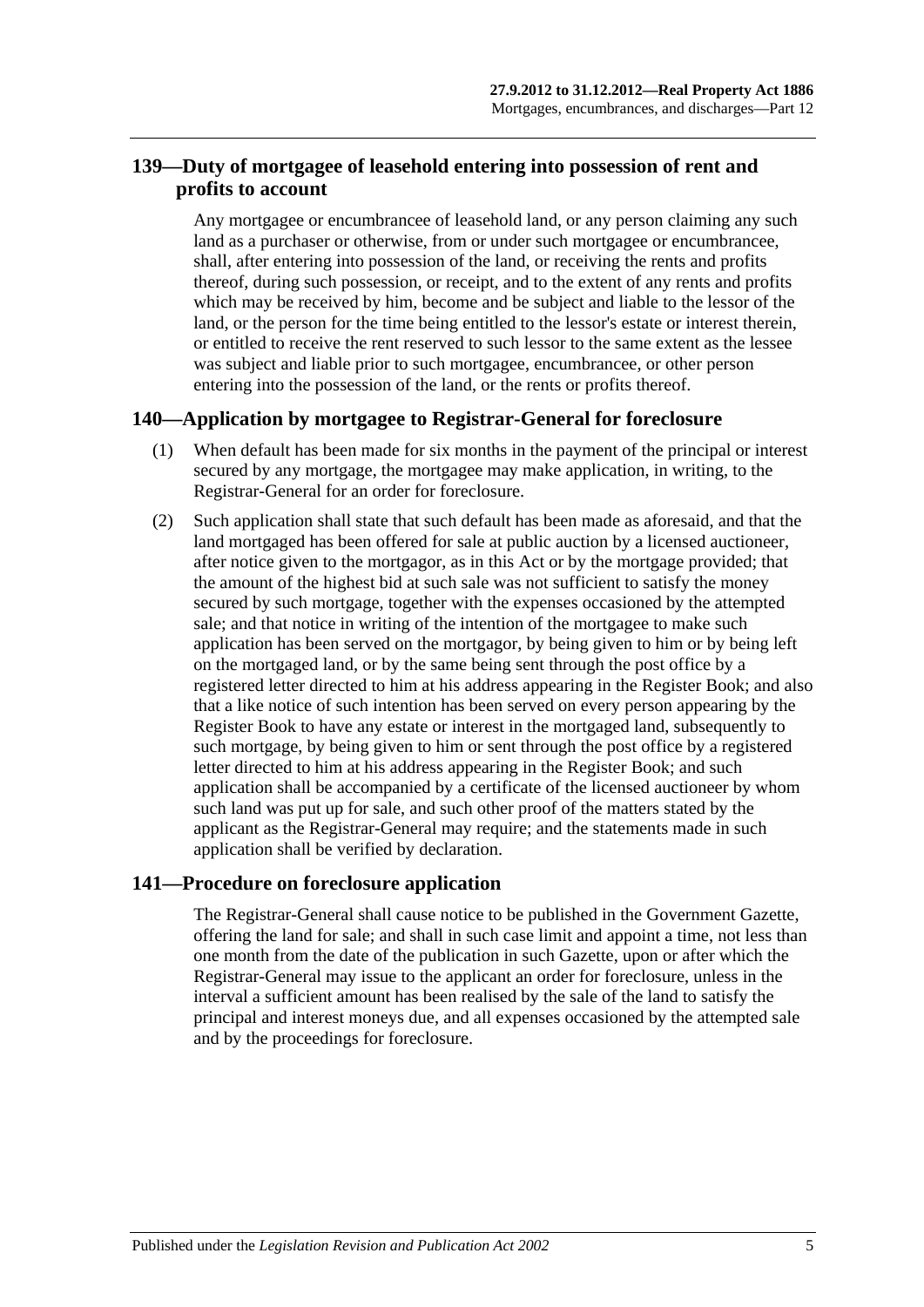## 139—Duty of mortgagee of leasehold entering into possession of rent and profits to account

Any mortgagee or encumbrancee of leasehold land, or any person claiming any such land as a purchaser or otherwise, from or under such mortgagee or encumbrancee, shall, after entering into possession of the land, or receiving the rents and profits thereof, during such possession, or receipt, and to the extent of any rents and profits which may be received by him, become and be subject and liable to the lessor of the land, or the person for the time being entitled to the lessor's estate or interest therein, or entitled to receive the rent reserved to such lessor to the same extent as the lessee was subject and liable prior to such mortgagee, encumbrancee, or other person entering into the possession of the land, or the rents or profits thereof.

## 140—Application by mortgagee to Registrar-General for foreclosure

(1) When default has been made for six months in the payment of the principal or interest secured by any mortgage, the mortgagee may make application, in writing, to the Registrar-General for an order for foreclosure.

(2) Such application shall state that such default has been made as aforesaid, and that the land mortgaged has been offered for sale at public auction by a licensed auctioneer, after notice given to the mortgagor, as in this Act or by the mortgage provided; that the amount of the highest bid at such sale was not sufficient to satisfy the money secured by such mortgage, together with the expenses occasioned by the attempted sale; and that notice in writing of the intention of the mortgagee to make such application has been served on the mortgagor, by being given to him or by being left on the mortgaged land, or by the same being sent through the post office by a registered letter directed to him at his address appearing in the Register Book; and also that a like notice of such intention has been served on every person appearing by the Register Book to have any estate or interest in the mortgaged land, subsequently to such mortgage, by being given to him or sent through the post office by a registered letter directed to him at his address appearing in the Register Book; and such application shall be accompanied by a certificate of the licensed auctioneer by whom such land was put up for sale, and such other proof of the matters stated by the applicant as the Registrar-General may require; and the statements made in such application shall be verified by declaration.

## 141—Procedure on foreclosure application

The Registrar-General shall cause notice to be published in the Government Gazette, offering the land for sale; and shall in such case limit and appoint a time, not less than one month from the date of the publication in such Gazette, upon or after which the Registrar-General may issue to the applicant an order for foreclosure, unless in the interval a sufficient amount has been realised by the sale of the land to satisfy the principal and interest moneys due, and all expenses occasioned by the attempted sale and by the proceedings for foreclosure.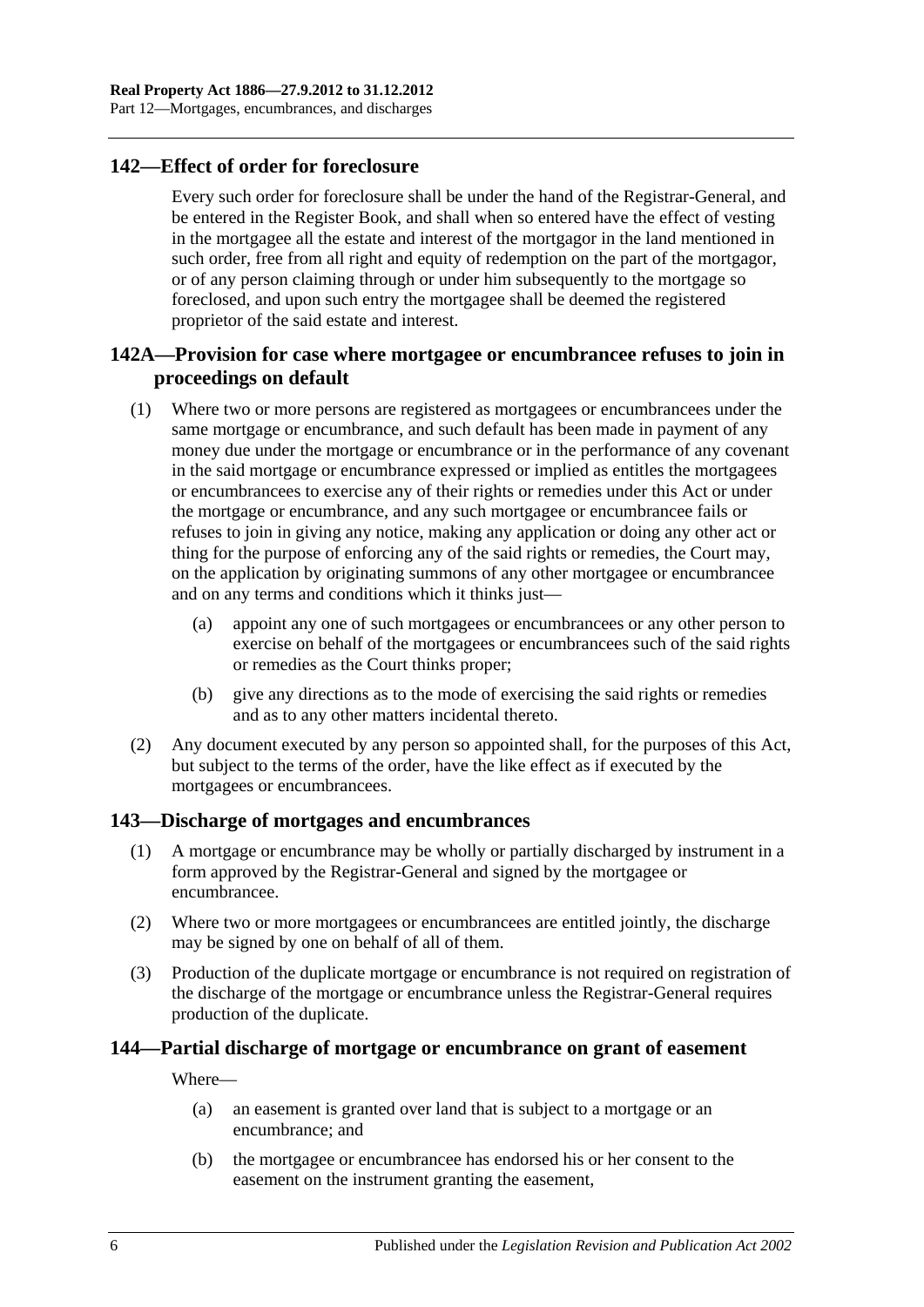## 142—Effect of order for foreclosure

Every such order for foreclosure shall be under the hand of the Registrar-General, and be entered in the Register Book, and shall when so entered have the effect of vesting in the mortgagee all the estate and interest of the mortgagor in the land mentioned in such order, free from all right and equity of redemption on the part of the mortgagor, or of any person claiming through or under him subsequently to the mortgage so foreclosed, and upon such entry the mortgagee shall be deemed the registered proprietor of the said estate and interest.

## 142A—Provision for case where mortgagee or encumbrancee refuses to join in proceedings on default

(1) Where two or more persons are registered as mortgagees or encumbrancees under the same mortgage or encumbrance, and such default has been made in payment of any money due under the mortgage or encumbrance or in the performance of any covenant in the said mortgage or encumbrance expressed or implied as entitles the mortgagees or encumbrancees to exercise any of their rights or remedies under this Act or under the mortgage or encumbrance, and any such mortgagee or encumbrancee fails or refuses to join in giving any notice, making any application or doing any other act or thing for the purpose of enforcing any of the said rights or remedies, the Court may, on the application by originating summons of any other mortgagee or encumbrancee and on any terms and conditions which it thinks just—

(a) appoint any one of such mortgagees or encumbrancees or any other person to exercise on behalf of the mortgagees or encumbrancees such of the said rights or remedies as the Court thinks proper;

(b) give any directions as to the mode of exercising the said rights or remedies and as to any other matters incidental thereto.

(2) Any document executed by any person so appointed shall, for the purposes of this Act, but subject to the terms of the order, have the like effect as if executed by the mortgagees or encumbrancees.

## 143—Discharge of mortgages and encumbrances

(1) A mortgage or encumbrance may be wholly or partially discharged by instrument in a form approved by the Registrar-General and signed by the mortgagee or encumbrancee.

(2) Where two or more mortgagees or encumbrancees are entitled jointly, the discharge may be signed by one on behalf of all of them.

(3) Production of the duplicate mortgage or encumbrance is not required on registration of the discharge of the mortgage or encumbrance unless the Registrar-General requires production of the duplicate.

## 144—Partial discharge of mortgage or encumbrance on grant of easement

Where—

(a) an easement is granted over land that is subject to a mortgage or an encumbrance; and

(b) the mortgagee or encumbrancee has endorsed his or her consent to the easement on the instrument granting the easement,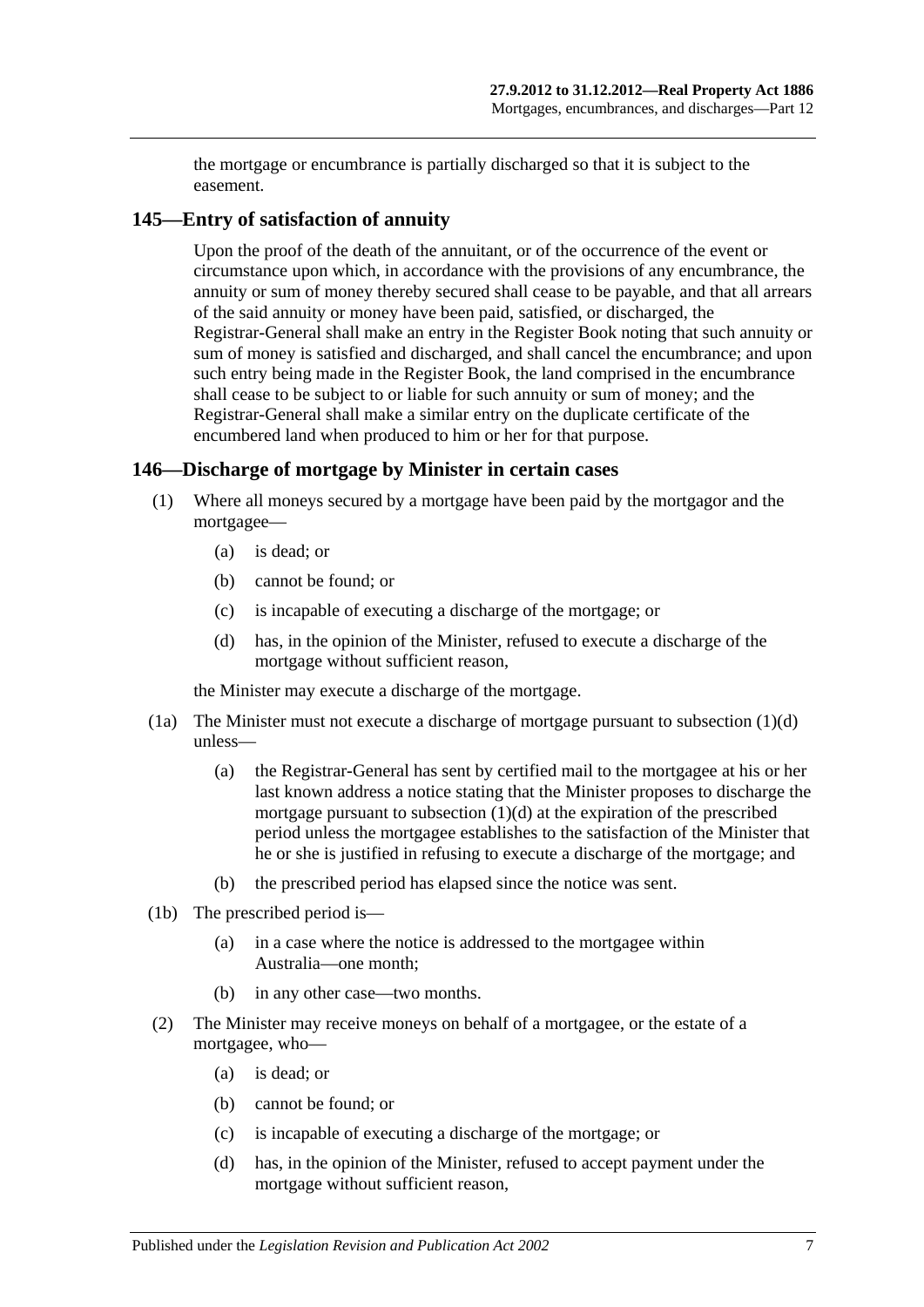the mortgage or encumbrance is partially discharged so that it is subject to the easement.

## 145—Entry of satisfaction of annuity

Upon the proof of the death of the annuitant, or of the occurrence of the event or circumstance upon which, in accordance with the provisions of any encumbrance, the annuity or sum of money thereby secured shall cease to be payable, and that all arrears of the said annuity or money have been paid, satisfied, or discharged, the Registrar-General shall make an entry in the Register Book noting that such annuity or sum of money is satisfied and discharged, and shall cancel the encumbrance; and upon such entry being made in the Register Book, the land comprised in the encumbrance shall cease to be subject to or liable for such annuity or sum of money; and the Registrar-General shall make a similar entry on the duplicate certificate of the encumbered land when produced to him or her for that purpose.

## 146—Discharge of mortgage by Minister in certain cases

(1) Where all moneys secured by a mortgage have been paid by the mortgagor and the mortgagee—

(a) is dead; or

(b) cannot be found; or

(c) is incapable of executing a discharge of the mortgage; or

(d) has, in the opinion of the Minister, refused to execute a discharge of the mortgage without sufficient reason,

the Minister may execute a discharge of the mortgage.

(1a) The Minister must not execute a discharge of mortgage pursuant to subsection (1)(d) unless—

(a) the Registrar-General has sent by certified mail to the mortgagee at his or her last known address a notice stating that the Minister proposes to discharge the mortgage pursuant to subsection (1)(d) at the expiration of the prescribed period unless the mortgagee establishes to the satisfaction of the Minister that he or she is justified in refusing to execute a discharge of the mortgage; and

(b) the prescribed period has elapsed since the notice was sent.

(1b) The prescribed period is—

(a) in a case where the notice is addressed to the mortgagee within Australia—one month;

(b) in any other case—two months.

(2) The Minister may receive moneys on behalf of a mortgagee, or the estate of a mortgagee, who—

(a) is dead; or

(b) cannot be found; or

(c) is incapable of executing a discharge of the mortgage; or

(d) has, in the opinion of the Minister, refused to accept payment under the mortgage without sufficient reason,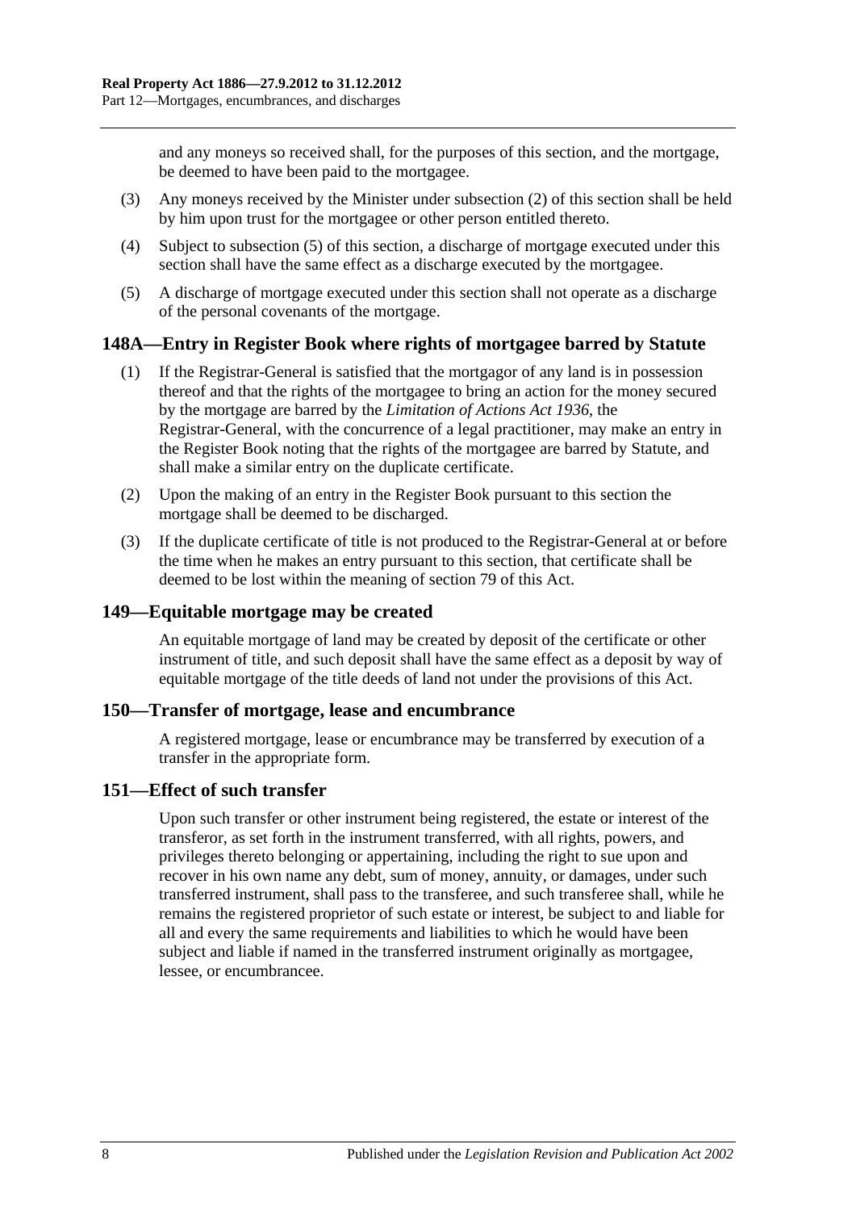and any moneys so received shall, for the purposes of this section, and the mortgage, be deemed to have been paid to the mortgagee.

(3) Any moneys received by the Minister under subsection (2) of this section shall be held by him upon trust for the mortgagee or other person entitled thereto.

(4) Subject to subsection (5) of this section, a discharge of mortgage executed under this section shall have the same effect as a discharge executed by the mortgagee.

(5) A discharge of mortgage executed under this section shall not operate as a discharge of the personal covenants of the mortgage.

## 148A—Entry in Register Book where rights of mortgagee barred by Statute

(1) If the Registrar-General is satisfied that the mortgagor of any land is in possession thereof and that the rights of the mortgagee to bring an action for the money secured by the mortgage are barred by the *Limitation of Actions Act 1936*, the Registrar-General, with the concurrence of a legal practitioner, may make an entry in the Register Book noting that the rights of the mortgagee are barred by Statute, and shall make a similar entry on the duplicate certificate.

(2) Upon the making of an entry in the Register Book pursuant to this section the mortgage shall be deemed to be discharged.

(3) If the duplicate certificate of title is not produced to the Registrar-General at or before the time when he makes an entry pursuant to this section, that certificate shall be deemed to be lost within the meaning of section 79 of this Act.

## 149—Equitable mortgage may be created

An equitable mortgage of land may be created by deposit of the certificate or other instrument of title, and such deposit shall have the same effect as a deposit by way of equitable mortgage of the title deeds of land not under the provisions of this Act.

## 150—Transfer of mortgage, lease and encumbrance

A registered mortgage, lease or encumbrance may be transferred by execution of a transfer in the appropriate form.

## 151—Effect of such transfer

Upon such transfer or other instrument being registered, the estate or interest of the transferor, as set forth in the instrument transferred, with all rights, powers, and privileges thereto belonging or appertaining, including the right to sue upon and recover in his own name any debt, sum of money, annuity, or damages, under such transferred instrument, shall pass to the transferee, and such transferee shall, while he remains the registered proprietor of such estate or interest, be subject to and liable for all and every the same requirements and liabilities to which he would have been subject and liable if named in the transferred instrument originally as mortgagee, lessee, or encumbrancee.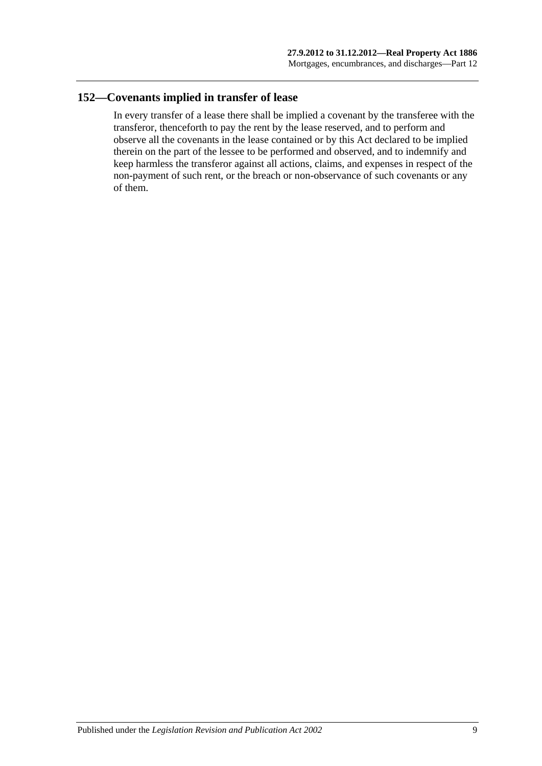## 152—Covenants implied in transfer of lease

In every transfer of a lease there shall be implied a covenant by the transferee with the transferor, thenceforth to pay the rent by the lease reserved, and to perform and observe all the covenants in the lease contained or by this Act declared to be implied therein on the part of the lessee to be performed and observed, and to indemnify and keep harmless the transferor against all actions, claims, and expenses in respect of the non-payment of such rent, or the breach or non-observance of such covenants or any of them.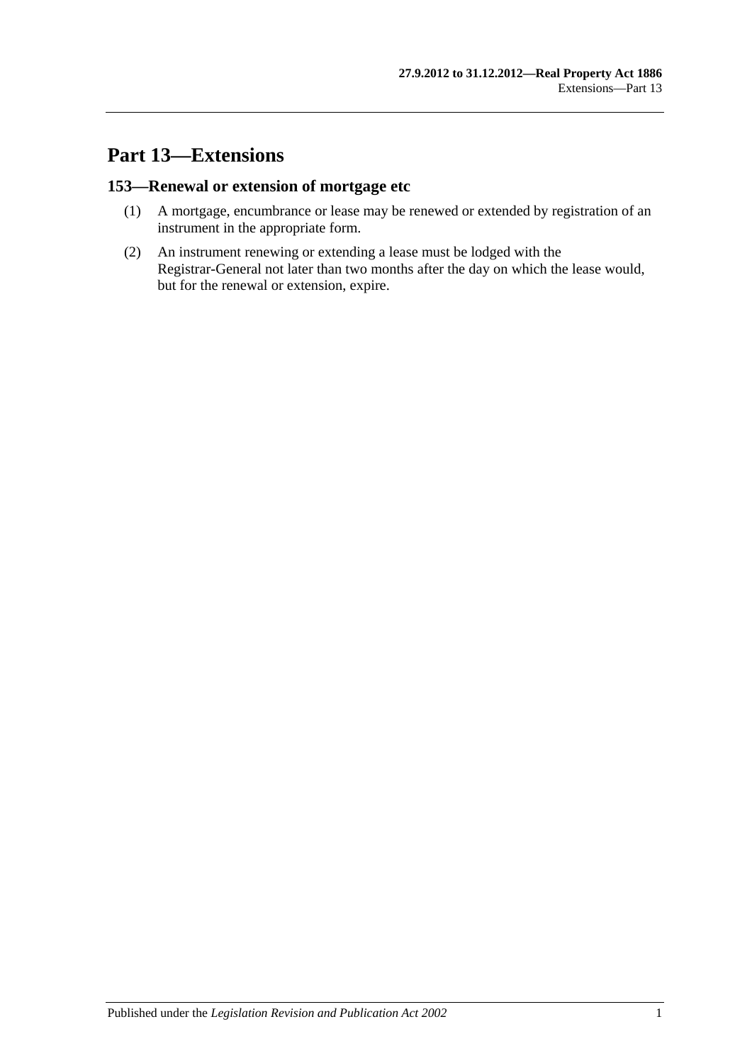# Part 13—Extensions

## 153—Renewal or extension of mortgage etc

(1) A mortgage, encumbrance or lease may be renewed or extended by registration of an instrument in the appropriate form.

(2) An instrument renewing or extending a lease must be lodged with the Registrar-General not later than two months after the day on which the lease would, but for the renewal or extension, expire.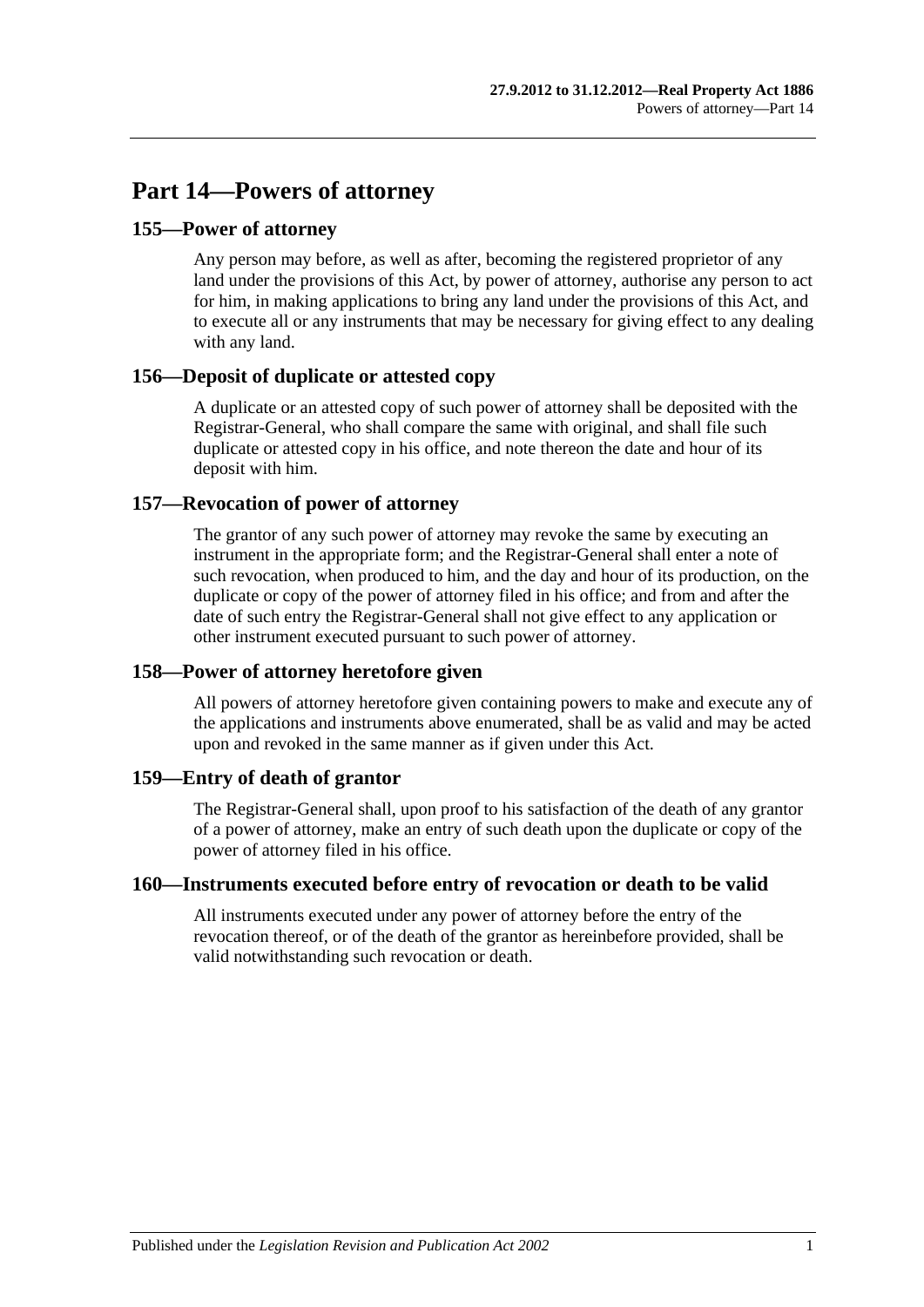# Part 14—Powers of attorney

## 155—Power of attorney

Any person may before, as well as after, becoming the registered proprietor of any land under the provisions of this Act, by power of attorney, authorise any person to act for him, in making applications to bring any land under the provisions of this Act, and to execute all or any instruments that may be necessary for giving effect to any dealing with any land.

## 156—Deposit of duplicate or attested copy

A duplicate or an attested copy of such power of attorney shall be deposited with the Registrar-General, who shall compare the same with original, and shall file such duplicate or attested copy in his office, and note thereon the date and hour of its deposit with him.

## 157—Revocation of power of attorney

The grantor of any such power of attorney may revoke the same by executing an instrument in the appropriate form; and the Registrar-General shall enter a note of such revocation, when produced to him, and the day and hour of its production, on the duplicate or copy of the power of attorney filed in his office; and from and after the date of such entry the Registrar-General shall not give effect to any application or other instrument executed pursuant to such power of attorney.

## 158—Power of attorney heretofore given

All powers of attorney heretofore given containing powers to make and execute any of the applications and instruments above enumerated, shall be as valid and may be acted upon and revoked in the same manner as if given under this Act.

## 159—Entry of death of grantor

The Registrar-General shall, upon proof to his satisfaction of the death of any grantor of a power of attorney, make an entry of such death upon the duplicate or copy of the power of attorney filed in his office.

## 160—Instruments executed before entry of revocation or death to be valid

All instruments executed under any power of attorney before the entry of the revocation thereof, or of the death of the grantor as hereinbefore provided, shall be valid notwithstanding such revocation or death.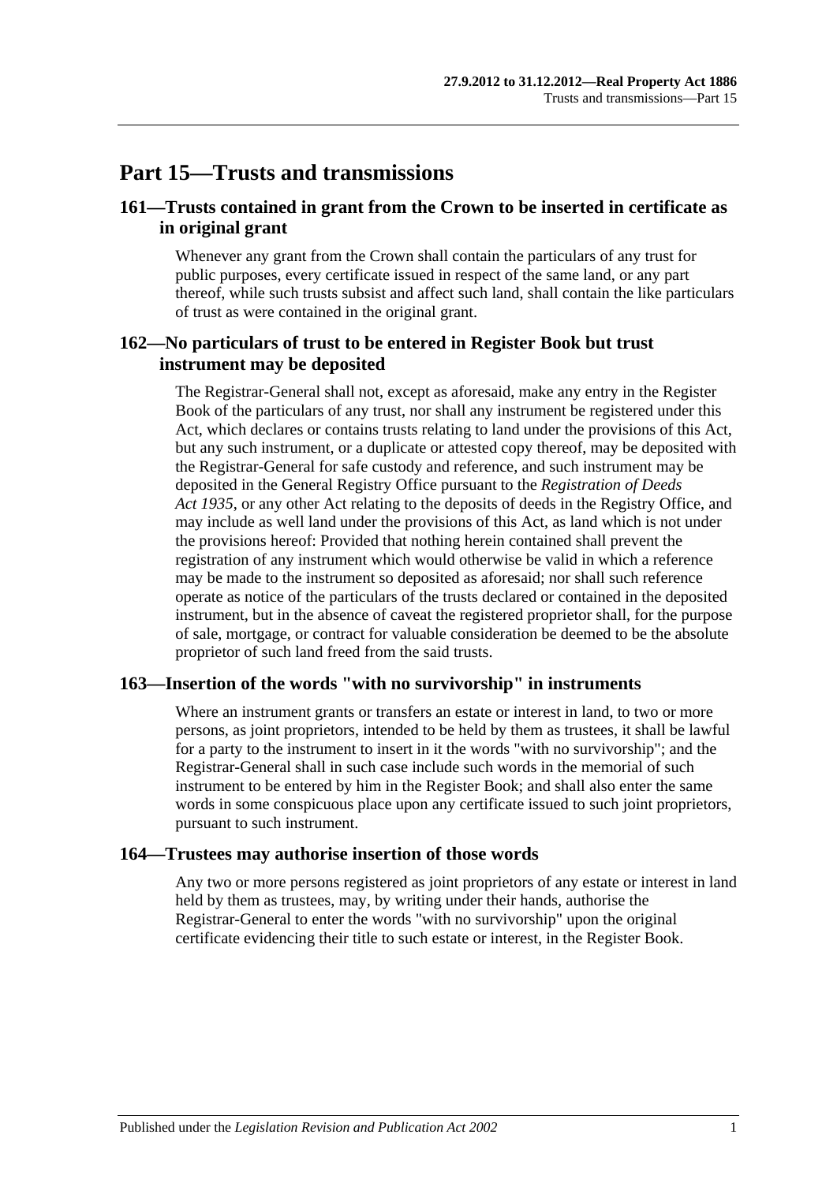# Part 15—Trusts and transmissions

## 161—Trusts contained in grant from the Crown to be inserted in certificate as in original grant

Whenever any grant from the Crown shall contain the particulars of any trust for public purposes, every certificate issued in respect of the same land, or any part thereof, while such trusts subsist and affect such land, shall contain the like particulars of trust as were contained in the original grant.

## 162—No particulars of trust to be entered in Register Book but trust instrument may be deposited

The Registrar-General shall not, except as aforesaid, make any entry in the Register Book of the particulars of any trust, nor shall any instrument be registered under this Act, which declares or contains trusts relating to land under the provisions of this Act, but any such instrument, or a duplicate or attested copy thereof, may be deposited with the Registrar-General for safe custody and reference, and such instrument may be deposited in the General Registry Office pursuant to the *Registration of Deeds Act 1935*, or any other Act relating to the deposits of deeds in the Registry Office, and may include as well land under the provisions of this Act, as land which is not under the provisions hereof: Provided that nothing herein contained shall prevent the registration of any instrument which would otherwise be valid in which a reference may be made to the instrument so deposited as aforesaid; nor shall such reference operate as notice of the particulars of the trusts declared or contained in the deposited instrument, but in the absence of caveat the registered proprietor shall, for the purpose of sale, mortgage, or contract for valuable consideration be deemed to be the absolute proprietor of such land freed from the said trusts.

## 163—Insertion of the words "with no survivorship" in instruments

Where an instrument grants or transfers an estate or interest in land, to two or more persons, as joint proprietors, intended to be held by them as trustees, it shall be lawful for a party to the instrument to insert in it the words "with no survivorship"; and the Registrar-General shall in such case include such words in the memorial of such instrument to be entered by him in the Register Book; and shall also enter the same words in some conspicuous place upon any certificate issued to such joint proprietors, pursuant to such instrument.

## 164—Trustees may authorise insertion of those words

Any two or more persons registered as joint proprietors of any estate or interest in land held by them as trustees, may, by writing under their hands, authorise the Registrar-General to enter the words "with no survivorship" upon the original certificate evidencing their title to such estate or interest, in the Register Book.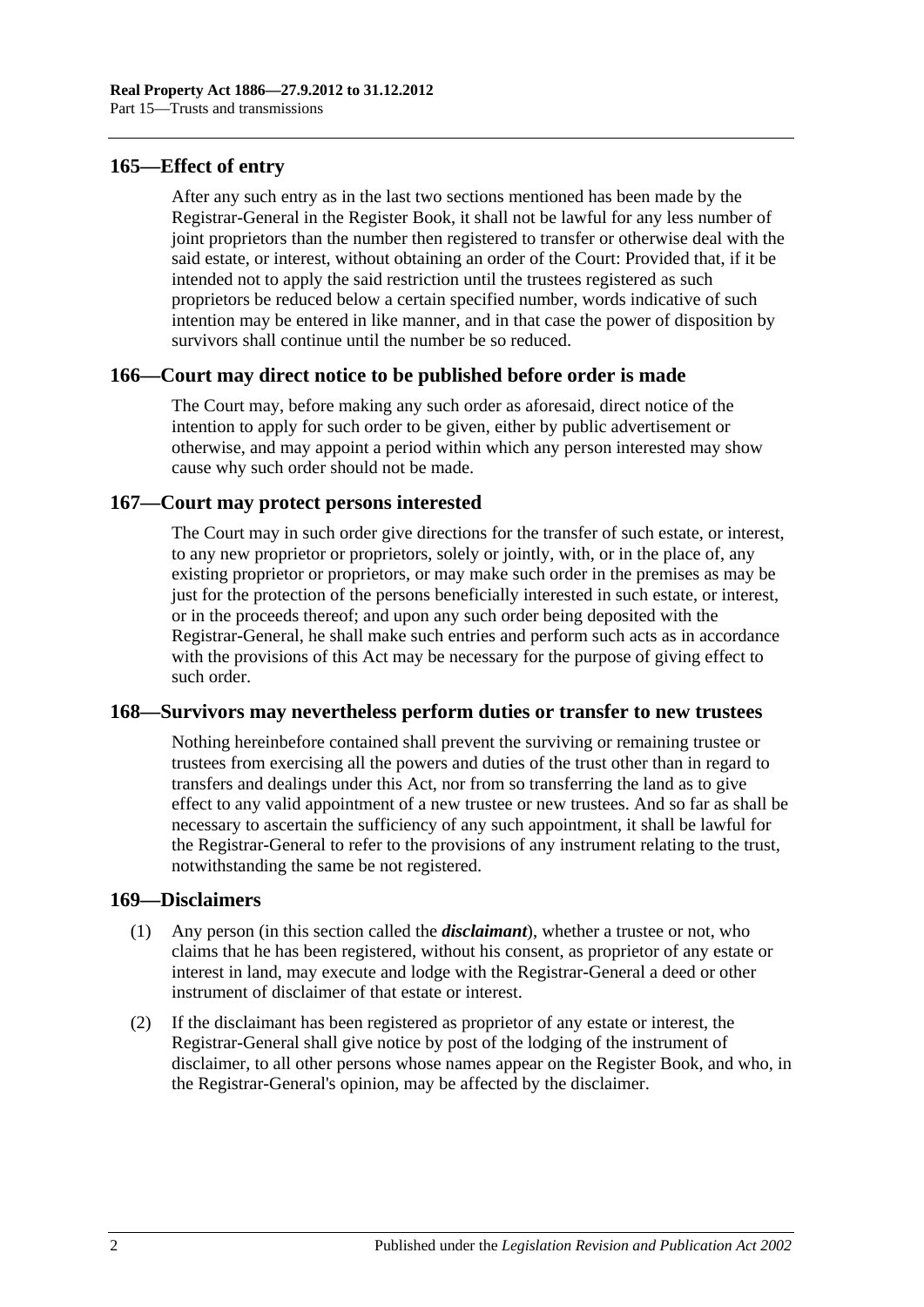## 165—Effect of entry

After any such entry as in the last two sections mentioned has been made by the Registrar-General in the Register Book, it shall not be lawful for any less number of joint proprietors than the number then registered to transfer or otherwise deal with the said estate, or interest, without obtaining an order of the Court: Provided that, if it be intended not to apply the said restriction until the trustees registered as such proprietors be reduced below a certain specified number, words indicative of such intention may be entered in like manner, and in that case the power of disposition by survivors shall continue until the number be so reduced.

## 166—Court may direct notice to be published before order is made

The Court may, before making any such order as aforesaid, direct notice of the intention to apply for such order to be given, either by public advertisement or otherwise, and may appoint a period within which any person interested may show cause why such order should not be made.

## 167—Court may protect persons interested

The Court may in such order give directions for the transfer of such estate, or interest, to any new proprietor or proprietors, solely or jointly, with, or in the place of, any existing proprietor or proprietors, or may make such order in the premises as may be just for the protection of the persons beneficially interested in such estate, or interest, or in the proceeds thereof; and upon any such order being deposited with the Registrar-General, he shall make such entries and perform such acts as in accordance with the provisions of this Act may be necessary for the purpose of giving effect to such order.

## 168—Survivors may nevertheless perform duties or transfer to new trustees

Nothing hereinbefore contained shall prevent the surviving or remaining trustee or trustees from exercising all the powers and duties of the trust other than in regard to transfers and dealings under this Act, nor from so transferring the land as to give effect to any valid appointment of a new trustee or new trustees. And so far as shall be necessary to ascertain the sufficiency of any such appointment, it shall be lawful for the Registrar-General to refer to the provisions of any instrument relating to the trust, notwithstanding the same be not registered.

## 169—Disclaimers

(1) Any person (in this section called the ***disclaimant***), whether a trustee or not, who claims that he has been registered, without his consent, as proprietor of any estate or interest in land, may execute and lodge with the Registrar-General a deed or other instrument of disclaimer of that estate or interest.

(2) If the disclaimant has been registered as proprietor of any estate or interest, the Registrar-General shall give notice by post of the lodging of the instrument of disclaimer, to all other persons whose names appear on the Register Book, and who, in the Registrar-General's opinion, may be affected by the disclaimer.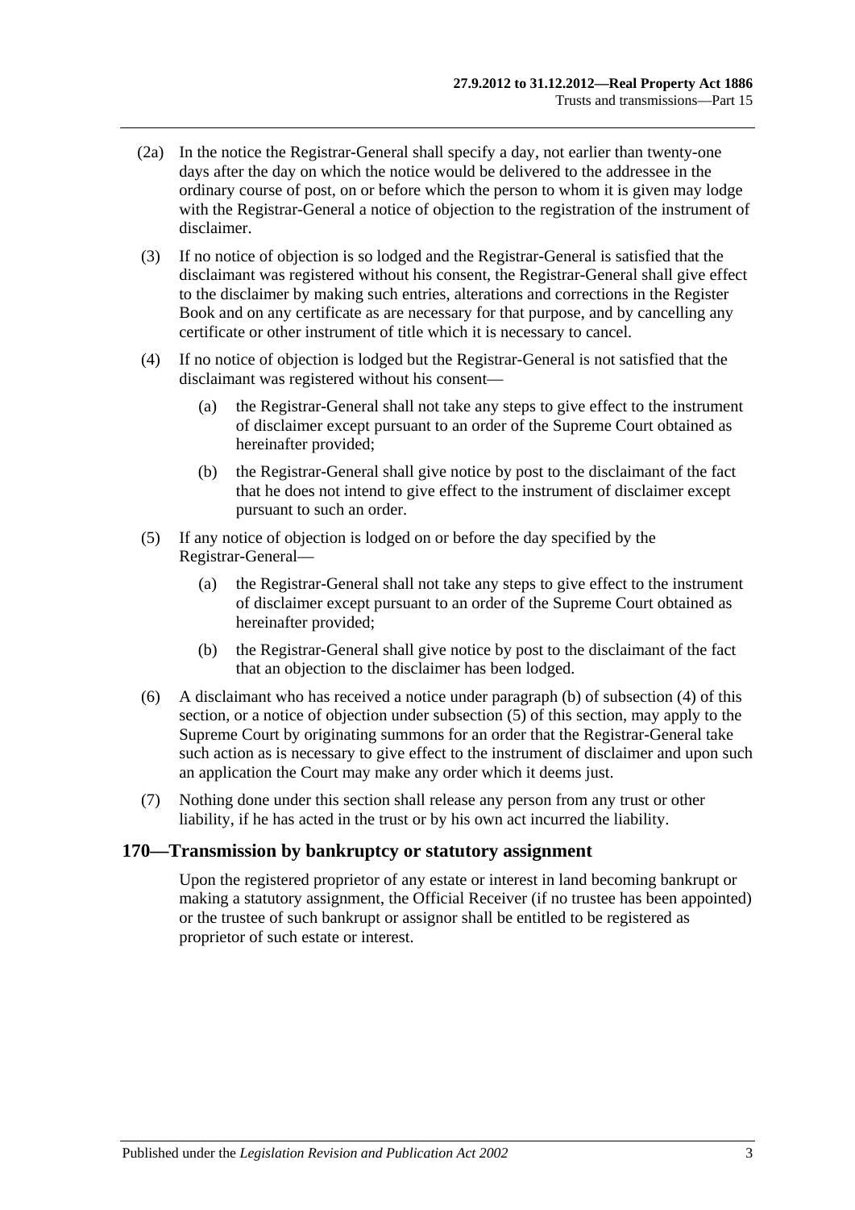(2a) In the notice the Registrar-General shall specify a day, not earlier than twenty-one days after the day on which the notice would be delivered to the addressee in the ordinary course of post, on or before which the person to whom it is given may lodge with the Registrar-General a notice of objection to the registration of the instrument of disclaimer.

(3) If no notice of objection is so lodged and the Registrar-General is satisfied that the disclaimant was registered without his consent, the Registrar-General shall give effect to the disclaimer by making such entries, alterations and corrections in the Register Book and on any certificate as are necessary for that purpose, and by cancelling any certificate or other instrument of title which it is necessary to cancel.

(4) If no notice of objection is lodged but the Registrar-General is not satisfied that the disclaimant was registered without his consent—

(a) the Registrar-General shall not take any steps to give effect to the instrument of disclaimer except pursuant to an order of the Supreme Court obtained as hereinafter provided;

(b) the Registrar-General shall give notice by post to the disclaimant of the fact that he does not intend to give effect to the instrument of disclaimer except pursuant to such an order.

(5) If any notice of objection is lodged on or before the day specified by the Registrar-General—

(a) the Registrar-General shall not take any steps to give effect to the instrument of disclaimer except pursuant to an order of the Supreme Court obtained as hereinafter provided;

(b) the Registrar-General shall give notice by post to the disclaimant of the fact that an objection to the disclaimer has been lodged.

(6) A disclaimant who has received a notice under paragraph (b) of subsection (4) of this section, or a notice of objection under subsection (5) of this section, may apply to the Supreme Court by originating summons for an order that the Registrar-General take such action as is necessary to give effect to the instrument of disclaimer and upon such an application the Court may make any order which it deems just.

(7) Nothing done under this section shall release any person from any trust or other liability, if he has acted in the trust or by his own act incurred the liability.

## 170—Transmission by bankruptcy or statutory assignment

Upon the registered proprietor of any estate or interest in land becoming bankrupt or making a statutory assignment, the Official Receiver (if no trustee has been appointed) or the trustee of such bankrupt or assignor shall be entitled to be registered as proprietor of such estate or interest.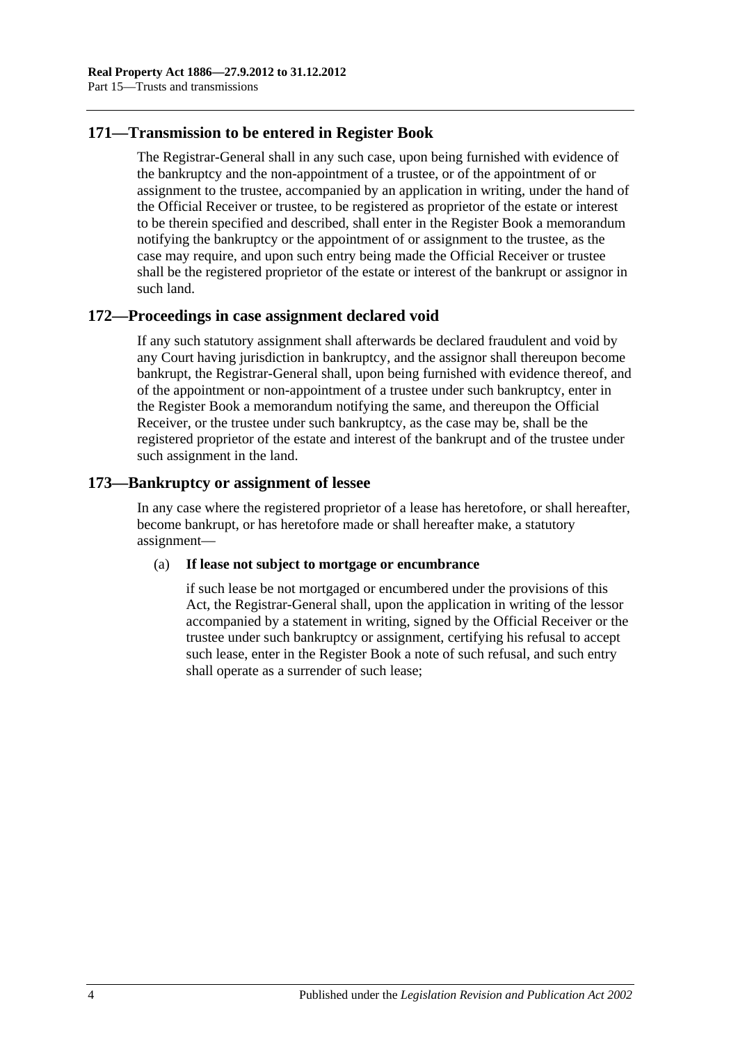## 171—Transmission to be entered in Register Book

The Registrar-General shall in any such case, upon being furnished with evidence of the bankruptcy and the non-appointment of a trustee, or of the appointment of or assignment to the trustee, accompanied by an application in writing, under the hand of the Official Receiver or trustee, to be registered as proprietor of the estate or interest to be therein specified and described, shall enter in the Register Book a memorandum notifying the bankruptcy or the appointment of or assignment to the trustee, as the case may require, and upon such entry being made the Official Receiver or trustee shall be the registered proprietor of the estate or interest of the bankrupt or assignor in such land.

## 172—Proceedings in case assignment declared void

If any such statutory assignment shall afterwards be declared fraudulent and void by any Court having jurisdiction in bankruptcy, and the assignor shall thereupon become bankrupt, the Registrar-General shall, upon being furnished with evidence thereof, and of the appointment or non-appointment of a trustee under such bankruptcy, enter in the Register Book a memorandum notifying the same, and thereupon the Official Receiver, or the trustee under such bankruptcy, as the case may be, shall be the registered proprietor of the estate and interest of the bankrupt and of the trustee under such assignment in the land.

## 173—Bankruptcy or assignment of lessee

In any case where the registered proprietor of a lease has heretofore, or shall hereafter, become bankrupt, or has heretofore made or shall hereafter make, a statutory assignment—

(a) **If lease not subject to mortgage or encumbrance**

if such lease be not mortgaged or encumbered under the provisions of this Act, the Registrar-General shall, upon the application in writing of the lessor accompanied by a statement in writing, signed by the Official Receiver or the trustee under such bankruptcy or assignment, certifying his refusal to accept such lease, enter in the Register Book a note of such refusal, and such entry shall operate as a surrender of such lease;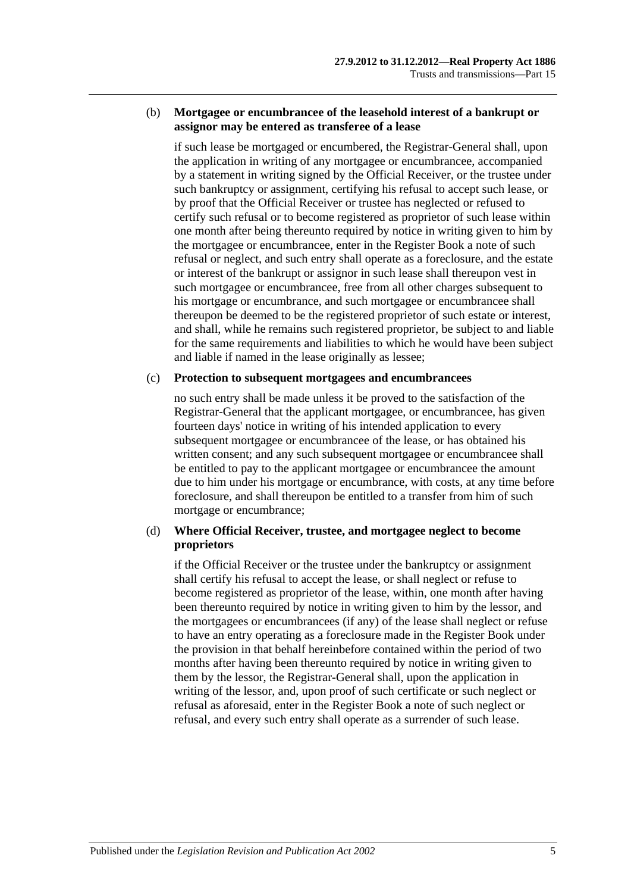(b) **Mortgagee or encumbrancee of the leasehold interest of a bankrupt or assignor may be entered as transferee of a lease**

if such lease be mortgaged or encumbered, the Registrar-General shall, upon the application in writing of any mortgagee or encumbrancee, accompanied by a statement in writing signed by the Official Receiver, or the trustee under such bankruptcy or assignment, certifying his refusal to accept such lease, or by proof that the Official Receiver or trustee has neglected or refused to certify such refusal or to become registered as proprietor of such lease within one month after being thereunto required by notice in writing given to him by the mortgagee or encumbrancee, enter in the Register Book a note of such refusal or neglect, and such entry shall operate as a foreclosure, and the estate or interest of the bankrupt or assignor in such lease shall thereupon vest in such mortgagee or encumbrancee, free from all other charges subsequent to his mortgage or encumbrance, and such mortgagee or encumbrancee shall thereupon be deemed to be the registered proprietor of such estate or interest, and shall, while he remains such registered proprietor, be subject to and liable for the same requirements and liabilities to which he would have been subject and liable if named in the lease originally as lessee;

(c) **Protection to subsequent mortgagees and encumbrancees**

no such entry shall be made unless it be proved to the satisfaction of the Registrar-General that the applicant mortgagee, or encumbrancee, has given fourteen days' notice in writing of his intended application to every subsequent mortgagee or encumbrancee of the lease, or has obtained his written consent; and any such subsequent mortgagee or encumbrancee shall be entitled to pay to the applicant mortgagee or encumbrancee the amount due to him under his mortgage or encumbrance, with costs, at any time before foreclosure, and shall thereupon be entitled to a transfer from him of such mortgage or encumbrance;

(d) **Where Official Receiver, trustee, and mortgagee neglect to become proprietors**

if the Official Receiver or the trustee under the bankruptcy or assignment shall certify his refusal to accept the lease, or shall neglect or refuse to become registered as proprietor of the lease, within, one month after having been thereunto required by notice in writing given to him by the lessor, and the mortgagees or encumbrancees (if any) of the lease shall neglect or refuse to have an entry operating as a foreclosure made in the Register Book under the provision in that behalf hereinbefore contained within the period of two months after having been thereunto required by notice in writing given to them by the lessor, the Registrar-General shall, upon the application in writing of the lessor, and, upon proof of such certificate or such neglect or refusal as aforesaid, enter in the Register Book a note of such neglect or refusal, and every such entry shall operate as a surrender of such lease.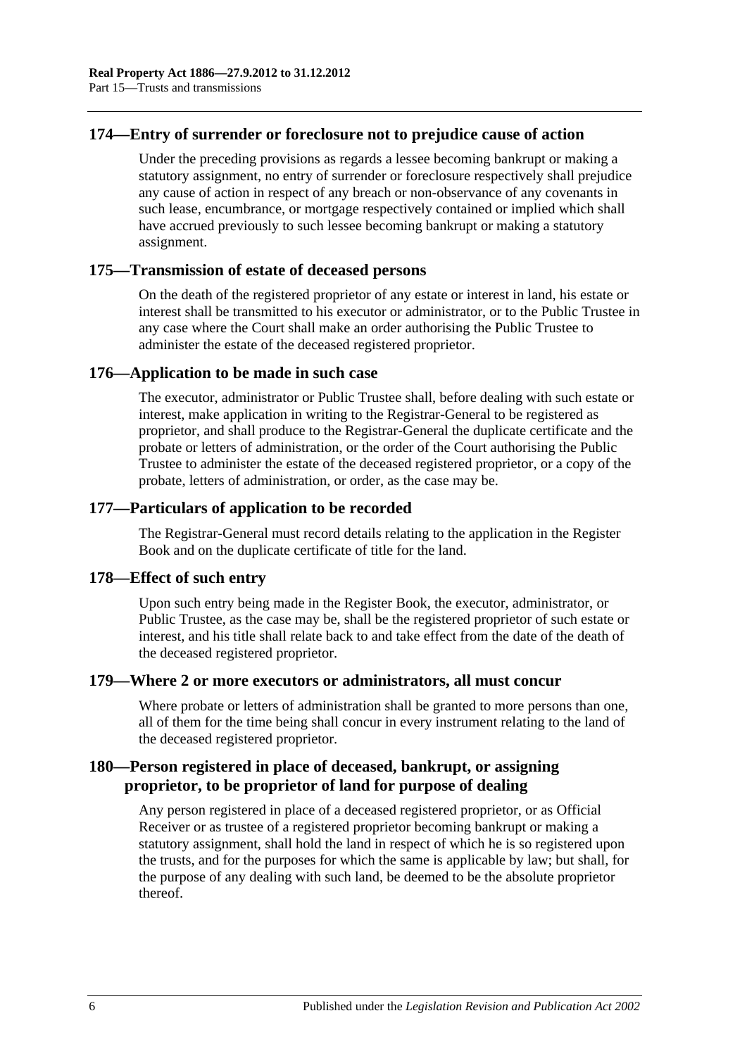## 174—Entry of surrender or foreclosure not to prejudice cause of action

Under the preceding provisions as regards a lessee becoming bankrupt or making a statutory assignment, no entry of surrender or foreclosure respectively shall prejudice any cause of action in respect of any breach or non-observance of any covenants in such lease, encumbrance, or mortgage respectively contained or implied which shall have accrued previously to such lessee becoming bankrupt or making a statutory assignment.

## 175—Transmission of estate of deceased persons

On the death of the registered proprietor of any estate or interest in land, his estate or interest shall be transmitted to his executor or administrator, or to the Public Trustee in any case where the Court shall make an order authorising the Public Trustee to administer the estate of the deceased registered proprietor.

## 176—Application to be made in such case

The executor, administrator or Public Trustee shall, before dealing with such estate or interest, make application in writing to the Registrar-General to be registered as proprietor, and shall produce to the Registrar-General the duplicate certificate and the probate or letters of administration, or the order of the Court authorising the Public Trustee to administer the estate of the deceased registered proprietor, or a copy of the probate, letters of administration, or order, as the case may be.

## 177—Particulars of application to be recorded

The Registrar-General must record details relating to the application in the Register Book and on the duplicate certificate of title for the land.

## 178—Effect of such entry

Upon such entry being made in the Register Book, the executor, administrator, or Public Trustee, as the case may be, shall be the registered proprietor of such estate or interest, and his title shall relate back to and take effect from the date of the death of the deceased registered proprietor.

## 179—Where 2 or more executors or administrators, all must concur

Where probate or letters of administration shall be granted to more persons than one, all of them for the time being shall concur in every instrument relating to the land of the deceased registered proprietor.

## 180—Person registered in place of deceased, bankrupt, or assigning proprietor, to be proprietor of land for purpose of dealing

Any person registered in place of a deceased registered proprietor, or as Official Receiver or as trustee of a registered proprietor becoming bankrupt or making a statutory assignment, shall hold the land in respect of which he is so registered upon the trusts, and for the purposes for which the same is applicable by law; but shall, for the purpose of any dealing with such land, be deemed to be the absolute proprietor thereof.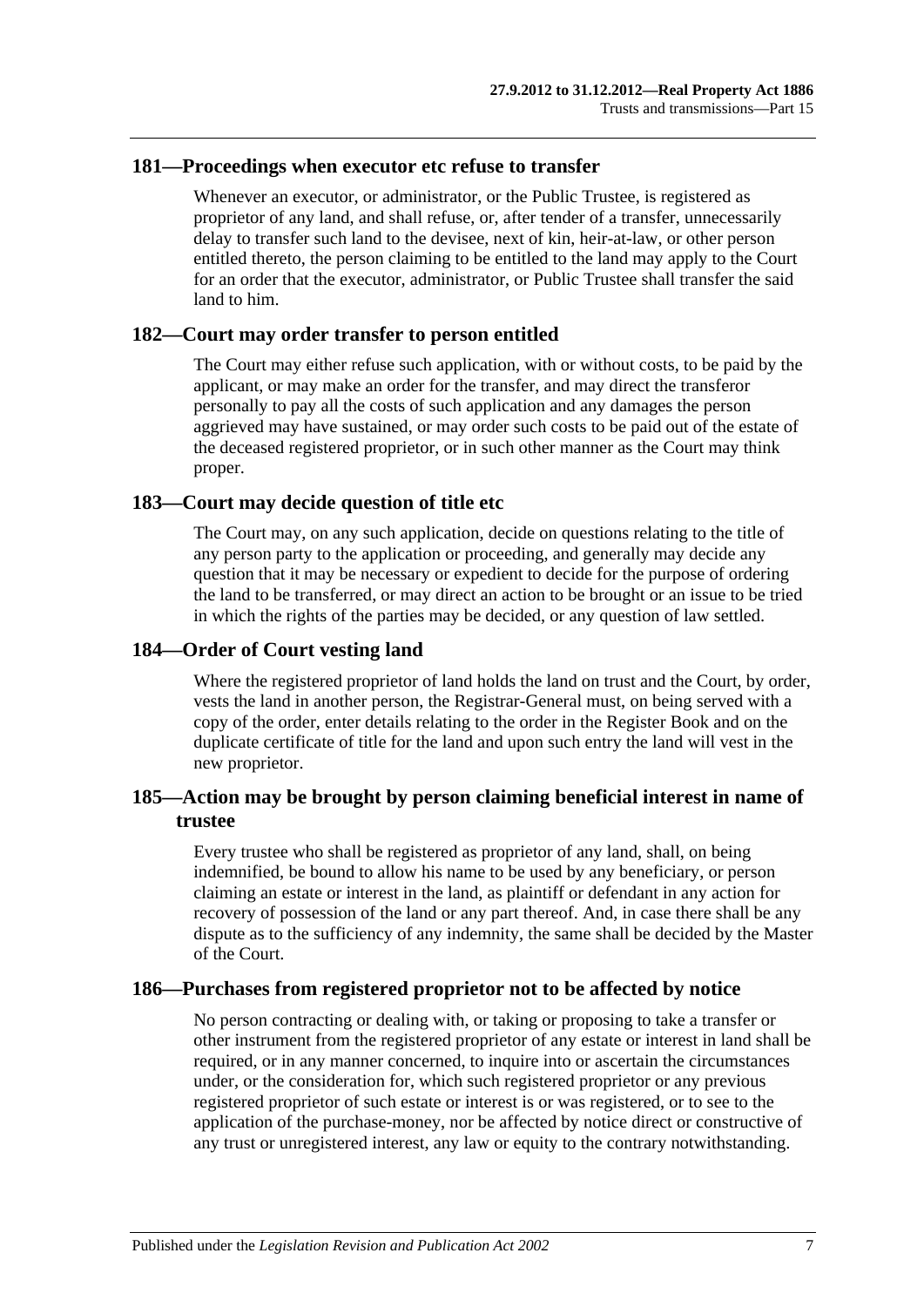## 181—Proceedings when executor etc refuse to transfer

Whenever an executor, or administrator, or the Public Trustee, is registered as proprietor of any land, and shall refuse, or, after tender of a transfer, unnecessarily delay to transfer such land to the devisee, next of kin, heir-at-law, or other person entitled thereto, the person claiming to be entitled to the land may apply to the Court for an order that the executor, administrator, or Public Trustee shall transfer the said land to him.

## 182—Court may order transfer to person entitled

The Court may either refuse such application, with or without costs, to be paid by the applicant, or may make an order for the transfer, and may direct the transferor personally to pay all the costs of such application and any damages the person aggrieved may have sustained, or may order such costs to be paid out of the estate of the deceased registered proprietor, or in such other manner as the Court may think proper.

## 183—Court may decide question of title etc

The Court may, on any such application, decide on questions relating to the title of any person party to the application or proceeding, and generally may decide any question that it may be necessary or expedient to decide for the purpose of ordering the land to be transferred, or may direct an action to be brought or an issue to be tried in which the rights of the parties may be decided, or any question of law settled.

## 184—Order of Court vesting land

Where the registered proprietor of land holds the land on trust and the Court, by order, vests the land in another person, the Registrar-General must, on being served with a copy of the order, enter details relating to the order in the Register Book and on the duplicate certificate of title for the land and upon such entry the land will vest in the new proprietor.

## 185—Action may be brought by person claiming beneficial interest in name of trustee

Every trustee who shall be registered as proprietor of any land, shall, on being indemnified, be bound to allow his name to be used by any beneficiary, or person claiming an estate or interest in the land, as plaintiff or defendant in any action for recovery of possession of the land or any part thereof. And, in case there shall be any dispute as to the sufficiency of any indemnity, the same shall be decided by the Master of the Court.

## 186—Purchases from registered proprietor not to be affected by notice

No person contracting or dealing with, or taking or proposing to take a transfer or other instrument from the registered proprietor of any estate or interest in land shall be required, or in any manner concerned, to inquire into or ascertain the circumstances under, or the consideration for, which such registered proprietor or any previous registered proprietor of such estate or interest is or was registered, or to see to the application of the purchase-money, nor be affected by notice direct or constructive of any trust or unregistered interest, any law or equity to the contrary notwithstanding.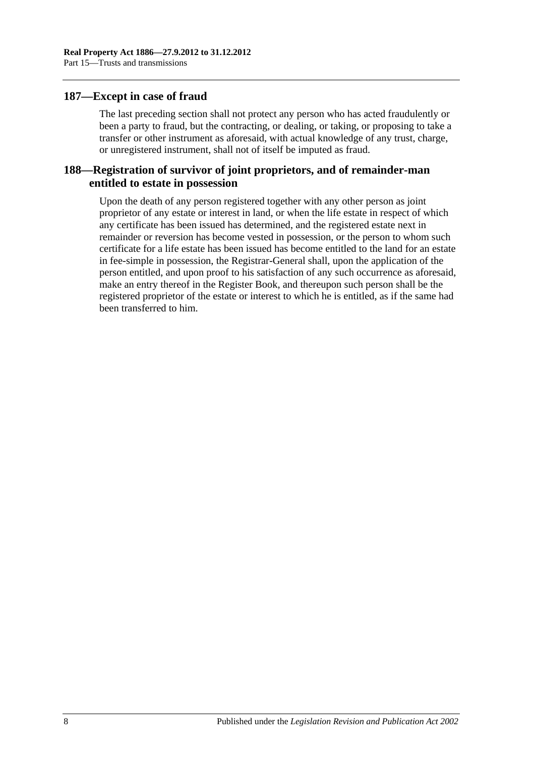## 187—Except in case of fraud

The last preceding section shall not protect any person who has acted fraudulently or been a party to fraud, but the contracting, or dealing, or taking, or proposing to take a transfer or other instrument as aforesaid, with actual knowledge of any trust, charge, or unregistered instrument, shall not of itself be imputed as fraud.

## 188—Registration of survivor of joint proprietors, and of remainder-man entitled to estate in possession

Upon the death of any person registered together with any other person as joint proprietor of any estate or interest in land, or when the life estate in respect of which any certificate has been issued has determined, and the registered estate next in remainder or reversion has become vested in possession, or the person to whom such certificate for a life estate has been issued has become entitled to the land for an estate in fee-simple in possession, the Registrar-General shall, upon the application of the person entitled, and upon proof to his satisfaction of any such occurrence as aforesaid, make an entry thereof in the Register Book, and thereupon such person shall be the registered proprietor of the estate or interest to which he is entitled, as if the same had been transferred to him.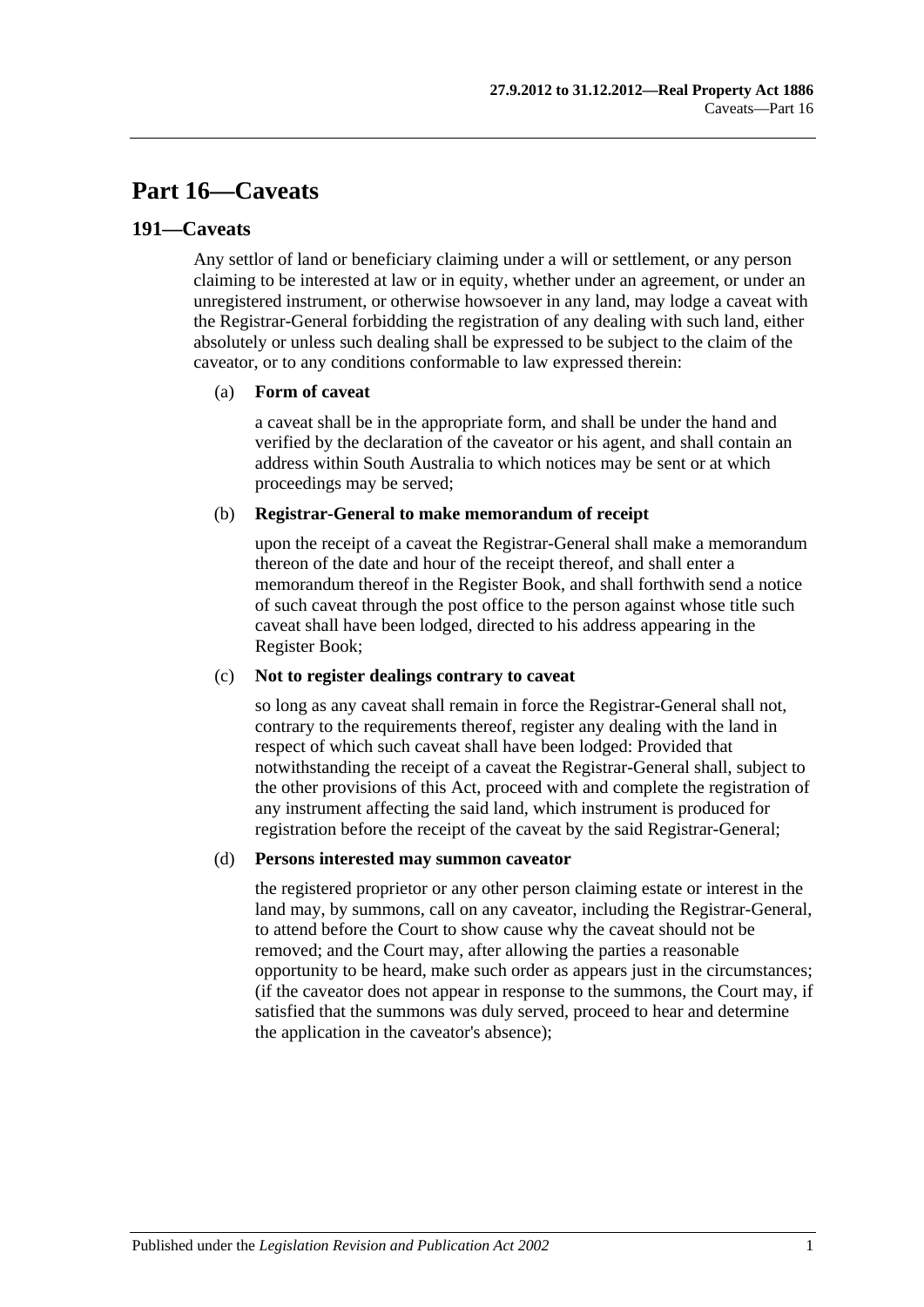# Part 16—Caveats

## 191—Caveats

Any settlor of land or beneficiary claiming under a will or settlement, or any person claiming to be interested at law or in equity, whether under an agreement, or under an unregistered instrument, or otherwise howsoever in any land, may lodge a caveat with the Registrar-General forbidding the registration of any dealing with such land, either absolutely or unless such dealing shall be expressed to be subject to the claim of the caveator, or to any conditions conformable to law expressed therein:

(a) **Form of caveat**

a caveat shall be in the appropriate form, and shall be under the hand and verified by the declaration of the caveator or his agent, and shall contain an address within South Australia to which notices may be sent or at which proceedings may be served;

(b) **Registrar-General to make memorandum of receipt**

upon the receipt of a caveat the Registrar-General shall make a memorandum thereon of the date and hour of the receipt thereof, and shall enter a memorandum thereof in the Register Book, and shall forthwith send a notice of such caveat through the post office to the person against whose title such caveat shall have been lodged, directed to his address appearing in the Register Book;

(c) **Not to register dealings contrary to caveat**

so long as any caveat shall remain in force the Registrar-General shall not, contrary to the requirements thereof, register any dealing with the land in respect of which such caveat shall have been lodged: Provided that notwithstanding the receipt of a caveat the Registrar-General shall, subject to the other provisions of this Act, proceed with and complete the registration of any instrument affecting the said land, which instrument is produced for registration before the receipt of the caveat by the said Registrar-General;

(d) **Persons interested may summon caveator**

the registered proprietor or any other person claiming estate or interest in the land may, by summons, call on any caveator, including the Registrar-General, to attend before the Court to show cause why the caveat should not be removed; and the Court may, after allowing the parties a reasonable opportunity to be heard, make such order as appears just in the circumstances; (if the caveator does not appear in response to the summons, the Court may, if satisfied that the summons was duly served, proceed to hear and determine the application in the caveator's absence);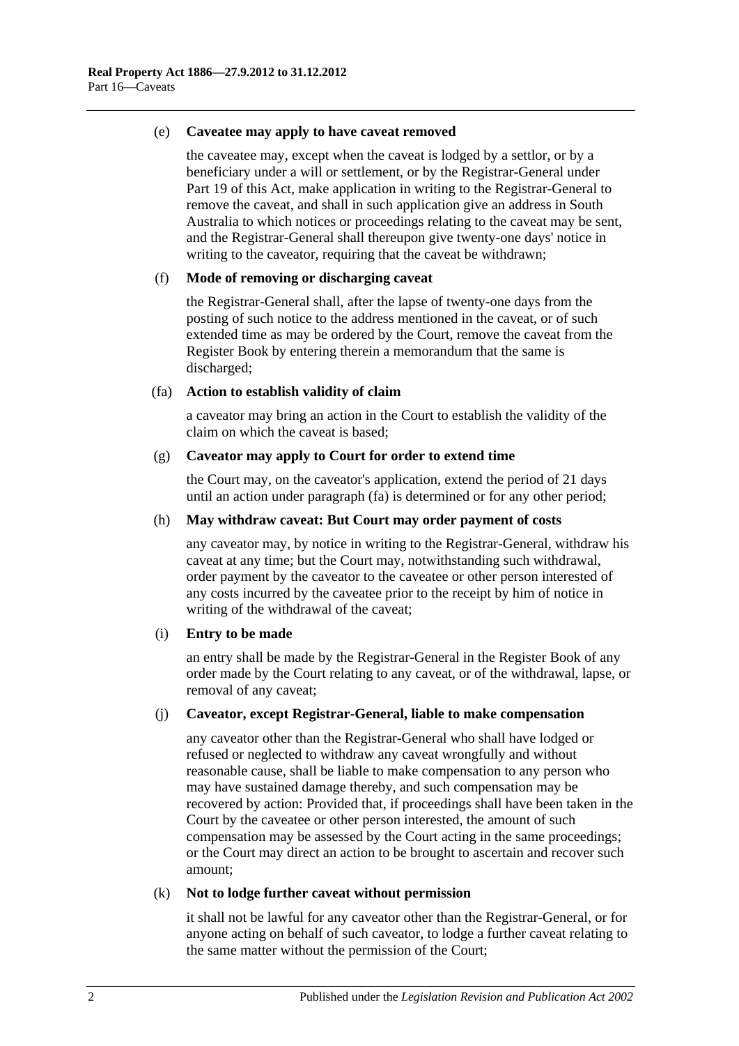(e) **Caveatee may apply to have caveat removed**

the caveatee may, except when the caveat is lodged by a settlor, or by a beneficiary under a will or settlement, or by the Registrar-General under Part 19 of this Act, make application in writing to the Registrar-General to remove the caveat, and shall in such application give an address in South Australia to which notices or proceedings relating to the caveat may be sent, and the Registrar-General shall thereupon give twenty-one days' notice in writing to the caveator, requiring that the caveat be withdrawn;

(f) **Mode of removing or discharging caveat**

the Registrar-General shall, after the lapse of twenty-one days from the posting of such notice to the address mentioned in the caveat, or of such extended time as may be ordered by the Court, remove the caveat from the Register Book by entering therein a memorandum that the same is discharged;

(fa) **Action to establish validity of claim**

a caveator may bring an action in the Court to establish the validity of the claim on which the caveat is based;

(g) **Caveator may apply to Court for order to extend time**

the Court may, on the caveator's application, extend the period of 21 days until an action under paragraph (fa) is determined or for any other period;

(h) **May withdraw caveat: But Court may order payment of costs**

any caveator may, by notice in writing to the Registrar-General, withdraw his caveat at any time; but the Court may, notwithstanding such withdrawal, order payment by the caveator to the caveatee or other person interested of any costs incurred by the caveatee prior to the receipt by him of notice in writing of the withdrawal of the caveat;

(i) **Entry to be made**

an entry shall be made by the Registrar-General in the Register Book of any order made by the Court relating to any caveat, or of the withdrawal, lapse, or removal of any caveat;

(j) **Caveator, except Registrar-General, liable to make compensation**

any caveator other than the Registrar-General who shall have lodged or refused or neglected to withdraw any caveat wrongfully and without reasonable cause, shall be liable to make compensation to any person who may have sustained damage thereby, and such compensation may be recovered by action: Provided that, if proceedings shall have been taken in the Court by the caveatee or other person interested, the amount of such compensation may be assessed by the Court acting in the same proceedings; or the Court may direct an action to be brought to ascertain and recover such amount;

(k) **Not to lodge further caveat without permission**

it shall not be lawful for any caveator other than the Registrar-General, or for anyone acting on behalf of such caveator, to lodge a further caveat relating to the same matter without the permission of the Court;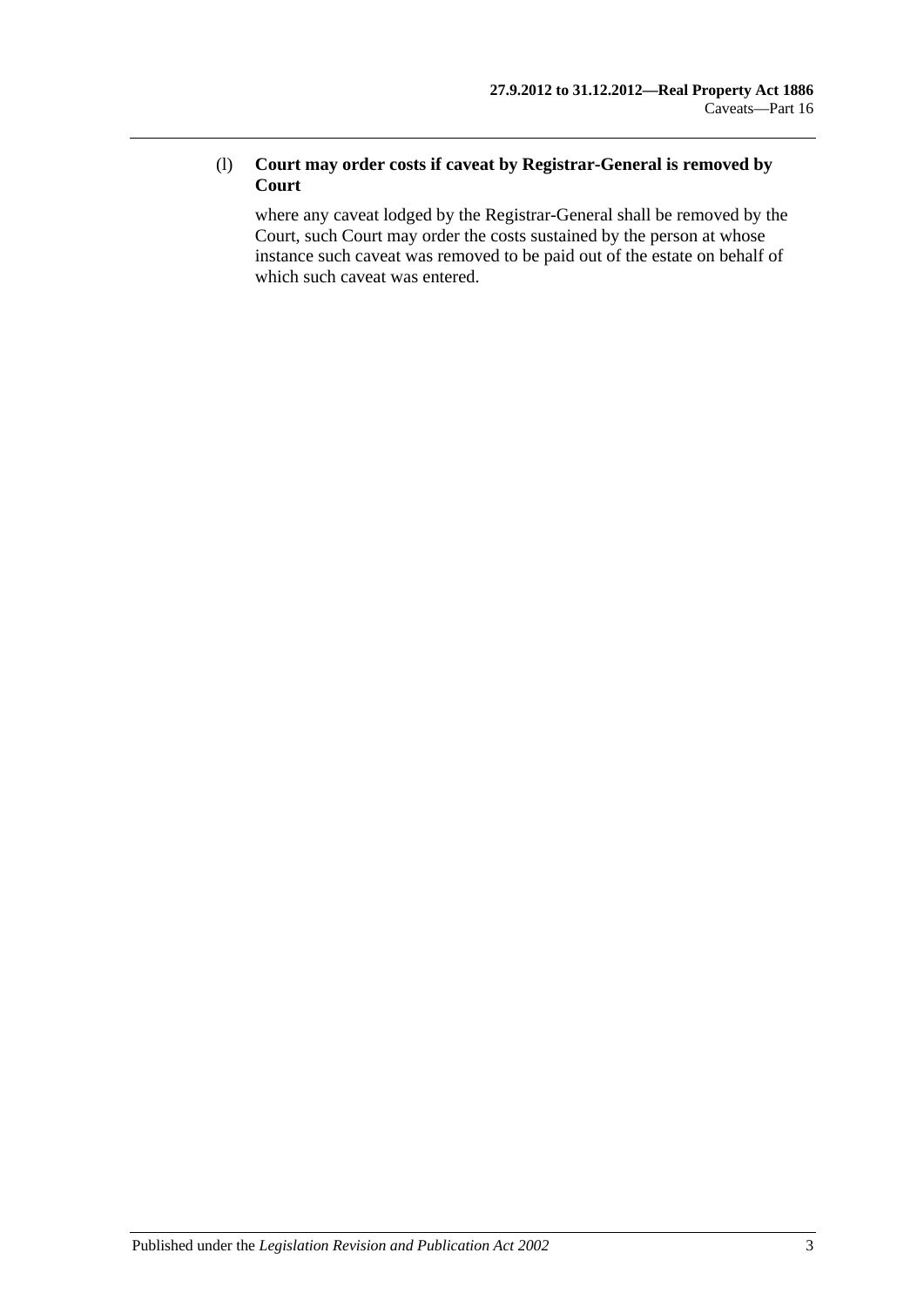(l) **Court may order costs if caveat by Registrar-General is removed by Court**

where any caveat lodged by the Registrar-General shall be removed by the Court, such Court may order the costs sustained by the person at whose instance such caveat was removed to be paid out of the estate on behalf of which such caveat was entered.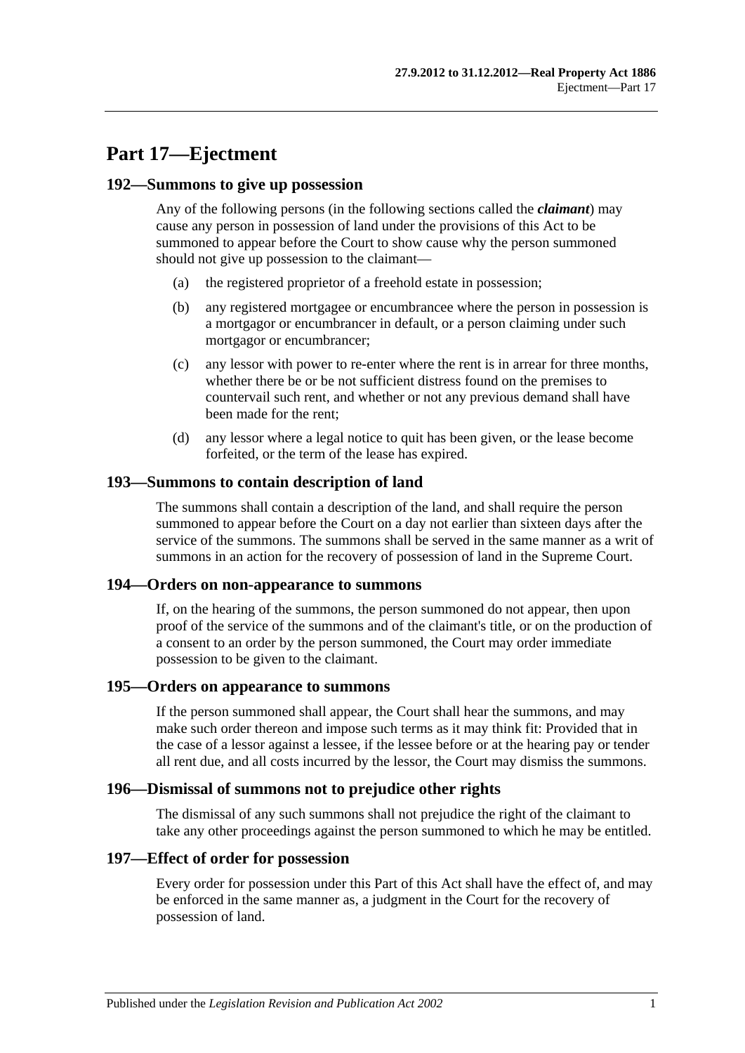# Part 17—Ejectment

## 192—Summons to give up possession

Any of the following persons (in the following sections called the ***claimant***) may cause any person in possession of land under the provisions of this Act to be summoned to appear before the Court to show cause why the person summoned should not give up possession to the claimant—

(a) the registered proprietor of a freehold estate in possession;

(b) any registered mortgagee or encumbrancee where the person in possession is a mortgagor or encumbrancer in default, or a person claiming under such mortgagor or encumbrancer;

(c) any lessor with power to re-enter where the rent is in arrear for three months, whether there be or be not sufficient distress found on the premises to countervail such rent, and whether or not any previous demand shall have been made for the rent;

(d) any lessor where a legal notice to quit has been given, or the lease become forfeited, or the term of the lease has expired.

## 193—Summons to contain description of land

The summons shall contain a description of the land, and shall require the person summoned to appear before the Court on a day not earlier than sixteen days after the service of the summons. The summons shall be served in the same manner as a writ of summons in an action for the recovery of possession of land in the Supreme Court.

## 194—Orders on non-appearance to summons

If, on the hearing of the summons, the person summoned do not appear, then upon proof of the service of the summons and of the claimant's title, or on the production of a consent to an order by the person summoned, the Court may order immediate possession to be given to the claimant.

## 195—Orders on appearance to summons

If the person summoned shall appear, the Court shall hear the summons, and may make such order thereon and impose such terms as it may think fit: Provided that in the case of a lessor against a lessee, if the lessee before or at the hearing pay or tender all rent due, and all costs incurred by the lessor, the Court may dismiss the summons.

## 196—Dismissal of summons not to prejudice other rights

The dismissal of any such summons shall not prejudice the right of the claimant to take any other proceedings against the person summoned to which he may be entitled.

## 197—Effect of order for possession

Every order for possession under this Part of this Act shall have the effect of, and may be enforced in the same manner as, a judgment in the Court for the recovery of possession of land.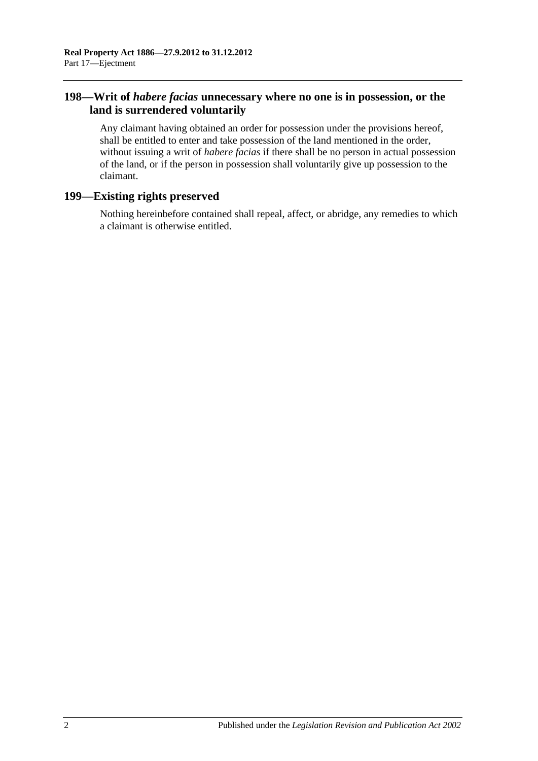## 198—Writ of *habere facias* unnecessary where no one is in possession, or the land is surrendered voluntarily

Any claimant having obtained an order for possession under the provisions hereof, shall be entitled to enter and take possession of the land mentioned in the order, without issuing a writ of *habere facias* if there shall be no person in actual possession of the land, or if the person in possession shall voluntarily give up possession to the claimant.

## 199—Existing rights preserved

Nothing hereinbefore contained shall repeal, affect, or abridge, any remedies to which a claimant is otherwise entitled.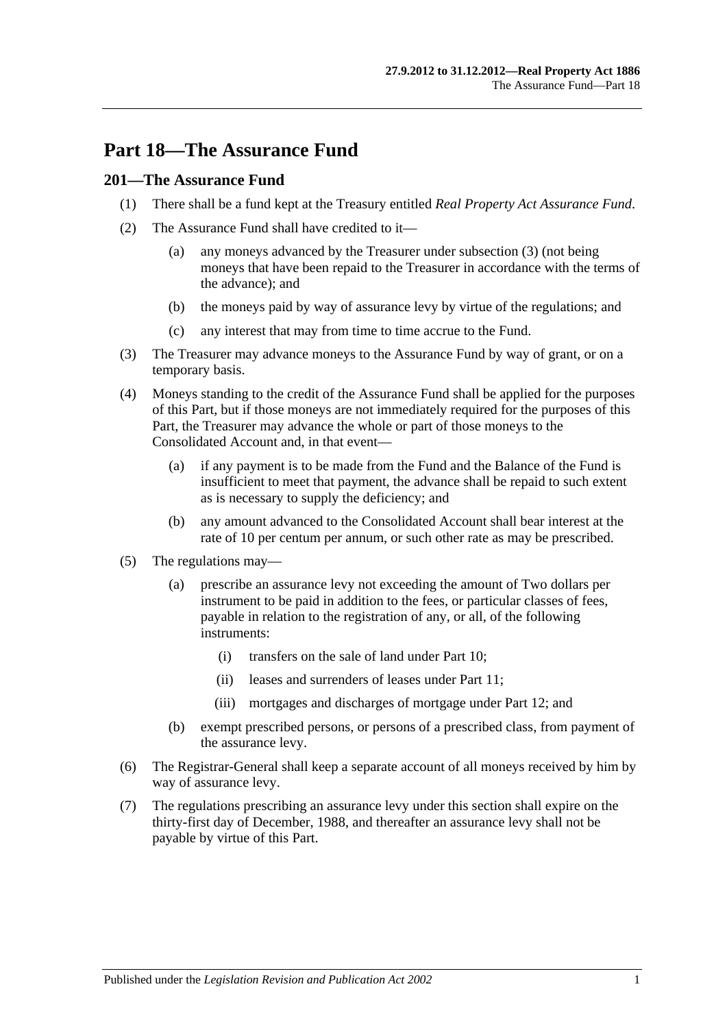# Part 18—The Assurance Fund

## 201—The Assurance Fund

(1) There shall be a fund kept at the Treasury entitled *Real Property Act Assurance Fund*.

(2) The Assurance Fund shall have credited to it—

(a) any moneys advanced by the Treasurer under subsection (3) (not being moneys that have been repaid to the Treasurer in accordance with the terms of the advance); and

(b) the moneys paid by way of assurance levy by virtue of the regulations; and

(c) any interest that may from time to time accrue to the Fund.

(3) The Treasurer may advance moneys to the Assurance Fund by way of grant, or on a temporary basis.

(4) Moneys standing to the credit of the Assurance Fund shall be applied for the purposes of this Part, but if those moneys are not immediately required for the purposes of this Part, the Treasurer may advance the whole or part of those moneys to the Consolidated Account and, in that event—

(a) if any payment is to be made from the Fund and the Balance of the Fund is insufficient to meet that payment, the advance shall be repaid to such extent as is necessary to supply the deficiency; and

(b) any amount advanced to the Consolidated Account shall bear interest at the rate of 10 per centum per annum, or such other rate as may be prescribed.

(5) The regulations may—

(a) prescribe an assurance levy not exceeding the amount of Two dollars per instrument to be paid in addition to the fees, or particular classes of fees, payable in relation to the registration of any, or all, of the following instruments:

(i) transfers on the sale of land under Part 10;

(ii) leases and surrenders of leases under Part 11;

(iii) mortgages and discharges of mortgage under Part 12; and

(b) exempt prescribed persons, or persons of a prescribed class, from payment of the assurance levy.

(6) The Registrar-General shall keep a separate account of all moneys received by him by way of assurance levy.

(7) The regulations prescribing an assurance levy under this section shall expire on the thirty-first day of December, 1988, and thereafter an assurance levy shall not be payable by virtue of this Part.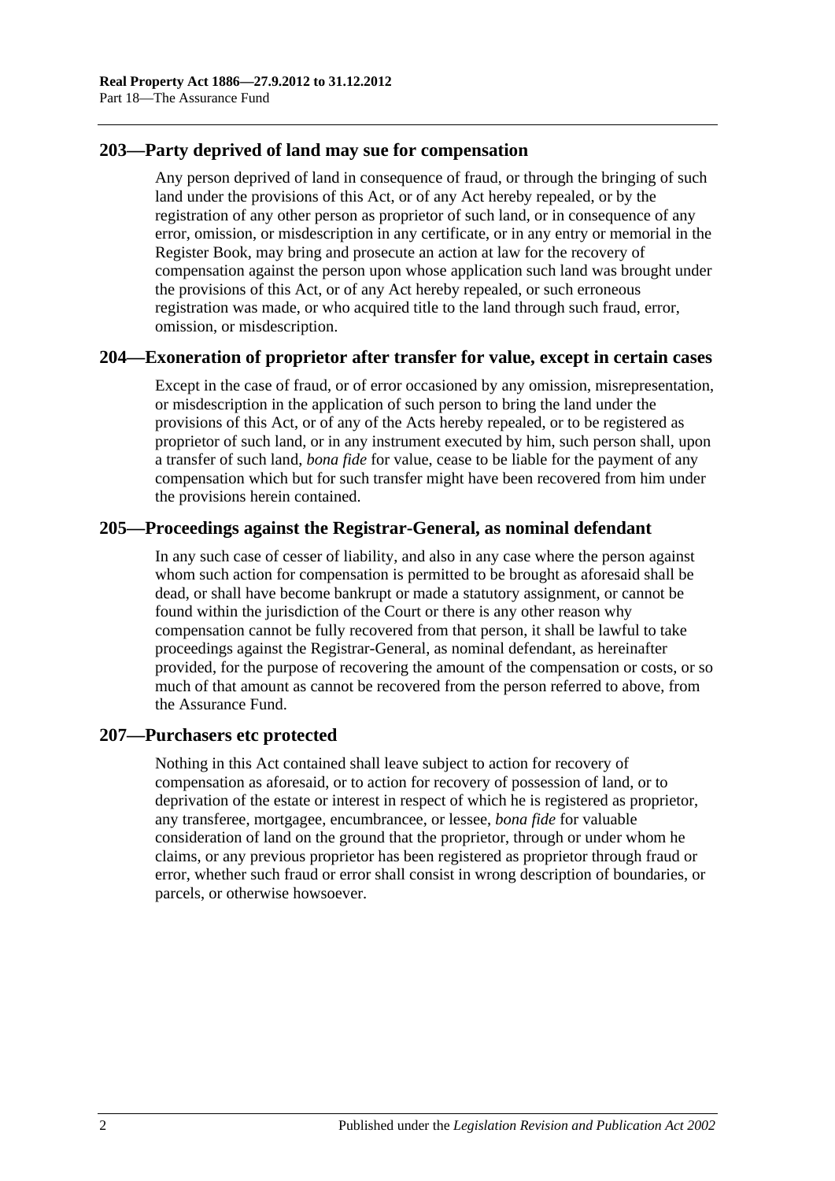## 203—Party deprived of land may sue for compensation

Any person deprived of land in consequence of fraud, or through the bringing of such land under the provisions of this Act, or of any Act hereby repealed, or by the registration of any other person as proprietor of such land, or in consequence of any error, omission, or misdescription in any certificate, or in any entry or memorial in the Register Book, may bring and prosecute an action at law for the recovery of compensation against the person upon whose application such land was brought under the provisions of this Act, or of any Act hereby repealed, or such erroneous registration was made, or who acquired title to the land through such fraud, error, omission, or misdescription.

## 204—Exoneration of proprietor after transfer for value, except in certain cases

Except in the case of fraud, or of error occasioned by any omission, misrepresentation, or misdescription in the application of such person to bring the land under the provisions of this Act, or of any of the Acts hereby repealed, or to be registered as proprietor of such land, or in any instrument executed by him, such person shall, upon a transfer of such land, *bona fide* for value, cease to be liable for the payment of any compensation which but for such transfer might have been recovered from him under the provisions herein contained.

## 205—Proceedings against the Registrar-General, as nominal defendant

In any such case of cesser of liability, and also in any case where the person against whom such action for compensation is permitted to be brought as aforesaid shall be dead, or shall have become bankrupt or made a statutory assignment, or cannot be found within the jurisdiction of the Court or there is any other reason why compensation cannot be fully recovered from that person, it shall be lawful to take proceedings against the Registrar-General, as nominal defendant, as hereinafter provided, for the purpose of recovering the amount of the compensation or costs, or so much of that amount as cannot be recovered from the person referred to above, from the Assurance Fund.

## 207—Purchasers etc protected

Nothing in this Act contained shall leave subject to action for recovery of compensation as aforesaid, or to action for recovery of possession of land, or to deprivation of the estate or interest in respect of which he is registered as proprietor, any transferee, mortgagee, encumbrancee, or lessee, *bona fide* for valuable consideration of land on the ground that the proprietor, through or under whom he claims, or any previous proprietor has been registered as proprietor through fraud or error, whether such fraud or error shall consist in wrong description of boundaries, or parcels, or otherwise howsoever.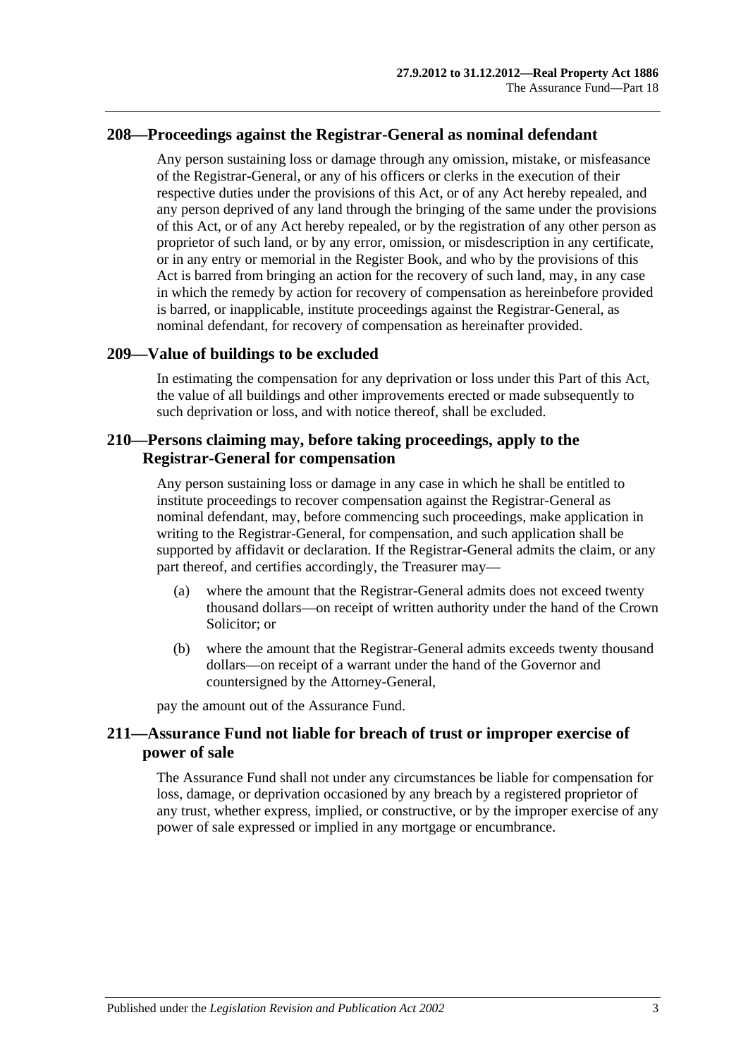## 208—Proceedings against the Registrar-General as nominal defendant

Any person sustaining loss or damage through any omission, mistake, or misfeasance of the Registrar-General, or any of his officers or clerks in the execution of their respective duties under the provisions of this Act, or of any Act hereby repealed, and any person deprived of any land through the bringing of the same under the provisions of this Act, or of any Act hereby repealed, or by the registration of any other person as proprietor of such land, or by any error, omission, or misdescription in any certificate, or in any entry or memorial in the Register Book, and who by the provisions of this Act is barred from bringing an action for the recovery of such land, may, in any case in which the remedy by action for recovery of compensation as hereinbefore provided is barred, or inapplicable, institute proceedings against the Registrar-General, as nominal defendant, for recovery of compensation as hereinafter provided.

## 209—Value of buildings to be excluded

In estimating the compensation for any deprivation or loss under this Part of this Act, the value of all buildings and other improvements erected or made subsequently to such deprivation or loss, and with notice thereof, shall be excluded.

## 210—Persons claiming may, before taking proceedings, apply to the Registrar-General for compensation

Any person sustaining loss or damage in any case in which he shall be entitled to institute proceedings to recover compensation against the Registrar-General as nominal defendant, may, before commencing such proceedings, make application in writing to the Registrar-General, for compensation, and such application shall be supported by affidavit or declaration. If the Registrar-General admits the claim, or any part thereof, and certifies accordingly, the Treasurer may—

(a) where the amount that the Registrar-General admits does not exceed twenty thousand dollars—on receipt of written authority under the hand of the Crown Solicitor; or

(b) where the amount that the Registrar-General admits exceeds twenty thousand dollars—on receipt of a warrant under the hand of the Governor and countersigned by the Attorney-General,

pay the amount out of the Assurance Fund.

## 211—Assurance Fund not liable for breach of trust or improper exercise of power of sale

The Assurance Fund shall not under any circumstances be liable for compensation for loss, damage, or deprivation occasioned by any breach by a registered proprietor of any trust, whether express, implied, or constructive, or by the improper exercise of any power of sale expressed or implied in any mortgage or encumbrance.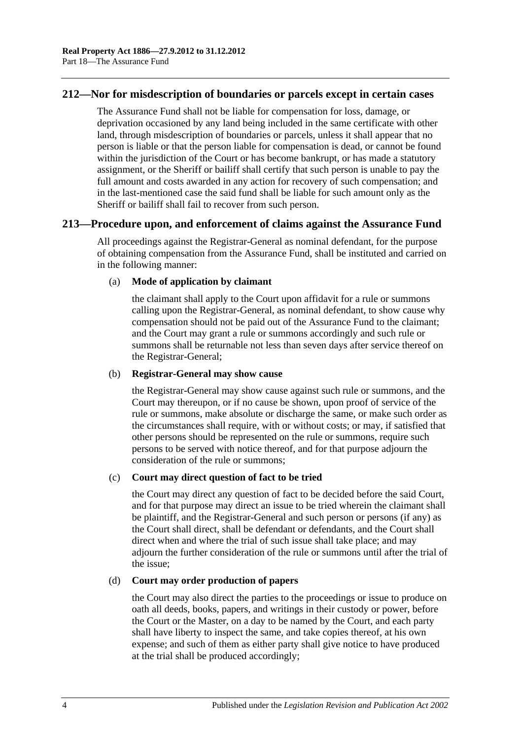## 212—Nor for misdescription of boundaries or parcels except in certain cases

The Assurance Fund shall not be liable for compensation for loss, damage, or deprivation occasioned by any land being included in the same certificate with other land, through misdescription of boundaries or parcels, unless it shall appear that no person is liable or that the person liable for compensation is dead, or cannot be found within the jurisdiction of the Court or has become bankrupt, or has made a statutory assignment, or the Sheriff or bailiff shall certify that such person is unable to pay the full amount and costs awarded in any action for recovery of such compensation; and in the last-mentioned case the said fund shall be liable for such amount only as the Sheriff or bailiff shall fail to recover from such person.

## 213—Procedure upon, and enforcement of claims against the Assurance Fund

All proceedings against the Registrar-General as nominal defendant, for the purpose of obtaining compensation from the Assurance Fund, shall be instituted and carried on in the following manner:

(a) **Mode of application by claimant**

the claimant shall apply to the Court upon affidavit for a rule or summons calling upon the Registrar-General, as nominal defendant, to show cause why compensation should not be paid out of the Assurance Fund to the claimant; and the Court may grant a rule or summons accordingly and such rule or summons shall be returnable not less than seven days after service thereof on the Registrar-General;

(b) **Registrar-General may show cause**

the Registrar-General may show cause against such rule or summons, and the Court may thereupon, or if no cause be shown, upon proof of service of the rule or summons, make absolute or discharge the same, or make such order as the circumstances shall require, with or without costs; or may, if satisfied that other persons should be represented on the rule or summons, require such persons to be served with notice thereof, and for that purpose adjourn the consideration of the rule or summons;

(c) **Court may direct question of fact to be tried**

the Court may direct any question of fact to be decided before the said Court, and for that purpose may direct an issue to be tried wherein the claimant shall be plaintiff, and the Registrar-General and such person or persons (if any) as the Court shall direct, shall be defendant or defendants, and the Court shall direct when and where the trial of such issue shall take place; and may adjourn the further consideration of the rule or summons until after the trial of the issue;

(d) **Court may order production of papers**

the Court may also direct the parties to the proceedings or issue to produce on oath all deeds, books, papers, and writings in their custody or power, before the Court or the Master, on a day to be named by the Court, and each party shall have liberty to inspect the same, and take copies thereof, at his own expense; and such of them as either party shall give notice to have produced at the trial shall be produced accordingly;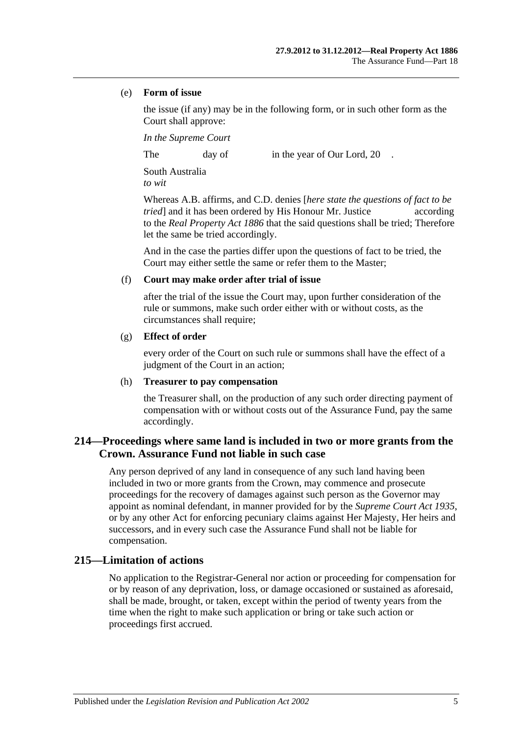(e) **Form of issue**

the issue (if any) may be in the following form, or in such other form as the Court shall approve:

*In the Supreme Court*

The day of in the year of Our Lord, 20 .

South Australia
*to wit*

Whereas A.B. affirms, and C.D. denies [*here state the questions of fact to be tried*] and it has been ordered by His Honour Mr. Justice according to the *Real Property Act 1886* that the said questions shall be tried; Therefore let the same be tried accordingly.

And in the case the parties differ upon the questions of fact to be tried, the Court may either settle the same or refer them to the Master;

(f) **Court may make order after trial of issue**

after the trial of the issue the Court may, upon further consideration of the rule or summons, make such order either with or without costs, as the circumstances shall require;

(g) **Effect of order**

every order of the Court on such rule or summons shall have the effect of a judgment of the Court in an action;

(h) **Treasurer to pay compensation**

the Treasurer shall, on the production of any such order directing payment of compensation with or without costs out of the Assurance Fund, pay the same accordingly.

## 214—Proceedings where same land is included in two or more grants from the Crown. Assurance Fund not liable in such case

Any person deprived of any land in consequence of any such land having been included in two or more grants from the Crown, may commence and prosecute proceedings for the recovery of damages against such person as the Governor may appoint as nominal defendant, in manner provided for by the *Supreme Court Act 1935*, or by any other Act for enforcing pecuniary claims against Her Majesty, Her heirs and successors, and in every such case the Assurance Fund shall not be liable for compensation.

## 215—Limitation of actions

No application to the Registrar-General nor action or proceeding for compensation for or by reason of any deprivation, loss, or damage occasioned or sustained as aforesaid, shall be made, brought, or taken, except within the period of twenty years from the time when the right to make such application or bring or take such action or proceedings first accrued.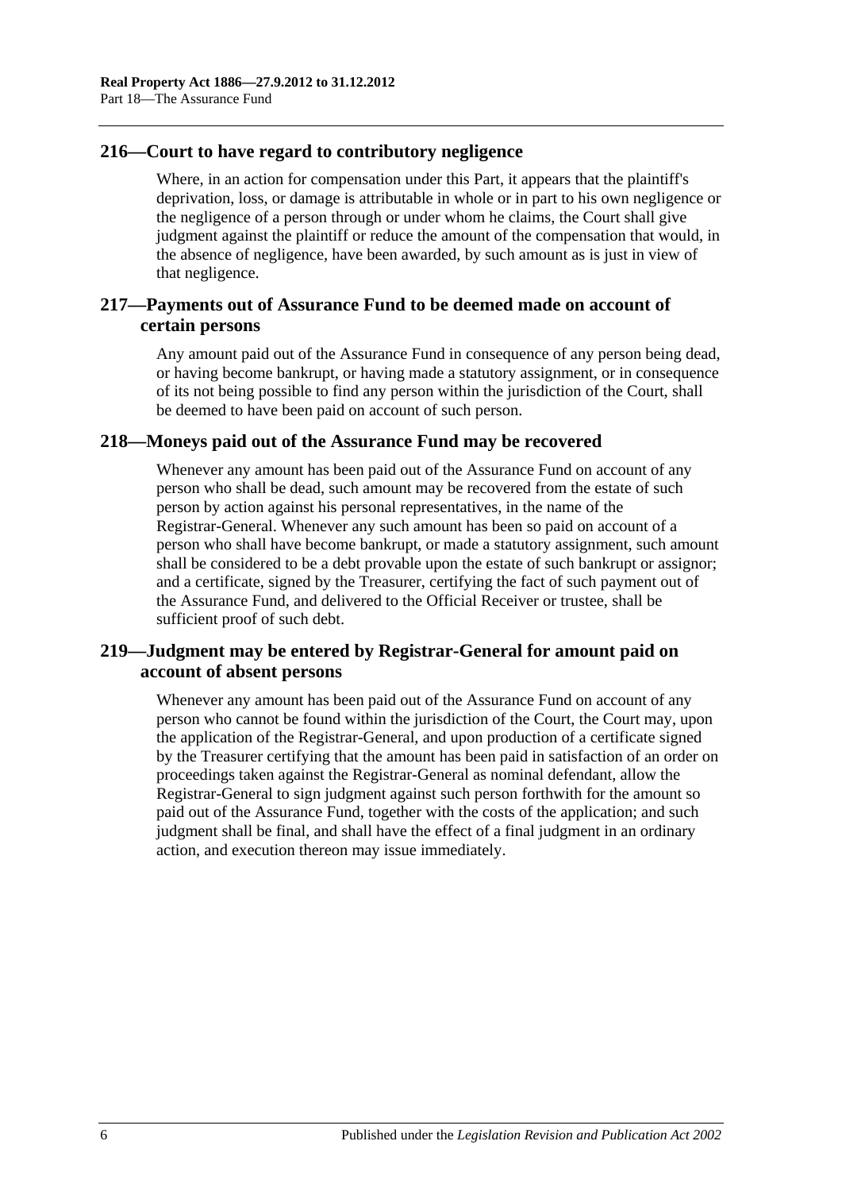## 216—Court to have regard to contributory negligence

Where, in an action for compensation under this Part, it appears that the plaintiff's deprivation, loss, or damage is attributable in whole or in part to his own negligence or the negligence of a person through or under whom he claims, the Court shall give judgment against the plaintiff or reduce the amount of the compensation that would, in the absence of negligence, have been awarded, by such amount as is just in view of that negligence.

## 217—Payments out of Assurance Fund to be deemed made on account of certain persons

Any amount paid out of the Assurance Fund in consequence of any person being dead, or having become bankrupt, or having made a statutory assignment, or in consequence of its not being possible to find any person within the jurisdiction of the Court, shall be deemed to have been paid on account of such person.

## 218—Moneys paid out of the Assurance Fund may be recovered

Whenever any amount has been paid out of the Assurance Fund on account of any person who shall be dead, such amount may be recovered from the estate of such person by action against his personal representatives, in the name of the Registrar-General. Whenever any such amount has been so paid on account of a person who shall have become bankrupt, or made a statutory assignment, such amount shall be considered to be a debt provable upon the estate of such bankrupt or assignor; and a certificate, signed by the Treasurer, certifying the fact of such payment out of the Assurance Fund, and delivered to the Official Receiver or trustee, shall be sufficient proof of such debt.

## 219—Judgment may be entered by Registrar-General for amount paid on account of absent persons

Whenever any amount has been paid out of the Assurance Fund on account of any person who cannot be found within the jurisdiction of the Court, the Court may, upon the application of the Registrar-General, and upon production of a certificate signed by the Treasurer certifying that the amount has been paid in satisfaction of an order on proceedings taken against the Registrar-General as nominal defendant, allow the Registrar-General to sign judgment against such person forthwith for the amount so paid out of the Assurance Fund, together with the costs of the application; and such judgment shall be final, and shall have the effect of a final judgment in an ordinary action, and execution thereon may issue immediately.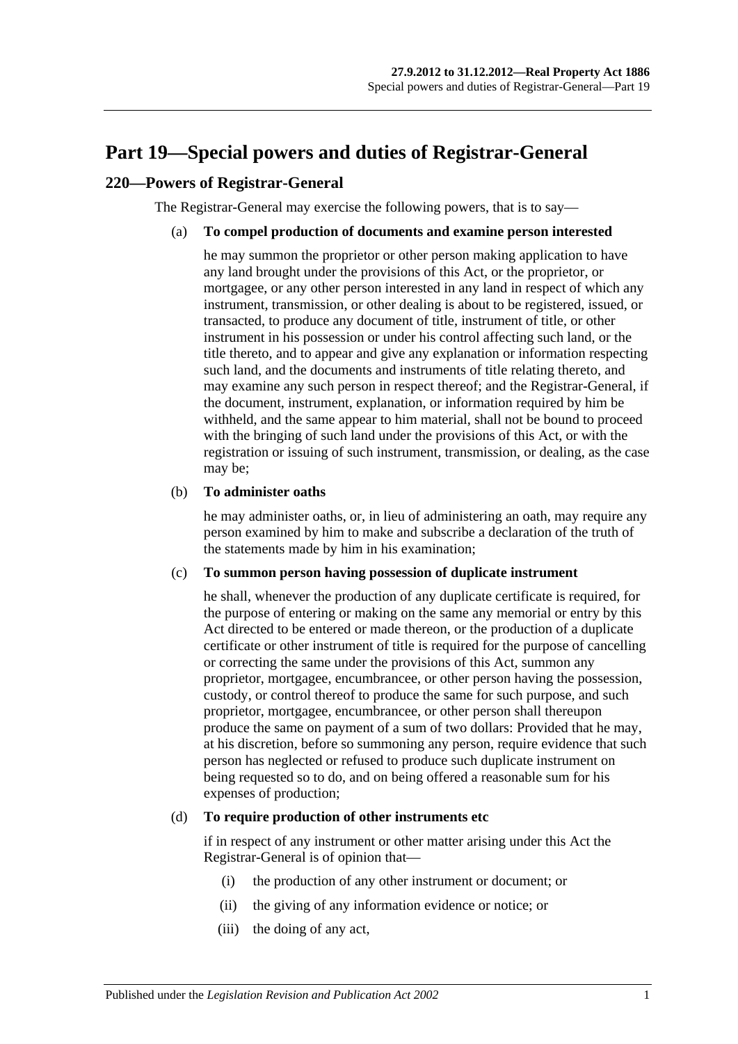# Part 19—Special powers and duties of Registrar-General

## 220—Powers of Registrar-General

The Registrar-General may exercise the following powers, that is to say—

(a) **To compel production of documents and examine person interested**

he may summon the proprietor or other person making application to have any land brought under the provisions of this Act, or the proprietor, or mortgagee, or any other person interested in any land in respect of which any instrument, transmission, or other dealing is about to be registered, issued, or transacted, to produce any document of title, instrument of title, or other instrument in his possession or under his control affecting such land, or the title thereto, and to appear and give any explanation or information respecting such land, and the documents and instruments of title relating thereto, and may examine any such person in respect thereof; and the Registrar-General, if the document, instrument, explanation, or information required by him be withheld, and the same appear to him material, shall not be bound to proceed with the bringing of such land under the provisions of this Act, or with the registration or issuing of such instrument, transmission, or dealing, as the case may be;

(b) **To administer oaths**

he may administer oaths, or, in lieu of administering an oath, may require any person examined by him to make and subscribe a declaration of the truth of the statements made by him in his examination;

(c) **To summon person having possession of duplicate instrument**

he shall, whenever the production of any duplicate certificate is required, for the purpose of entering or making on the same any memorial or entry by this Act directed to be entered or made thereon, or the production of a duplicate certificate or other instrument of title is required for the purpose of cancelling or correcting the same under the provisions of this Act, summon any proprietor, mortgagee, encumbrancee, or other person having the possession, custody, or control thereof to produce the same for such purpose, and such proprietor, mortgagee, encumbrancee, or other person shall thereupon produce the same on payment of a sum of two dollars: Provided that he may, at his discretion, before so summoning any person, require evidence that such person has neglected or refused to produce such duplicate instrument on being requested so to do, and on being offered a reasonable sum for his expenses of production;

(d) **To require production of other instruments etc**

if in respect of any instrument or other matter arising under this Act the Registrar-General is of opinion that—

(i) the production of any other instrument or document; or

(ii) the giving of any information evidence or notice; or

(iii) the doing of any act,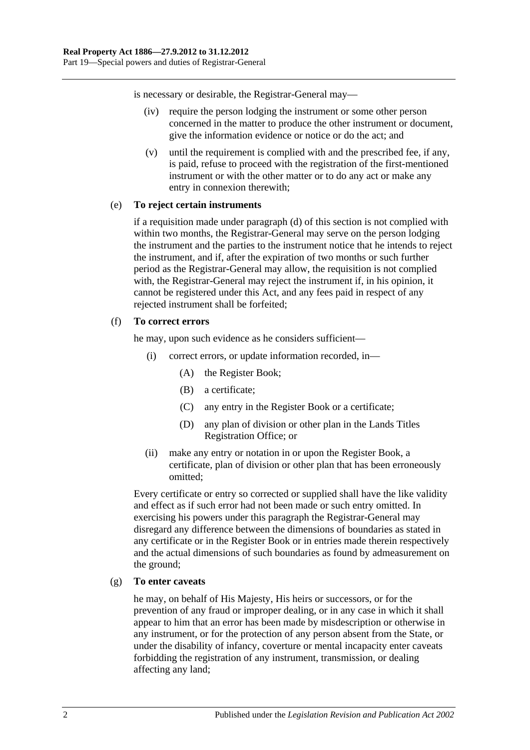is necessary or desirable, the Registrar-General may—

(iv) require the person lodging the instrument or some other person concerned in the matter to produce the other instrument or document, give the information evidence or notice or do the act; and

(v) until the requirement is complied with and the prescribed fee, if any, is paid, refuse to proceed with the registration of the first-mentioned instrument or with the other matter or to do any act or make any entry in connexion therewith;

(e) **To reject certain instruments**

if a requisition made under paragraph (d) of this section is not complied with within two months, the Registrar-General may serve on the person lodging the instrument and the parties to the instrument notice that he intends to reject the instrument, and if, after the expiration of two months or such further period as the Registrar-General may allow, the requisition is not complied with, the Registrar-General may reject the instrument if, in his opinion, it cannot be registered under this Act, and any fees paid in respect of any rejected instrument shall be forfeited;

(f) **To correct errors**

he may, upon such evidence as he considers sufficient—

(i) correct errors, or update information recorded, in—

(A) the Register Book;

(B) a certificate;

(C) any entry in the Register Book or a certificate;

(D) any plan of division or other plan in the Lands Titles Registration Office; or

(ii) make any entry or notation in or upon the Register Book, a certificate, plan of division or other plan that has been erroneously omitted;

Every certificate or entry so corrected or supplied shall have the like validity and effect as if such error had not been made or such entry omitted. In exercising his powers under this paragraph the Registrar-General may disregard any difference between the dimensions of boundaries as stated in any certificate or in the Register Book or in entries made therein respectively and the actual dimensions of such boundaries as found by admeasurement on the ground;

(g) **To enter caveats**

he may, on behalf of His Majesty, His heirs or successors, or for the prevention of any fraud or improper dealing, or in any case in which it shall appear to him that an error has been made by misdescription or otherwise in any instrument, or for the protection of any person absent from the State, or under the disability of infancy, coverture or mental incapacity enter caveats forbidding the registration of any instrument, transmission, or dealing affecting any land;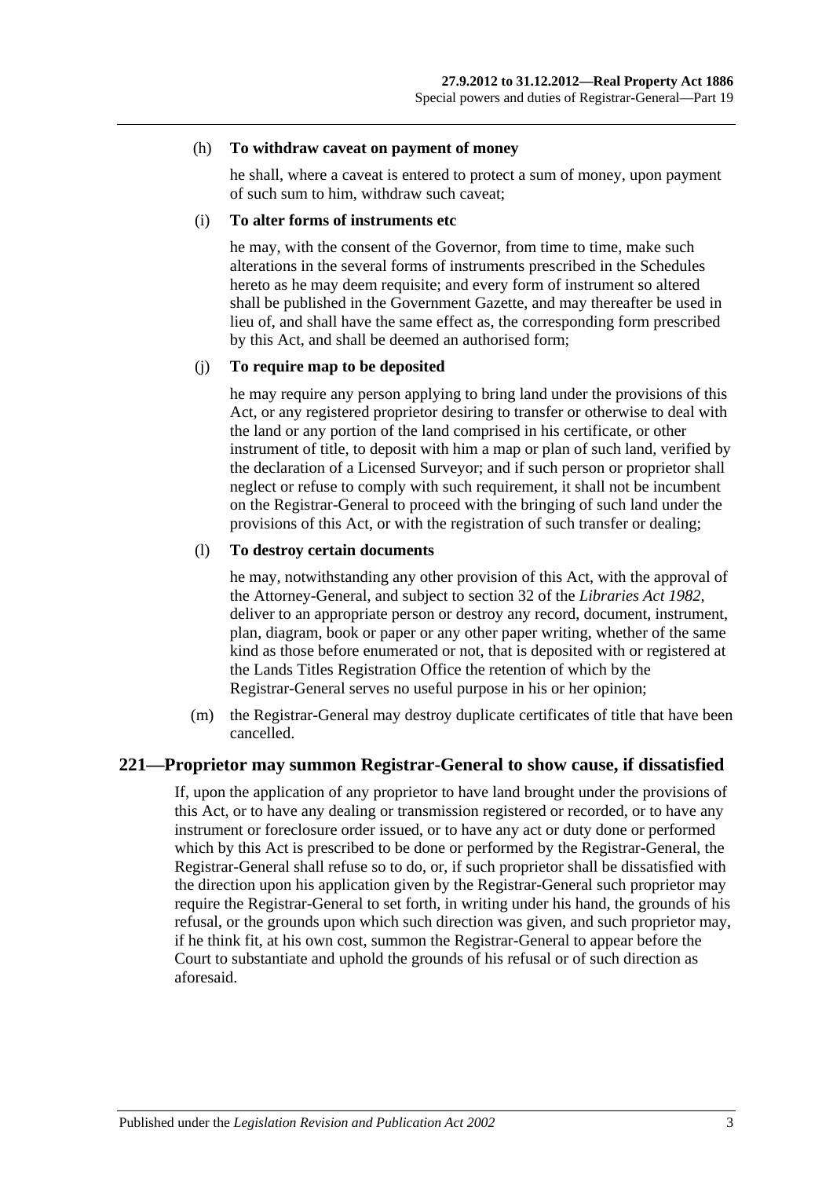(h) **To withdraw caveat on payment of money**

he shall, where a caveat is entered to protect a sum of money, upon payment of such sum to him, withdraw such caveat;

(i) **To alter forms of instruments etc**

he may, with the consent of the Governor, from time to time, make such alterations in the several forms of instruments prescribed in the Schedules hereto as he may deem requisite; and every form of instrument so altered shall be published in the Government Gazette, and may thereafter be used in lieu of, and shall have the same effect as, the corresponding form prescribed by this Act, and shall be deemed an authorised form;

(j) **To require map to be deposited**

he may require any person applying to bring land under the provisions of this Act, or any registered proprietor desiring to transfer or otherwise to deal with the land or any portion of the land comprised in his certificate, or other instrument of title, to deposit with him a map or plan of such land, verified by the declaration of a Licensed Surveyor; and if such person or proprietor shall neglect or refuse to comply with such requirement, it shall not be incumbent on the Registrar-General to proceed with the bringing of such land under the provisions of this Act, or with the registration of such transfer or dealing;

(l) **To destroy certain documents**

he may, notwithstanding any other provision of this Act, with the approval of the Attorney-General, and subject to section 32 of the *Libraries Act 1982*, deliver to an appropriate person or destroy any record, document, instrument, plan, diagram, book or paper or any other paper writing, whether of the same kind as those before enumerated or not, that is deposited with or registered at the Lands Titles Registration Office the retention of which by the Registrar-General serves no useful purpose in his or her opinion;

(m) the Registrar-General may destroy duplicate certificates of title that have been cancelled.

## 221—Proprietor may summon Registrar-General to show cause, if dissatisfied

If, upon the application of any proprietor to have land brought under the provisions of this Act, or to have any dealing or transmission registered or recorded, or to have any instrument or foreclosure order issued, or to have any act or duty done or performed which by this Act is prescribed to be done or performed by the Registrar-General, the Registrar-General shall refuse so to do, or, if such proprietor shall be dissatisfied with the direction upon his application given by the Registrar-General such proprietor may require the Registrar-General to set forth, in writing under his hand, the grounds of his refusal, or the grounds upon which such direction was given, and such proprietor may, if he think fit, at his own cost, summon the Registrar-General to appear before the Court to substantiate and uphold the grounds of his refusal or of such direction as aforesaid.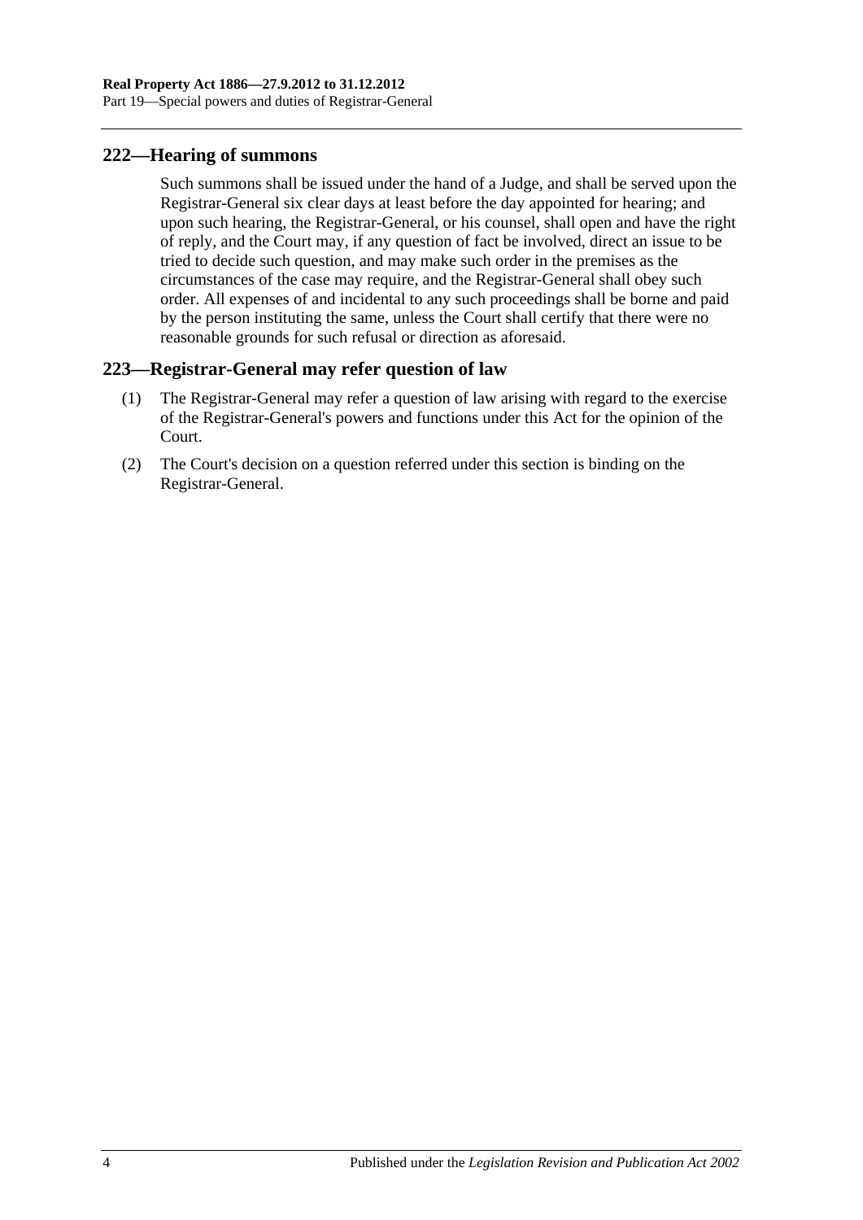## 222—Hearing of summons

Such summons shall be issued under the hand of a Judge, and shall be served upon the Registrar-General six clear days at least before the day appointed for hearing; and upon such hearing, the Registrar-General, or his counsel, shall open and have the right of reply, and the Court may, if any question of fact be involved, direct an issue to be tried to decide such question, and may make such order in the premises as the circumstances of the case may require, and the Registrar-General shall obey such order. All expenses of and incidental to any such proceedings shall be borne and paid by the person instituting the same, unless the Court shall certify that there were no reasonable grounds for such refusal or direction as aforesaid.

## 223—Registrar-General may refer question of law

(1) The Registrar-General may refer a question of law arising with regard to the exercise of the Registrar-General's powers and functions under this Act for the opinion of the Court.

(2) The Court's decision on a question referred under this section is binding on the Registrar-General.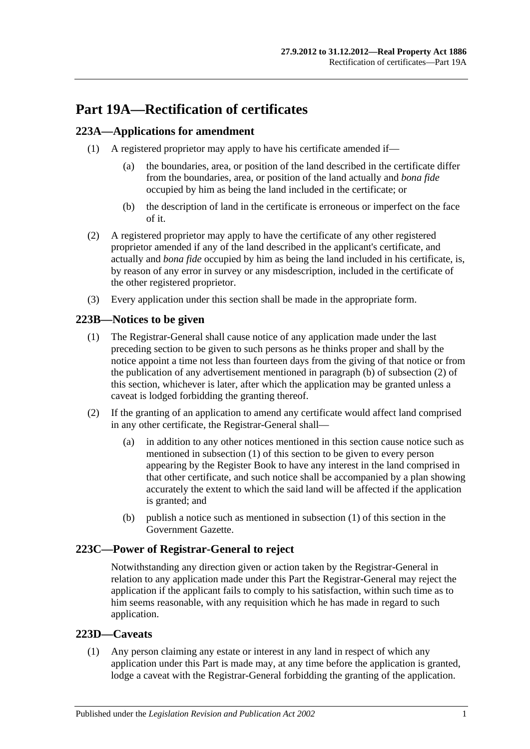# Part 19A—Rectification of certificates

## 223A—Applications for amendment

(1) A registered proprietor may apply to have his certificate amended if—

(a) the boundaries, area, or position of the land described in the certificate differ from the boundaries, area, or position of the land actually and *bona fide* occupied by him as being the land included in the certificate; or

(b) the description of land in the certificate is erroneous or imperfect on the face of it.

(2) A registered proprietor may apply to have the certificate of any other registered proprietor amended if any of the land described in the applicant's certificate, and actually and *bona fide* occupied by him as being the land included in his certificate, is, by reason of any error in survey or any misdescription, included in the certificate of the other registered proprietor.

(3) Every application under this section shall be made in the appropriate form.

## 223B—Notices to be given

(1) The Registrar-General shall cause notice of any application made under the last preceding section to be given to such persons as he thinks proper and shall by the notice appoint a time not less than fourteen days from the giving of that notice or from the publication of any advertisement mentioned in paragraph (b) of subsection (2) of this section, whichever is later, after which the application may be granted unless a caveat is lodged forbidding the granting thereof.

(2) If the granting of an application to amend any certificate would affect land comprised in any other certificate, the Registrar-General shall—

(a) in addition to any other notices mentioned in this section cause notice such as mentioned in subsection (1) of this section to be given to every person appearing by the Register Book to have any interest in the land comprised in that other certificate, and such notice shall be accompanied by a plan showing accurately the extent to which the said land will be affected if the application is granted; and

(b) publish a notice such as mentioned in subsection (1) of this section in the Government Gazette.

## 223C—Power of Registrar-General to reject

Notwithstanding any direction given or action taken by the Registrar-General in relation to any application made under this Part the Registrar-General may reject the application if the applicant fails to comply to his satisfaction, within such time as to him seems reasonable, with any requisition which he has made in regard to such application.

## 223D—Caveats

(1) Any person claiming any estate or interest in any land in respect of which any application under this Part is made may, at any time before the application is granted, lodge a caveat with the Registrar-General forbidding the granting of the application.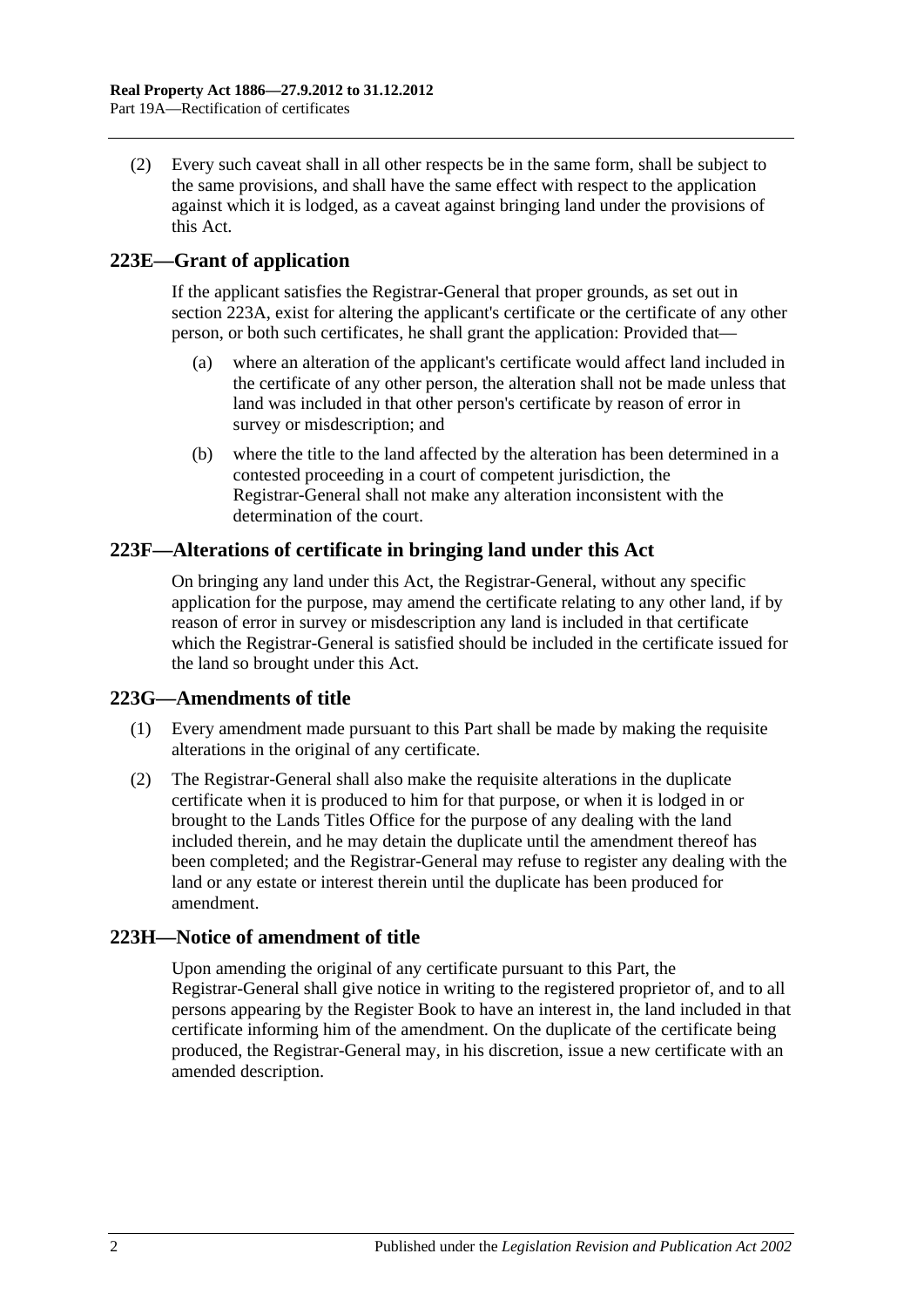(2) Every such caveat shall in all other respects be in the same form, shall be subject to the same provisions, and shall have the same effect with respect to the application against which it is lodged, as a caveat against bringing land under the provisions of this Act.

## 223E—Grant of application

If the applicant satisfies the Registrar-General that proper grounds, as set out in section 223A, exist for altering the applicant's certificate or the certificate of any other person, or both such certificates, he shall grant the application: Provided that—

(a) where an alteration of the applicant's certificate would affect land included in the certificate of any other person, the alteration shall not be made unless that land was included in that other person's certificate by reason of error in survey or misdescription; and

(b) where the title to the land affected by the alteration has been determined in a contested proceeding in a court of competent jurisdiction, the Registrar-General shall not make any alteration inconsistent with the determination of the court.

## 223F—Alterations of certificate in bringing land under this Act

On bringing any land under this Act, the Registrar-General, without any specific application for the purpose, may amend the certificate relating to any other land, if by reason of error in survey or misdescription any land is included in that certificate which the Registrar-General is satisfied should be included in the certificate issued for the land so brought under this Act.

## 223G—Amendments of title

(1) Every amendment made pursuant to this Part shall be made by making the requisite alterations in the original of any certificate.

(2) The Registrar-General shall also make the requisite alterations in the duplicate certificate when it is produced to him for that purpose, or when it is lodged in or brought to the Lands Titles Office for the purpose of any dealing with the land included therein, and he may detain the duplicate until the amendment thereof has been completed; and the Registrar-General may refuse to register any dealing with the land or any estate or interest therein until the duplicate has been produced for amendment.

## 223H—Notice of amendment of title

Upon amending the original of any certificate pursuant to this Part, the Registrar-General shall give notice in writing to the registered proprietor of, and to all persons appearing by the Register Book to have an interest in, the land included in that certificate informing him of the amendment. On the duplicate of the certificate being produced, the Registrar-General may, in his discretion, issue a new certificate with an amended description.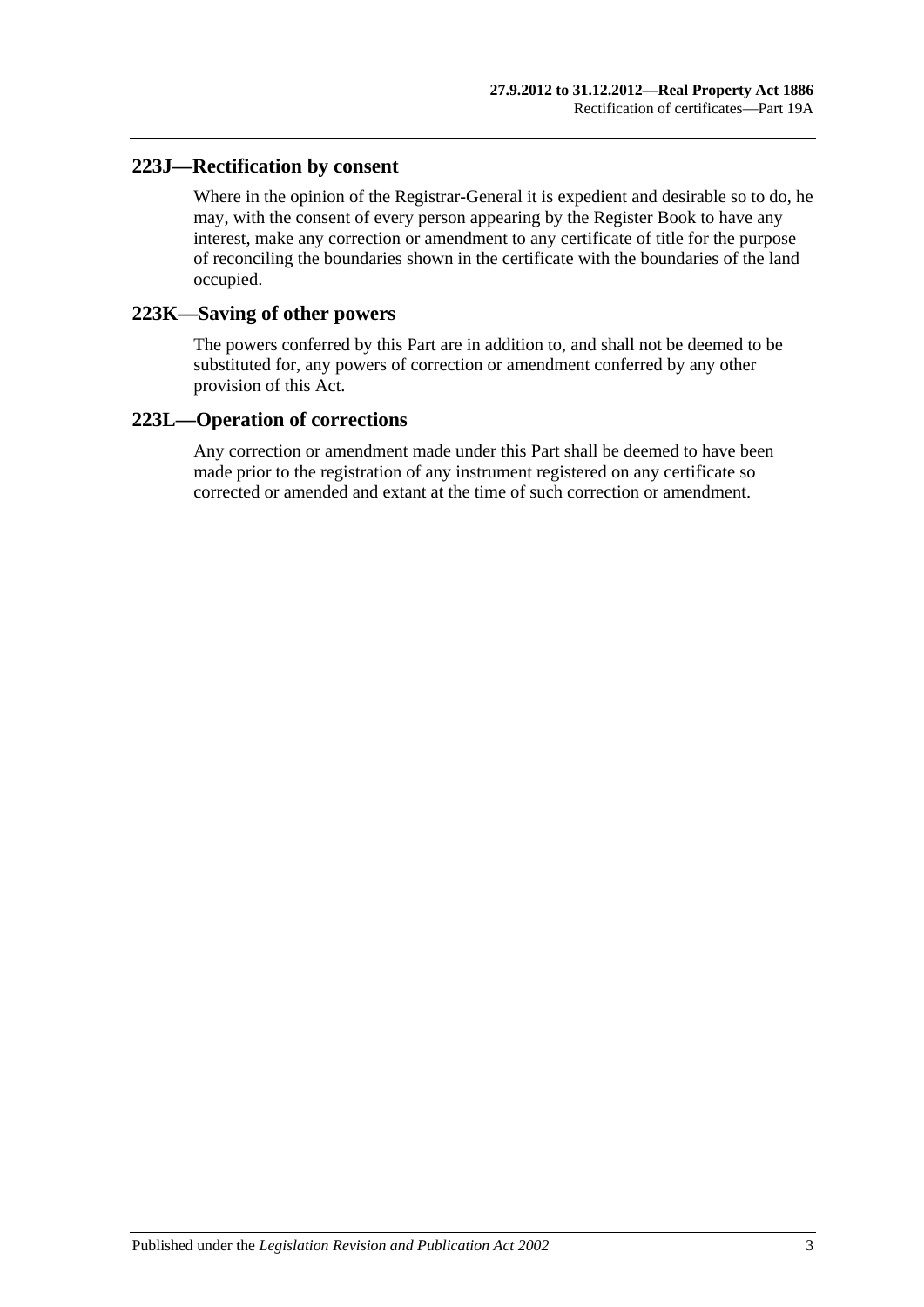## 223J—Rectification by consent

Where in the opinion of the Registrar-General it is expedient and desirable so to do, he may, with the consent of every person appearing by the Register Book to have any interest, make any correction or amendment to any certificate of title for the purpose of reconciling the boundaries shown in the certificate with the boundaries of the land occupied.

## 223K—Saving of other powers

The powers conferred by this Part are in addition to, and shall not be deemed to be substituted for, any powers of correction or amendment conferred by any other provision of this Act.

## 223L—Operation of corrections

Any correction or amendment made under this Part shall be deemed to have been made prior to the registration of any instrument registered on any certificate so corrected or amended and extant at the time of such correction or amendment.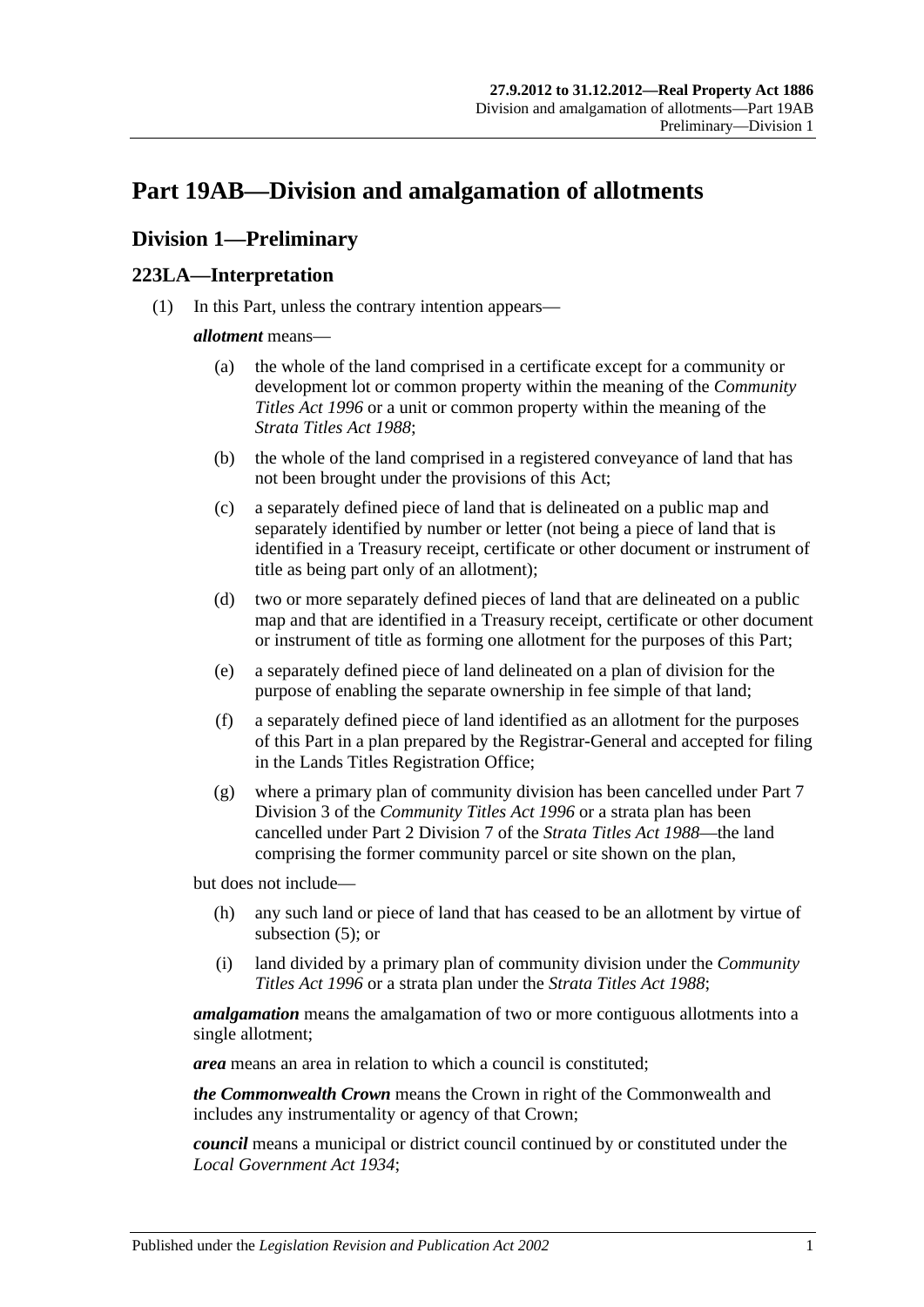# Part 19AB—Division and amalgamation of allotments

## Division 1—Preliminary

### 223LA—Interpretation

(1) In this Part, unless the contrary intention appears—

***allotment*** means—

(a) the whole of the land comprised in a certificate except for a community or development lot or common property within the meaning of the *Community Titles Act 1996* or a unit or common property within the meaning of the *Strata Titles Act 1988*;

(b) the whole of the land comprised in a registered conveyance of land that has not been brought under the provisions of this Act;

(c) a separately defined piece of land that is delineated on a public map and separately identified by number or letter (not being a piece of land that is identified in a Treasury receipt, certificate or other document or instrument of title as being part only of an allotment);

(d) two or more separately defined pieces of land that are delineated on a public map and that are identified in a Treasury receipt, certificate or other document or instrument of title as forming one allotment for the purposes of this Part;

(e) a separately defined piece of land delineated on a plan of division for the purpose of enabling the separate ownership in fee simple of that land;

(f) a separately defined piece of land identified as an allotment for the purposes of this Part in a plan prepared by the Registrar-General and accepted for filing in the Lands Titles Registration Office;

(g) where a primary plan of community division has been cancelled under Part 7 Division 3 of the *Community Titles Act 1996* or a strata plan has been cancelled under Part 2 Division 7 of the *Strata Titles Act 1988*—the land comprising the former community parcel or site shown on the plan,

but does not include—

(h) any such land or piece of land that has ceased to be an allotment by virtue of subsection (5); or

(i) land divided by a primary plan of community division under the *Community Titles Act 1996* or a strata plan under the *Strata Titles Act 1988*;

***amalgamation*** means the amalgamation of two or more contiguous allotments into a single allotment;

***area*** means an area in relation to which a council is constituted;

***the Commonwealth Crown*** means the Crown in right of the Commonwealth and includes any instrumentality or agency of that Crown;

***council*** means a municipal or district council continued by or constituted under the *Local Government Act 1934*;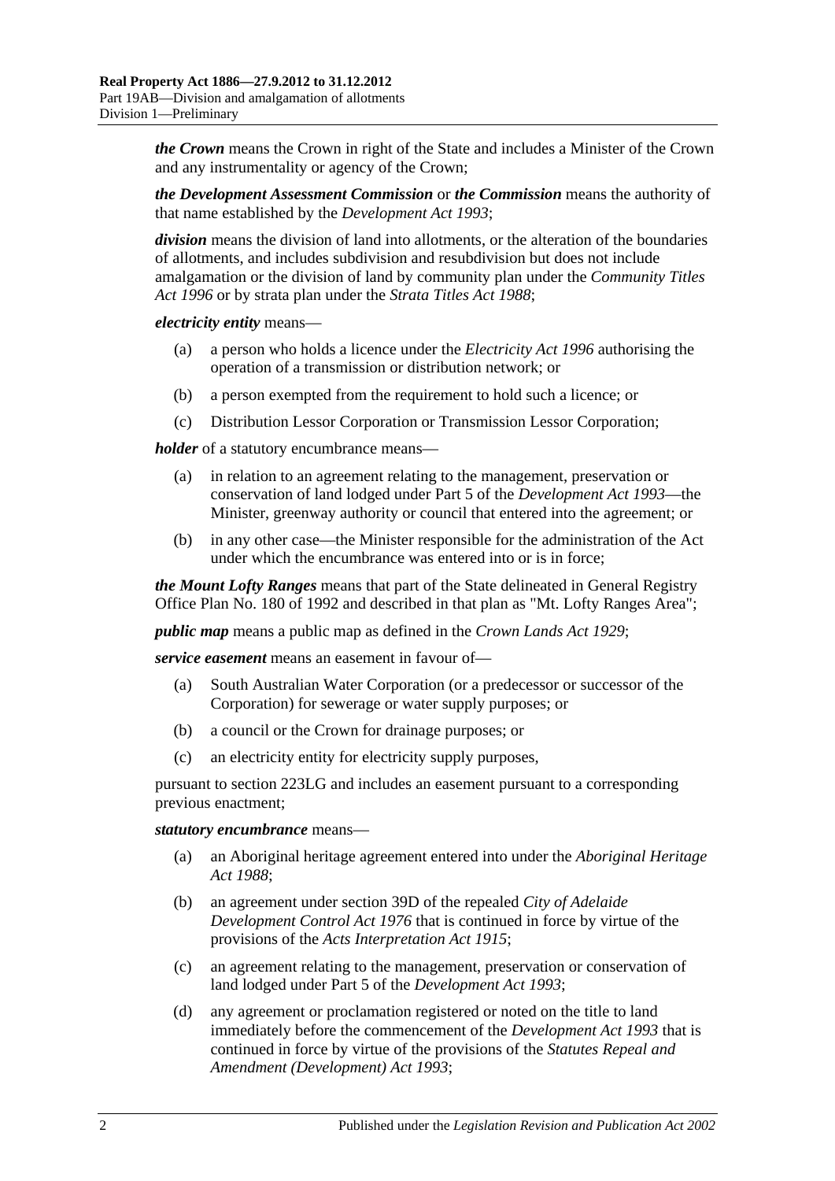***the Crown*** means the Crown in right of the State and includes a Minister of the Crown and any instrumentality or agency of the Crown;

***the Development Assessment Commission*** or ***the Commission*** means the authority of that name established by the *Development Act 1993*;

***division*** means the division of land into allotments, or the alteration of the boundaries of allotments, and includes subdivision and resubdivision but does not include amalgamation or the division of land by community plan under the *Community Titles Act 1996* or by strata plan under the *Strata Titles Act 1988*;

***electricity entity*** means—

- (a) a person who holds a licence under the *Electricity Act 1996* authorising the operation of a transmission or distribution network; or
- (b) a person exempted from the requirement to hold such a licence; or
- (c) Distribution Lessor Corporation or Transmission Lessor Corporation;

***holder*** of a statutory encumbrance means—

- (a) in relation to an agreement relating to the management, preservation or conservation of land lodged under Part 5 of the *Development Act 1993*—the Minister, greenway authority or council that entered into the agreement; or
- (b) in any other case—the Minister responsible for the administration of the Act under which the encumbrance was entered into or is in force;

***the Mount Lofty Ranges*** means that part of the State delineated in General Registry Office Plan No. 180 of 1992 and described in that plan as "Mt. Lofty Ranges Area";

***public map*** means a public map as defined in the *Crown Lands Act 1929*;

***service easement*** means an easement in favour of—

- (a) South Australian Water Corporation (or a predecessor or successor of the Corporation) for sewerage or water supply purposes; or
- (b) a council or the Crown for drainage purposes; or
- (c) an electricity entity for electricity supply purposes,

pursuant to section 223LG and includes an easement pursuant to a corresponding previous enactment;

***statutory encumbrance*** means—

- (a) an Aboriginal heritage agreement entered into under the *Aboriginal Heritage Act 1988*;
- (b) an agreement under section 39D of the repealed *City of Adelaide Development Control Act 1976* that is continued in force by virtue of the provisions of the *Acts Interpretation Act 1915*;
- (c) an agreement relating to the management, preservation or conservation of land lodged under Part 5 of the *Development Act 1993*;
- (d) any agreement or proclamation registered or noted on the title to land immediately before the commencement of the *Development Act 1993* that is continued in force by virtue of the provisions of the *Statutes Repeal and Amendment (Development) Act 1993*;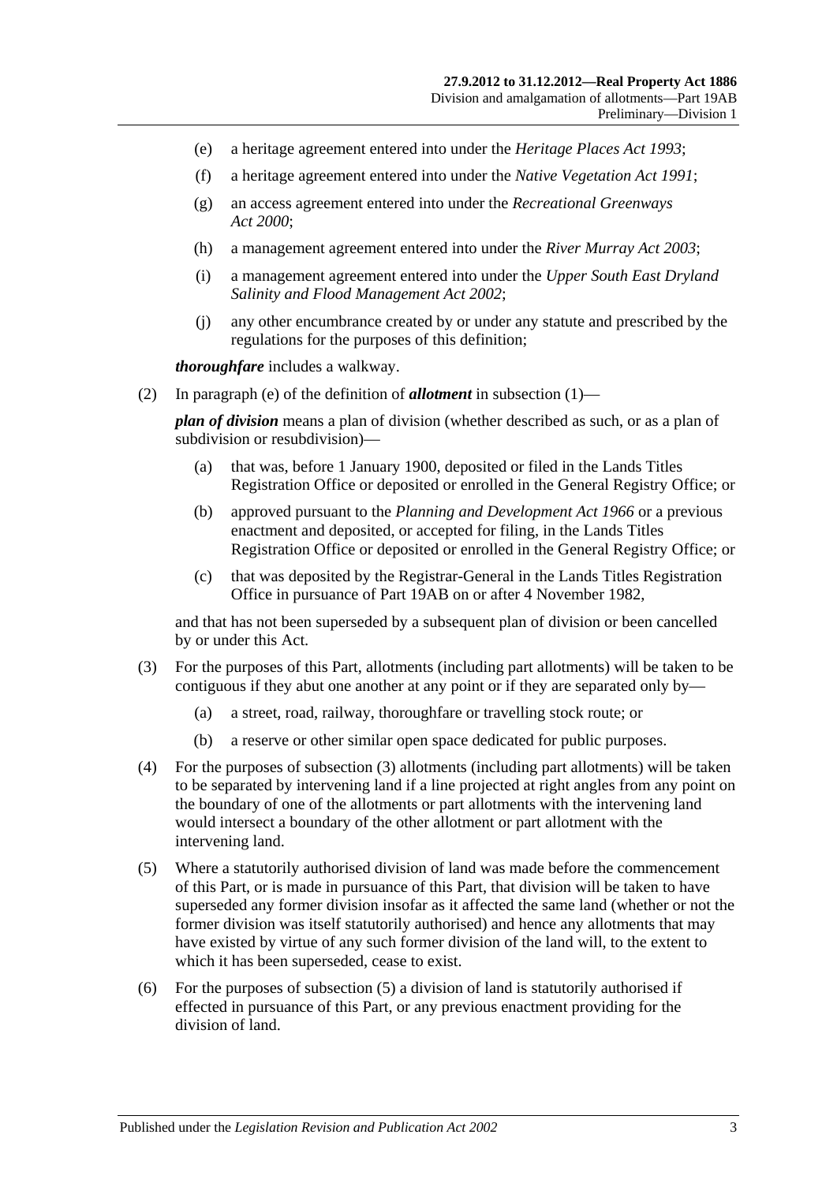(e) a heritage agreement entered into under the *Heritage Places Act 1993*;

(f) a heritage agreement entered into under the *Native Vegetation Act 1991*;

(g) an access agreement entered into under the *Recreational Greenways Act 2000*;

(h) a management agreement entered into under the *River Murray Act 2003*;

(i) a management agreement entered into under the *Upper South East Dryland Salinity and Flood Management Act 2002*;

(j) any other encumbrance created by or under any statute and prescribed by the regulations for the purposes of this definition;

***thoroughfare*** includes a walkway.

(2) In paragraph (e) of the definition of ***allotment*** in subsection (1)—

***plan of division*** means a plan of division (whether described as such, or as a plan of subdivision or resubdivision)—

(a) that was, before 1 January 1900, deposited or filed in the Lands Titles Registration Office or deposited or enrolled in the General Registry Office; or

(b) approved pursuant to the *Planning and Development Act 1966* or a previous enactment and deposited, or accepted for filing, in the Lands Titles Registration Office or deposited or enrolled in the General Registry Office; or

(c) that was deposited by the Registrar-General in the Lands Titles Registration Office in pursuance of Part 19AB on or after 4 November 1982,

and that has not been superseded by a subsequent plan of division or been cancelled by or under this Act.

(3) For the purposes of this Part, allotments (including part allotments) will be taken to be contiguous if they abut one another at any point or if they are separated only by—

(a) a street, road, railway, thoroughfare or travelling stock route; or

(b) a reserve or other similar open space dedicated for public purposes.

(4) For the purposes of subsection (3) allotments (including part allotments) will be taken to be separated by intervening land if a line projected at right angles from any point on the boundary of one of the allotments or part allotments with the intervening land would intersect a boundary of the other allotment or part allotment with the intervening land.

(5) Where a statutorily authorised division of land was made before the commencement of this Part, or is made in pursuance of this Part, that division will be taken to have superseded any former division insofar as it affected the same land (whether or not the former division was itself statutorily authorised) and hence any allotments that may have existed by virtue of any such former division of the land will, to the extent to which it has been superseded, cease to exist.

(6) For the purposes of subsection (5) a division of land is statutorily authorised if effected in pursuance of this Part, or any previous enactment providing for the division of land.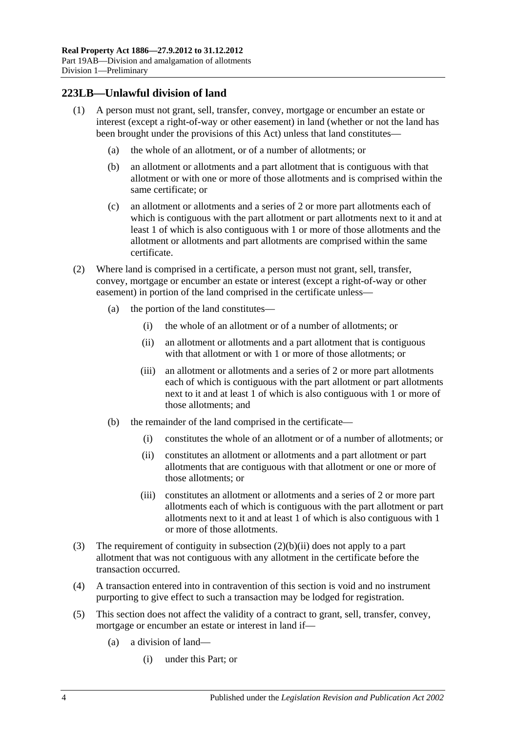## 223LB—Unlawful division of land

(1) A person must not grant, sell, transfer, convey, mortgage or encumber an estate or interest (except a right-of-way or other easement) in land (whether or not the land has been brought under the provisions of this Act) unless that land constitutes—

- (a) the whole of an allotment, or of a number of allotments; or
- (b) an allotment or allotments and a part allotment that is contiguous with that allotment or with one or more of those allotments and is comprised within the same certificate; or
- (c) an allotment or allotments and a series of 2 or more part allotments each of which is contiguous with the part allotment or part allotments next to it and at least 1 of which is also contiguous with 1 or more of those allotments and the allotment or allotments and part allotments are comprised within the same certificate.

(2) Where land is comprised in a certificate, a person must not grant, sell, transfer, convey, mortgage or encumber an estate or interest (except a right-of-way or other easement) in portion of the land comprised in the certificate unless—

- (a) the portion of the land constitutes—
  - (i) the whole of an allotment or of a number of allotments; or
  - (ii) an allotment or allotments and a part allotment that is contiguous with that allotment or with 1 or more of those allotments; or
  - (iii) an allotment or allotments and a series of 2 or more part allotments each of which is contiguous with the part allotment or part allotments next to it and at least 1 of which is also contiguous with 1 or more of those allotments; and
- (b) the remainder of the land comprised in the certificate—
  - (i) constitutes the whole of an allotment or of a number of allotments; or
  - (ii) constitutes an allotment or allotments and a part allotment or part allotments that are contiguous with that allotment or one or more of those allotments; or
  - (iii) constitutes an allotment or allotments and a series of 2 or more part allotments each of which is contiguous with the part allotment or part allotments next to it and at least 1 of which is also contiguous with 1 or more of those allotments.

(3) The requirement of contiguity in subsection (2)(b)(ii) does not apply to a part allotment that was not contiguous with any allotment in the certificate before the transaction occurred.

(4) A transaction entered into in contravention of this section is void and no instrument purporting to give effect to such a transaction may be lodged for registration.

(5) This section does not affect the validity of a contract to grant, sell, transfer, convey, mortgage or encumber an estate or interest in land if—

- (a) a division of land—
  - (i) under this Part; or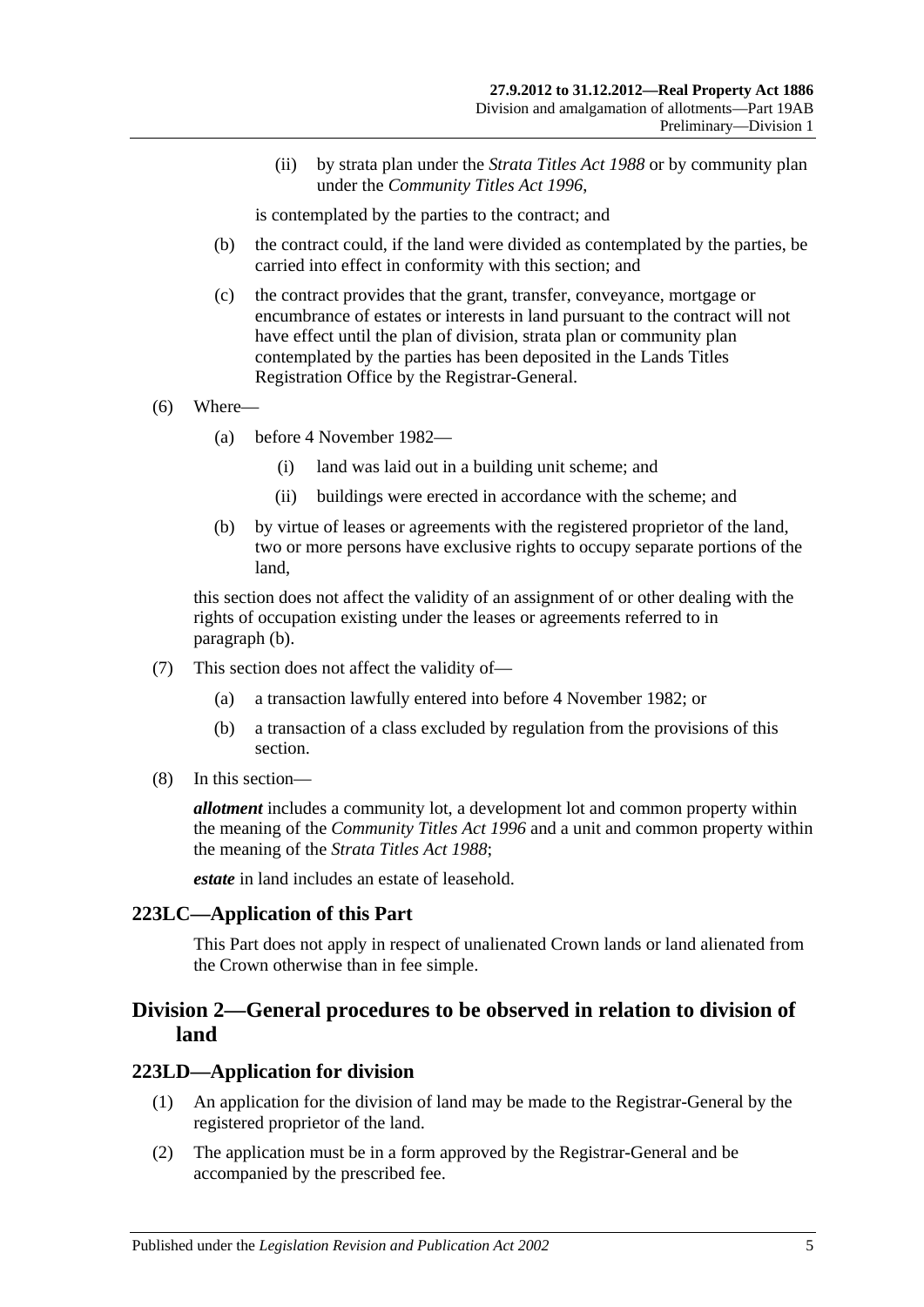(ii) by strata plan under the *Strata Titles Act 1988* or by community plan under the *Community Titles Act 1996*,

is contemplated by the parties to the contract; and

(b) the contract could, if the land were divided as contemplated by the parties, be carried into effect in conformity with this section; and

(c) the contract provides that the grant, transfer, conveyance, mortgage or encumbrance of estates or interests in land pursuant to the contract will not have effect until the plan of division, strata plan or community plan contemplated by the parties has been deposited in the Lands Titles Registration Office by the Registrar-General.

(6) Where—

(a) before 4 November 1982—

(i) land was laid out in a building unit scheme; and

(ii) buildings were erected in accordance with the scheme; and

(b) by virtue of leases or agreements with the registered proprietor of the land, two or more persons have exclusive rights to occupy separate portions of the land,

this section does not affect the validity of an assignment of or other dealing with the rights of occupation existing under the leases or agreements referred to in paragraph (b).

(7) This section does not affect the validity of—

(a) a transaction lawfully entered into before 4 November 1982; or

(b) a transaction of a class excluded by regulation from the provisions of this section.

(8) In this section—

***allotment*** includes a community lot, a development lot and common property within the meaning of the *Community Titles Act 1996* and a unit and common property within the meaning of the *Strata Titles Act 1988*;

***estate*** in land includes an estate of leasehold.

### 223LC—Application of this Part

This Part does not apply in respect of unalienated Crown lands or land alienated from the Crown otherwise than in fee simple.

## Division 2—General procedures to be observed in relation to division of land

### 223LD—Application for division

(1) An application for the division of land may be made to the Registrar-General by the registered proprietor of the land.

(2) The application must be in a form approved by the Registrar-General and be accompanied by the prescribed fee.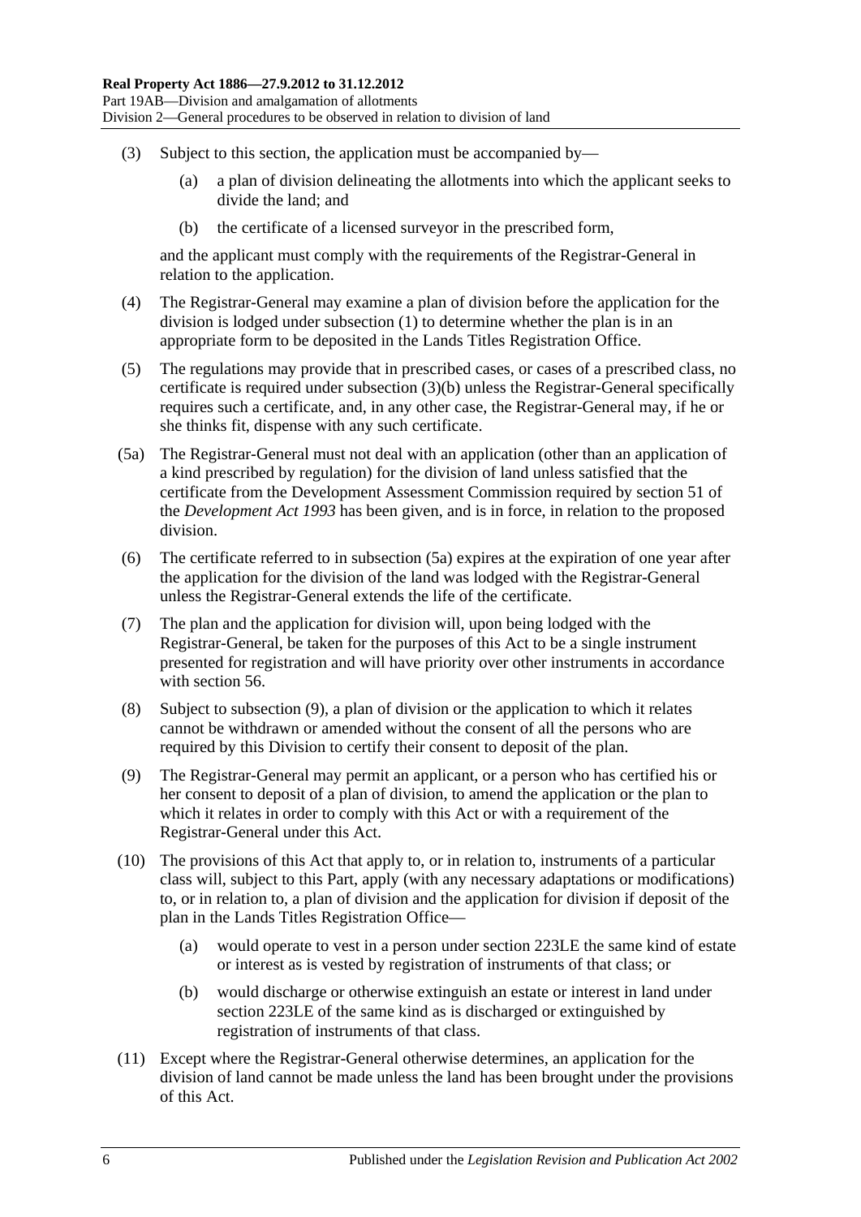(3) Subject to this section, the application must be accompanied by—

  (a) a plan of division delineating the allotments into which the applicant seeks to divide the land; and

  (b) the certificate of a licensed surveyor in the prescribed form,

and the applicant must comply with the requirements of the Registrar-General in relation to the application.

(4) The Registrar-General may examine a plan of division before the application for the division is lodged under subsection (1) to determine whether the plan is in an appropriate form to be deposited in the Lands Titles Registration Office.

(5) The regulations may provide that in prescribed cases, or cases of a prescribed class, no certificate is required under subsection (3)(b) unless the Registrar-General specifically requires such a certificate, and, in any other case, the Registrar-General may, if he or she thinks fit, dispense with any such certificate.

(5a) The Registrar-General must not deal with an application (other than an application of a kind prescribed by regulation) for the division of land unless satisfied that the certificate from the Development Assessment Commission required by section 51 of the *Development Act 1993* has been given, and is in force, in relation to the proposed division.

(6) The certificate referred to in subsection (5a) expires at the expiration of one year after the application for the division of the land was lodged with the Registrar-General unless the Registrar-General extends the life of the certificate.

(7) The plan and the application for division will, upon being lodged with the Registrar-General, be taken for the purposes of this Act to be a single instrument presented for registration and will have priority over other instruments in accordance with section 56.

(8) Subject to subsection (9), a plan of division or the application to which it relates cannot be withdrawn or amended without the consent of all the persons who are required by this Division to certify their consent to deposit of the plan.

(9) The Registrar-General may permit an applicant, or a person who has certified his or her consent to deposit of a plan of division, to amend the application or the plan to which it relates in order to comply with this Act or with a requirement of the Registrar-General under this Act.

(10) The provisions of this Act that apply to, or in relation to, instruments of a particular class will, subject to this Part, apply (with any necessary adaptations or modifications) to, or in relation to, a plan of division and the application for division if deposit of the plan in the Lands Titles Registration Office—

  (a) would operate to vest in a person under section 223LE the same kind of estate or interest as is vested by registration of instruments of that class; or

  (b) would discharge or otherwise extinguish an estate or interest in land under section 223LE of the same kind as is discharged or extinguished by registration of instruments of that class.

(11) Except where the Registrar-General otherwise determines, an application for the division of land cannot be made unless the land has been brought under the provisions of this Act.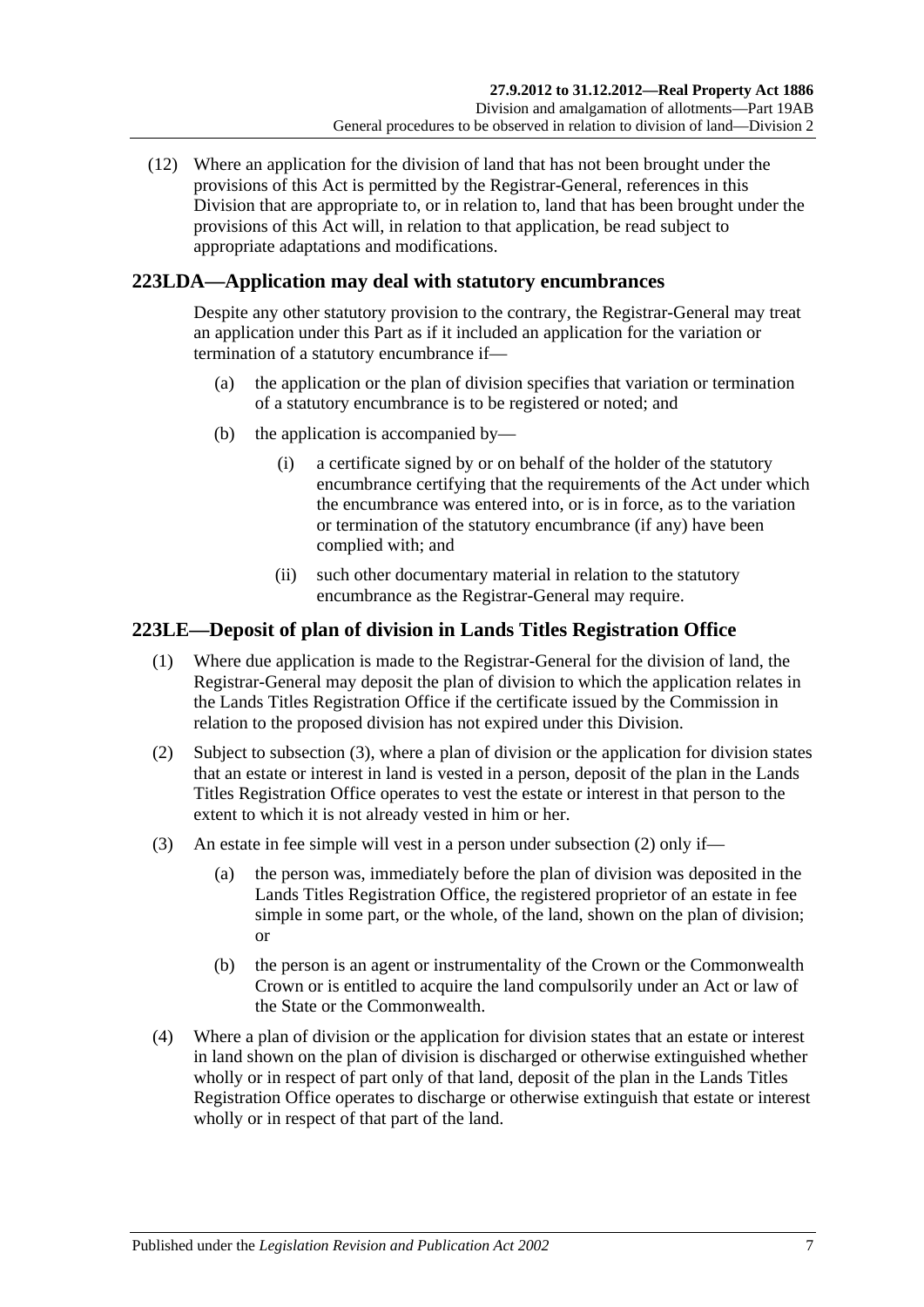(12) Where an application for the division of land that has not been brought under the provisions of this Act is permitted by the Registrar-General, references in this Division that are appropriate to, or in relation to, land that has been brought under the provisions of this Act will, in relation to that application, be read subject to appropriate adaptations and modifications.

## 223LDA—Application may deal with statutory encumbrances

Despite any other statutory provision to the contrary, the Registrar-General may treat an application under this Part as if it included an application for the variation or termination of a statutory encumbrance if—

(a) the application or the plan of division specifies that variation or termination of a statutory encumbrance is to be registered or noted; and

(b) the application is accompanied by—

(i) a certificate signed by or on behalf of the holder of the statutory encumbrance certifying that the requirements of the Act under which the encumbrance was entered into, or is in force, as to the variation or termination of the statutory encumbrance (if any) have been complied with; and

(ii) such other documentary material in relation to the statutory encumbrance as the Registrar-General may require.

## 223LE—Deposit of plan of division in Lands Titles Registration Office

(1) Where due application is made to the Registrar-General for the division of land, the Registrar-General may deposit the plan of division to which the application relates in the Lands Titles Registration Office if the certificate issued by the Commission in relation to the proposed division has not expired under this Division.

(2) Subject to subsection (3), where a plan of division or the application for division states that an estate or interest in land is vested in a person, deposit of the plan in the Lands Titles Registration Office operates to vest the estate or interest in that person to the extent to which it is not already vested in him or her.

(3) An estate in fee simple will vest in a person under subsection (2) only if—

(a) the person was, immediately before the plan of division was deposited in the Lands Titles Registration Office, the registered proprietor of an estate in fee simple in some part, or the whole, of the land, shown on the plan of division; or

(b) the person is an agent or instrumentality of the Crown or the Commonwealth Crown or is entitled to acquire the land compulsorily under an Act or law of the State or the Commonwealth.

(4) Where a plan of division or the application for division states that an estate or interest in land shown on the plan of division is discharged or otherwise extinguished whether wholly or in respect of part only of that land, deposit of the plan in the Lands Titles Registration Office operates to discharge or otherwise extinguish that estate or interest wholly or in respect of that part of the land.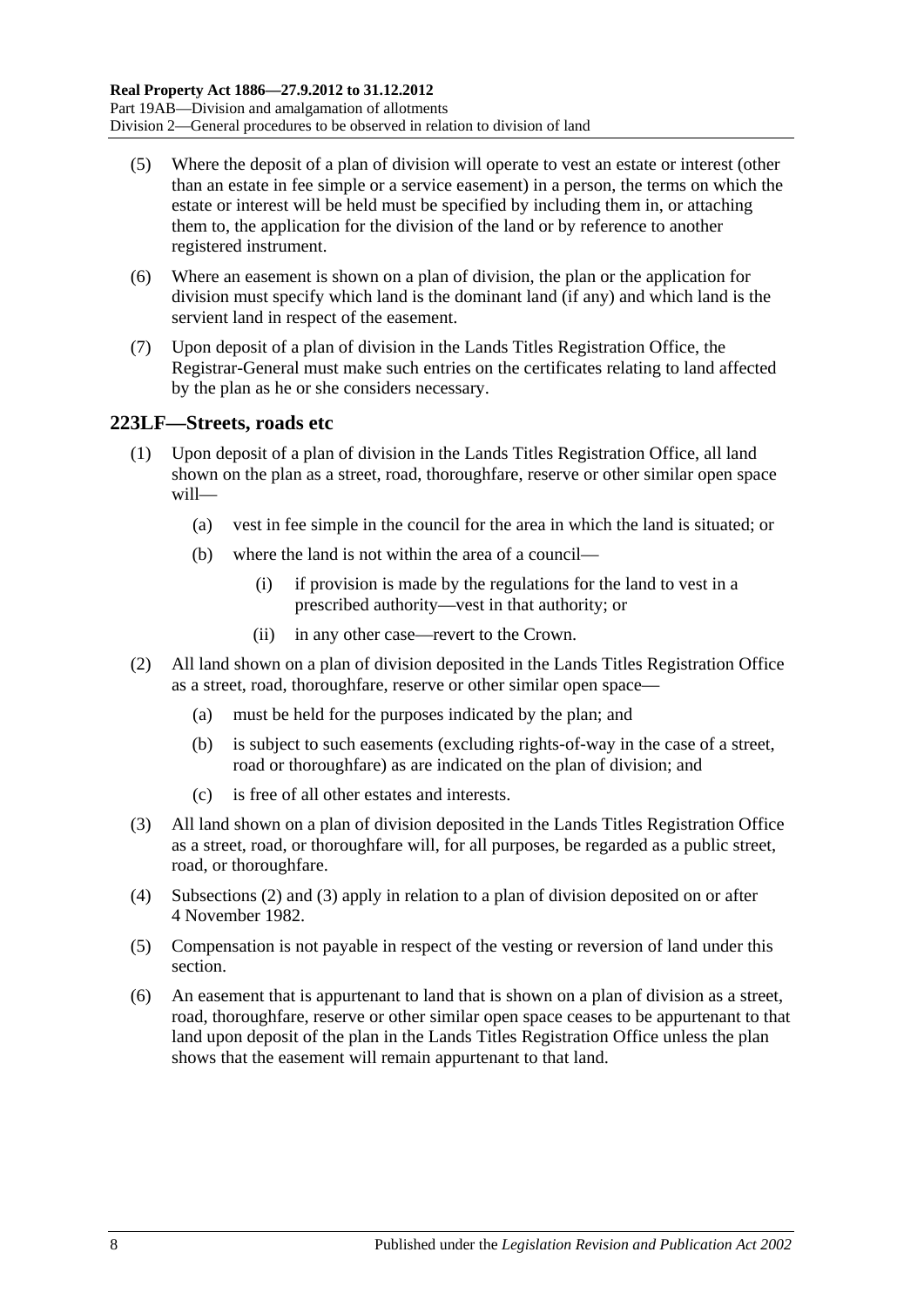(5) Where the deposit of a plan of division will operate to vest an estate or interest (other than an estate in fee simple or a service easement) in a person, the terms on which the estate or interest will be held must be specified by including them in, or attaching them to, the application for the division of the land or by reference to another registered instrument.

(6) Where an easement is shown on a plan of division, the plan or the application for division must specify which land is the dominant land (if any) and which land is the servient land in respect of the easement.

(7) Upon deposit of a plan of division in the Lands Titles Registration Office, the Registrar-General must make such entries on the certificates relating to land affected by the plan as he or she considers necessary.

## 223LF—Streets, roads etc

(1) Upon deposit of a plan of division in the Lands Titles Registration Office, all land shown on the plan as a street, road, thoroughfare, reserve or other similar open space will—

(a) vest in fee simple in the council for the area in which the land is situated; or

(b) where the land is not within the area of a council—

(i) if provision is made by the regulations for the land to vest in a prescribed authority—vest in that authority; or

(ii) in any other case—revert to the Crown.

(2) All land shown on a plan of division deposited in the Lands Titles Registration Office as a street, road, thoroughfare, reserve or other similar open space—

(a) must be held for the purposes indicated by the plan; and

(b) is subject to such easements (excluding rights-of-way in the case of a street, road or thoroughfare) as are indicated on the plan of division; and

(c) is free of all other estates and interests.

(3) All land shown on a plan of division deposited in the Lands Titles Registration Office as a street, road, or thoroughfare will, for all purposes, be regarded as a public street, road, or thoroughfare.

(4) Subsections (2) and (3) apply in relation to a plan of division deposited on or after 4 November 1982.

(5) Compensation is not payable in respect of the vesting or reversion of land under this section.

(6) An easement that is appurtenant to land that is shown on a plan of division as a street, road, thoroughfare, reserve or other similar open space ceases to be appurtenant to that land upon deposit of the plan in the Lands Titles Registration Office unless the plan shows that the easement will remain appurtenant to that land.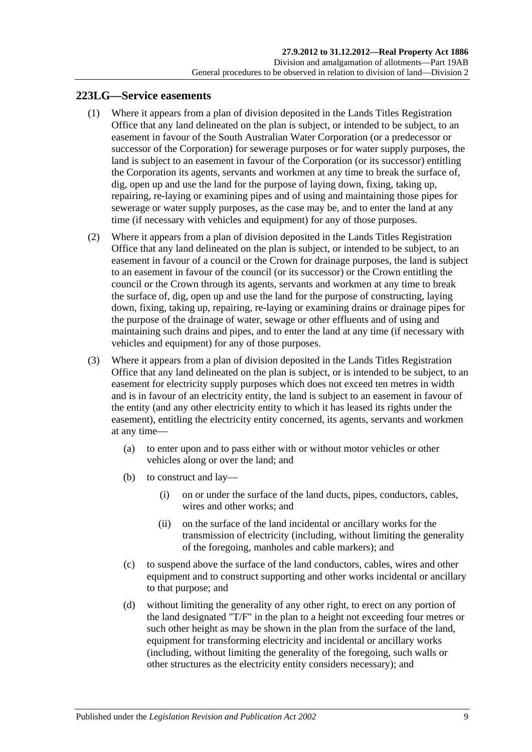## 223LG—Service easements

(1) Where it appears from a plan of division deposited in the Lands Titles Registration Office that any land delineated on the plan is subject, or intended to be subject, to an easement in favour of the South Australian Water Corporation (or a predecessor or successor of the Corporation) for sewerage purposes or for water supply purposes, the land is subject to an easement in favour of the Corporation (or its successor) entitling the Corporation its agents, servants and workmen at any time to break the surface of, dig, open up and use the land for the purpose of laying down, fixing, taking up, repairing, re-laying or examining pipes and of using and maintaining those pipes for sewerage or water supply purposes, as the case may be, and to enter the land at any time (if necessary with vehicles and equipment) for any of those purposes.

(2) Where it appears from a plan of division deposited in the Lands Titles Registration Office that any land delineated on the plan is subject, or intended to be subject, to an easement in favour of a council or the Crown for drainage purposes, the land is subject to an easement in favour of the council (or its successor) or the Crown entitling the council or the Crown through its agents, servants and workmen at any time to break the surface of, dig, open up and use the land for the purpose of constructing, laying down, fixing, taking up, repairing, re-laying or examining drains or drainage pipes for the purpose of the drainage of water, sewage or other effluents and of using and maintaining such drains and pipes, and to enter the land at any time (if necessary with vehicles and equipment) for any of those purposes.

(3) Where it appears from a plan of division deposited in the Lands Titles Registration Office that any land delineated on the plan is subject, or is intended to be subject, to an easement for electricity supply purposes which does not exceed ten metres in width and is in favour of an electricity entity, the land is subject to an easement in favour of the entity (and any other electricity entity to which it has leased its rights under the easement), entitling the electricity entity concerned, its agents, servants and workmen at any time—

(a) to enter upon and to pass either with or without motor vehicles or other vehicles along or over the land; and

(b) to construct and lay—

(i) on or under the surface of the land ducts, pipes, conductors, cables, wires and other works; and

(ii) on the surface of the land incidental or ancillary works for the transmission of electricity (including, without limiting the generality of the foregoing, manholes and cable markers); and

(c) to suspend above the surface of the land conductors, cables, wires and other equipment and to construct supporting and other works incidental or ancillary to that purpose; and

(d) without limiting the generality of any other right, to erect on any portion of the land designated "T/F" in the plan to a height not exceeding four metres or such other height as may be shown in the plan from the surface of the land, equipment for transforming electricity and incidental or ancillary works (including, without limiting the generality of the foregoing, such walls or other structures as the electricity entity considers necessary); and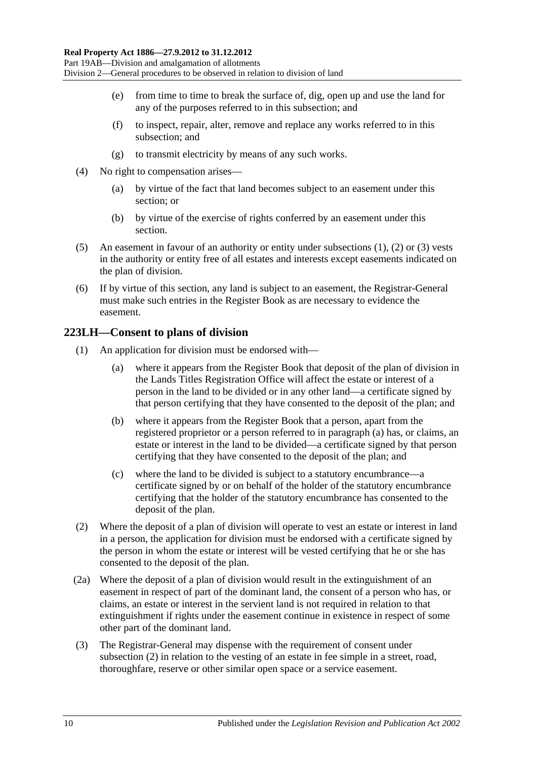(e) from time to time to break the surface of, dig, open up and use the land for any of the purposes referred to in this subsection; and

(f) to inspect, repair, alter, remove and replace any works referred to in this subsection; and

(g) to transmit electricity by means of any such works.

(4) No right to compensation arises—

(a) by virtue of the fact that land becomes subject to an easement under this section; or

(b) by virtue of the exercise of rights conferred by an easement under this section.

(5) An easement in favour of an authority or entity under subsections (1), (2) or (3) vests in the authority or entity free of all estates and interests except easements indicated on the plan of division.

(6) If by virtue of this section, any land is subject to an easement, the Registrar-General must make such entries in the Register Book as are necessary to evidence the easement.

## 223LH—Consent to plans of division

(1) An application for division must be endorsed with—

(a) where it appears from the Register Book that deposit of the plan of division in the Lands Titles Registration Office will affect the estate or interest of a person in the land to be divided or in any other land—a certificate signed by that person certifying that they have consented to the deposit of the plan; and

(b) where it appears from the Register Book that a person, apart from the registered proprietor or a person referred to in paragraph (a) has, or claims, an estate or interest in the land to be divided—a certificate signed by that person certifying that they have consented to the deposit of the plan; and

(c) where the land to be divided is subject to a statutory encumbrance—a certificate signed by or on behalf of the holder of the statutory encumbrance certifying that the holder of the statutory encumbrance has consented to the deposit of the plan.

(2) Where the deposit of a plan of division will operate to vest an estate or interest in land in a person, the application for division must be endorsed with a certificate signed by the person in whom the estate or interest will be vested certifying that he or she has consented to the deposit of the plan.

(2a) Where the deposit of a plan of division would result in the extinguishment of an easement in respect of part of the dominant land, the consent of a person who has, or claims, an estate or interest in the servient land is not required in relation to that extinguishment if rights under the easement continue in existence in respect of some other part of the dominant land.

(3) The Registrar-General may dispense with the requirement of consent under subsection (2) in relation to the vesting of an estate in fee simple in a street, road, thoroughfare, reserve or other similar open space or a service easement.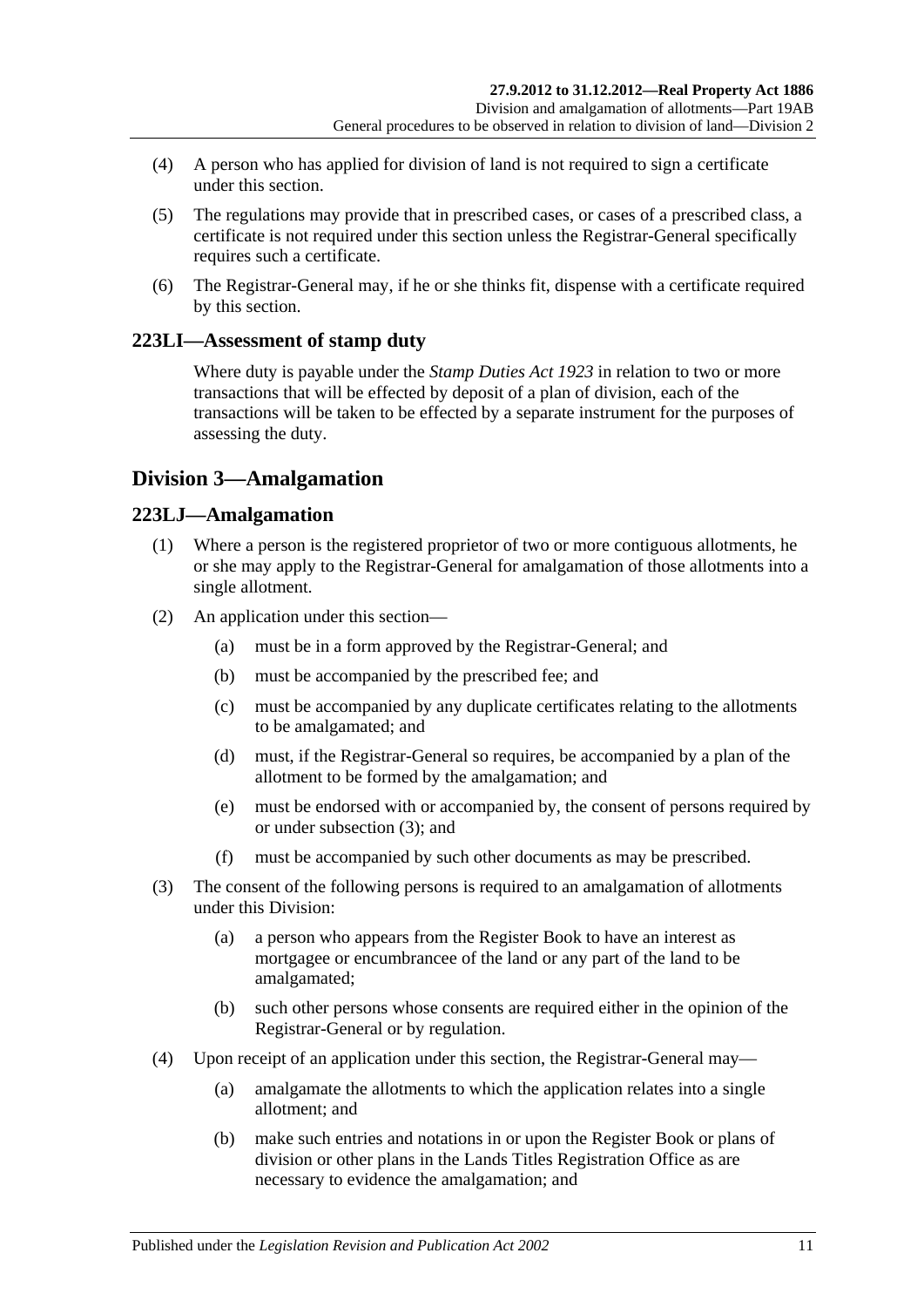(4) A person who has applied for division of land is not required to sign a certificate under this section.

(5) The regulations may provide that in prescribed cases, or cases of a prescribed class, a certificate is not required under this section unless the Registrar-General specifically requires such a certificate.

(6) The Registrar-General may, if he or she thinks fit, dispense with a certificate required by this section.

### 223LI—Assessment of stamp duty

Where duty is payable under the *Stamp Duties Act 1923* in relation to two or more transactions that will be effected by deposit of a plan of division, each of the transactions will be taken to be effected by a separate instrument for the purposes of assessing the duty.

## Division 3—Amalgamation

### 223LJ—Amalgamation

(1) Where a person is the registered proprietor of two or more contiguous allotments, he or she may apply to the Registrar-General for amalgamation of those allotments into a single allotment.

(2) An application under this section—

- (a) must be in a form approved by the Registrar-General; and
- (b) must be accompanied by the prescribed fee; and
- (c) must be accompanied by any duplicate certificates relating to the allotments to be amalgamated; and
- (d) must, if the Registrar-General so requires, be accompanied by a plan of the allotment to be formed by the amalgamation; and
- (e) must be endorsed with or accompanied by, the consent of persons required by or under subsection (3); and
- (f) must be accompanied by such other documents as may be prescribed.

(3) The consent of the following persons is required to an amalgamation of allotments under this Division:

- (a) a person who appears from the Register Book to have an interest as mortgagee or encumbrancee of the land or any part of the land to be amalgamated;
- (b) such other persons whose consents are required either in the opinion of the Registrar-General or by regulation.

(4) Upon receipt of an application under this section, the Registrar-General may—

- (a) amalgamate the allotments to which the application relates into a single allotment; and
- (b) make such entries and notations in or upon the Register Book or plans of division or other plans in the Lands Titles Registration Office as are necessary to evidence the amalgamation; and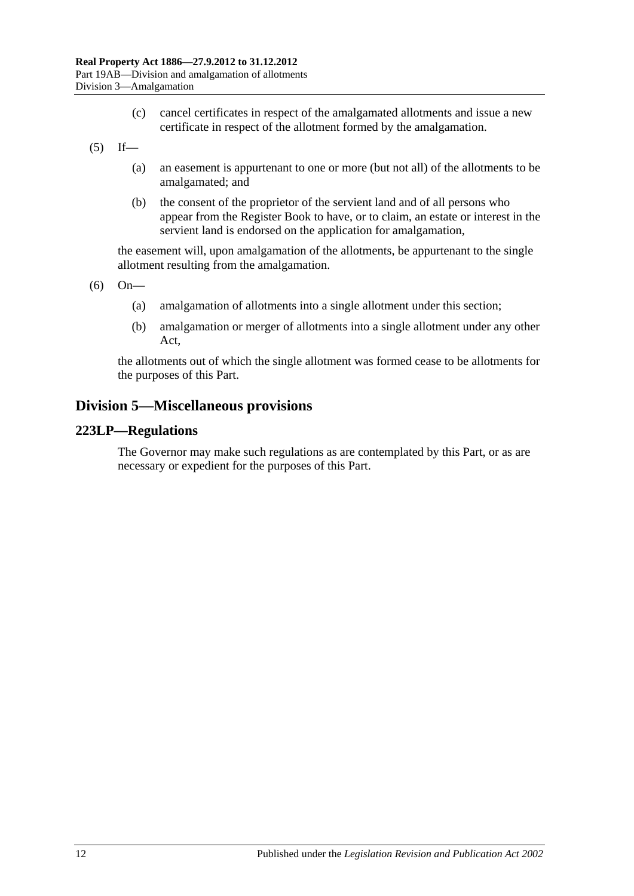(c) cancel certificates in respect of the amalgamated allotments and issue a new certificate in respect of the allotment formed by the amalgamation.

(5) If—

(a) an easement is appurtenant to one or more (but not all) of the allotments to be amalgamated; and

(b) the consent of the proprietor of the servient land and of all persons who appear from the Register Book to have, or to claim, an estate or interest in the servient land is endorsed on the application for amalgamation,

the easement will, upon amalgamation of the allotments, be appurtenant to the single allotment resulting from the amalgamation.

(6) On—

(a) amalgamation of allotments into a single allotment under this section;

(b) amalgamation or merger of allotments into a single allotment under any other Act,

the allotments out of which the single allotment was formed cease to be allotments for the purposes of this Part.

## Division 5—Miscellaneous provisions

### 223LP—Regulations

The Governor may make such regulations as are contemplated by this Part, or as are necessary or expedient for the purposes of this Part.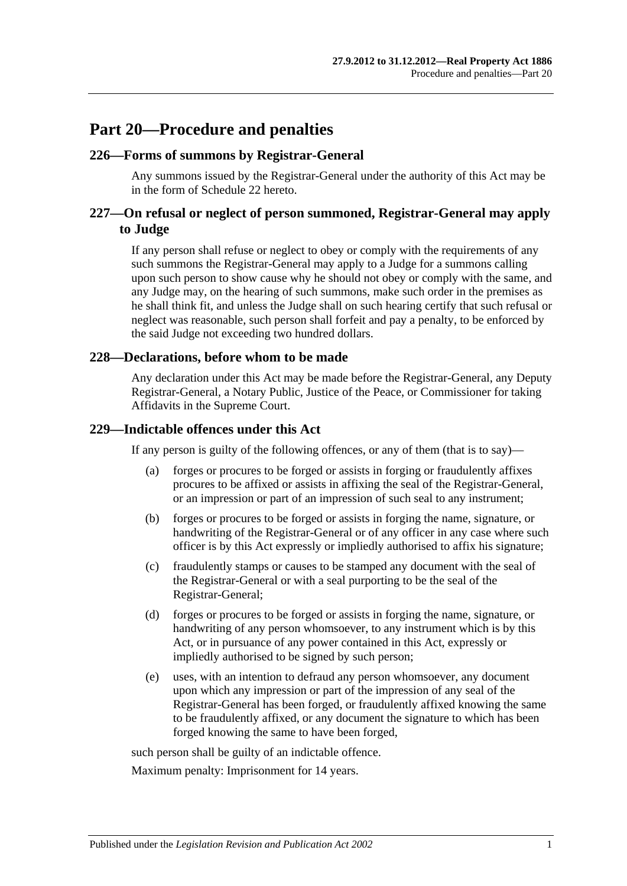# Part 20—Procedure and penalties

## 226—Forms of summons by Registrar-General

Any summons issued by the Registrar-General under the authority of this Act may be in the form of Schedule 22 hereto.

## 227—On refusal or neglect of person summoned, Registrar-General may apply to Judge

If any person shall refuse or neglect to obey or comply with the requirements of any such summons the Registrar-General may apply to a Judge for a summons calling upon such person to show cause why he should not obey or comply with the same, and any Judge may, on the hearing of such summons, make such order in the premises as he shall think fit, and unless the Judge shall on such hearing certify that such refusal or neglect was reasonable, such person shall forfeit and pay a penalty, to be enforced by the said Judge not exceeding two hundred dollars.

## 228—Declarations, before whom to be made

Any declaration under this Act may be made before the Registrar-General, any Deputy Registrar-General, a Notary Public, Justice of the Peace, or Commissioner for taking Affidavits in the Supreme Court.

## 229—Indictable offences under this Act

If any person is guilty of the following offences, or any of them (that is to say)—

(a) forges or procures to be forged or assists in forging or fraudulently affixes procures to be affixed or assists in affixing the seal of the Registrar-General, or an impression or part of an impression of such seal to any instrument;

(b) forges or procures to be forged or assists in forging the name, signature, or handwriting of the Registrar-General or of any officer in any case where such officer is by this Act expressly or impliedly authorised to affix his signature;

(c) fraudulently stamps or causes to be stamped any document with the seal of the Registrar-General or with a seal purporting to be the seal of the Registrar-General;

(d) forges or procures to be forged or assists in forging the name, signature, or handwriting of any person whomsoever, to any instrument which is by this Act, or in pursuance of any power contained in this Act, expressly or impliedly authorised to be signed by such person;

(e) uses, with an intention to defraud any person whomsoever, any document upon which any impression or part of the impression of any seal of the Registrar-General has been forged, or fraudulently affixed knowing the same to be fraudulently affixed, or any document the signature to which has been forged knowing the same to have been forged,

such person shall be guilty of an indictable offence.

Maximum penalty: Imprisonment for 14 years.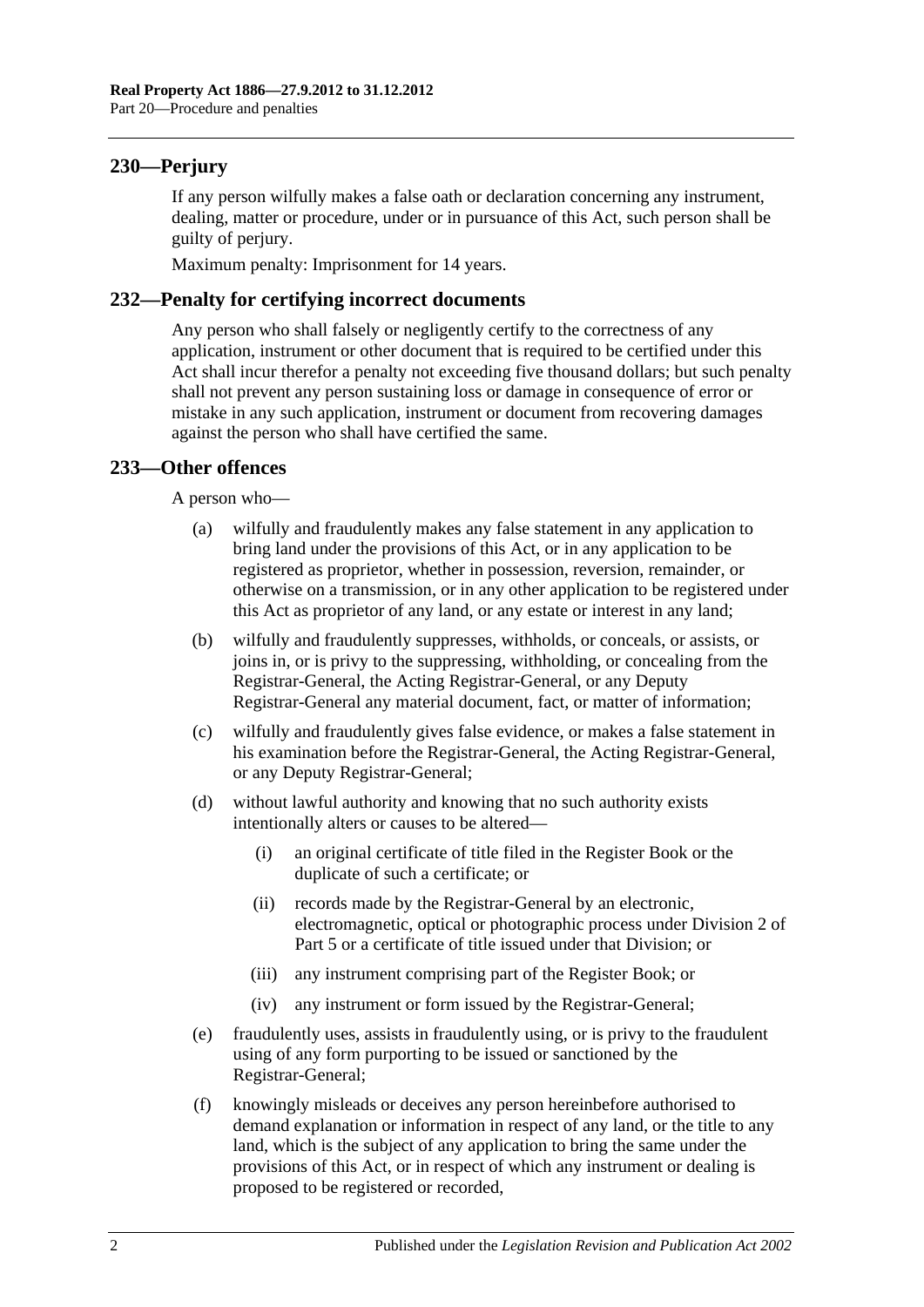## 230—Perjury

If any person wilfully makes a false oath or declaration concerning any instrument, dealing, matter or procedure, under or in pursuance of this Act, such person shall be guilty of perjury.

Maximum penalty: Imprisonment for 14 years.

## 232—Penalty for certifying incorrect documents

Any person who shall falsely or negligently certify to the correctness of any application, instrument or other document that is required to be certified under this Act shall incur therefor a penalty not exceeding five thousand dollars; but such penalty shall not prevent any person sustaining loss or damage in consequence of error or mistake in any such application, instrument or document from recovering damages against the person who shall have certified the same.

## 233—Other offences

A person who—

(a) wilfully and fraudulently makes any false statement in any application to bring land under the provisions of this Act, or in any application to be registered as proprietor, whether in possession, reversion, remainder, or otherwise on a transmission, or in any other application to be registered under this Act as proprietor of any land, or any estate or interest in any land;

(b) wilfully and fraudulently suppresses, withholds, or conceals, or assists, or joins in, or is privy to the suppressing, withholding, or concealing from the Registrar-General, the Acting Registrar-General, or any Deputy Registrar-General any material document, fact, or matter of information;

(c) wilfully and fraudulently gives false evidence, or makes a false statement in his examination before the Registrar-General, the Acting Registrar-General, or any Deputy Registrar-General;

(d) without lawful authority and knowing that no such authority exists intentionally alters or causes to be altered—

(i) an original certificate of title filed in the Register Book or the duplicate of such a certificate; or

(ii) records made by the Registrar-General by an electronic, electromagnetic, optical or photographic process under Division 2 of Part 5 or a certificate of title issued under that Division; or

(iii) any instrument comprising part of the Register Book; or

(iv) any instrument or form issued by the Registrar-General;

(e) fraudulently uses, assists in fraudulently using, or is privy to the fraudulent using of any form purporting to be issued or sanctioned by the Registrar-General;

(f) knowingly misleads or deceives any person hereinbefore authorised to demand explanation or information in respect of any land, or the title to any land, which is the subject of any application to bring the same under the provisions of this Act, or in respect of which any instrument or dealing is proposed to be registered or recorded,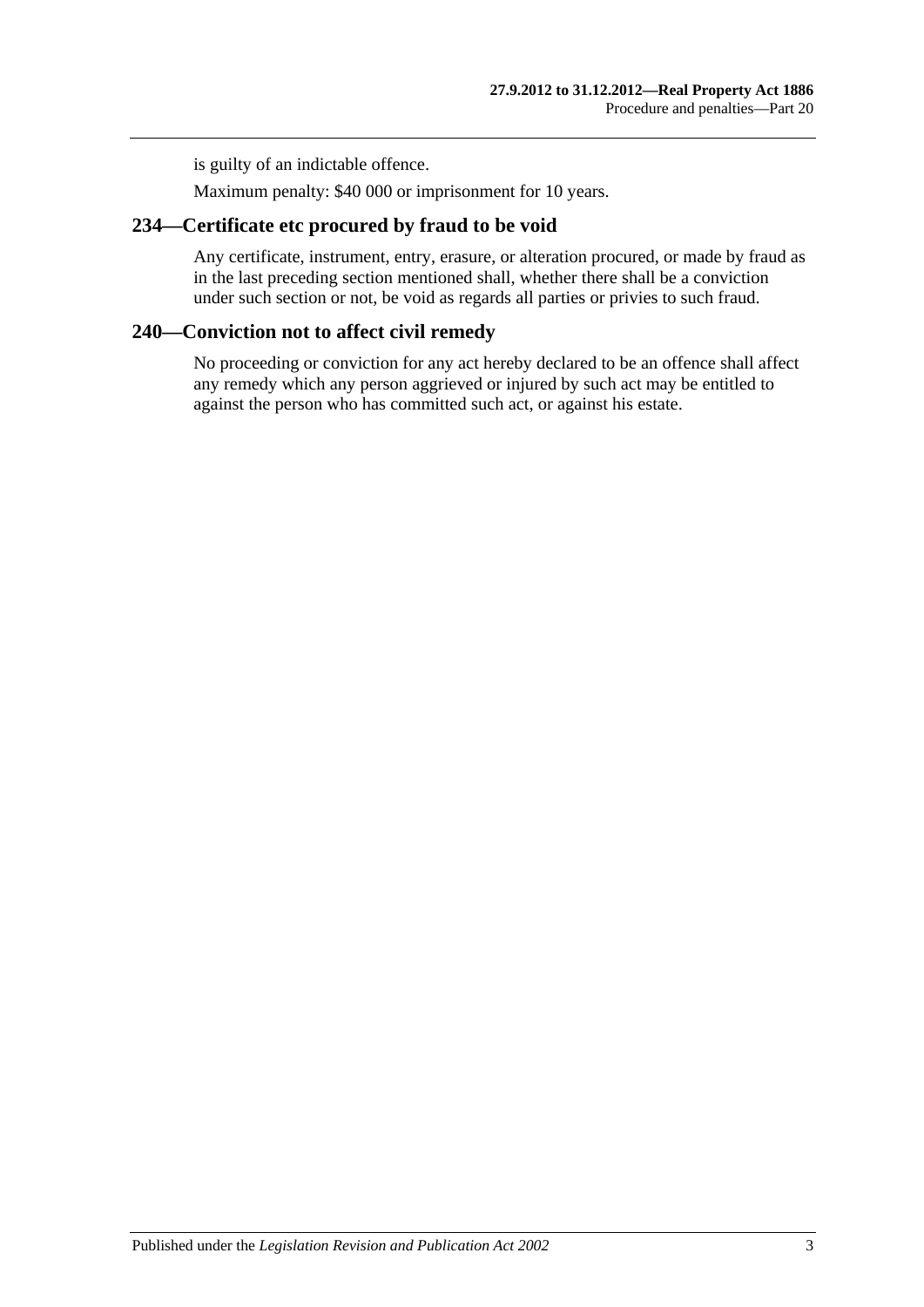is guilty of an indictable offence.

Maximum penalty: $40 000 or imprisonment for 10 years.

## 234—Certificate etc procured by fraud to be void

Any certificate, instrument, entry, erasure, or alteration procured, or made by fraud as in the last preceding section mentioned shall, whether there shall be a conviction under such section or not, be void as regards all parties or privies to such fraud.

## 240—Conviction not to affect civil remedy

No proceeding or conviction for any act hereby declared to be an offence shall affect any remedy which any person aggrieved or injured by such act may be entitled to against the person who has committed such act, or against his estate.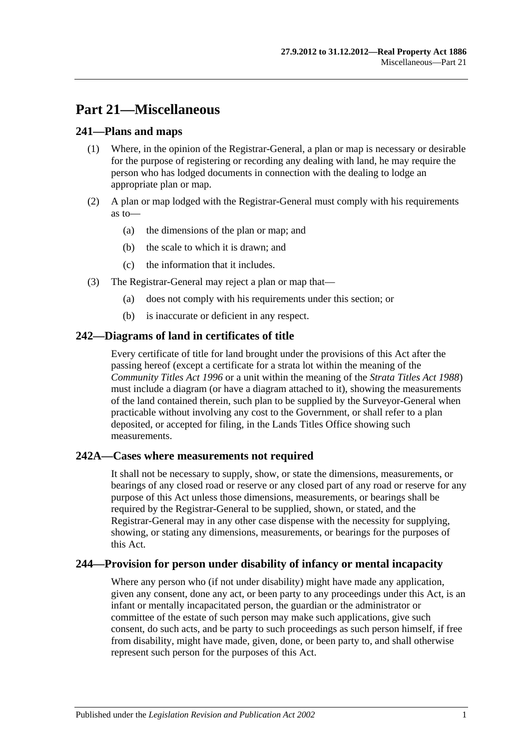# Part 21—Miscellaneous

## 241—Plans and maps

(1) Where, in the opinion of the Registrar-General, a plan or map is necessary or desirable for the purpose of registering or recording any dealing with land, he may require the person who has lodged documents in connection with the dealing to lodge an appropriate plan or map.

(2) A plan or map lodged with the Registrar-General must comply with his requirements as to—

(a) the dimensions of the plan or map; and

(b) the scale to which it is drawn; and

(c) the information that it includes.

(3) The Registrar-General may reject a plan or map that—

(a) does not comply with his requirements under this section; or

(b) is inaccurate or deficient in any respect.

## 242—Diagrams of land in certificates of title

Every certificate of title for land brought under the provisions of this Act after the passing hereof (except a certificate for a strata lot within the meaning of the *Community Titles Act 1996* or a unit within the meaning of the *Strata Titles Act 1988*) must include a diagram (or have a diagram attached to it), showing the measurements of the land contained therein, such plan to be supplied by the Surveyor-General when practicable without involving any cost to the Government, or shall refer to a plan deposited, or accepted for filing, in the Lands Titles Office showing such measurements.

## 242A—Cases where measurements not required

It shall not be necessary to supply, show, or state the dimensions, measurements, or bearings of any closed road or reserve or any closed part of any road or reserve for any purpose of this Act unless those dimensions, measurements, or bearings shall be required by the Registrar-General to be supplied, shown, or stated, and the Registrar-General may in any other case dispense with the necessity for supplying, showing, or stating any dimensions, measurements, or bearings for the purposes of this Act.

## 244—Provision for person under disability of infancy or mental incapacity

Where any person who (if not under disability) might have made any application, given any consent, done any act, or been party to any proceedings under this Act, is an infant or mentally incapacitated person, the guardian or the administrator or committee of the estate of such person may make such applications, give such consent, do such acts, and be party to such proceedings as such person himself, if free from disability, might have made, given, done, or been party to, and shall otherwise represent such person for the purposes of this Act.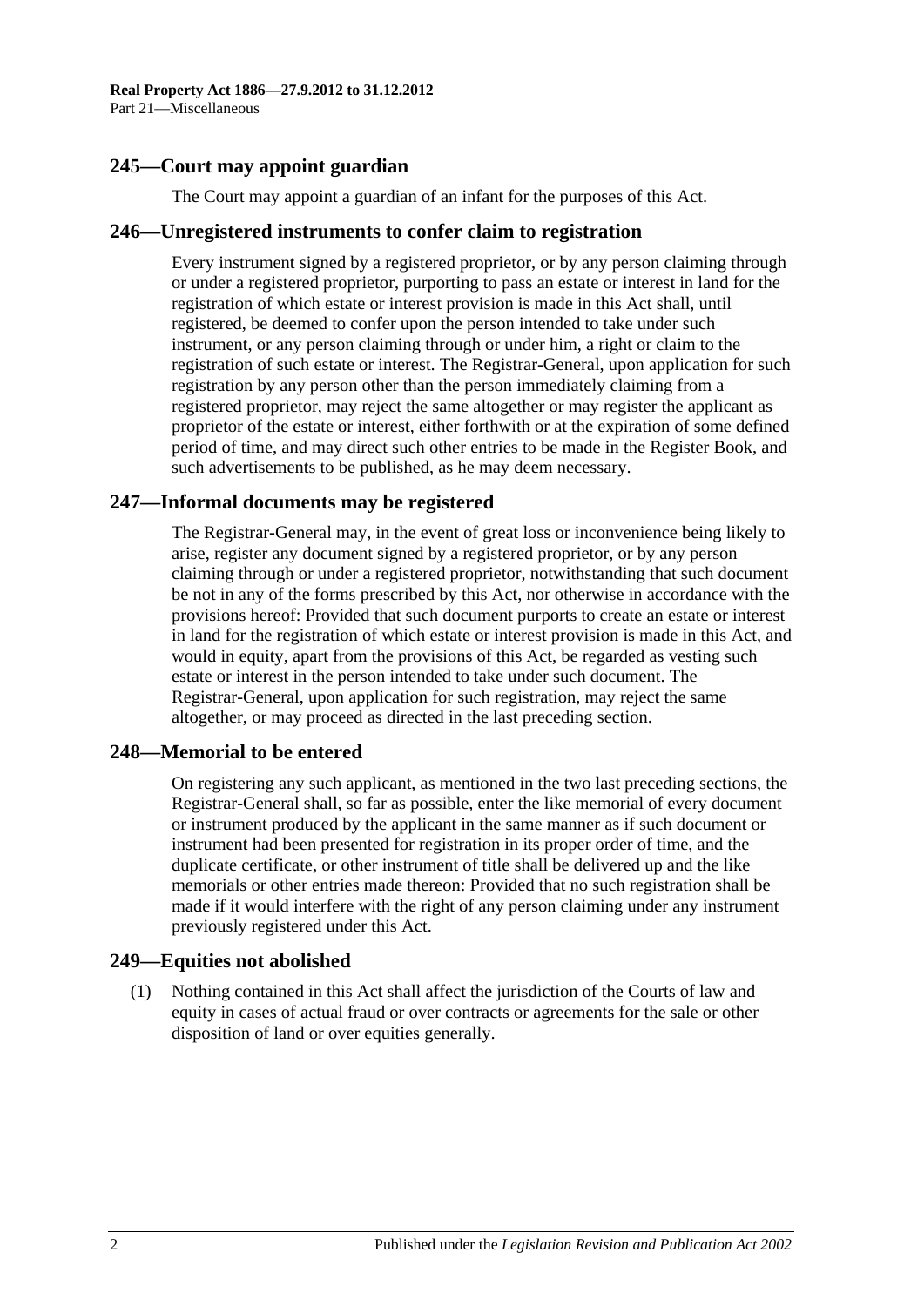## 245—Court may appoint guardian

The Court may appoint a guardian of an infant for the purposes of this Act.

## 246—Unregistered instruments to confer claim to registration

Every instrument signed by a registered proprietor, or by any person claiming through or under a registered proprietor, purporting to pass an estate or interest in land for the registration of which estate or interest provision is made in this Act shall, until registered, be deemed to confer upon the person intended to take under such instrument, or any person claiming through or under him, a right or claim to the registration of such estate or interest. The Registrar-General, upon application for such registration by any person other than the person immediately claiming from a registered proprietor, may reject the same altogether or may register the applicant as proprietor of the estate or interest, either forthwith or at the expiration of some defined period of time, and may direct such other entries to be made in the Register Book, and such advertisements to be published, as he may deem necessary.

## 247—Informal documents may be registered

The Registrar-General may, in the event of great loss or inconvenience being likely to arise, register any document signed by a registered proprietor, or by any person claiming through or under a registered proprietor, notwithstanding that such document be not in any of the forms prescribed by this Act, nor otherwise in accordance with the provisions hereof: Provided that such document purports to create an estate or interest in land for the registration of which estate or interest provision is made in this Act, and would in equity, apart from the provisions of this Act, be regarded as vesting such estate or interest in the person intended to take under such document. The Registrar-General, upon application for such registration, may reject the same altogether, or may proceed as directed in the last preceding section.

## 248—Memorial to be entered

On registering any such applicant, as mentioned in the two last preceding sections, the Registrar-General shall, so far as possible, enter the like memorial of every document or instrument produced by the applicant in the same manner as if such document or instrument had been presented for registration in its proper order of time, and the duplicate certificate, or other instrument of title shall be delivered up and the like memorials or other entries made thereon: Provided that no such registration shall be made if it would interfere with the right of any person claiming under any instrument previously registered under this Act.

## 249—Equities not abolished

(1) Nothing contained in this Act shall affect the jurisdiction of the Courts of law and equity in cases of actual fraud or over contracts or agreements for the sale or other disposition of land or over equities generally.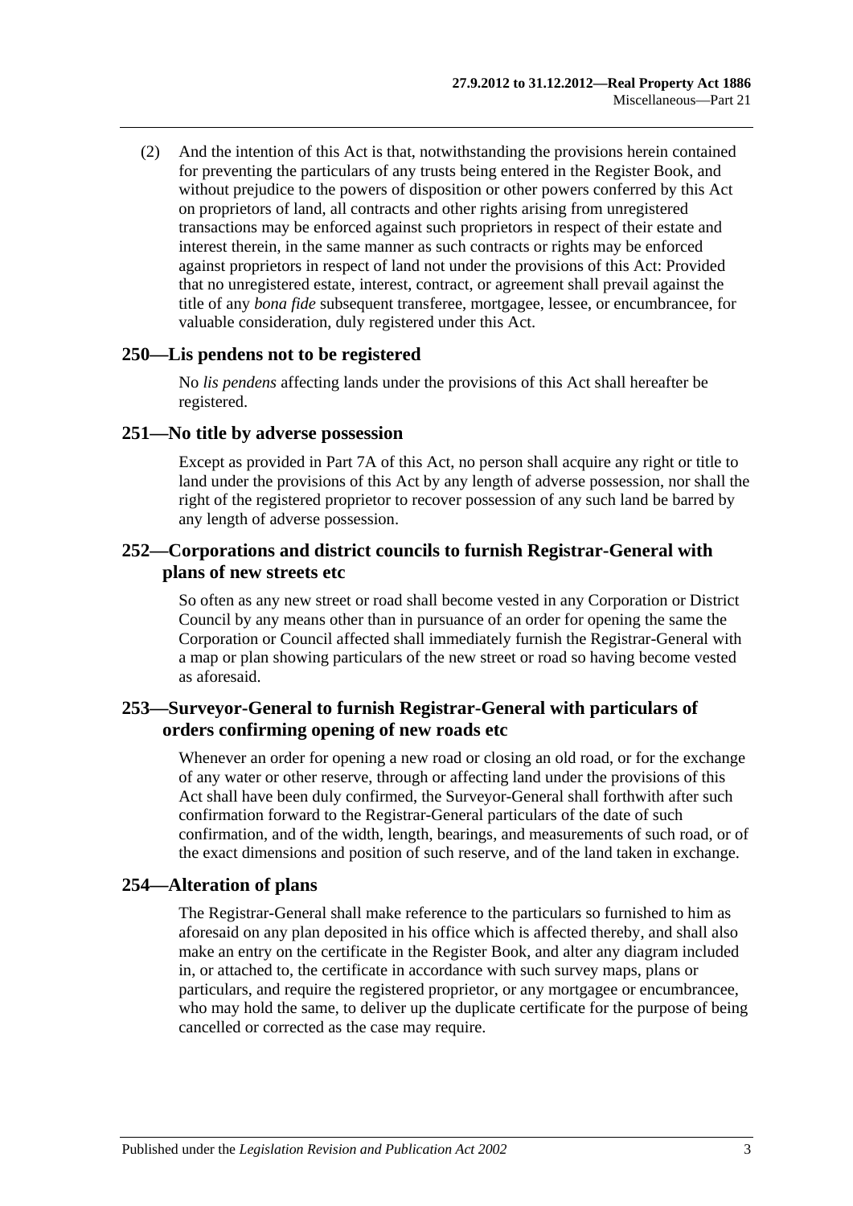(2) And the intention of this Act is that, notwithstanding the provisions herein contained for preventing the particulars of any trusts being entered in the Register Book, and without prejudice to the powers of disposition or other powers conferred by this Act on proprietors of land, all contracts and other rights arising from unregistered transactions may be enforced against such proprietors in respect of their estate and interest therein, in the same manner as such contracts or rights may be enforced against proprietors in respect of land not under the provisions of this Act: Provided that no unregistered estate, interest, contract, or agreement shall prevail against the title of any *bona fide* subsequent transferee, mortgagee, lessee, or encumbrancee, for valuable consideration, duly registered under this Act.

## 250—Lis pendens not to be registered

No *lis pendens* affecting lands under the provisions of this Act shall hereafter be registered.

## 251—No title by adverse possession

Except as provided in Part 7A of this Act, no person shall acquire any right or title to land under the provisions of this Act by any length of adverse possession, nor shall the right of the registered proprietor to recover possession of any such land be barred by any length of adverse possession.

## 252—Corporations and district councils to furnish Registrar-General with plans of new streets etc

So often as any new street or road shall become vested in any Corporation or District Council by any means other than in pursuance of an order for opening the same the Corporation or Council affected shall immediately furnish the Registrar-General with a map or plan showing particulars of the new street or road so having become vested as aforesaid.

## 253—Surveyor-General to furnish Registrar-General with particulars of orders confirming opening of new roads etc

Whenever an order for opening a new road or closing an old road, or for the exchange of any water or other reserve, through or affecting land under the provisions of this Act shall have been duly confirmed, the Surveyor-General shall forthwith after such confirmation forward to the Registrar-General particulars of the date of such confirmation, and of the width, length, bearings, and measurements of such road, or of the exact dimensions and position of such reserve, and of the land taken in exchange.

## 254—Alteration of plans

The Registrar-General shall make reference to the particulars so furnished to him as aforesaid on any plan deposited in his office which is affected thereby, and shall also make an entry on the certificate in the Register Book, and alter any diagram included in, or attached to, the certificate in accordance with such survey maps, plans or particulars, and require the registered proprietor, or any mortgagee or encumbrancee, who may hold the same, to deliver up the duplicate certificate for the purpose of being cancelled or corrected as the case may require.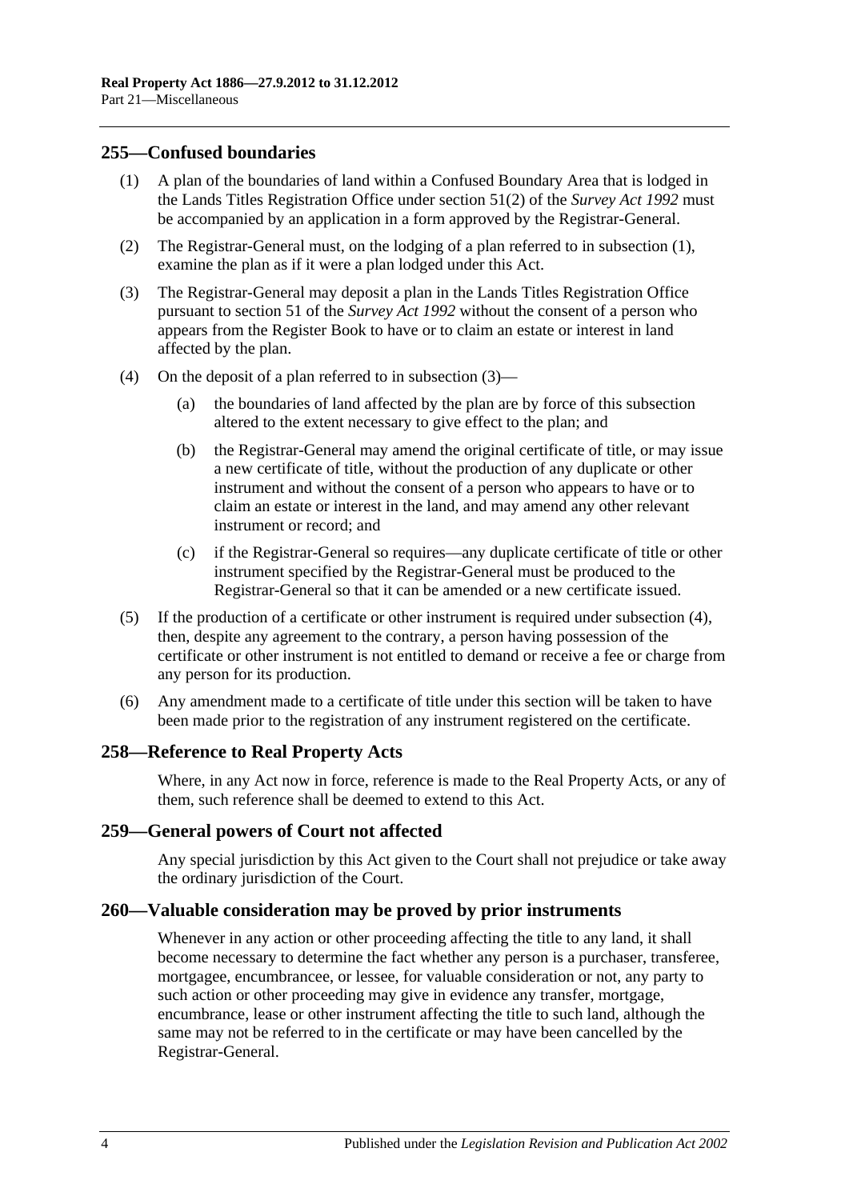## 255—Confused boundaries

(1) A plan of the boundaries of land within a Confused Boundary Area that is lodged in the Lands Titles Registration Office under section 51(2) of the *Survey Act 1992* must be accompanied by an application in a form approved by the Registrar-General.

(2) The Registrar-General must, on the lodging of a plan referred to in subsection (1), examine the plan as if it were a plan lodged under this Act.

(3) The Registrar-General may deposit a plan in the Lands Titles Registration Office pursuant to section 51 of the *Survey Act 1992* without the consent of a person who appears from the Register Book to have or to claim an estate or interest in land affected by the plan.

(4) On the deposit of a plan referred to in subsection (3)—

(a) the boundaries of land affected by the plan are by force of this subsection altered to the extent necessary to give effect to the plan; and

(b) the Registrar-General may amend the original certificate of title, or may issue a new certificate of title, without the production of any duplicate or other instrument and without the consent of a person who appears to have or to claim an estate or interest in the land, and may amend any other relevant instrument or record; and

(c) if the Registrar-General so requires—any duplicate certificate of title or other instrument specified by the Registrar-General must be produced to the Registrar-General so that it can be amended or a new certificate issued.

(5) If the production of a certificate or other instrument is required under subsection (4), then, despite any agreement to the contrary, a person having possession of the certificate or other instrument is not entitled to demand or receive a fee or charge from any person for its production.

(6) Any amendment made to a certificate of title under this section will be taken to have been made prior to the registration of any instrument registered on the certificate.

## 258—Reference to Real Property Acts

Where, in any Act now in force, reference is made to the Real Property Acts, or any of them, such reference shall be deemed to extend to this Act.

## 259—General powers of Court not affected

Any special jurisdiction by this Act given to the Court shall not prejudice or take away the ordinary jurisdiction of the Court.

## 260—Valuable consideration may be proved by prior instruments

Whenever in any action or other proceeding affecting the title to any land, it shall become necessary to determine the fact whether any person is a purchaser, transferee, mortgagee, encumbrancee, or lessee, for valuable consideration or not, any party to such action or other proceeding may give in evidence any transfer, mortgage, encumbrance, lease or other instrument affecting the title to such land, although the same may not be referred to in the certificate or may have been cancelled by the Registrar-General.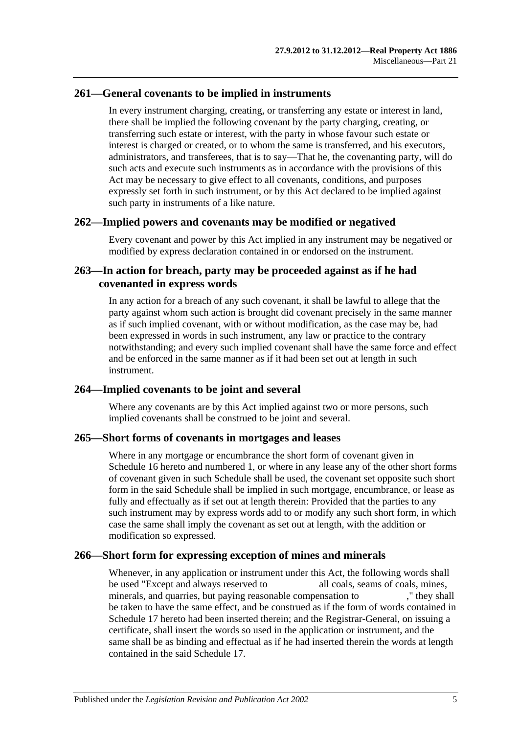## 261—General covenants to be implied in instruments

In every instrument charging, creating, or transferring any estate or interest in land, there shall be implied the following covenant by the party charging, creating, or transferring such estate or interest, with the party in whose favour such estate or interest is charged or created, or to whom the same is transferred, and his executors, administrators, and transferees, that is to say—That he, the covenanting party, will do such acts and execute such instruments as in accordance with the provisions of this Act may be necessary to give effect to all covenants, conditions, and purposes expressly set forth in such instrument, or by this Act declared to be implied against such party in instruments of a like nature.

## 262—Implied powers and covenants may be modified or negatived

Every covenant and power by this Act implied in any instrument may be negatived or modified by express declaration contained in or endorsed on the instrument.

## 263—In action for breach, party may be proceeded against as if he had covenanted in express words

In any action for a breach of any such covenant, it shall be lawful to allege that the party against whom such action is brought did covenant precisely in the same manner as if such implied covenant, with or without modification, as the case may be, had been expressed in words in such instrument, any law or practice to the contrary notwithstanding; and every such implied covenant shall have the same force and effect and be enforced in the same manner as if it had been set out at length in such instrument.

## 264—Implied covenants to be joint and several

Where any covenants are by this Act implied against two or more persons, such implied covenants shall be construed to be joint and several.

## 265—Short forms of covenants in mortgages and leases

Where in any mortgage or encumbrance the short form of covenant given in Schedule 16 hereto and numbered 1, or where in any lease any of the other short forms of covenant given in such Schedule shall be used, the covenant set opposite such short form in the said Schedule shall be implied in such mortgage, encumbrance, or lease as fully and effectually as if set out at length therein: Provided that the parties to any such instrument may by express words add to or modify any such short form, in which case the same shall imply the covenant as set out at length, with the addition or modification so expressed.

## 266—Short form for expressing exception of mines and minerals

Whenever, in any application or instrument under this Act, the following words shall be used "Except and always reserved to all coals, seams of coals, mines, minerals, and quarries, but paying reasonable compensation to ," they shall be taken to have the same effect, and be construed as if the form of words contained in Schedule 17 hereto had been inserted therein; and the Registrar-General, on issuing a certificate, shall insert the words so used in the application or instrument, and the same shall be as binding and effectual as if he had inserted therein the words at length contained in the said Schedule 17.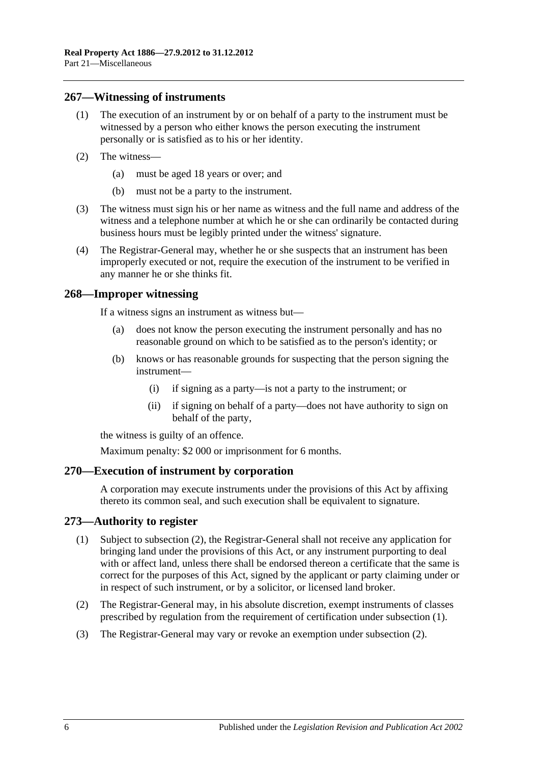## 267—Witnessing of instruments

(1) The execution of an instrument by or on behalf of a party to the instrument must be witnessed by a person who either knows the person executing the instrument personally or is satisfied as to his or her identity.

(2) The witness—

(a) must be aged 18 years or over; and

(b) must not be a party to the instrument.

(3) The witness must sign his or her name as witness and the full name and address of the witness and a telephone number at which he or she can ordinarily be contacted during business hours must be legibly printed under the witness' signature.

(4) The Registrar-General may, whether he or she suspects that an instrument has been improperly executed or not, require the execution of the instrument to be verified in any manner he or she thinks fit.

## 268—Improper witnessing

If a witness signs an instrument as witness but—

(a) does not know the person executing the instrument personally and has no reasonable ground on which to be satisfied as to the person's identity; or

(b) knows or has reasonable grounds for suspecting that the person signing the instrument—

(i) if signing as a party—is not a party to the instrument; or

(ii) if signing on behalf of a party—does not have authority to sign on behalf of the party,

the witness is guilty of an offence.

Maximum penalty: $2 000 or imprisonment for 6 months.

## 270—Execution of instrument by corporation

A corporation may execute instruments under the provisions of this Act by affixing thereto its common seal, and such execution shall be equivalent to signature.

## 273—Authority to register

(1) Subject to subsection (2), the Registrar-General shall not receive any application for bringing land under the provisions of this Act, or any instrument purporting to deal with or affect land, unless there shall be endorsed thereon a certificate that the same is correct for the purposes of this Act, signed by the applicant or party claiming under or in respect of such instrument, or by a solicitor, or licensed land broker.

(2) The Registrar-General may, in his absolute discretion, exempt instruments of classes prescribed by regulation from the requirement of certification under subsection (1).

(3) The Registrar-General may vary or revoke an exemption under subsection (2).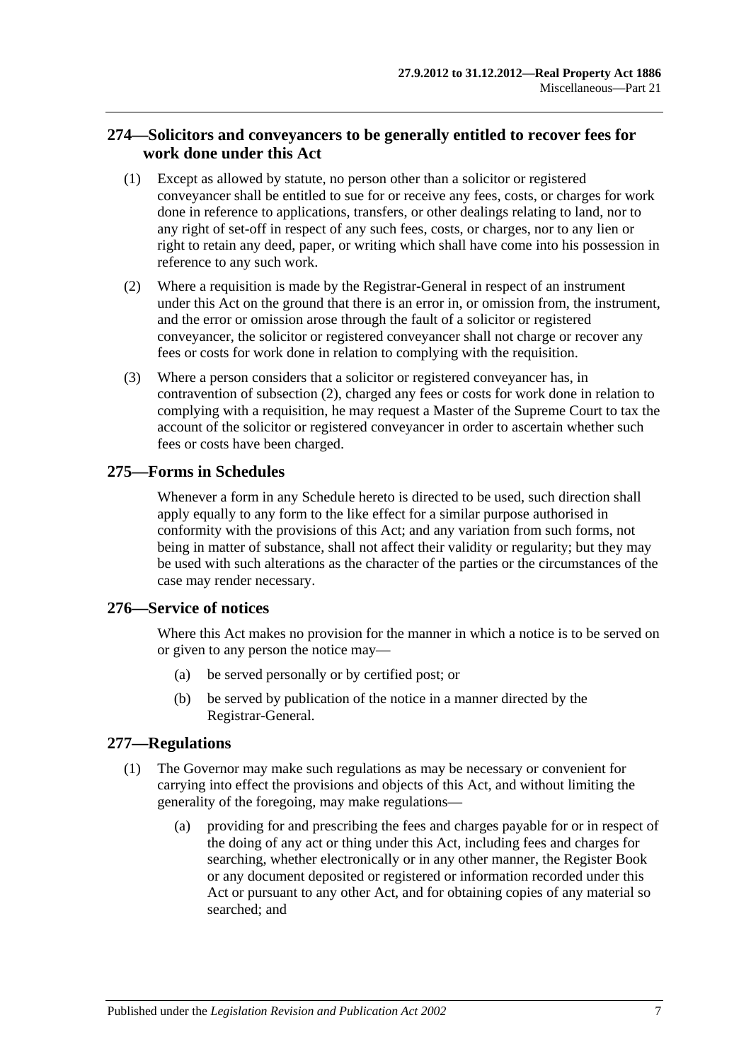## 274—Solicitors and conveyancers to be generally entitled to recover fees for work done under this Act

(1) Except as allowed by statute, no person other than a solicitor or registered conveyancer shall be entitled to sue for or receive any fees, costs, or charges for work done in reference to applications, transfers, or other dealings relating to land, nor to any right of set-off in respect of any such fees, costs, or charges, nor to any lien or right to retain any deed, paper, or writing which shall have come into his possession in reference to any such work.

(2) Where a requisition is made by the Registrar-General in respect of an instrument under this Act on the ground that there is an error in, or omission from, the instrument, and the error or omission arose through the fault of a solicitor or registered conveyancer, the solicitor or registered conveyancer shall not charge or recover any fees or costs for work done in relation to complying with the requisition.

(3) Where a person considers that a solicitor or registered conveyancer has, in contravention of subsection (2), charged any fees or costs for work done in relation to complying with a requisition, he may request a Master of the Supreme Court to tax the account of the solicitor or registered conveyancer in order to ascertain whether such fees or costs have been charged.

## 275—Forms in Schedules

Whenever a form in any Schedule hereto is directed to be used, such direction shall apply equally to any form to the like effect for a similar purpose authorised in conformity with the provisions of this Act; and any variation from such forms, not being in matter of substance, shall not affect their validity or regularity; but they may be used with such alterations as the character of the parties or the circumstances of the case may render necessary.

## 276—Service of notices

Where this Act makes no provision for the manner in which a notice is to be served on or given to any person the notice may—

(a) be served personally or by certified post; or

(b) be served by publication of the notice in a manner directed by the Registrar-General.

## 277—Regulations

(1) The Governor may make such regulations as may be necessary or convenient for carrying into effect the provisions and objects of this Act, and without limiting the generality of the foregoing, may make regulations—

(a) providing for and prescribing the fees and charges payable for or in respect of the doing of any act or thing under this Act, including fees and charges for searching, whether electronically or in any other manner, the Register Book or any document deposited or registered or information recorded under this Act or pursuant to any other Act, and for obtaining copies of any material so searched; and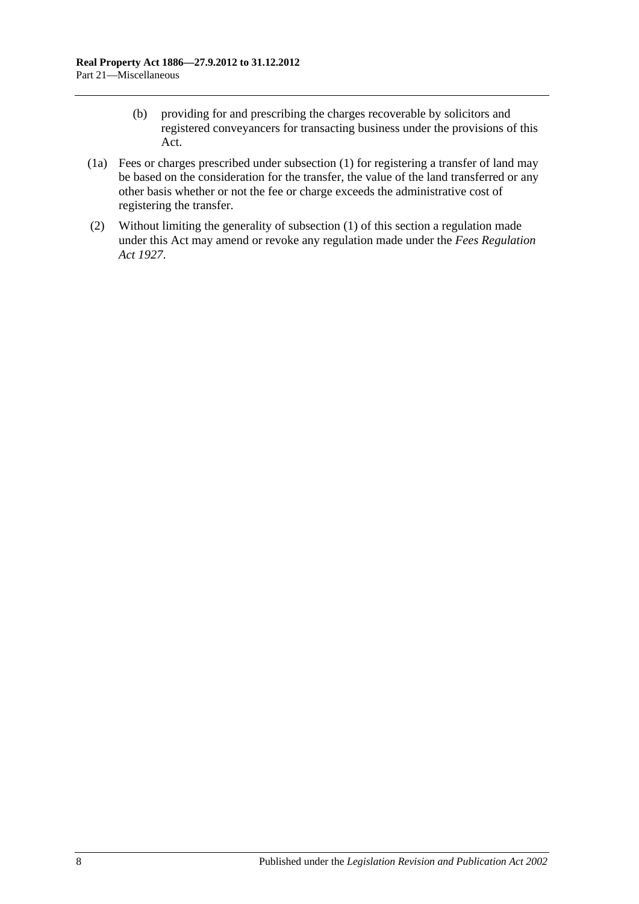(b) providing for and prescribing the charges recoverable by solicitors and registered conveyancers for transacting business under the provisions of this Act.

(1a) Fees or charges prescribed under subsection (1) for registering a transfer of land may be based on the consideration for the transfer, the value of the land transferred or any other basis whether or not the fee or charge exceeds the administrative cost of registering the transfer.

(2) Without limiting the generality of subsection (1) of this section a regulation made under this Act may amend or revoke any regulation made under the *Fees Regulation Act 1927*.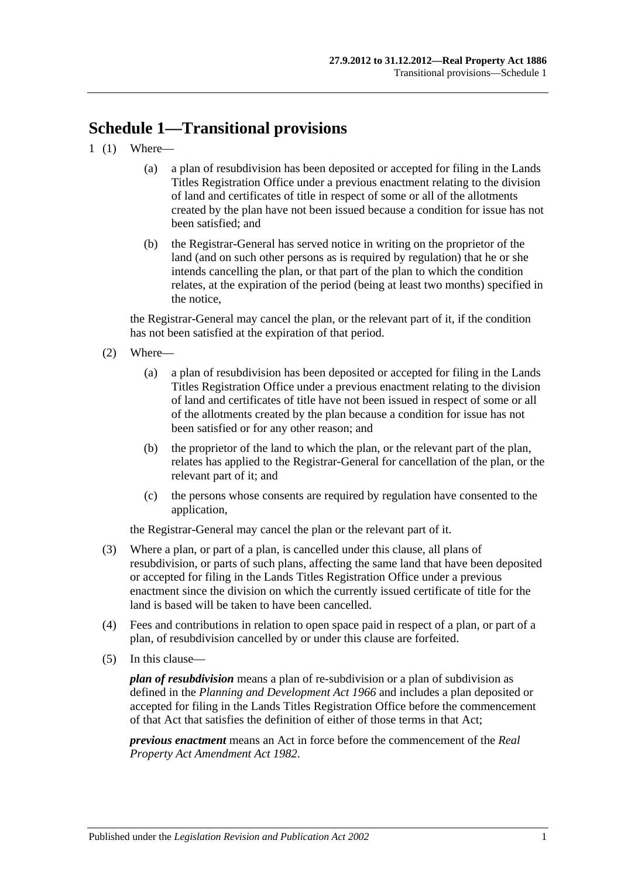# Schedule 1—Transitional provisions

1 (1) Where—

(a) a plan of resubdivision has been deposited or accepted for filing in the Lands Titles Registration Office under a previous enactment relating to the division of land and certificates of title in respect of some or all of the allotments created by the plan have not been issued because a condition for issue has not been satisfied; and

(b) the Registrar-General has served notice in writing on the proprietor of the land (and on such other persons as is required by regulation) that he or she intends cancelling the plan, or that part of the plan to which the condition relates, at the expiration of the period (being at least two months) specified in the notice,

the Registrar-General may cancel the plan, or the relevant part of it, if the condition has not been satisfied at the expiration of that period.

(2) Where—

(a) a plan of resubdivision has been deposited or accepted for filing in the Lands Titles Registration Office under a previous enactment relating to the division of land and certificates of title have not been issued in respect of some or all of the allotments created by the plan because a condition for issue has not been satisfied or for any other reason; and

(b) the proprietor of the land to which the plan, or the relevant part of the plan, relates has applied to the Registrar-General for cancellation of the plan, or the relevant part of it; and

(c) the persons whose consents are required by regulation have consented to the application,

the Registrar-General may cancel the plan or the relevant part of it.

(3) Where a plan, or part of a plan, is cancelled under this clause, all plans of resubdivision, or parts of such plans, affecting the same land that have been deposited or accepted for filing in the Lands Titles Registration Office under a previous enactment since the division on which the currently issued certificate of title for the land is based will be taken to have been cancelled.

(4) Fees and contributions in relation to open space paid in respect of a plan, or part of a plan, of resubdivision cancelled by or under this clause are forfeited.

(5) In this clause—

***plan of resubdivision*** means a plan of re-subdivision or a plan of subdivision as defined in the *Planning and Development Act 1966* and includes a plan deposited or accepted for filing in the Lands Titles Registration Office before the commencement of that Act that satisfies the definition of either of those terms in that Act;

***previous enactment*** means an Act in force before the commencement of the *Real Property Act Amendment Act 1982*.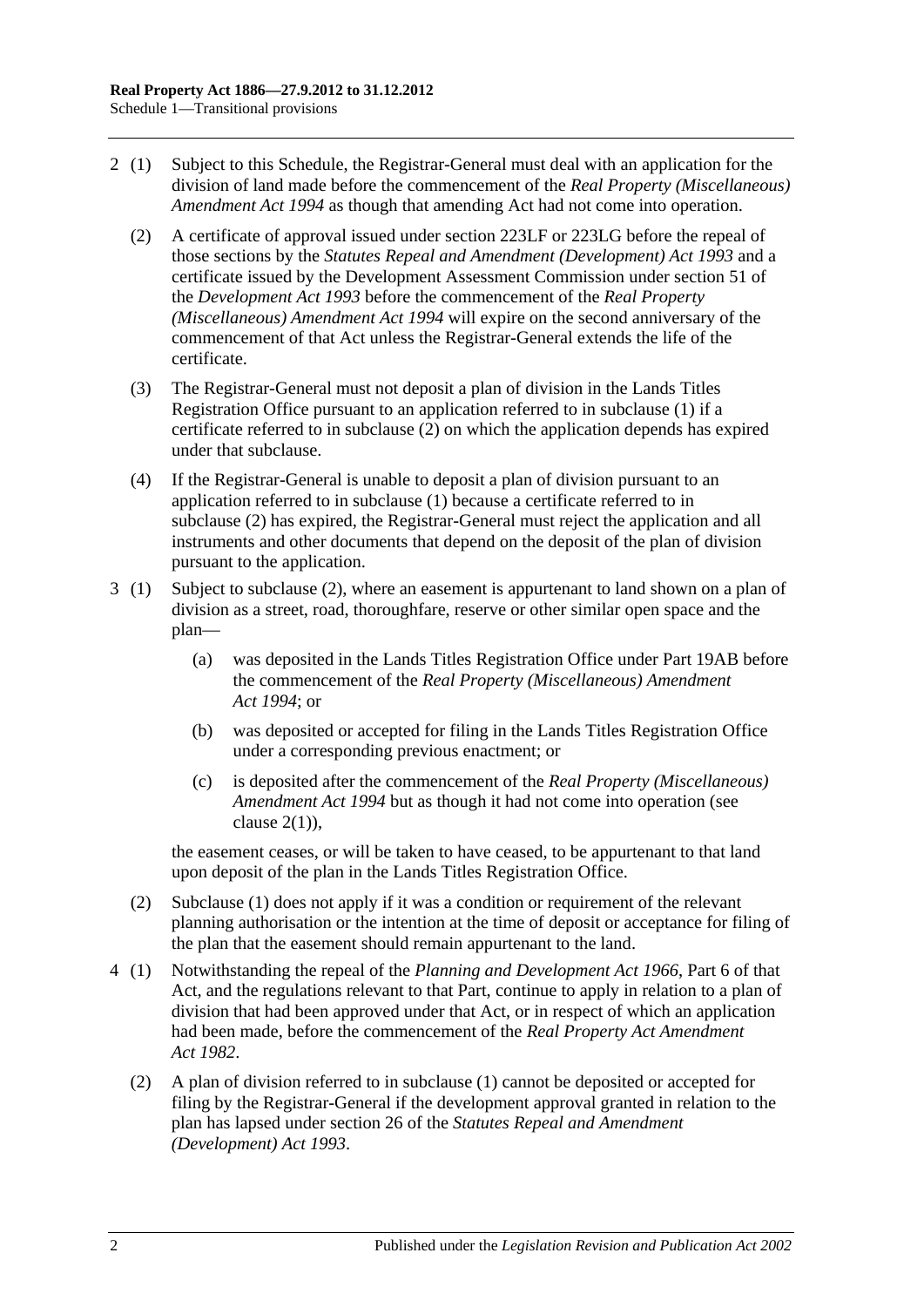2 (1) Subject to this Schedule, the Registrar-General must deal with an application for the division of land made before the commencement of the *Real Property (Miscellaneous) Amendment Act 1994* as though that amending Act had not come into operation.

(2) A certificate of approval issued under section 223LF or 223LG before the repeal of those sections by the *Statutes Repeal and Amendment (Development) Act 1993* and a certificate issued by the Development Assessment Commission under section 51 of the *Development Act 1993* before the commencement of the *Real Property (Miscellaneous) Amendment Act 1994* will expire on the second anniversary of the commencement of that Act unless the Registrar-General extends the life of the certificate.

(3) The Registrar-General must not deposit a plan of division in the Lands Titles Registration Office pursuant to an application referred to in subclause (1) if a certificate referred to in subclause (2) on which the application depends has expired under that subclause.

(4) If the Registrar-General is unable to deposit a plan of division pursuant to an application referred to in subclause (1) because a certificate referred to in subclause (2) has expired, the Registrar-General must reject the application and all instruments and other documents that depend on the deposit of the plan of division pursuant to the application.

3 (1) Subject to subclause (2), where an easement is appurtenant to land shown on a plan of division as a street, road, thoroughfare, reserve or other similar open space and the plan—

(a) was deposited in the Lands Titles Registration Office under Part 19AB before the commencement of the *Real Property (Miscellaneous) Amendment Act 1994*; or

(b) was deposited or accepted for filing in the Lands Titles Registration Office under a corresponding previous enactment; or

(c) is deposited after the commencement of the *Real Property (Miscellaneous) Amendment Act 1994* but as though it had not come into operation (see clause 2(1)),

the easement ceases, or will be taken to have ceased, to be appurtenant to that land upon deposit of the plan in the Lands Titles Registration Office.

(2) Subclause (1) does not apply if it was a condition or requirement of the relevant planning authorisation or the intention at the time of deposit or acceptance for filing of the plan that the easement should remain appurtenant to the land.

4 (1) Notwithstanding the repeal of the *Planning and Development Act 1966*, Part 6 of that Act, and the regulations relevant to that Part, continue to apply in relation to a plan of division that had been approved under that Act, or in respect of which an application had been made, before the commencement of the *Real Property Act Amendment Act 1982*.

(2) A plan of division referred to in subclause (1) cannot be deposited or accepted for filing by the Registrar-General if the development approval granted in relation to the plan has lapsed under section 26 of the *Statutes Repeal and Amendment (Development) Act 1993*.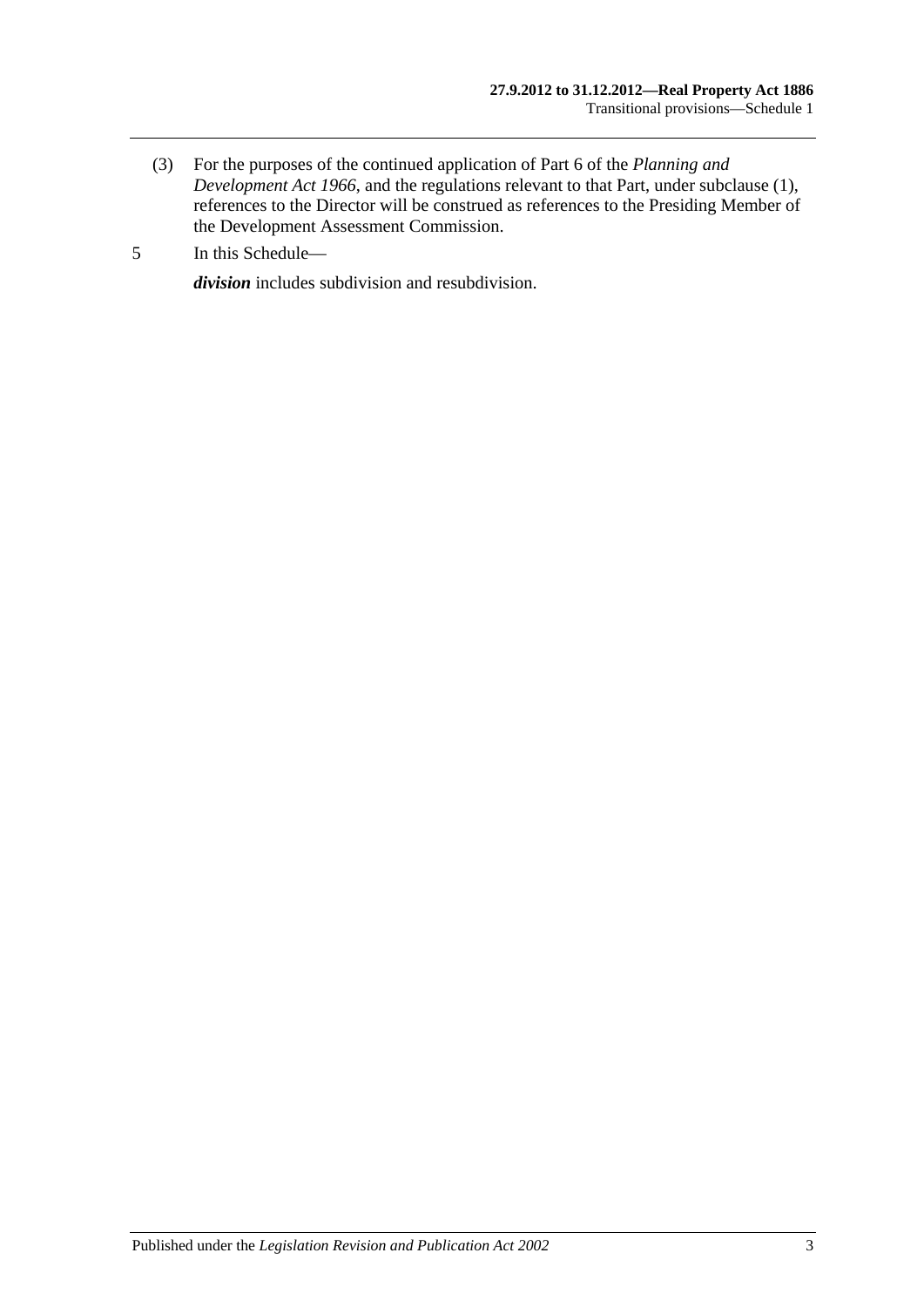(3) For the purposes of the continued application of Part 6 of the *Planning and Development Act 1966*, and the regulations relevant to that Part, under subclause (1), references to the Director will be construed as references to the Presiding Member of the Development Assessment Commission.

5 In this Schedule—

***division*** includes subdivision and resubdivision.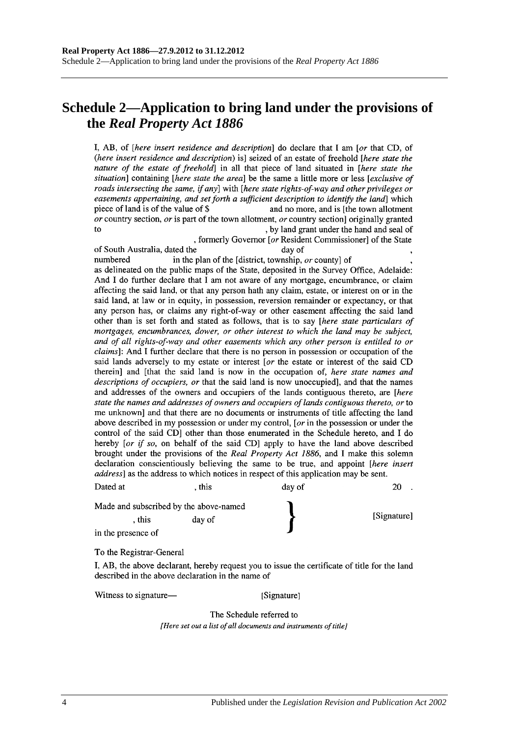# Schedule 2—Application to bring land under the provisions of the *Real Property Act 1886*

I, AB, of [*here insert residence and description*] do declare that I am [*or* that CD, of (*here insert residence and description*) is] seized of an estate of freehold [*here state the nature of the estate of freehold*] in all that piece of land situated in [*here state the situation*] containing [*here state the area*] be the same a little more or less [*exclusive of roads intersecting the same, if any*] with [*here state rights-of-way and other privileges or easements appertaining, and set forth a sufficient description to identify the land*] which piece of land is of the value of $ and no more, and is [the town allotment *or* country section, *or* is part of the town allotment, *or* country section] originally granted to , by land grant under the hand and seal of , formerly Governor [*or* Resident Commissioner] of the State of South Australia, dated the day of , numbered in the plan of the [district, township, *or* county] of , as delineated on the public maps of the State, deposited in the Survey Office, Adelaide: And I do further declare that I am not aware of any mortgage, encumbrance, or claim affecting the said land, or that any person hath any claim, estate, or interest on or in the said land, at law or in equity, in possession, reversion remainder or expectancy, or that any person has, or claims any right-of-way or other easement affecting the said land other than is set forth and stated as follows, that is to say [*here state particulars of mortgages, encumbrances, dower, or other interest to which the land may be subject, and of all rights-of-way and other easements which any other person is entitled to or claims*]: And I further declare that there is no person in possession or occupation of the said lands adversely to my estate or interest [*or* the estate or interest of the said CD therein] and [that the said land is now in the occupation of, *here state names and descriptions of occupiers, or* that the said land is now unoccupied], and that the names and addresses of the owners and occupiers of the lands contiguous thereto, are [*here state the names and addresses of owners and occupiers of lands contiguous thereto, or* to me unknown] and that there are no documents or instruments of title affecting the land above described in my possession or under my control, [*or* in the possession or under the control of the said CD] other than those enumerated in the Schedule hereto, and I do hereby [*or if so*, on behalf of the said CD] apply to have the land above described brought under the provisions of the *Real Property Act 1886*, and I make this solemn declaration conscientiously believing the same to be true, and appoint [*here insert address*] as the address to which notices in respect of this application may be sent.

Dated at , this day of 20 .

Made and subscribed by the above-named , this day of in the presence of } [Signature]

To the Registrar-General

I, AB, the above declarant, hereby request you to issue the certificate of title for the land described in the above declaration in the name of

Witness to signature— [Signature]

The Schedule referred to

*[Here set out a list of all documents and instruments of title]*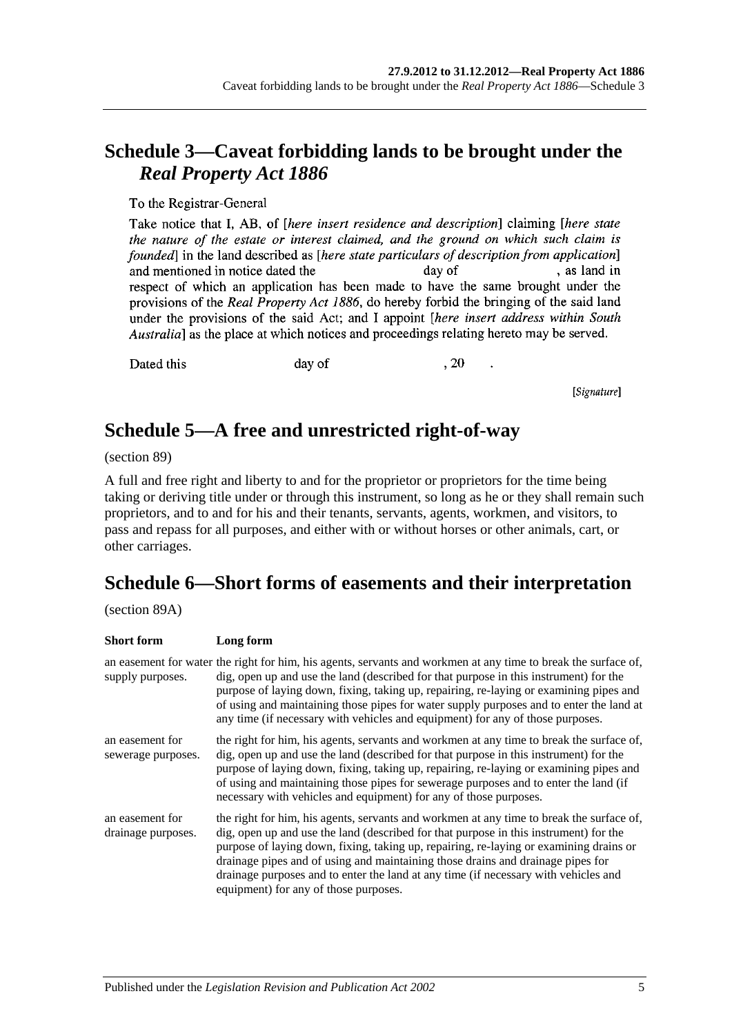## Schedule 3—Caveat forbidding lands to be brought under the *Real Property Act 1886*

To the Registrar-General

Take notice that I, AB, of [*here insert residence and description*] claiming [*here state the nature of the estate or interest claimed, and the ground on which such claim is founded*] in the land described as [*here state particulars of description from application*] and mentioned in notice dated the day of , as land in respect of which an application has been made to have the same brought under the provisions of the *Real Property Act 1886*, do hereby forbid the bringing of the said land under the provisions of the said Act; and I appoint [*here insert address within South Australia*] as the place at which notices and proceedings relating hereto may be served.

Dated this day of , 20 .

[*Signature*]

## Schedule 5—A free and unrestricted right-of-way

(section 89)

A full and free right and liberty to and for the proprietor or proprietors for the time being taking or deriving title under or through this instrument, so long as he or they shall remain such proprietors, and to and for his and their tenants, servants, agents, workmen, and visitors, to pass and repass for all purposes, and either with or without horses or other animals, cart, or other carriages.

## Schedule 6—Short forms of easements and their interpretation

(section 89A)

| Short form | Long form |
|---|---|
| an easement for water supply purposes. | the right for him, his agents, servants and workmen at any time to break the surface of, dig, open up and use the land (described for that purpose in this instrument) for the purpose of laying down, fixing, taking up, repairing, re-laying or examining pipes and of using and maintaining those pipes for water supply purposes and to enter the land at any time (if necessary with vehicles and equipment) for any of those purposes. |
| an easement for sewerage purposes. | the right for him, his agents, servants and workmen at any time to break the surface of, dig, open up and use the land (described for that purpose in this instrument) for the purpose of laying down, fixing, taking up, repairing, re-laying or examining pipes and of using and maintaining those pipes for sewerage purposes and to enter the land (if necessary with vehicles and equipment) for any of those purposes. |
| an easement for drainage purposes. | the right for him, his agents, servants and workmen at any time to break the surface of, dig, open up and use the land (described for that purpose in this instrument) for the purpose of laying down, fixing, taking up, repairing, re-laying or examining drains or drainage pipes and of using and maintaining those drains and drainage pipes for drainage purposes and to enter the land at any time (if necessary with vehicles and equipment) for any of those purposes. |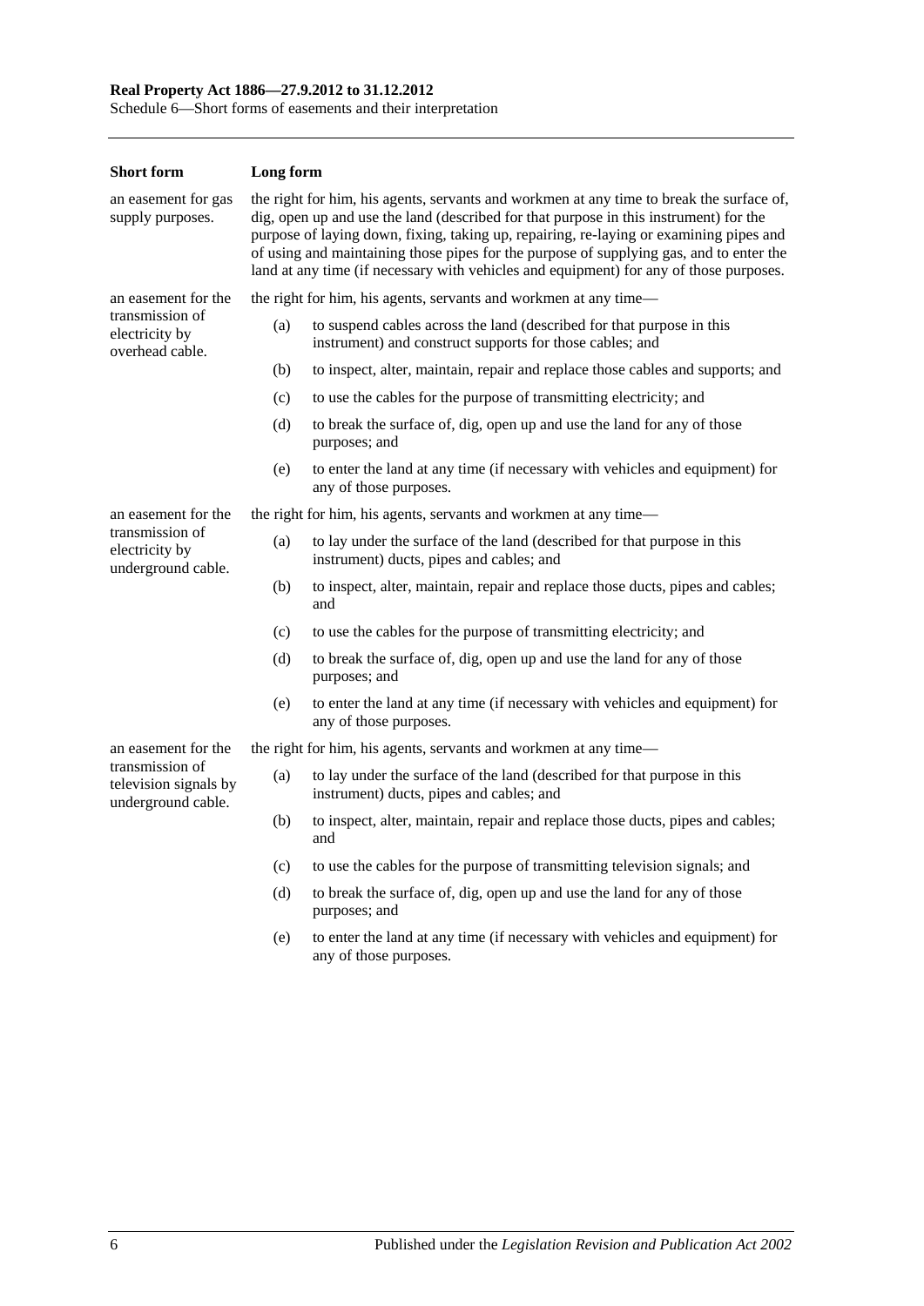| Short form | Long form |
|---|---|
| an easement for gas supply purposes. | the right for him, his agents, servants and workmen at any time to break the surface of, dig, open up and use the land (described for that purpose in this instrument) for the purpose of laying down, fixing, taking up, repairing, re-laying or examining pipes and of using and maintaining those pipes for the purpose of supplying gas, and to enter the land at any time (if necessary with vehicles and equipment) for any of those purposes. |
| an easement for the transmission of electricity by overhead cable. | the right for him, his agents, servants and workmen at any time—<br>(a) to suspend cables across the land (described for that purpose in this instrument) and construct supports for those cables; and<br>(b) to inspect, alter, maintain, repair and replace those cables and supports; and<br>(c) to use the cables for the purpose of transmitting electricity; and<br>(d) to break the surface of, dig, open up and use the land for any of those purposes; and<br>(e) to enter the land at any time (if necessary with vehicles and equipment) for any of those purposes. |
| an easement for the transmission of electricity by underground cable. | the right for him, his agents, servants and workmen at any time—<br>(a) to lay under the surface of the land (described for that purpose in this instrument) ducts, pipes and cables; and<br>(b) to inspect, alter, maintain, repair and replace those ducts, pipes and cables; and<br>(c) to use the cables for the purpose of transmitting electricity; and<br>(d) to break the surface of, dig, open up and use the land for any of those purposes; and<br>(e) to enter the land at any time (if necessary with vehicles and equipment) for any of those purposes. |
| an easement for the transmission of television signals by underground cable. | the right for him, his agents, servants and workmen at any time—<br>(a) to lay under the surface of the land (described for that purpose in this instrument) ducts, pipes and cables; and<br>(b) to inspect, alter, maintain, repair and replace those ducts, pipes and cables; and<br>(c) to use the cables for the purpose of transmitting television signals; and<br>(d) to break the surface of, dig, open up and use the land for any of those purposes; and<br>(e) to enter the land at any time (if necessary with vehicles and equipment) for any of those purposes. |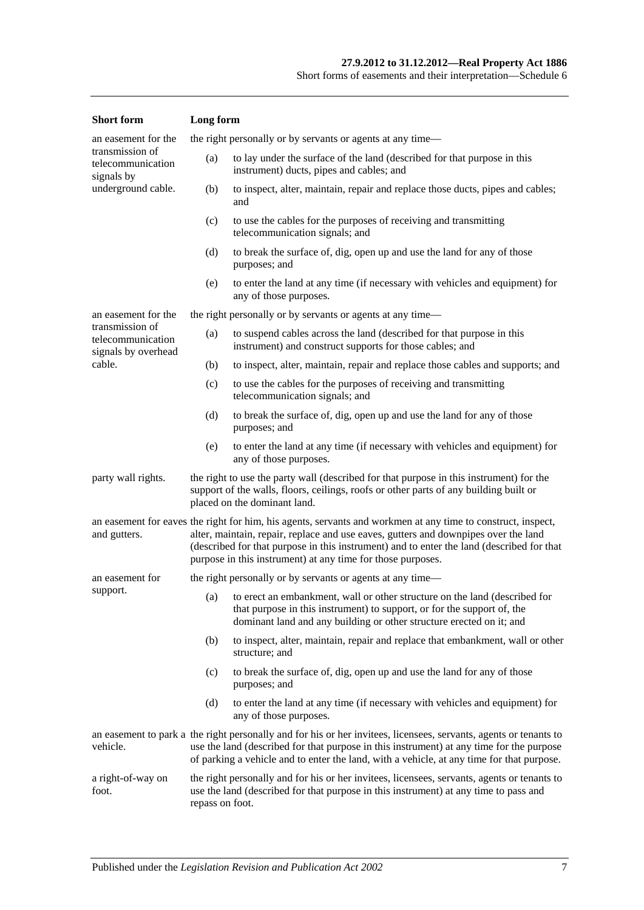| Short form | Long form |
|---|---|
| an easement for the transmission of telecommunication signals by underground cable. | the right personally or by servants or agents at any time—<br>(a) to lay under the surface of the land (described for that purpose in this instrument) ducts, pipes and cables; and<br>(b) to inspect, alter, maintain, repair and replace those ducts, pipes and cables; and<br>(c) to use the cables for the purposes of receiving and transmitting telecommunication signals; and<br>(d) to break the surface of, dig, open up and use the land for any of those purposes; and<br>(e) to enter the land at any time (if necessary with vehicles and equipment) for any of those purposes. |
| an easement for the transmission of telecommunication signals by overhead cable. | the right personally or by servants or agents at any time—<br>(a) to suspend cables across the land (described for that purpose in this instrument) and construct supports for those cables; and<br>(b) to inspect, alter, maintain, repair and replace those cables and supports; and<br>(c) to use the cables for the purposes of receiving and transmitting telecommunication signals; and<br>(d) to break the surface of, dig, open up and use the land for any of those purposes; and<br>(e) to enter the land at any time (if necessary with vehicles and equipment) for any of those purposes. |
| party wall rights. | the right to use the party wall (described for that purpose in this instrument) for the support of the walls, floors, ceilings, roofs or other parts of any building built or placed on the dominant land. |
| an easement for eaves and gutters. | the right for him, his agents, servants and workmen at any time to construct, inspect, alter, maintain, repair, replace and use eaves, gutters and downpipes over the land (described for that purpose in this instrument) and to enter the land (described for that purpose in this instrument) at any time for those purposes. |
| an easement for support. | the right personally or by servants or agents at any time—<br>(a) to erect an embankment, wall or other structure on the land (described for that purpose in this instrument) to support, or for the support of, the dominant land and any building or other structure erected on it; and<br>(b) to inspect, alter, maintain, repair and replace that embankment, wall or other structure; and<br>(c) to break the surface of, dig, open up and use the land for any of those purposes; and<br>(d) to enter the land at any time (if necessary with vehicles and equipment) for any of those purposes. |
| an easement to park a vehicle. | the right personally and for his or her invitees, licensees, servants, agents or tenants to use the land (described for that purpose in this instrument) at any time for the purpose of parking a vehicle and to enter the land, with a vehicle, at any time for that purpose. |
| a right-of-way on foot. | the right personally and for his or her invitees, licensees, servants, agents or tenants to use the land (described for that purpose in this instrument) at any time to pass and repass on foot. |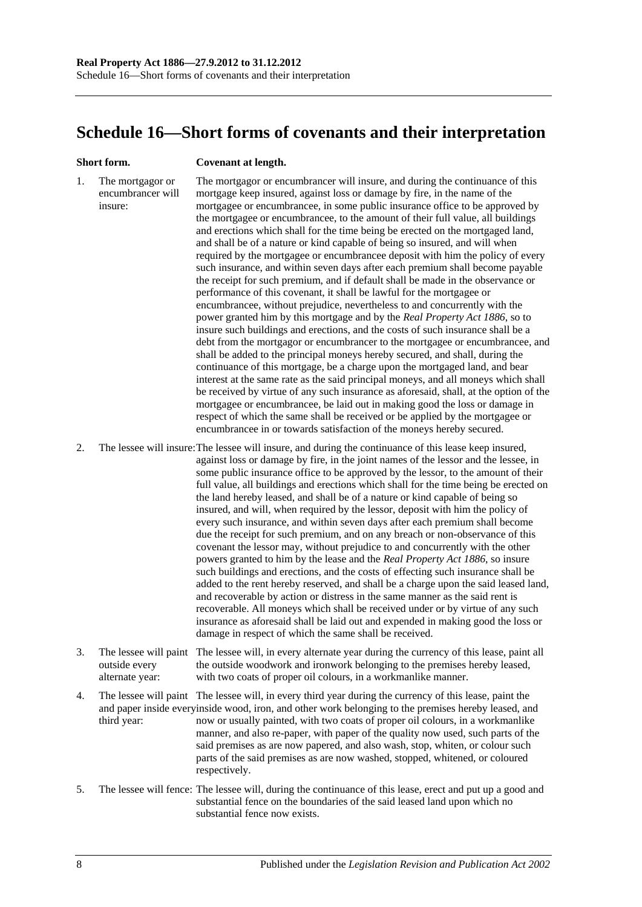# Schedule 16—Short forms of covenants and their interpretation

| | Short form. | Covenant at length. |
|---|---|---|
| 1. | The mortgagor or encumbrancer will insure: | The mortgagor or encumbrancer will insure, and during the continuance of this mortgage keep insured, against loss or damage by fire, in the name of the mortgagee or encumbrancee, in some public insurance office to be approved by the mortgagee or encumbrancee, to the amount of their full value, all buildings and erections which shall for the time being be erected on the mortgaged land, and shall be of a nature or kind capable of being so insured, and will when required by the mortgagee or encumbrancee deposit with him the policy of every such insurance, and within seven days after each premium shall become payable the receipt for such premium, and if default shall be made in the observance or performance of this covenant, it shall be lawful for the mortgagee or encumbrancee, without prejudice, nevertheless to and concurrently with the power granted him by this mortgage and by the *Real Property Act 1886*, so to insure such buildings and erections, and the costs of such insurance shall be a debt from the mortgagor or encumbrancer to the mortgagee or encumbrancee, and shall be added to the principal moneys hereby secured, and shall, during the continuance of this mortgage, be a charge upon the mortgaged land, and bear interest at the same rate as the said principal moneys, and all moneys which shall be received by virtue of any such insurance as aforesaid, shall, at the option of the mortgagee or encumbrancee, be laid out in making good the loss or damage in respect of which the same shall be received or be applied by the mortgagee or encumbrancee in or towards satisfaction of the moneys hereby secured. |
| 2. | The lessee will insure: | The lessee will insure, and during the continuance of this lease keep insured, against loss or damage by fire, in the joint names of the lessor and the lessee, in some public insurance office to be approved by the lessor, to the amount of their full value, all buildings and erections which shall for the time being be erected on the land hereby leased, and shall be of a nature or kind capable of being so insured, and will, when required by the lessor, deposit with him the policy of every such insurance, and within seven days after each premium shall become due the receipt for such premium, and on any breach or non-observance of this covenant the lessor may, without prejudice to and concurrently with the other powers granted to him by the lease and the *Real Property Act 1886*, so insure such buildings and erections, and the costs of effecting such insurance shall be added to the rent hereby reserved, and shall be a charge upon the said leased land, and recoverable by action or distress in the same manner as the said rent is recoverable. All moneys which shall be received under or by virtue of any such insurance as aforesaid shall be laid out and expended in making good the loss or damage in respect of which the same shall be received. |
| 3. | The lessee will paint outside every alternate year: | The lessee will, in every alternate year during the currency of this lease, paint all the outside woodwork and ironwork belonging to the premises hereby leased, with two coats of proper oil colours, in a workmanlike manner. |
| 4. | The lessee will paint and paper inside every third year: | The lessee will, in every third year during the currency of this lease, paint the inside wood, iron, and other work belonging to the premises hereby leased, and now or usually painted, with two coats of proper oil colours, in a workmanlike manner, and also re-paper, with paper of the quality now used, such parts of the said premises as are now papered, and also wash, stop, whiten, or colour such parts of the said premises as are now washed, stopped, whitened, or coloured respectively. |
| 5. | The lessee will fence: | The lessee will, during the continuance of this lease, erect and put up a good and substantial fence on the boundaries of the said leased land upon which no substantial fence now exists. |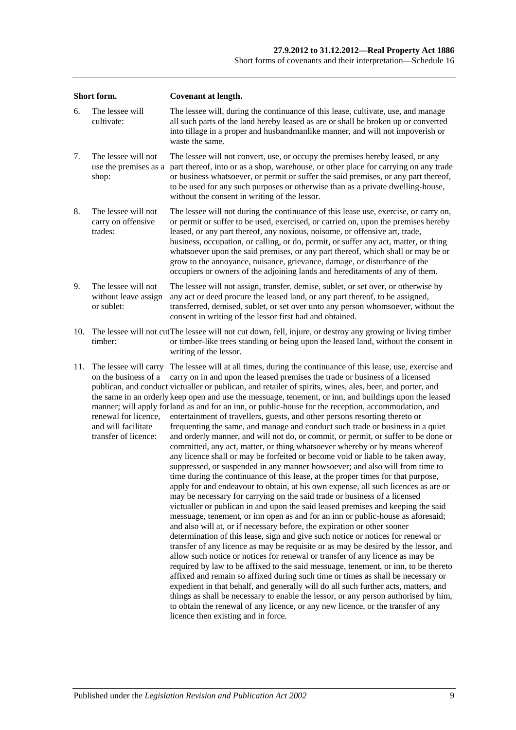| | Short form. | Covenant at length. |
|---|---|---|
| 6. | The lessee will cultivate: | The lessee will, during the continuance of this lease, cultivate, use, and manage all such parts of the land hereby leased as are or shall be broken up or converted into tillage in a proper and husbandmanlike manner, and will not impoverish or waste the same. |
| 7. | The lessee will not use the premises as a shop: | The lessee will not convert, use, or occupy the premises hereby leased, or any part thereof, into or as a shop, warehouse, or other place for carrying on any trade or business whatsoever, or permit or suffer the said premises, or any part thereof, to be used for any such purposes or otherwise than as a private dwelling-house, without the consent in writing of the lessor. |
| 8. | The lessee will not carry on offensive trades: | The lessee will not during the continuance of this lease use, exercise, or carry on, or permit or suffer to be used, exercised, or carried on, upon the premises hereby leased, or any part thereof, any noxious, noisome, or offensive art, trade, business, occupation, or calling, or do, permit, or suffer any act, matter, or thing whatsoever upon the said premises, or any part thereof, which shall or may be or grow to the annoyance, nuisance, grievance, damage, or disturbance of the occupiers or owners of the adjoining lands and hereditaments of any of them. |
| 9. | The lessee will not without leave assign or sublet: | The lessee will not assign, transfer, demise, sublet, or set over, or otherwise by any act or deed procure the leased land, or any part thereof, to be assigned, transferred, demised, sublet, or set over unto any person whomsoever, without the consent in writing of the lessor first had and obtained. |
| 10. | The lessee will not cut timber: | The lessee will not cut down, fell, injure, or destroy any growing or living timber or timber-like trees standing or being upon the leased land, without the consent in writing of the lessor. |
| 11. | The lessee will carry on the business of a publican, and conduct the same in an orderly manner; will apply for renewal for licence, and will facilitate transfer of licence: | The lessee will at all times, during the continuance of this lease, use, exercise and carry on in and upon the leased premises the trade or business of a licensed victualler or publican, and retailer of spirits, wines, ales, beer, and porter, and keep open and use the messuage, tenement, or inn, and buildings upon the leased land as and for an inn, or public-house for the reception, accommodation, and entertainment of travellers, guests, and other persons resorting thereto or frequenting the same, and manage and conduct such trade or business in a quiet and orderly manner, and will not do, or commit, or permit, or suffer to be done or committed, any act, matter, or thing whatsoever whereby or by means whereof any licence shall or may be forfeited or become void or liable to be taken away, suppressed, or suspended in any manner howsoever; and also will from time to time during the continuance of this lease, at the proper times for that purpose, apply for and endeavour to obtain, at his own expense, all such licences as are or may be necessary for carrying on the said trade or business of a licensed victualler or publican in and upon the said leased premises and keeping the said messuage, tenement, or inn open as and for an inn or public-house as aforesaid; and also will at, or if necessary before, the expiration or other sooner determination of this lease, sign and give such notice or notices for renewal or transfer of any licence as may be requisite or as may be desired by the lessor, and allow such notice or notices for renewal or transfer of any licence as may be required by law to be affixed to the said messuage, tenement, or inn, to be thereto affixed and remain so affixed during such time or times as shall be necessary or expedient in that behalf, and generally will do all such further acts, matters, and things as shall be necessary to enable the lessor, or any person authorised by him, to obtain the renewal of any licence, or any new licence, or the transfer of any licence then existing and in force. |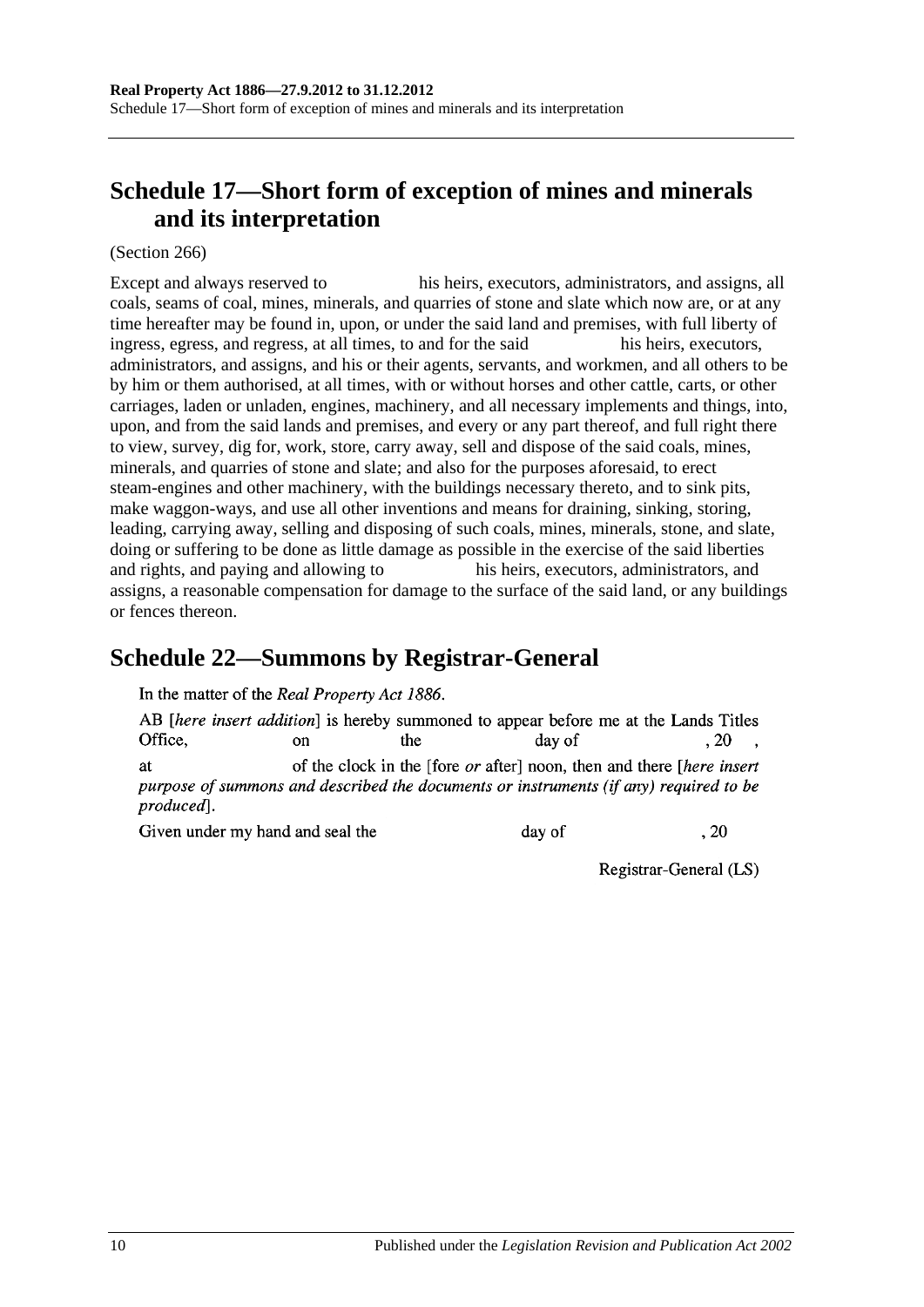## Schedule 17—Short form of exception of mines and minerals and its interpretation

(Section 266)

Except and always reserved to                his heirs, executors, administrators, and assigns, all coals, seams of coal, mines, minerals, and quarries of stone and slate which now are, or at any time hereafter may be found in, upon, or under the said land and premises, with full liberty of ingress, egress, and regress, at all times, to and for the said                his heirs, executors, administrators, and assigns, and his or their agents, servants, and workmen, and all others to be by him or them authorised, at all times, with or without horses and other cattle, carts, or other carriages, laden or unladen, engines, machinery, and all necessary implements and things, into, upon, and from the said lands and premises, and every or any part thereof, and full right there to view, survey, dig for, work, store, carry away, sell and dispose of the said coals, mines, minerals, and quarries of stone and slate; and also for the purposes aforesaid, to erect steam-engines and other machinery, with the buildings necessary thereto, and to sink pits, make waggon-ways, and use all other inventions and means for draining, sinking, storing, leading, carrying away, selling and disposing of such coals, mines, minerals, stone, and slate, doing or suffering to be done as little damage as possible in the exercise of the said liberties and rights, and paying and allowing to                his heirs, executors, administrators, and assigns, a reasonable compensation for damage to the surface of the said land, or any buildings or fences thereon.

## Schedule 22—Summons by Registrar-General

In the matter of the *Real Property Act 1886*.

AB [*here insert addition*] is hereby summoned to appear before me at the Lands Titles Office,                on                the                day of                , 20    , at                of the clock in the [fore *or* after] noon, then and there [*here insert purpose of summons and described the documents or instruments (if any) required to be produced*].

Given under my hand and seal the                day of                , 20

Registrar-General (LS)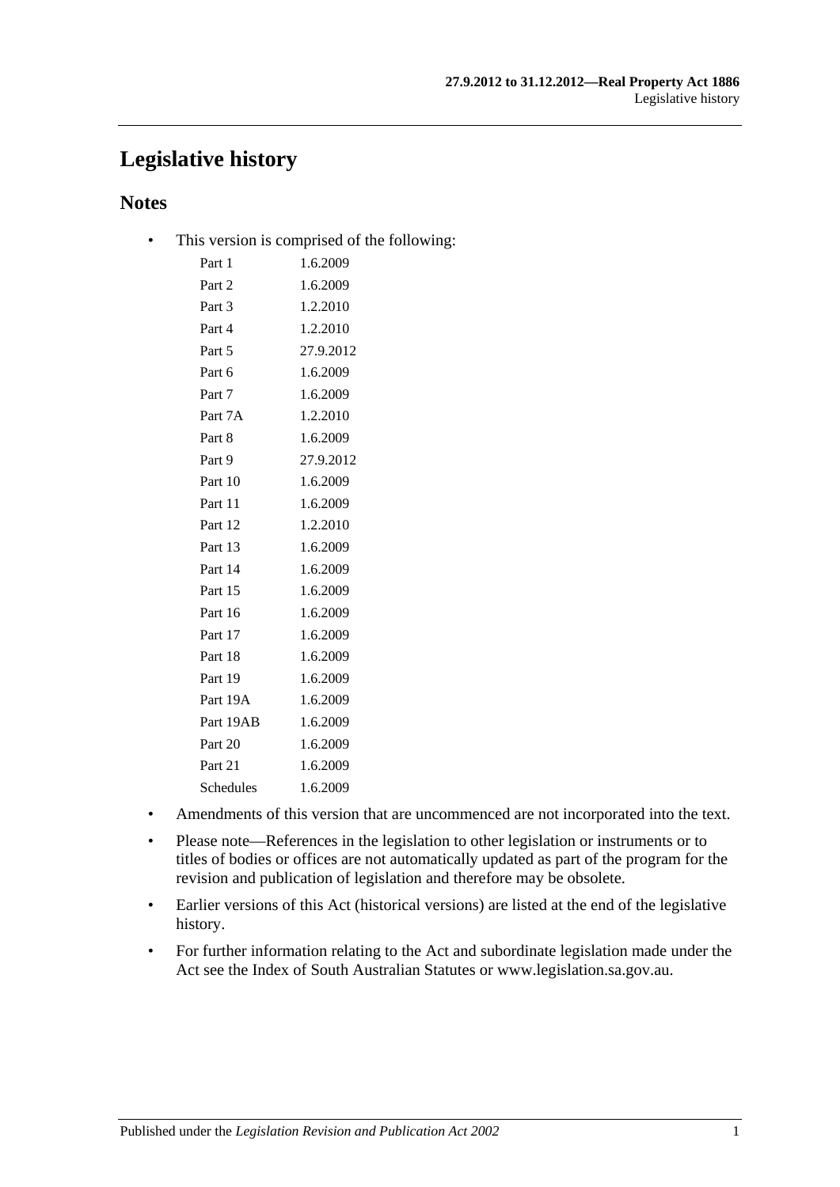# Legislative history

## Notes

- This version is comprised of the following:

| | |
|---|---|
| Part 1 | 1.6.2009 |
| Part 2 | 1.6.2009 |
| Part 3 | 1.2.2010 |
| Part 4 | 1.2.2010 |
| Part 5 | 27.9.2012 |
| Part 6 | 1.6.2009 |
| Part 7 | 1.6.2009 |
| Part 7A | 1.2.2010 |
| Part 8 | 1.6.2009 |
| Part 9 | 27.9.2012 |
| Part 10 | 1.6.2009 |
| Part 11 | 1.6.2009 |
| Part 12 | 1.2.2010 |
| Part 13 | 1.6.2009 |
| Part 14 | 1.6.2009 |
| Part 15 | 1.6.2009 |
| Part 16 | 1.6.2009 |
| Part 17 | 1.6.2009 |
| Part 18 | 1.6.2009 |
| Part 19 | 1.6.2009 |
| Part 19A | 1.6.2009 |
| Part 19AB | 1.6.2009 |
| Part 20 | 1.6.2009 |
| Part 21 | 1.6.2009 |
| Schedules | 1.6.2009 |

- Amendments of this version that are uncommenced are not incorporated into the text.
- Please note—References in the legislation to other legislation or instruments or to titles of bodies or offices are not automatically updated as part of the program for the revision and publication of legislation and therefore may be obsolete.
- Earlier versions of this Act (historical versions) are listed at the end of the legislative history.
- For further information relating to the Act and subordinate legislation made under the Act see the Index of South Australian Statutes or www.legislation.sa.gov.au.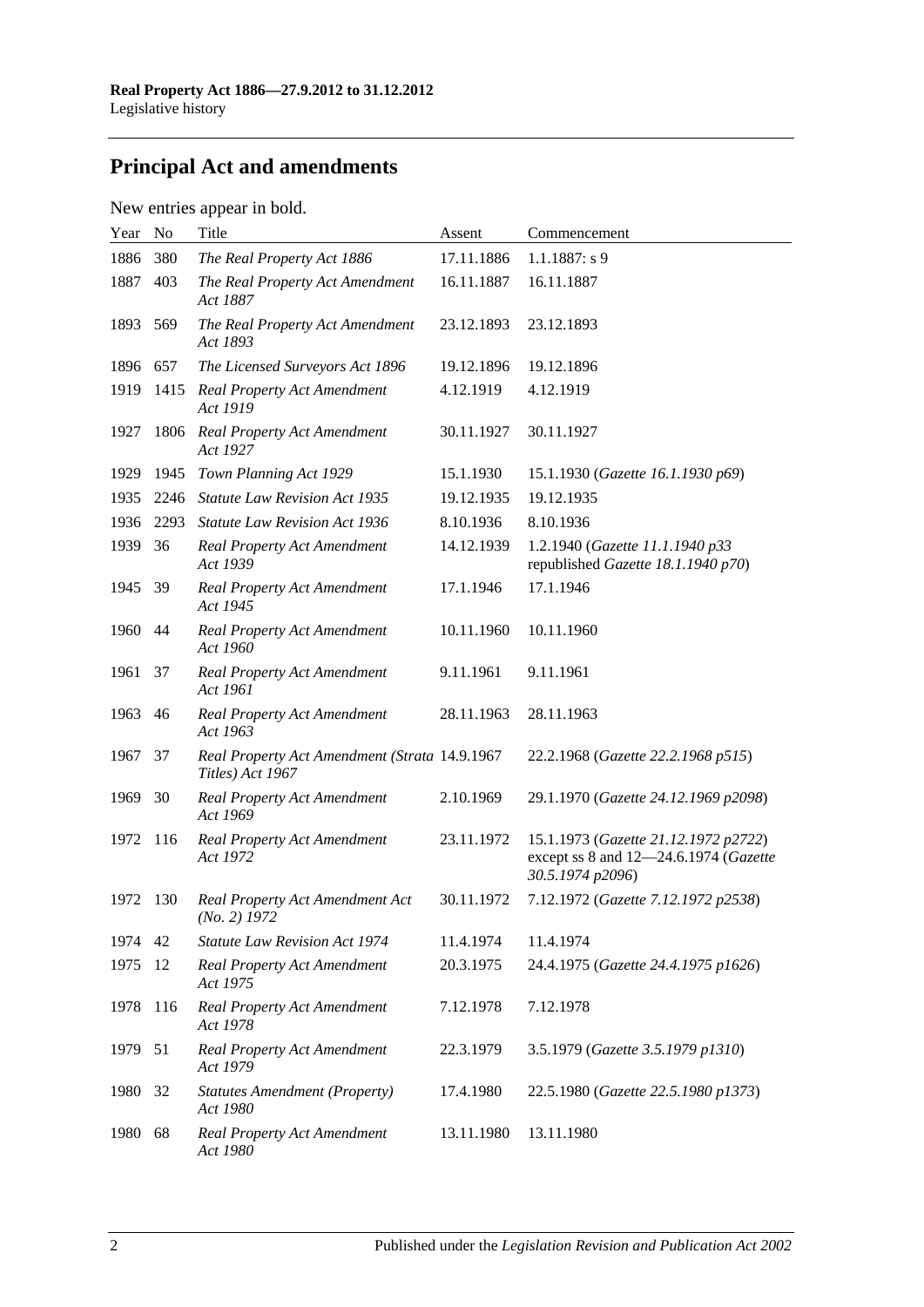## Principal Act and amendments

New entries appear in bold.

| Year | No | Title | Assent | Commencement |
|---|---|---|---|---|
| 1886 | 380 | *The Real Property Act 1886* | 17.11.1886 | 1.1.1887: s 9 |
| 1887 | 403 | *The Real Property Act Amendment Act 1887* | 16.11.1887 | 16.11.1887 |
| 1893 | 569 | *The Real Property Act Amendment Act 1893* | 23.12.1893 | 23.12.1893 |
| 1896 | 657 | *The Licensed Surveyors Act 1896* | 19.12.1896 | 19.12.1896 |
| 1919 | 1415 | *Real Property Act Amendment Act 1919* | 4.12.1919 | 4.12.1919 |
| 1927 | 1806 | *Real Property Act Amendment Act 1927* | 30.11.1927 | 30.11.1927 |
| 1929 | 1945 | *Town Planning Act 1929* | 15.1.1930 | 15.1.1930 (*Gazette 16.1.1930 p69*) |
| 1935 | 2246 | *Statute Law Revision Act 1935* | 19.12.1935 | 19.12.1935 |
| 1936 | 2293 | *Statute Law Revision Act 1936* | 8.10.1936 | 8.10.1936 |
| 1939 | 36 | *Real Property Act Amendment Act 1939* | 14.12.1939 | 1.2.1940 (*Gazette 11.1.1940 p33* republished *Gazette 18.1.1940 p70*) |
| 1945 | 39 | *Real Property Act Amendment Act 1945* | 17.1.1946 | 17.1.1946 |
| 1960 | 44 | *Real Property Act Amendment Act 1960* | 10.11.1960 | 10.11.1960 |
| 1961 | 37 | *Real Property Act Amendment Act 1961* | 9.11.1961 | 9.11.1961 |
| 1963 | 46 | *Real Property Act Amendment Act 1963* | 28.11.1963 | 28.11.1963 |
| 1967 | 37 | *Real Property Act Amendment (Strata Titles) Act 1967* | 14.9.1967 | 22.2.1968 (*Gazette 22.2.1968 p515*) |
| 1969 | 30 | *Real Property Act Amendment Act 1969* | 2.10.1969 | 29.1.1970 (*Gazette 24.12.1969 p2098*) |
| 1972 | 116 | *Real Property Act Amendment Act 1972* | 23.11.1972 | 15.1.1973 (*Gazette 21.12.1972 p2722*) except ss 8 and 12—24.6.1974 (*Gazette 30.5.1974 p2096*) |
| 1972 | 130 | *Real Property Act Amendment Act (No. 2) 1972* | 30.11.1972 | 7.12.1972 (*Gazette 7.12.1972 p2538*) |
| 1974 | 42 | *Statute Law Revision Act 1974* | 11.4.1974 | 11.4.1974 |
| 1975 | 12 | *Real Property Act Amendment Act 1975* | 20.3.1975 | 24.4.1975 (*Gazette 24.4.1975 p1626*) |
| 1978 | 116 | *Real Property Act Amendment Act 1978* | 7.12.1978 | 7.12.1978 |
| 1979 | 51 | *Real Property Act Amendment Act 1979* | 22.3.1979 | 3.5.1979 (*Gazette 3.5.1979 p1310*) |
| 1980 | 32 | *Statutes Amendment (Property) Act 1980* | 17.4.1980 | 22.5.1980 (*Gazette 22.5.1980 p1373*) |
| 1980 | 68 | *Real Property Act Amendment Act 1980* | 13.11.1980 | 13.11.1980 |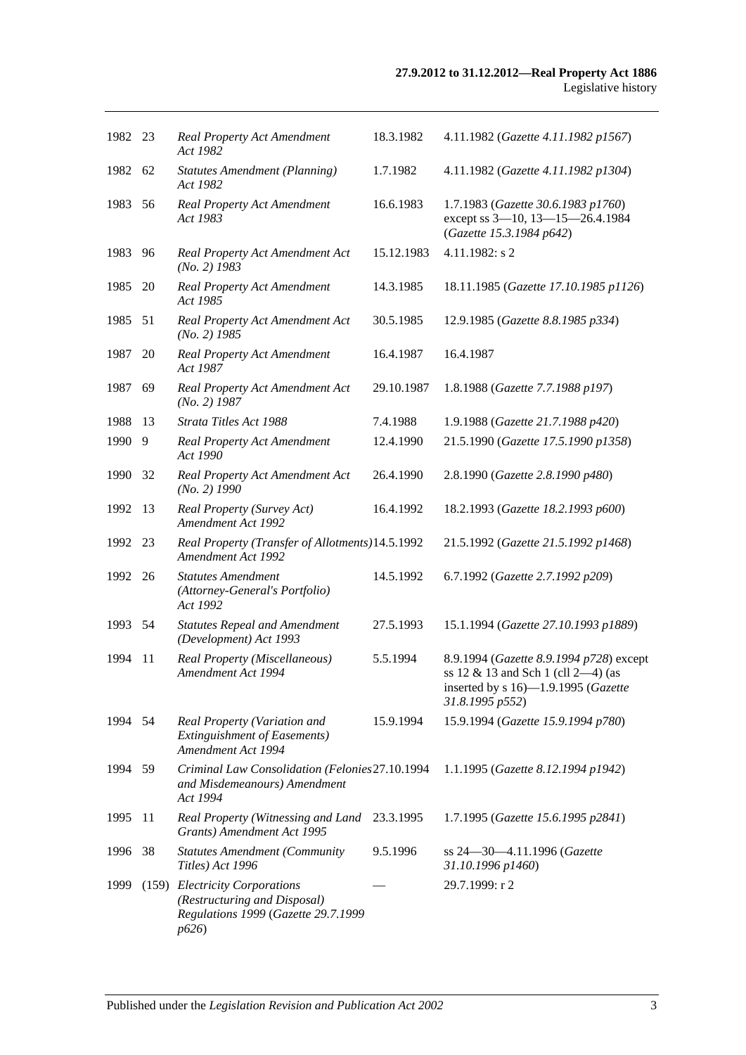| | | | | |
|---|---|---|---|---|
| 1982 | 23 | *Real Property Act Amendment Act 1982* | 18.3.1982 | 4.11.1982 (*Gazette 4.11.1982 p1567*) |
| 1982 | 62 | *Statutes Amendment (Planning) Act 1982* | 1.7.1982 | 4.11.1982 (*Gazette 4.11.1982 p1304*) |
| 1983 | 56 | *Real Property Act Amendment Act 1983* | 16.6.1983 | 1.7.1983 (*Gazette 30.6.1983 p1760*) except ss 3—10, 13—15—26.4.1984 (*Gazette 15.3.1984 p642*) |
| 1983 | 96 | *Real Property Act Amendment Act (No. 2) 1983* | 15.12.1983 | 4.11.1982: s 2 |
| 1985 | 20 | *Real Property Act Amendment Act 1985* | 14.3.1985 | 18.11.1985 (*Gazette 17.10.1985 p1126*) |
| 1985 | 51 | *Real Property Act Amendment Act (No. 2) 1985* | 30.5.1985 | 12.9.1985 (*Gazette 8.8.1985 p334*) |
| 1987 | 20 | *Real Property Act Amendment Act 1987* | 16.4.1987 | 16.4.1987 |
| 1987 | 69 | *Real Property Act Amendment Act (No. 2) 1987* | 29.10.1987 | 1.8.1988 (*Gazette 7.7.1988 p197*) |
| 1988 | 13 | *Strata Titles Act 1988* | 7.4.1988 | 1.9.1988 (*Gazette 21.7.1988 p420*) |
| 1990 | 9 | *Real Property Act Amendment Act 1990* | 12.4.1990 | 21.5.1990 (*Gazette 17.5.1990 p1358*) |
| 1990 | 32 | *Real Property Act Amendment Act (No. 2) 1990* | 26.4.1990 | 2.8.1990 (*Gazette 2.8.1990 p480*) |
| 1992 | 13 | *Real Property (Survey Act) Amendment Act 1992* | 16.4.1992 | 18.2.1993 (*Gazette 18.2.1993 p600*) |
| 1992 | 23 | *Real Property (Transfer of Allotments) Amendment Act 1992* | 14.5.1992 | 21.5.1992 (*Gazette 21.5.1992 p1468*) |
| 1992 | 26 | *Statutes Amendment (Attorney-General's Portfolio) Act 1992* | 14.5.1992 | 6.7.1992 (*Gazette 2.7.1992 p209*) |
| 1993 | 54 | *Statutes Repeal and Amendment (Development) Act 1993* | 27.5.1993 | 15.1.1994 (*Gazette 27.10.1993 p1889*) |
| 1994 | 11 | *Real Property (Miscellaneous) Amendment Act 1994* | 5.5.1994 | 8.9.1994 (*Gazette 8.9.1994 p728*) except ss 12 & 13 and Sch 1 (cll 2—4) (as inserted by s 16)—1.9.1995 (*Gazette 31.8.1995 p552*) |
| 1994 | 54 | *Real Property (Variation and Extinguishment of Easements) Amendment Act 1994* | 15.9.1994 | 15.9.1994 (*Gazette 15.9.1994 p780*) |
| 1994 | 59 | *Criminal Law Consolidation (Felonies and Misdemeanours) Amendment Act 1994* | 27.10.1994 | 1.1.1995 (*Gazette 8.12.1994 p1942*) |
| 1995 | 11 | *Real Property (Witnessing and Land Grants) Amendment Act 1995* | 23.3.1995 | 1.7.1995 (*Gazette 15.6.1995 p2841*) |
| 1996 | 38 | *Statutes Amendment (Community Titles) Act 1996* | 9.5.1996 | ss 24—30—4.11.1996 (*Gazette 31.10.1996 p1460*) |
| 1999 | (159) | *Electricity Corporations (Restructuring and Disposal) Regulations 1999* (*Gazette 29.7.1999 p626*) | — | 29.7.1999: r 2 |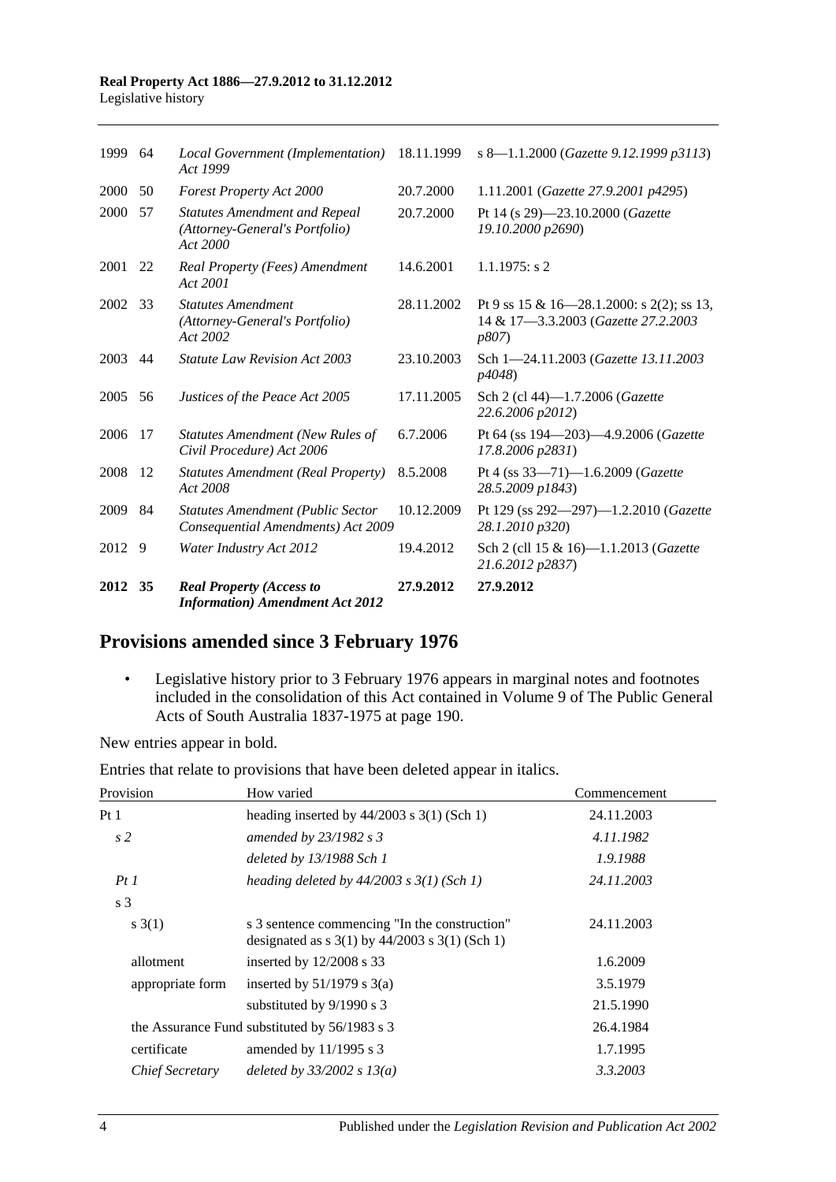| | | | | |
|---|---|---|---|---|
| 1999 | 64 | *Local Government (Implementation) Act 1999* | 18.11.1999 | s 8—1.1.2000 (*Gazette 9.12.1999 p3113*) |
| 2000 | 50 | *Forest Property Act 2000* | 20.7.2000 | 1.11.2001 (*Gazette 27.9.2001 p4295*) |
| 2000 | 57 | *Statutes Amendment and Repeal (Attorney-General's Portfolio) Act 2000* | 20.7.2000 | Pt 14 (s 29)—23.10.2000 (*Gazette 19.10.2000 p2690*) |
| 2001 | 22 | *Real Property (Fees) Amendment Act 2001* | 14.6.2001 | 1.1.1975: s 2 |
| 2002 | 33 | *Statutes Amendment (Attorney-General's Portfolio) Act 2002* | 28.11.2002 | Pt 9 ss 15 & 16—28.1.2000: s 2(2); ss 13, 14 & 17—3.3.2003 (*Gazette 27.2.2003 p807*) |
| 2003 | 44 | *Statute Law Revision Act 2003* | 23.10.2003 | Sch 1—24.11.2003 (*Gazette 13.11.2003 p4048*) |
| 2005 | 56 | *Justices of the Peace Act 2005* | 17.11.2005 | Sch 2 (cl 44)—1.7.2006 (*Gazette 22.6.2006 p2012*) |
| 2006 | 17 | *Statutes Amendment (New Rules of Civil Procedure) Act 2006* | 6.7.2006 | Pt 64 (ss 194—203)—4.9.2006 (*Gazette 17.8.2006 p2831*) |
| 2008 | 12 | *Statutes Amendment (Real Property) Act 2008* | 8.5.2008 | Pt 4 (ss 33—71)—1.6.2009 (*Gazette 28.5.2009 p1843*) |
| 2009 | 84 | *Statutes Amendment (Public Sector Consequential Amendments) Act 2009* | 10.12.2009 | Pt 129 (ss 292—297)—1.2.2010 (*Gazette 28.1.2010 p320*) |
| 2012 | 9 | *Water Industry Act 2012* | 19.4.2012 | Sch 2 (cll 15 & 16)—1.1.2013 (*Gazette 21.6.2012 p2837*) |
| **2012** | **35** | ***Real Property (Access to Information) Amendment Act 2012*** | **27.9.2012** | **27.9.2012** |

## Provisions amended since 3 February 1976

- Legislative history prior to 3 February 1976 appears in marginal notes and footnotes included in the consolidation of this Act contained in Volume 9 of The Public General Acts of South Australia 1837-1975 at page 190.

New entries appear in bold.

Entries that relate to provisions that have been deleted appear in italics.

| Provision | How varied | Commencement |
|---|---|---|
| Pt 1 | heading inserted by 44/2003 s 3(1) (Sch 1) | 24.11.2003 |
| *s 2* | *amended by 23/1982 s 3* | *4.11.1982* |
| | *deleted by 13/1988 Sch 1* | *1.9.1988* |
| *Pt 1* | *heading deleted by 44/2003 s 3(1) (Sch 1)* | *24.11.2003* |
| s 3 | | |
| s 3(1) | s 3 sentence commencing "In the construction" designated as s 3(1) by 44/2003 s 3(1) (Sch 1) | 24.11.2003 |
| allotment | inserted by 12/2008 s 33 | 1.6.2009 |
| appropriate form | inserted by 51/1979 s 3(a) | 3.5.1979 |
| | substituted by 9/1990 s 3 | 21.5.1990 |
| the Assurance Fund | substituted by 56/1983 s 3 | 26.4.1984 |
| certificate | amended by 11/1995 s 3 | 1.7.1995 |
| *Chief Secretary* | *deleted by 33/2002 s 13(a)* | *3.3.2003* |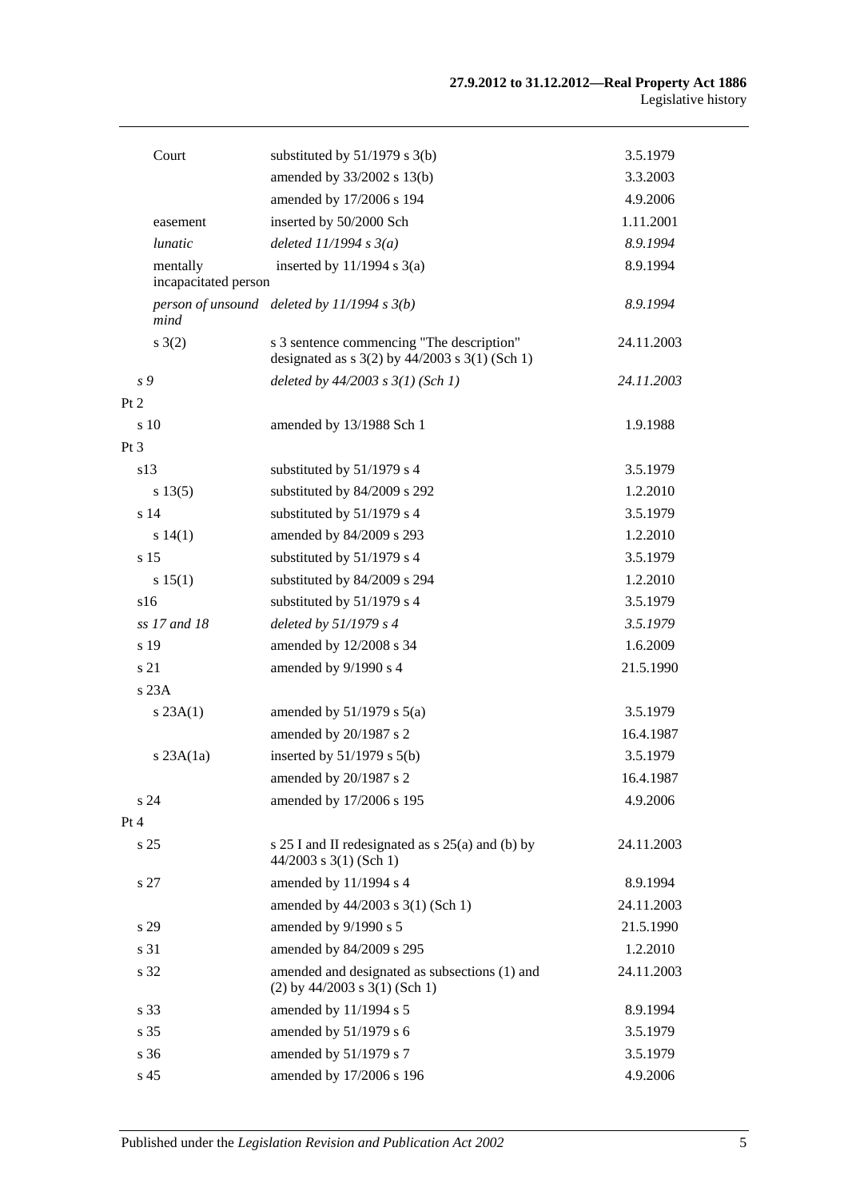| | | |
|---|---|---|
| Court | substituted by 51/1979 s 3(b) | 3.5.1979 |
| | amended by 33/2002 s 13(b) | 3.3.2003 |
| | amended by 17/2006 s 194 | 4.9.2006 |
| easement | inserted by 50/2000 Sch | 1.11.2001 |
| *lunatic* | *deleted 11/1994 s 3(a)* | *8.9.1994* |
| mentally incapacitated person | inserted by 11/1994 s 3(a) | 8.9.1994 |
| *person of unsound mind* | *deleted by 11/1994 s 3(b)* | *8.9.1994* |
| s 3(2) | s 3 sentence commencing "The description" designated as s 3(2) by 44/2003 s 3(1) (Sch 1) | 24.11.2003 |
| *s 9* | *deleted by 44/2003 s 3(1) (Sch 1)* | *24.11.2003* |
| Pt 2 | | |
| s 10 | amended by 13/1988 Sch 1 | 1.9.1988 |
| Pt 3 | | |
| s13 | substituted by 51/1979 s 4 | 3.5.1979 |
| s 13(5) | substituted by 84/2009 s 292 | 1.2.2010 |
| s 14 | substituted by 51/1979 s 4 | 3.5.1979 |
| s 14(1) | amended by 84/2009 s 293 | 1.2.2010 |
| s 15 | substituted by 51/1979 s 4 | 3.5.1979 |
| s 15(1) | substituted by 84/2009 s 294 | 1.2.2010 |
| s16 | substituted by 51/1979 s 4 | 3.5.1979 |
| *ss 17 and 18* | *deleted by 51/1979 s 4* | *3.5.1979* |
| s 19 | amended by 12/2008 s 34 | 1.6.2009 |
| s 21 | amended by 9/1990 s 4 | 21.5.1990 |
| s 23A | | |
| s 23A(1) | amended by 51/1979 s 5(a) | 3.5.1979 |
| | amended by 20/1987 s 2 | 16.4.1987 |
| s 23A(1a) | inserted by 51/1979 s 5(b) | 3.5.1979 |
| | amended by 20/1987 s 2 | 16.4.1987 |
| s 24 | amended by 17/2006 s 195 | 4.9.2006 |
| Pt 4 | | |
| s 25 | s 25 I and II redesignated as s 25(a) and (b) by 44/2003 s 3(1) (Sch 1) | 24.11.2003 |
| s 27 | amended by 11/1994 s 4 | 8.9.1994 |
| | amended by 44/2003 s 3(1) (Sch 1) | 24.11.2003 |
| s 29 | amended by 9/1990 s 5 | 21.5.1990 |
| s 31 | amended by 84/2009 s 295 | 1.2.2010 |
| s 32 | amended and designated as subsections (1) and (2) by 44/2003 s 3(1) (Sch 1) | 24.11.2003 |
| s 33 | amended by 11/1994 s 5 | 8.9.1994 |
| s 35 | amended by 51/1979 s 6 | 3.5.1979 |
| s 36 | amended by 51/1979 s 7 | 3.5.1979 |
| s 45 | amended by 17/2006 s 196 | 4.9.2006 |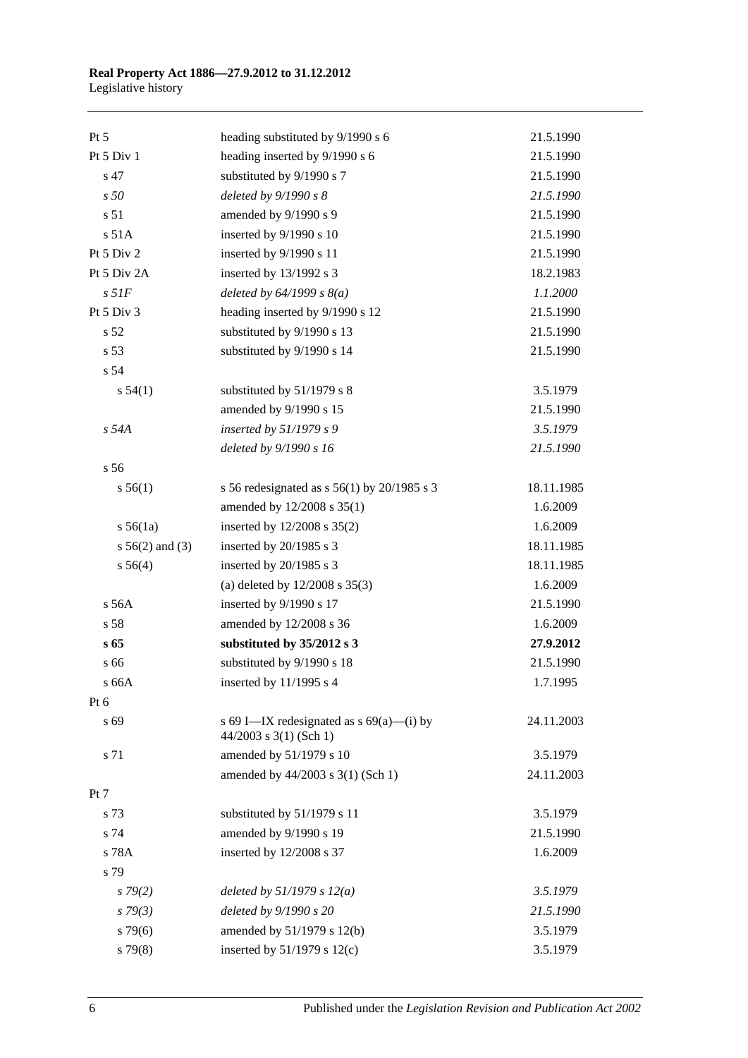| | | |
|---|---|---|
| Pt 5 | heading substituted by 9/1990 s 6 | 21.5.1990 |
| Pt 5 Div 1 | heading inserted by 9/1990 s 6 | 21.5.1990 |
| s 47 | substituted by 9/1990 s 7 | 21.5.1990 |
| *s 50* | *deleted by 9/1990 s 8* | *21.5.1990* |
| s 51 | amended by 9/1990 s 9 | 21.5.1990 |
| s 51A | inserted by 9/1990 s 10 | 21.5.1990 |
| Pt 5 Div 2 | inserted by 9/1990 s 11 | 21.5.1990 |
| Pt 5 Div 2A | inserted by 13/1992 s 3 | 18.2.1983 |
| *s 51F* | *deleted by 64/1999 s 8(a)* | *1.1.2000* |
| Pt 5 Div 3 | heading inserted by 9/1990 s 12 | 21.5.1990 |
| s 52 | substituted by 9/1990 s 13 | 21.5.1990 |
| s 53 | substituted by 9/1990 s 14 | 21.5.1990 |
| s 54 | | |
| s 54(1) | substituted by 51/1979 s 8 | 3.5.1979 |
| | amended by 9/1990 s 15 | 21.5.1990 |
| *s 54A* | *inserted by 51/1979 s 9* | *3.5.1979* |
| | *deleted by 9/1990 s 16* | *21.5.1990* |
| s 56 | | |
| s 56(1) | s 56 redesignated as s 56(1) by 20/1985 s 3 | 18.11.1985 |
| | amended by 12/2008 s 35(1) | 1.6.2009 |
| s 56(1a) | inserted by 12/2008 s 35(2) | 1.6.2009 |
| s 56(2) and (3) | inserted by 20/1985 s 3 | 18.11.1985 |
| s 56(4) | inserted by 20/1985 s 3 | 18.11.1985 |
| | (a) deleted by 12/2008 s 35(3) | 1.6.2009 |
| s 56A | inserted by 9/1990 s 17 | 21.5.1990 |
| s 58 | amended by 12/2008 s 36 | 1.6.2009 |
| **s 65** | **substituted by 35/2012 s 3** | **27.9.2012** |
| s 66 | substituted by 9/1990 s 18 | 21.5.1990 |
| s 66A | inserted by 11/1995 s 4 | 1.7.1995 |
| Pt 6 | | |
| s 69 | s 69 I—IX redesignated as s 69(a)—(i) by 44/2003 s 3(1) (Sch 1) | 24.11.2003 |
| s 71 | amended by 51/1979 s 10 | 3.5.1979 |
| | amended by 44/2003 s 3(1) (Sch 1) | 24.11.2003 |
| Pt 7 | | |
| s 73 | substituted by 51/1979 s 11 | 3.5.1979 |
| s 74 | amended by 9/1990 s 19 | 21.5.1990 |
| s 78A | inserted by 12/2008 s 37 | 1.6.2009 |
| s 79 | | |
| *s 79(2)* | *deleted by 51/1979 s 12(a)* | *3.5.1979* |
| *s 79(3)* | *deleted by 9/1990 s 20* | *21.5.1990* |
| s 79(6) | amended by 51/1979 s 12(b) | 3.5.1979 |
| s 79(8) | inserted by 51/1979 s 12(c) | 3.5.1979 |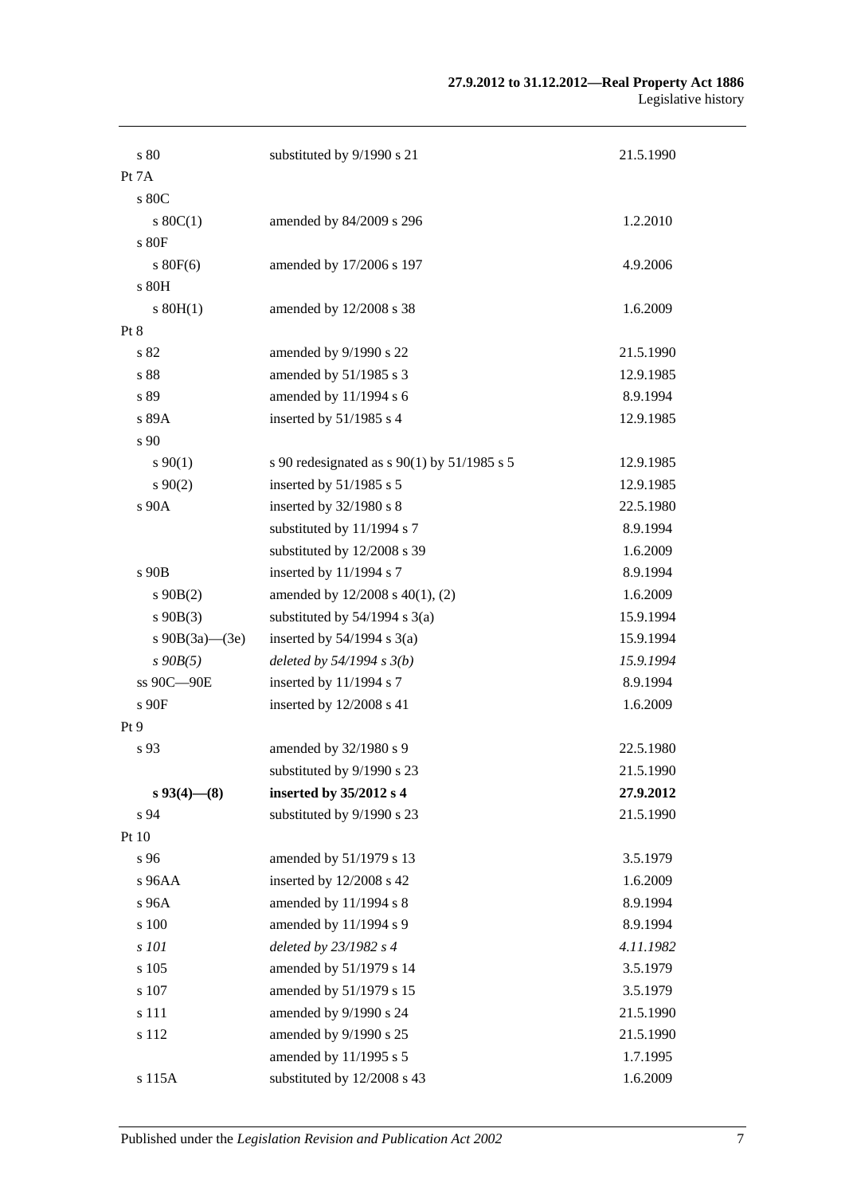| | | |
|---|---|---|
| s 80 | substituted by 9/1990 s 21 | 21.5.1990 |
| Pt 7A | | |
| s 80C | | |
| s 80C(1) | amended by 84/2009 s 296 | 1.2.2010 |
| s 80F | | |
| s 80F(6) | amended by 17/2006 s 197 | 4.9.2006 |
| s 80H | | |
| s 80H(1) | amended by 12/2008 s 38 | 1.6.2009 |
| Pt 8 | | |
| s 82 | amended by 9/1990 s 22 | 21.5.1990 |
| s 88 | amended by 51/1985 s 3 | 12.9.1985 |
| s 89 | amended by 11/1994 s 6 | 8.9.1994 |
| s 89A | inserted by 51/1985 s 4 | 12.9.1985 |
| s 90 | | |
| s 90(1) | s 90 redesignated as s 90(1) by 51/1985 s 5 | 12.9.1985 |
| s 90(2) | inserted by 51/1985 s 5 | 12.9.1985 |
| s 90A | inserted by 32/1980 s 8 | 22.5.1980 |
| | substituted by 11/1994 s 7 | 8.9.1994 |
| | substituted by 12/2008 s 39 | 1.6.2009 |
| s 90B | inserted by 11/1994 s 7 | 8.9.1994 |
| s 90B(2) | amended by 12/2008 s 40(1), (2) | 1.6.2009 |
| s 90B(3) | substituted by 54/1994 s 3(a) | 15.9.1994 |
| s 90B(3a)—(3e) | inserted by 54/1994 s 3(a) | 15.9.1994 |
| *s 90B(5)* | *deleted by 54/1994 s 3(b)* | *15.9.1994* |
| ss 90C—90E | inserted by 11/1994 s 7 | 8.9.1994 |
| s 90F | inserted by 12/2008 s 41 | 1.6.2009 |
| Pt 9 | | |
| s 93 | amended by 32/1980 s 9 | 22.5.1980 |
| | substituted by 9/1990 s 23 | 21.5.1990 |
| **s 93(4)—(8)** | **inserted by 35/2012 s 4** | **27.9.2012** |
| s 94 | substituted by 9/1990 s 23 | 21.5.1990 |
| Pt 10 | | |
| s 96 | amended by 51/1979 s 13 | 3.5.1979 |
| s 96AA | inserted by 12/2008 s 42 | 1.6.2009 |
| s 96A | amended by 11/1994 s 8 | 8.9.1994 |
| s 100 | amended by 11/1994 s 9 | 8.9.1994 |
| *s 101* | *deleted by 23/1982 s 4* | *4.11.1982* |
| s 105 | amended by 51/1979 s 14 | 3.5.1979 |
| s 107 | amended by 51/1979 s 15 | 3.5.1979 |
| s 111 | amended by 9/1990 s 24 | 21.5.1990 |
| s 112 | amended by 9/1990 s 25 | 21.5.1990 |
| | amended by 11/1995 s 5 | 1.7.1995 |
| s 115A | substituted by 12/2008 s 43 | 1.6.2009 |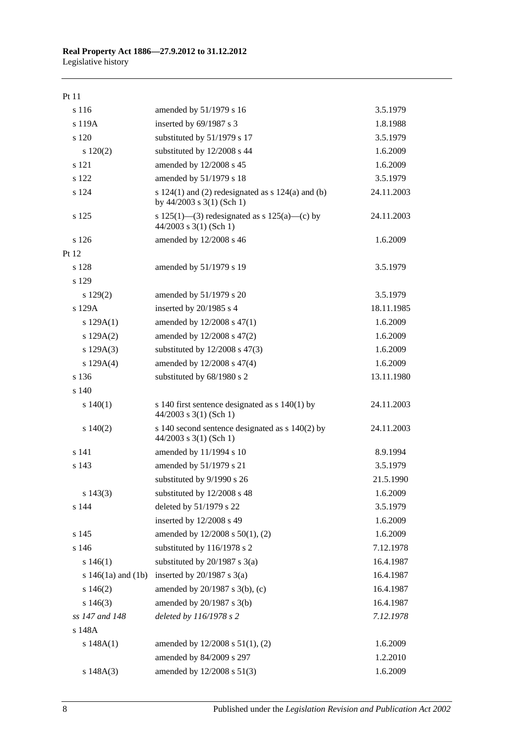| | | |
|---|---|---|
| Pt 11 | | |
| s 116 | amended by 51/1979 s 16 | 3.5.1979 |
| s 119A | inserted by 69/1987 s 3 | 1.8.1988 |
| s 120 | substituted by 51/1979 s 17 | 3.5.1979 |
| s 120(2) | substituted by 12/2008 s 44 | 1.6.2009 |
| s 121 | amended by 12/2008 s 45 | 1.6.2009 |
| s 122 | amended by 51/1979 s 18 | 3.5.1979 |
| s 124 | s 124(1) and (2) redesignated as s 124(a) and (b) by 44/2003 s 3(1) (Sch 1) | 24.11.2003 |
| s 125 | s 125(1)—(3) redesignated as s 125(a)—(c) by 44/2003 s 3(1) (Sch 1) | 24.11.2003 |
| s 126 | amended by 12/2008 s 46 | 1.6.2009 |
| Pt 12 | | |
| s 128 | amended by 51/1979 s 19 | 3.5.1979 |
| s 129 | | |
| s 129(2) | amended by 51/1979 s 20 | 3.5.1979 |
| s 129A | inserted by 20/1985 s 4 | 18.11.1985 |
| s 129A(1) | amended by 12/2008 s 47(1) | 1.6.2009 |
| s 129A(2) | amended by 12/2008 s 47(2) | 1.6.2009 |
| s 129A(3) | substituted by 12/2008 s 47(3) | 1.6.2009 |
| s 129A(4) | amended by 12/2008 s 47(4) | 1.6.2009 |
| s 136 | substituted by 68/1980 s 2 | 13.11.1980 |
| s 140 | | |
| s 140(1) | s 140 first sentence designated as s 140(1) by 44/2003 s 3(1) (Sch 1) | 24.11.2003 |
| s 140(2) | s 140 second sentence designated as s 140(2) by 44/2003 s 3(1) (Sch 1) | 24.11.2003 |
| s 141 | amended by 11/1994 s 10 | 8.9.1994 |
| s 143 | amended by 51/1979 s 21 | 3.5.1979 |
| | substituted by 9/1990 s 26 | 21.5.1990 |
| s 143(3) | substituted by 12/2008 s 48 | 1.6.2009 |
| s 144 | deleted by 51/1979 s 22 | 3.5.1979 |
| | inserted by 12/2008 s 49 | 1.6.2009 |
| s 145 | amended by 12/2008 s 50(1), (2) | 1.6.2009 |
| s 146 | substituted by 116/1978 s 2 | 7.12.1978 |
| s 146(1) | substituted by 20/1987 s 3(a) | 16.4.1987 |
| s 146(1a) and (1b) | inserted by 20/1987 s 3(a) | 16.4.1987 |
| s 146(2) | amended by 20/1987 s 3(b), (c) | 16.4.1987 |
| s 146(3) | amended by 20/1987 s 3(b) | 16.4.1987 |
| *ss 147 and 148* | *deleted by 116/1978 s 2* | *7.12.1978* |
| s 148A | | |
| s 148A(1) | amended by 12/2008 s 51(1), (2) | 1.6.2009 |
| | amended by 84/2009 s 297 | 1.2.2010 |
| s 148A(3) | amended by 12/2008 s 51(3) | 1.6.2009 |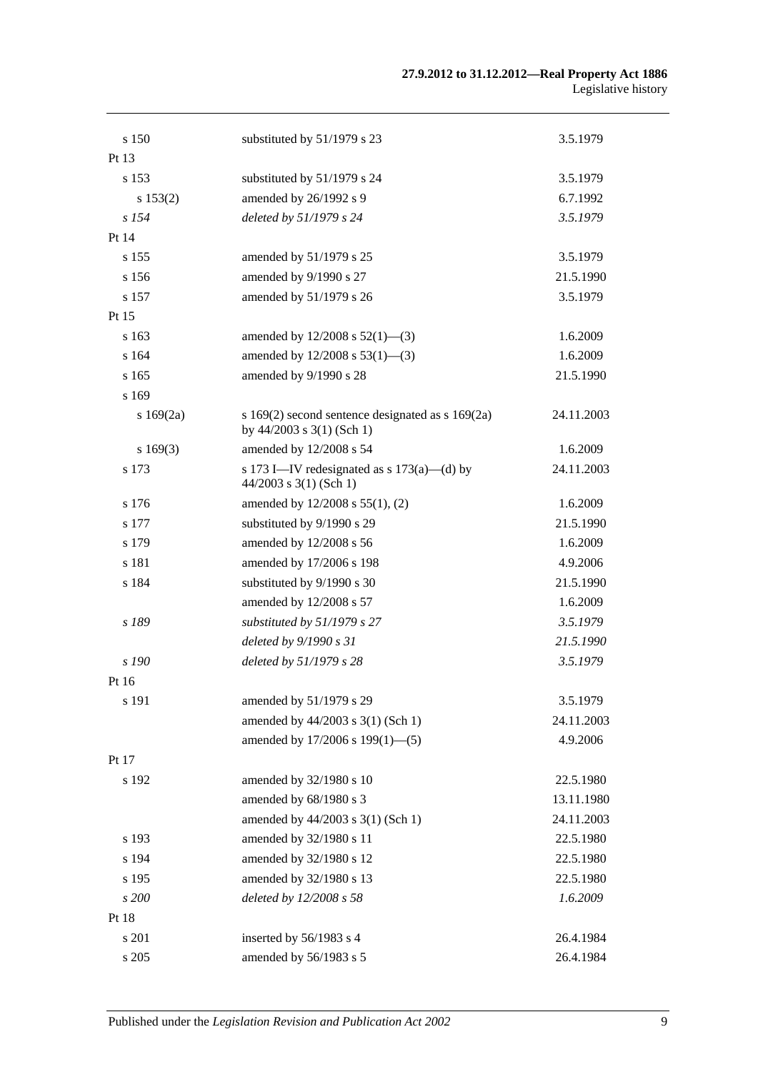| | | |
|---|---|---|
| s 150 | substituted by 51/1979 s 23 | 3.5.1979 |
| Pt 13 | | |
| s 153 | substituted by 51/1979 s 24 | 3.5.1979 |
| s 153(2) | amended by 26/1992 s 9 | 6.7.1992 |
| *s 154* | *deleted by 51/1979 s 24* | *3.5.1979* |
| Pt 14 | | |
| s 155 | amended by 51/1979 s 25 | 3.5.1979 |
| s 156 | amended by 9/1990 s 27 | 21.5.1990 |
| s 157 | amended by 51/1979 s 26 | 3.5.1979 |
| Pt 15 | | |
| s 163 | amended by 12/2008 s 52(1)—(3) | 1.6.2009 |
| s 164 | amended by 12/2008 s 53(1)—(3) | 1.6.2009 |
| s 165 | amended by 9/1990 s 28 | 21.5.1990 |
| s 169 | | |
| s 169(2a) | s 169(2) second sentence designated as s 169(2a) by 44/2003 s 3(1) (Sch 1) | 24.11.2003 |
| s 169(3) | amended by 12/2008 s 54 | 1.6.2009 |
| s 173 | s 173 I—IV redesignated as s 173(a)—(d) by 44/2003 s 3(1) (Sch 1) | 24.11.2003 |
| s 176 | amended by 12/2008 s 55(1), (2) | 1.6.2009 |
| s 177 | substituted by 9/1990 s 29 | 21.5.1990 |
| s 179 | amended by 12/2008 s 56 | 1.6.2009 |
| s 181 | amended by 17/2006 s 198 | 4.9.2006 |
| s 184 | substituted by 9/1990 s 30 | 21.5.1990 |
| | amended by 12/2008 s 57 | 1.6.2009 |
| *s 189* | *substituted by 51/1979 s 27* | *3.5.1979* |
| | *deleted by 9/1990 s 31* | *21.5.1990* |
| *s 190* | *deleted by 51/1979 s 28* | *3.5.1979* |
| Pt 16 | | |
| s 191 | amended by 51/1979 s 29 | 3.5.1979 |
| | amended by 44/2003 s 3(1) (Sch 1) | 24.11.2003 |
| | amended by 17/2006 s 199(1)—(5) | 4.9.2006 |
| Pt 17 | | |
| s 192 | amended by 32/1980 s 10 | 22.5.1980 |
| | amended by 68/1980 s 3 | 13.11.1980 |
| | amended by 44/2003 s 3(1) (Sch 1) | 24.11.2003 |
| s 193 | amended by 32/1980 s 11 | 22.5.1980 |
| s 194 | amended by 32/1980 s 12 | 22.5.1980 |
| s 195 | amended by 32/1980 s 13 | 22.5.1980 |
| *s 200* | *deleted by 12/2008 s 58* | *1.6.2009* |
| Pt 18 | | |
| s 201 | inserted by 56/1983 s 4 | 26.4.1984 |
| s 205 | amended by 56/1983 s 5 | 26.4.1984 |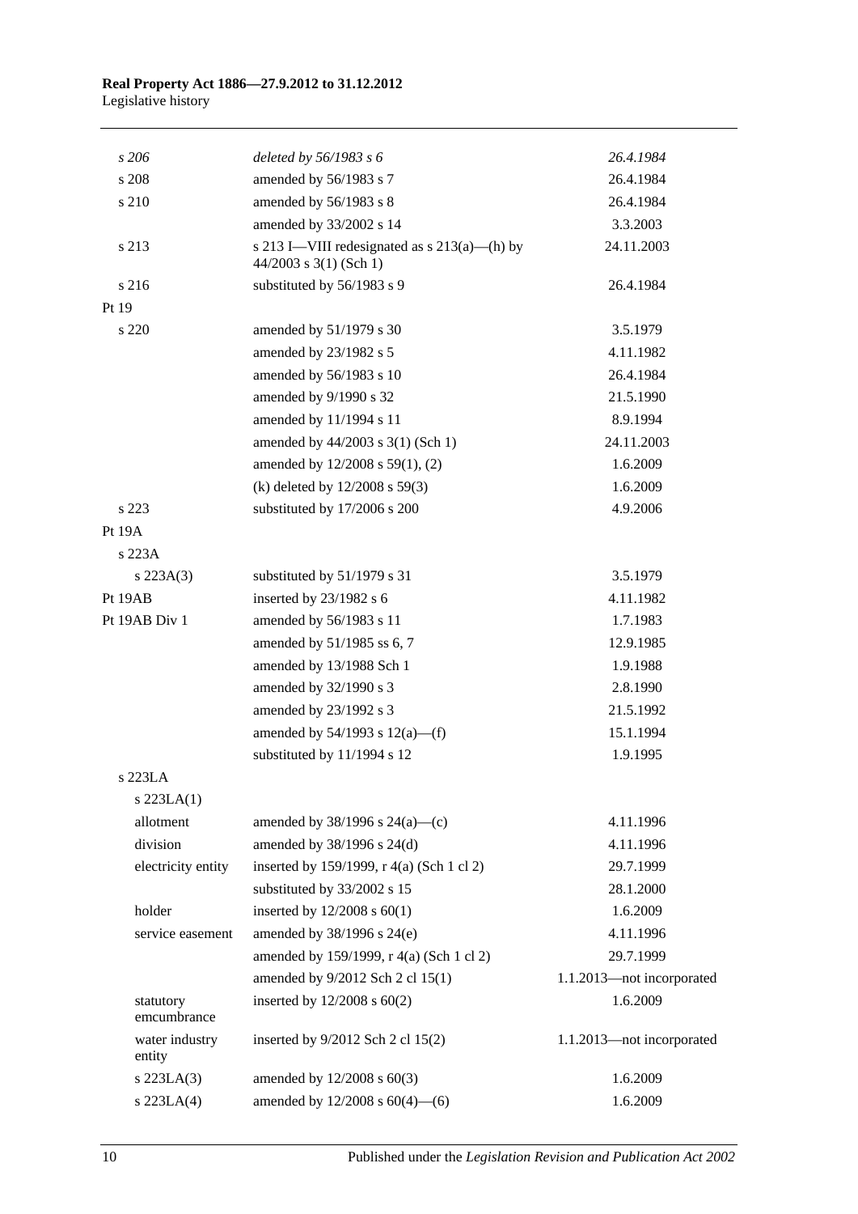| | | |
|---|---|---|
| *s 206* | *deleted by 56/1983 s 6* | *26.4.1984* |
| s 208 | amended by 56/1983 s 7 | 26.4.1984 |
| s 210 | amended by 56/1983 s 8 | 26.4.1984 |
| | amended by 33/2002 s 14 | 3.3.2003 |
| s 213 | s 213 I—VIII redesignated as s 213(a)—(h) by 44/2003 s 3(1) (Sch 1) | 24.11.2003 |
| s 216 | substituted by 56/1983 s 9 | 26.4.1984 |
| Pt 19 | | |
| s 220 | amended by 51/1979 s 30 | 3.5.1979 |
| | amended by 23/1982 s 5 | 4.11.1982 |
| | amended by 56/1983 s 10 | 26.4.1984 |
| | amended by 9/1990 s 32 | 21.5.1990 |
| | amended by 11/1994 s 11 | 8.9.1994 |
| | amended by 44/2003 s 3(1) (Sch 1) | 24.11.2003 |
| | amended by 12/2008 s 59(1), (2) | 1.6.2009 |
| | (k) deleted by 12/2008 s 59(3) | 1.6.2009 |
| s 223 | substituted by 17/2006 s 200 | 4.9.2006 |
| Pt 19A | | |
| s 223A | | |
| s 223A(3) | substituted by 51/1979 s 31 | 3.5.1979 |
| Pt 19AB | inserted by 23/1982 s 6 | 4.11.1982 |
| Pt 19AB Div 1 | amended by 56/1983 s 11 | 1.7.1983 |
| | amended by 51/1985 ss 6, 7 | 12.9.1985 |
| | amended by 13/1988 Sch 1 | 1.9.1988 |
| | amended by 32/1990 s 3 | 2.8.1990 |
| | amended by 23/1992 s 3 | 21.5.1992 |
| | amended by 54/1993 s 12(a)—(f) | 15.1.1994 |
| | substituted by 11/1994 s 12 | 1.9.1995 |
| s 223LA | | |
| s 223LA(1) | | |
| allotment | amended by 38/1996 s 24(a)—(c) | 4.11.1996 |
| division | amended by 38/1996 s 24(d) | 4.11.1996 |
| electricity entity | inserted by 159/1999, r 4(a) (Sch 1 cl 2) | 29.7.1999 |
| | substituted by 33/2002 s 15 | 28.1.2000 |
| holder | inserted by 12/2008 s 60(1) | 1.6.2009 |
| service easement | amended by 38/1996 s 24(e) | 4.11.1996 |
| | amended by 159/1999, r 4(a) (Sch 1 cl 2) | 29.7.1999 |
| | amended by 9/2012 Sch 2 cl 15(1) | 1.1.2013—not incorporated |
| statutory emcumbrance | inserted by 12/2008 s 60(2) | 1.6.2009 |
| water industry entity | inserted by 9/2012 Sch 2 cl 15(2) | 1.1.2013—not incorporated |
| s 223LA(3) | amended by 12/2008 s 60(3) | 1.6.2009 |
| s 223LA(4) | amended by 12/2008 s 60(4)—(6) | 1.6.2009 |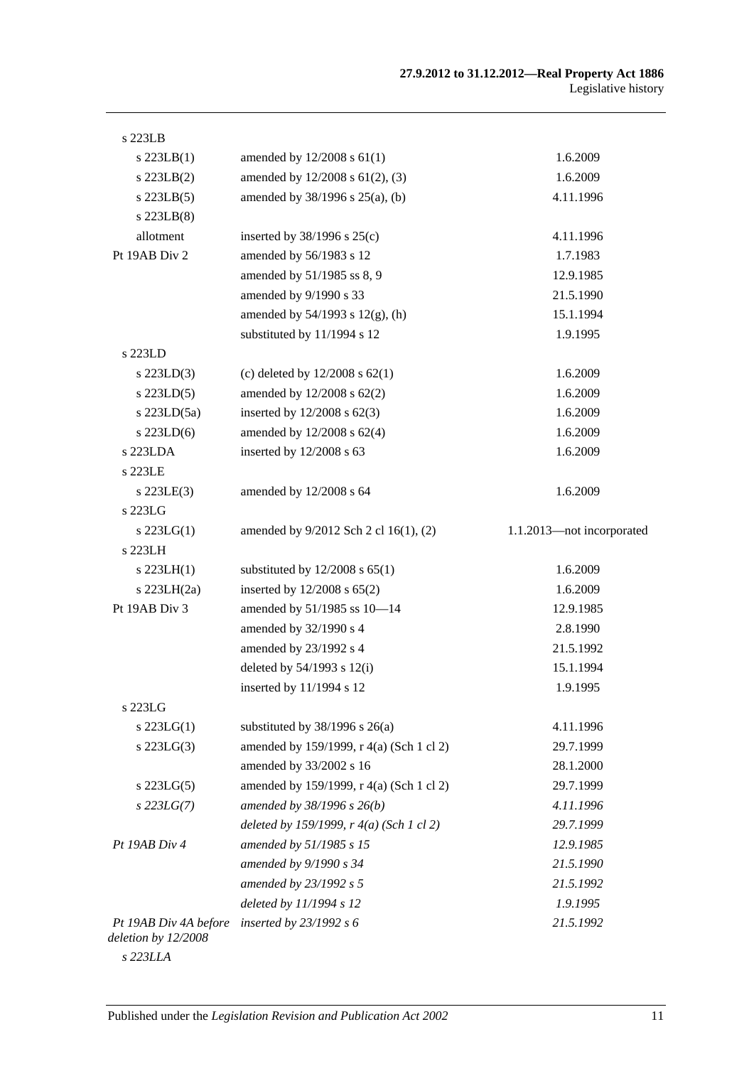| | | |
|---|---|---|
| s 223LB | | |
| s 223LB(1) | amended by 12/2008 s 61(1) | 1.6.2009 |
| s 223LB(2) | amended by 12/2008 s 61(2), (3) | 1.6.2009 |
| s 223LB(5) | amended by 38/1996 s 25(a), (b) | 4.11.1996 |
| s 223LB(8) | | |
| allotment | inserted by 38/1996 s 25(c) | 4.11.1996 |
| Pt 19AB Div 2 | amended by 56/1983 s 12 | 1.7.1983 |
| | amended by 51/1985 ss 8, 9 | 12.9.1985 |
| | amended by 9/1990 s 33 | 21.5.1990 |
| | amended by 54/1993 s 12(g), (h) | 15.1.1994 |
| | substituted by 11/1994 s 12 | 1.9.1995 |
| s 223LD | | |
| s 223LD(3) | (c) deleted by 12/2008 s 62(1) | 1.6.2009 |
| s 223LD(5) | amended by 12/2008 s 62(2) | 1.6.2009 |
| s 223LD(5a) | inserted by 12/2008 s 62(3) | 1.6.2009 |
| s 223LD(6) | amended by 12/2008 s 62(4) | 1.6.2009 |
| s 223LDA | inserted by 12/2008 s 63 | 1.6.2009 |
| s 223LE | | |
| s 223LE(3) | amended by 12/2008 s 64 | 1.6.2009 |
| s 223LG | | |
| s 223LG(1) | amended by 9/2012 Sch 2 cl 16(1), (2) | 1.1.2013—not incorporated |
| s 223LH | | |
| s 223LH(1) | substituted by 12/2008 s 65(1) | 1.6.2009 |
| s 223LH(2a) | inserted by 12/2008 s 65(2) | 1.6.2009 |
| Pt 19AB Div 3 | amended by 51/1985 ss 10—14 | 12.9.1985 |
| | amended by 32/1990 s 4 | 2.8.1990 |
| | amended by 23/1992 s 4 | 21.5.1992 |
| | deleted by 54/1993 s 12(i) | 15.1.1994 |
| | inserted by 11/1994 s 12 | 1.9.1995 |
| s 223LG | | |
| s 223LG(1) | substituted by 38/1996 s 26(a) | 4.11.1996 |
| s 223LG(3) | amended by 159/1999, r 4(a) (Sch 1 cl 2) | 29.7.1999 |
| | amended by 33/2002 s 16 | 28.1.2000 |
| s 223LG(5) | amended by 159/1999, r 4(a) (Sch 1 cl 2) | 29.7.1999 |
| *s 223LG(7)* | *amended by 38/1996 s 26(b)* | *4.11.1996* |
| | *deleted by 159/1999, r 4(a) (Sch 1 cl 2)* | *29.7.1999* |
| *Pt 19AB Div 4* | *amended by 51/1985 s 15* | *12.9.1985* |
| | *amended by 9/1990 s 34* | *21.5.1990* |
| | *amended by 23/1992 s 5* | *21.5.1992* |
| | *deleted by 11/1994 s 12* | *1.9.1995* |
| *Pt 19AB Div 4A before deletion by 12/2008* | *inserted by 23/1992 s 6* | *21.5.1992* |
| *s 223LLA* | | |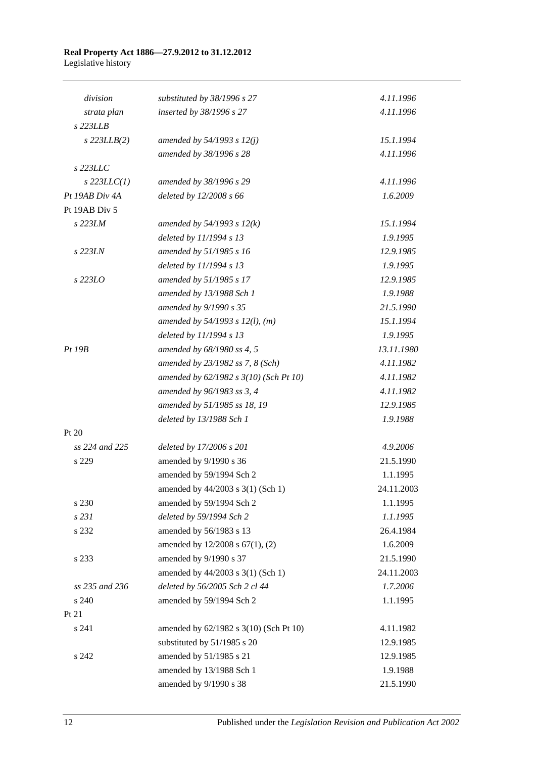| | | |
|---|---|---|
| *division* | *substituted by 38/1996 s 27* | *4.11.1996* |
| *strata plan* | *inserted by 38/1996 s 27* | *4.11.1996* |
| *s 223LLB* | | |
| *s 223LLB(2)* | *amended by 54/1993 s 12(j)* | *15.1.1994* |
| | *amended by 38/1996 s 28* | *4.11.1996* |
| *s 223LLC* | | |
| *s 223LLC(1)* | *amended by 38/1996 s 29* | *4.11.1996* |
| *Pt 19AB Div 4A* | *deleted by 12/2008 s 66* | *1.6.2009* |
| Pt 19AB Div 5 | | |
| *s 223LM* | *amended by 54/1993 s 12(k)* | *15.1.1994* |
| | *deleted by 11/1994 s 13* | *1.9.1995* |
| *s 223LN* | *amended by 51/1985 s 16* | *12.9.1985* |
| | *deleted by 11/1994 s 13* | *1.9.1995* |
| *s 223LO* | *amended by 51/1985 s 17* | *12.9.1985* |
| | *amended by 13/1988 Sch 1* | *1.9.1988* |
| | *amended by 9/1990 s 35* | *21.5.1990* |
| | *amended by 54/1993 s 12(l), (m)* | *15.1.1994* |
| | *deleted by 11/1994 s 13* | *1.9.1995* |
| *Pt 19B* | *amended by 68/1980 ss 4, 5* | *13.11.1980* |
| | *amended by 23/1982 ss 7, 8 (Sch)* | *4.11.1982* |
| | *amended by 62/1982 s 3(10) (Sch Pt 10)* | *4.11.1982* |
| | *amended by 96/1983 ss 3, 4* | *4.11.1982* |
| | *amended by 51/1985 ss 18, 19* | *12.9.1985* |
| | *deleted by 13/1988 Sch 1* | *1.9.1988* |
| Pt 20 | | |
| *ss 224 and 225* | *deleted by 17/2006 s 201* | *4.9.2006* |
| s 229 | amended by 9/1990 s 36 | 21.5.1990 |
| | amended by 59/1994 Sch 2 | 1.1.1995 |
| | amended by 44/2003 s 3(1) (Sch 1) | 24.11.2003 |
| s 230 | amended by 59/1994 Sch 2 | 1.1.1995 |
| *s 231* | *deleted by 59/1994 Sch 2* | *1.1.1995* |
| s 232 | amended by 56/1983 s 13 | 26.4.1984 |
| | amended by 12/2008 s 67(1), (2) | 1.6.2009 |
| s 233 | amended by 9/1990 s 37 | 21.5.1990 |
| | amended by 44/2003 s 3(1) (Sch 1) | 24.11.2003 |
| *ss 235 and 236* | *deleted by 56/2005 Sch 2 cl 44* | *1.7.2006* |
| s 240 | amended by 59/1994 Sch 2 | 1.1.1995 |
| Pt 21 | | |
| s 241 | amended by 62/1982 s 3(10) (Sch Pt 10) | 4.11.1982 |
| | substituted by 51/1985 s 20 | 12.9.1985 |
| s 242 | amended by 51/1985 s 21 | 12.9.1985 |
| | amended by 13/1988 Sch 1 | 1.9.1988 |
| | amended by 9/1990 s 38 | 21.5.1990 |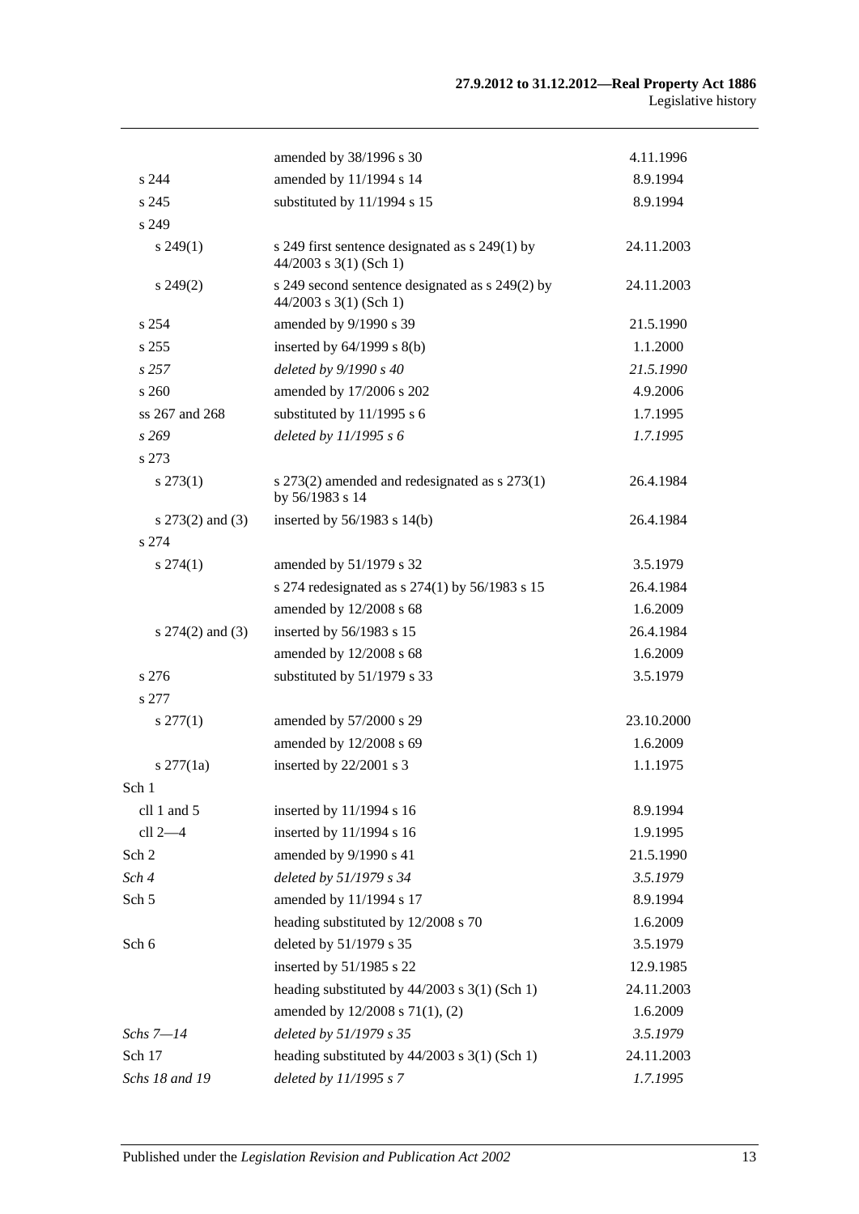| | | |
|---|---|---|
| | amended by 38/1996 s 30 | 4.11.1996 |
| s 244 | amended by 11/1994 s 14 | 8.9.1994 |
| s 245 | substituted by 11/1994 s 15 | 8.9.1994 |
| s 249 | | |
| s 249(1) | s 249 first sentence designated as s 249(1) by 44/2003 s 3(1) (Sch 1) | 24.11.2003 |
| s 249(2) | s 249 second sentence designated as s 249(2) by 44/2003 s 3(1) (Sch 1) | 24.11.2003 |
| s 254 | amended by 9/1990 s 39 | 21.5.1990 |
| s 255 | inserted by 64/1999 s 8(b) | 1.1.2000 |
| *s 257* | *deleted by 9/1990 s 40* | *21.5.1990* |
| s 260 | amended by 17/2006 s 202 | 4.9.2006 |
| ss 267 and 268 | substituted by 11/1995 s 6 | 1.7.1995 |
| *s 269* | *deleted by 11/1995 s 6* | *1.7.1995* |
| s 273 | | |
| s 273(1) | s 273(2) amended and redesignated as s 273(1) by 56/1983 s 14 | 26.4.1984 |
| s 273(2) and (3) | inserted by 56/1983 s 14(b) | 26.4.1984 |
| s 274 | | |
| s 274(1) | amended by 51/1979 s 32 | 3.5.1979 |
| | s 274 redesignated as s 274(1) by 56/1983 s 15 | 26.4.1984 |
| | amended by 12/2008 s 68 | 1.6.2009 |
| s 274(2) and (3) | inserted by 56/1983 s 15 | 26.4.1984 |
| | amended by 12/2008 s 68 | 1.6.2009 |
| s 276 | substituted by 51/1979 s 33 | 3.5.1979 |
| s 277 | | |
| s 277(1) | amended by 57/2000 s 29 | 23.10.2000 |
| | amended by 12/2008 s 69 | 1.6.2009 |
| s 277(1a) | inserted by 22/2001 s 3 | 1.1.1975 |
| Sch 1 | | |
| cll 1 and 5 | inserted by 11/1994 s 16 | 8.9.1994 |
| cll 2—4 | inserted by 11/1994 s 16 | 1.9.1995 |
| Sch 2 | amended by 9/1990 s 41 | 21.5.1990 |
| *Sch 4* | *deleted by 51/1979 s 34* | *3.5.1979* |
| Sch 5 | amended by 11/1994 s 17 | 8.9.1994 |
| | heading substituted by 12/2008 s 70 | 1.6.2009 |
| Sch 6 | deleted by 51/1979 s 35 | 3.5.1979 |
| | inserted by 51/1985 s 22 | 12.9.1985 |
| | heading substituted by 44/2003 s 3(1) (Sch 1) | 24.11.2003 |
| | amended by 12/2008 s 71(1), (2) | 1.6.2009 |
| *Schs 7—14* | *deleted by 51/1979 s 35* | *3.5.1979* |
| Sch 17 | heading substituted by 44/2003 s 3(1) (Sch 1) | 24.11.2003 |
| *Schs 18 and 19* | *deleted by 11/1995 s 7* | *1.7.1995* |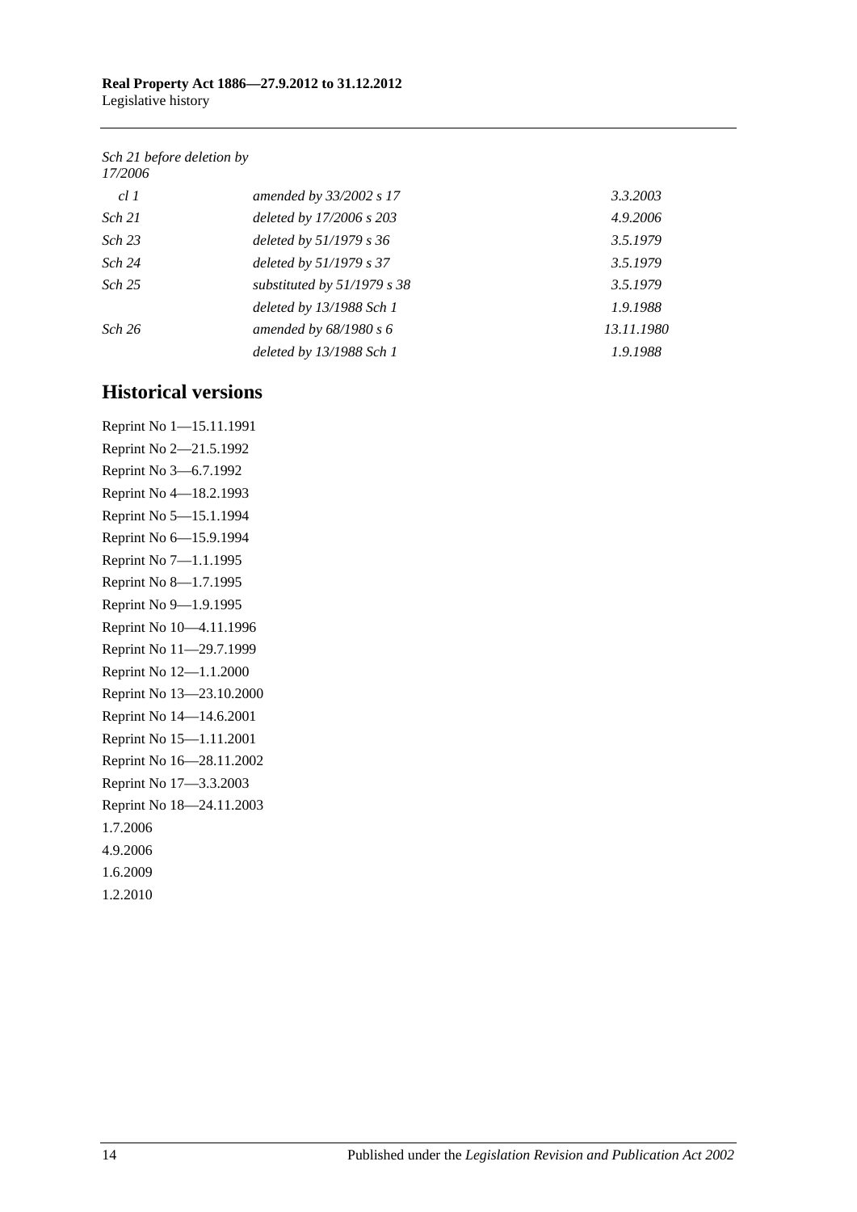| | | |
|---|---|---|
| *Sch 21 before deletion by 17/2006* | | |
| *cl 1* | *amended by 33/2002 s 17* | *3.3.2003* |
| *Sch 21* | *deleted by 17/2006 s 203* | *4.9.2006* |
| *Sch 23* | *deleted by 51/1979 s 36* | *3.5.1979* |
| *Sch 24* | *deleted by 51/1979 s 37* | *3.5.1979* |
| *Sch 25* | *substituted by 51/1979 s 38* | *3.5.1979* |
| | *deleted by 13/1988 Sch 1* | *1.9.1988* |
| *Sch 26* | *amended by 68/1980 s 6* | *13.11.1980* |
| | *deleted by 13/1988 Sch 1* | *1.9.1988* |

## Historical versions

Reprint No 1—15.11.1991

Reprint No 2—21.5.1992

Reprint No 3—6.7.1992

Reprint No 4—18.2.1993

Reprint No 5—15.1.1994

Reprint No 6—15.9.1994

Reprint No 7—1.1.1995

Reprint No 8—1.7.1995

Reprint No 9—1.9.1995

Reprint No 10—4.11.1996

Reprint No 11—29.7.1999

Reprint No 12—1.1.2000

Reprint No 13—23.10.2000

Reprint No 14—14.6.2001

Reprint No 15—1.11.2001

Reprint No 16—28.11.2002

Reprint No 17—3.3.2003

Reprint No 18—24.11.2003

1.7.2006

4.9.2006

1.6.2009

1.2.2010